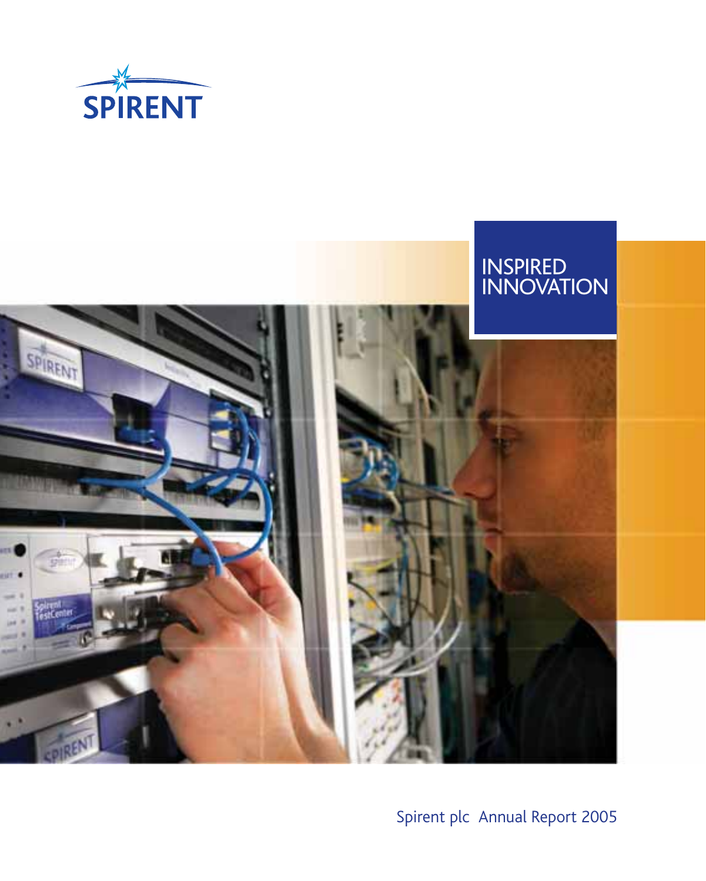SPIRENT

INSPIRED INNOVATION

Spirent plc Annual Report 2005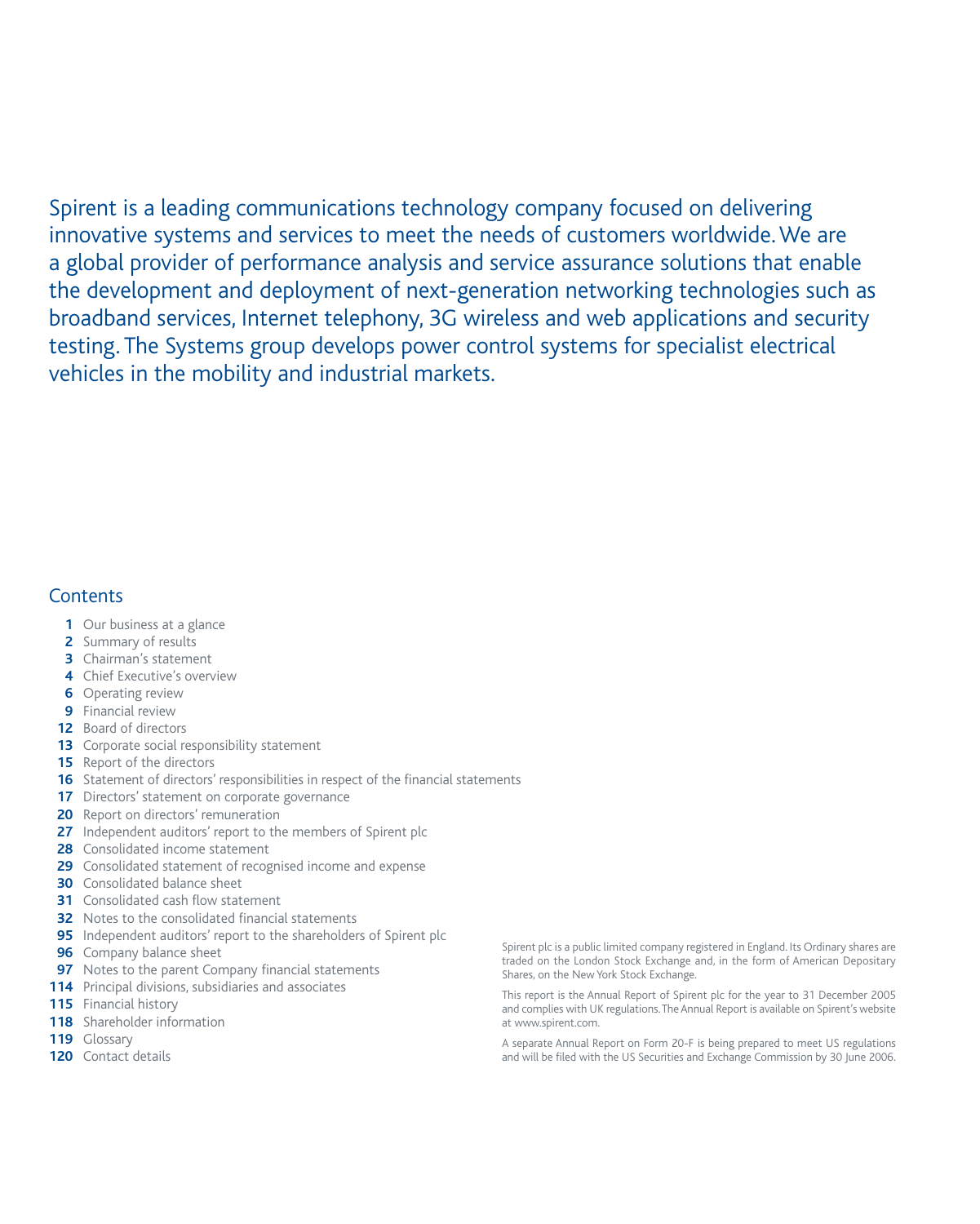Spirent is a leading communications technology company focused on delivering innovative systems and services to meet the needs of customers worldwide. We are a global provider of performance analysis and service assurance solutions that enable the development and deployment of next-generation networking technologies such as broadband services, Internet telephony, 3G wireless and web applications and security testing. The Systems group develops power control systems for specialist electrical vehicles in the mobility and industrial markets.

## Contents

- **1** Our business at a glance
- **2** Summary of results
- **3** Chairman's statement
- **4** Chief Executive's overview
- **6** Operating review
- **9** Financial review
- **12** Board of directors
- **13** Corporate social responsibility statement
- **15** Report of the directors
- **16** Statement of directors' responsibilities in respect of the financial statements
- **17** Directors' statement on corporate governance
- **20** Report on directors' remuneration
- **27** Independent auditors' report to the members of Spirent plc
- **28** Consolidated income statement
- **29** Consolidated statement of recognised income and expense
- **30** Consolidated balance sheet
- **31** Consolidated cash flow statement
- **32** Notes to the consolidated financial statements
- **95** Independent auditors' report to the shareholders of Spirent plc
- **96** Company balance sheet
- **97** Notes to the parent Company financial statements
- **114** Principal divisions, subsidiaries and associates
- **115** Financial history
- **118** Shareholder information
- **119** Glossary
- **120** Contact details

Spirent plc is a public limited company registered in England. Its Ordinary shares are traded on the London Stock Exchange and, in the form of American Depositary Shares, on the New York Stock Exchange.

This report is the Annual Report of Spirent plc for the year to 31 December 2005 and complies with UK regulations. The Annual Report is available on Spirent's website at www.spirent.com.

A separate Annual Report on Form 20-F is being prepared to meet US regulations and will be filed with the US Securities and Exchange Commission by 30 June 2006.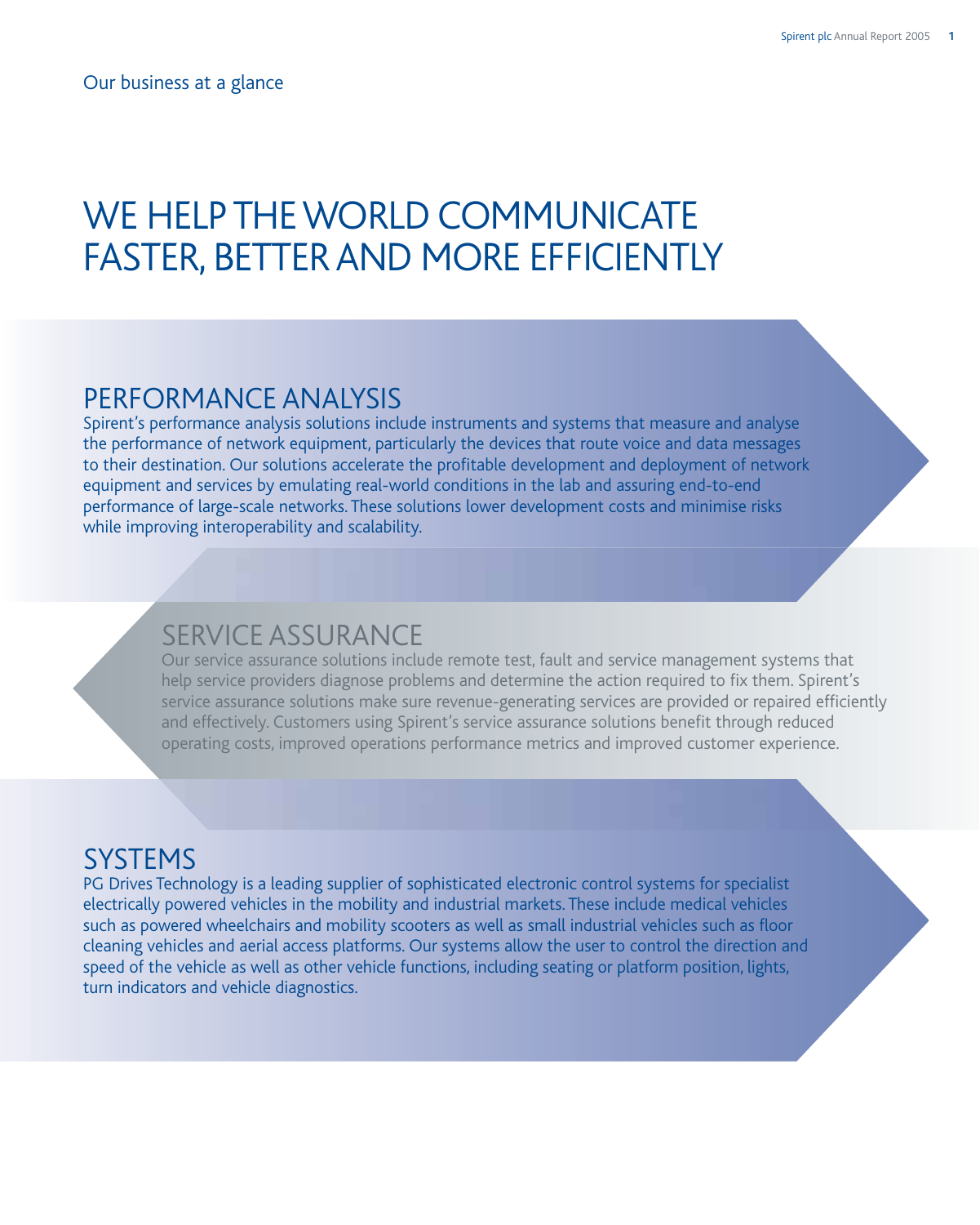Our business at a glance

# WE HELP THE WORLD COMMUNICATE FASTER, BETTER AND MORE EFFICIENTLY

## PERFORMANCE ANALYSIS

Spirent's performance analysis solutions include instruments and systems that measure and analyse the performance of network equipment, particularly the devices that route voice and data messages to their destination. Our solutions accelerate the profitable development and deployment of network equipment and services by emulating real-world conditions in the lab and assuring end-to-end performance of large-scale networks. These solutions lower development costs and minimise risks while improving interoperability and scalability.

## SERVICE ASSURANCE

Our service assurance solutions include remote test, fault and service management systems that help service providers diagnose problems and determine the action required to fix them. Spirent's service assurance solutions make sure revenue-generating services are provided or repaired efficiently and effectively. Customers using Spirent's service assurance solutions benefit through reduced operating costs, improved operations performance metrics and improved customer experience.

## SYSTEMS

PG Drives Technology is a leading supplier of sophisticated electronic control systems for specialist electrically powered vehicles in the mobility and industrial markets. These include medical vehicles such as powered wheelchairs and mobility scooters as well as small industrial vehicles such as floor cleaning vehicles and aerial access platforms. Our systems allow the user to control the direction and speed of the vehicle as well as other vehicle functions, including seating or platform position, lights, turn indicators and vehicle diagnostics.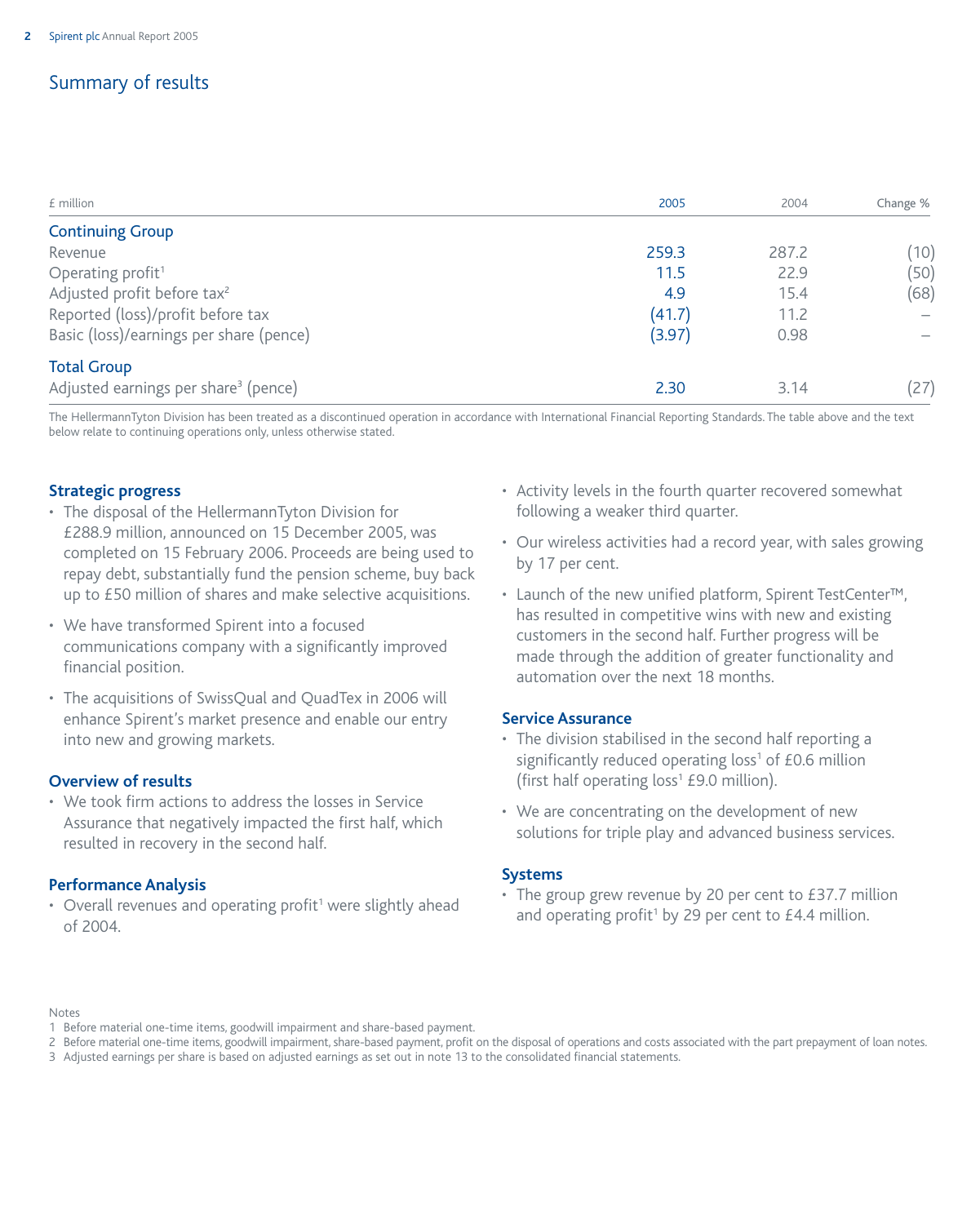# Summary of results

| £ million | 2005 | 2004 | Change % |
|---|---|---|---|
| **Continuing Group** | | | |
| Revenue | 259.3 | 287.2 | (10) |
| Operating profit[1] | 11.5 | 22.9 | (50) |
| Adjusted profit before tax[2] | 4.9 | 15.4 | (68) |
| Reported (loss)/profit before tax | (41.7) | 11.2 | – |
| Basic (loss)/earnings per share (pence) | (3.97) | 0.98 | – |
| **Total Group** | | | |
| Adjusted earnings per share[3] (pence) | 2.30 | 3.14 | (27) |

The HellermannTyton Division has been treated as a discontinued operation in accordance with International Financial Reporting Standards. The table above and the text below relate to continuing operations only, unless otherwise stated.

### Strategic progress

- The disposal of the HellermannTyton Division for £288.9 million, announced on 15 December 2005, was completed on 15 February 2006. Proceeds are being used to repay debt, substantially fund the pension scheme, buy back up to £50 million of shares and make selective acquisitions.
- We have transformed Spirent into a focused communications company with a significantly improved financial position.
- The acquisitions of SwissQual and QuadTex in 2006 will enhance Spirent's market presence and enable our entry into new and growing markets.

### Overview of results

- We took firm actions to address the losses in Service Assurance that negatively impacted the first half, which resulted in recovery in the second half.

### Performance Analysis

- Overall revenues and operating profit[1] were slightly ahead of 2004.
- Activity levels in the fourth quarter recovered somewhat following a weaker third quarter.
- Our wireless activities had a record year, with sales growing by 17 per cent.
- Launch of the new unified platform, Spirent TestCenter™, has resulted in competitive wins with new and existing customers in the second half. Further progress will be made through the addition of greater functionality and automation over the next 18 months.

### Service Assurance

- The division stabilised in the second half reporting a significantly reduced operating loss[1] of £0.6 million (first half operating loss[1] £9.0 million).
- We are concentrating on the development of new solutions for triple play and advanced business services.

### Systems

- The group grew revenue by 20 per cent to £37.7 million and operating profit[1] by 29 per cent to £4.4 million.

Notes

1 Before material one-time items, goodwill impairment and share-based payment.

2 Before material one-time items, goodwill impairment, share-based payment, profit on the disposal of operations and costs associated with the part prepayment of loan notes.

3 Adjusted earnings per share is based on adjusted earnings as set out in note 13 to the consolidated financial statements.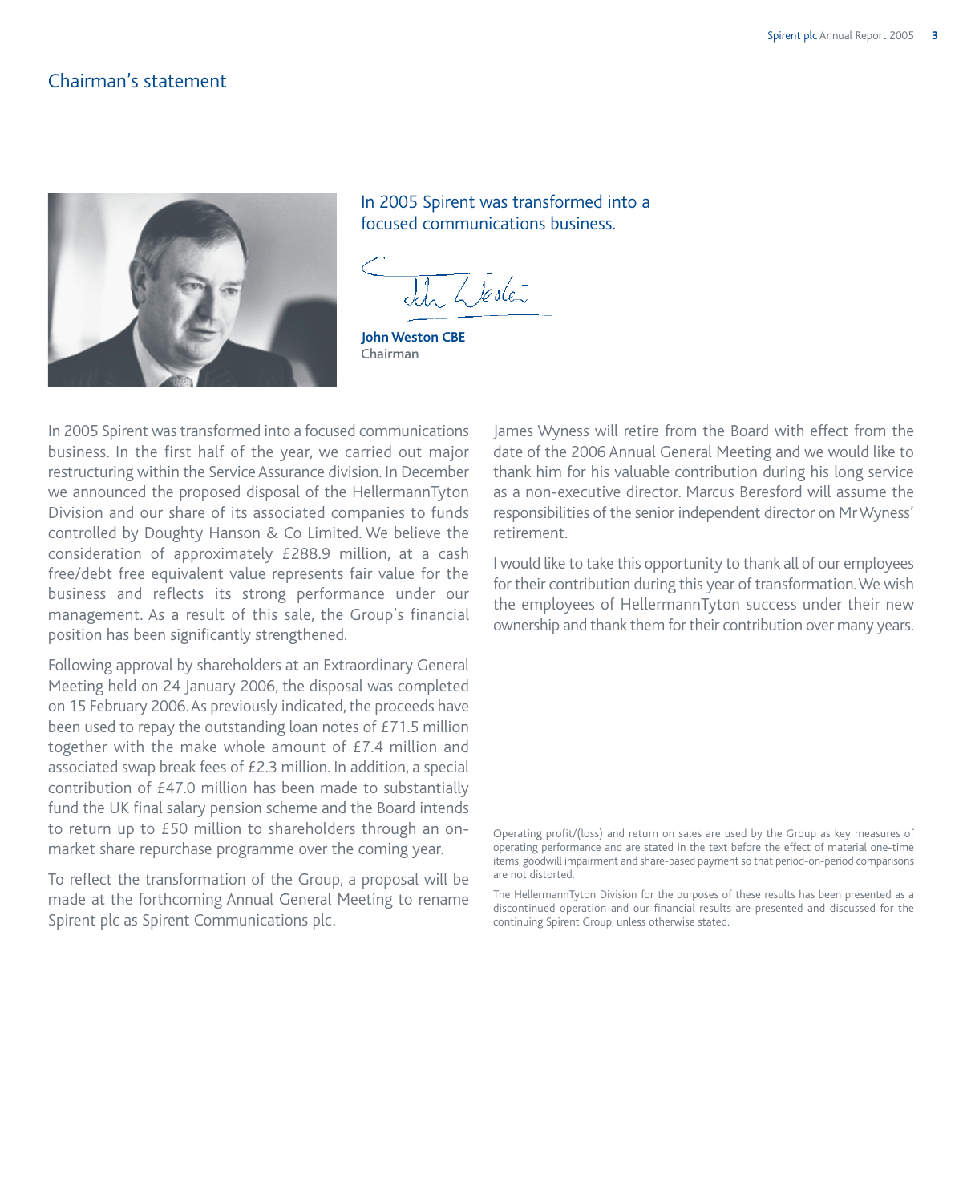# Chairman's statement

In 2005 Spirent was transformed into a focused communications business.

**John Weston CBE**
Chairman

In 2005 Spirent was transformed into a focused communications business. In the first half of the year, we carried out major restructuring within the Service Assurance division. In December we announced the proposed disposal of the HellermannTyton Division and our share of its associated companies to funds controlled by Doughty Hanson & Co Limited. We believe the consideration of approximately £288.9 million, at a cash free/debt free equivalent value represents fair value for the business and reflects its strong performance under our management. As a result of this sale, the Group's financial position has been significantly strengthened.

Following approval by shareholders at an Extraordinary General Meeting held on 24 January 2006, the disposal was completed on 15 February 2006. As previously indicated, the proceeds have been used to repay the outstanding loan notes of £71.5 million together with the make whole amount of £7.4 million and associated swap break fees of £2.3 million. In addition, a special contribution of £47.0 million has been made to substantially fund the UK final salary pension scheme and the Board intends to return up to £50 million to shareholders through an on-market share repurchase programme over the coming year.

To reflect the transformation of the Group, a proposal will be made at the forthcoming Annual General Meeting to rename Spirent plc as Spirent Communications plc.

James Wyness will retire from the Board with effect from the date of the 2006 Annual General Meeting and we would like to thank him for his valuable contribution during his long service as a non-executive director. Marcus Beresford will assume the responsibilities of the senior independent director on Mr Wyness' retirement.

I would like to take this opportunity to thank all of our employees for their contribution during this year of transformation. We wish the employees of HellermannTyton success under their new ownership and thank them for their contribution over many years.

Operating profit/(loss) and return on sales are used by the Group as key measures of operating performance and are stated in the text before the effect of material one-time items, goodwill impairment and share-based payment so that period-on-period comparisons are not distorted.

The HellermannTyton Division for the purposes of these results has been presented as a discontinued operation and our financial results are presented and discussed for the continuing Spirent Group, unless otherwise stated.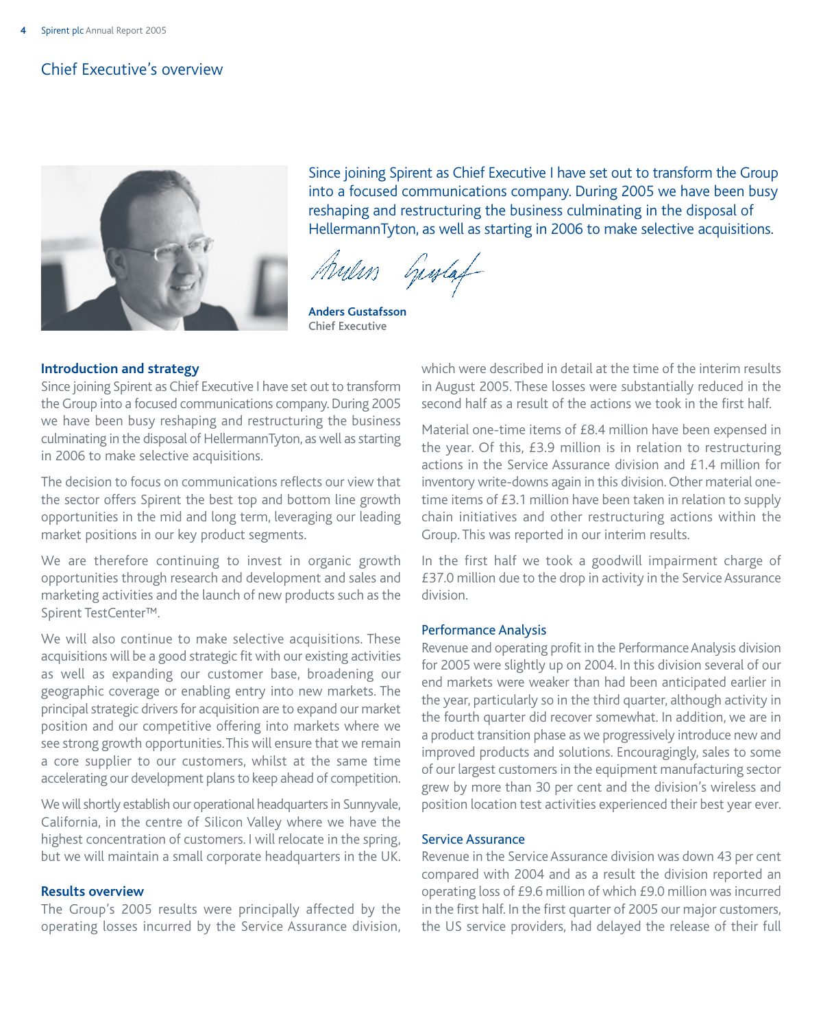# Chief Executive's overview

Since joining Spirent as Chief Executive I have set out to transform the Group into a focused communications company. During 2005 we have been busy reshaping and restructuring the business culminating in the disposal of HellermannTyton, as well as starting in 2006 to make selective acquisitions.

**Anders Gustafsson**
Chief Executive

## Introduction and strategy

Since joining Spirent as Chief Executive I have set out to transform the Group into a focused communications company. During 2005 we have been busy reshaping and restructuring the business culminating in the disposal of HellermannTyton, as well as starting in 2006 to make selective acquisitions.

The decision to focus on communications reflects our view that the sector offers Spirent the best top and bottom line growth opportunities in the mid and long term, leveraging our leading market positions in our key product segments.

We are therefore continuing to invest in organic growth opportunities through research and development and sales and marketing activities and the launch of new products such as the Spirent TestCenter™.

We will also continue to make selective acquisitions. These acquisitions will be a good strategic fit with our existing activities as well as expanding our customer base, broadening our geographic coverage or enabling entry into new markets. The principal strategic drivers for acquisition are to expand our market position and our competitive offering into markets where we see strong growth opportunities. This will ensure that we remain a core supplier to our customers, whilst at the same time accelerating our development plans to keep ahead of competition.

We will shortly establish our operational headquarters in Sunnyvale, California, in the centre of Silicon Valley where we have the highest concentration of customers. I will relocate in the spring, but we will maintain a small corporate headquarters in the UK.

## Results overview

The Group's 2005 results were principally affected by the operating losses incurred by the Service Assurance division, which were described in detail at the time of the interim results in August 2005. These losses were substantially reduced in the second half as a result of the actions we took in the first half.

Material one-time items of £8.4 million have been expensed in the year. Of this, £3.9 million is in relation to restructuring actions in the Service Assurance division and £1.4 million for inventory write-downs again in this division. Other material one-time items of £3.1 million have been taken in relation to supply chain initiatives and other restructuring actions within the Group. This was reported in our interim results.

In the first half we took a goodwill impairment charge of £37.0 million due to the drop in activity in the Service Assurance division.

### Performance Analysis

Revenue and operating profit in the Performance Analysis division for 2005 were slightly up on 2004. In this division several of our end markets were weaker than had been anticipated earlier in the year, particularly so in the third quarter, although activity in the fourth quarter did recover somewhat. In addition, we are in a product transition phase as we progressively introduce new and improved products and solutions. Encouragingly, sales to some of our largest customers in the equipment manufacturing sector grew by more than 30 per cent and the division's wireless and position location test activities experienced their best year ever.

### Service Assurance

Revenue in the Service Assurance division was down 43 per cent compared with 2004 and as a result the division reported an operating loss of £9.6 million of which £9.0 million was incurred in the first half. In the first quarter of 2005 our major customers, the US service providers, had delayed the release of their full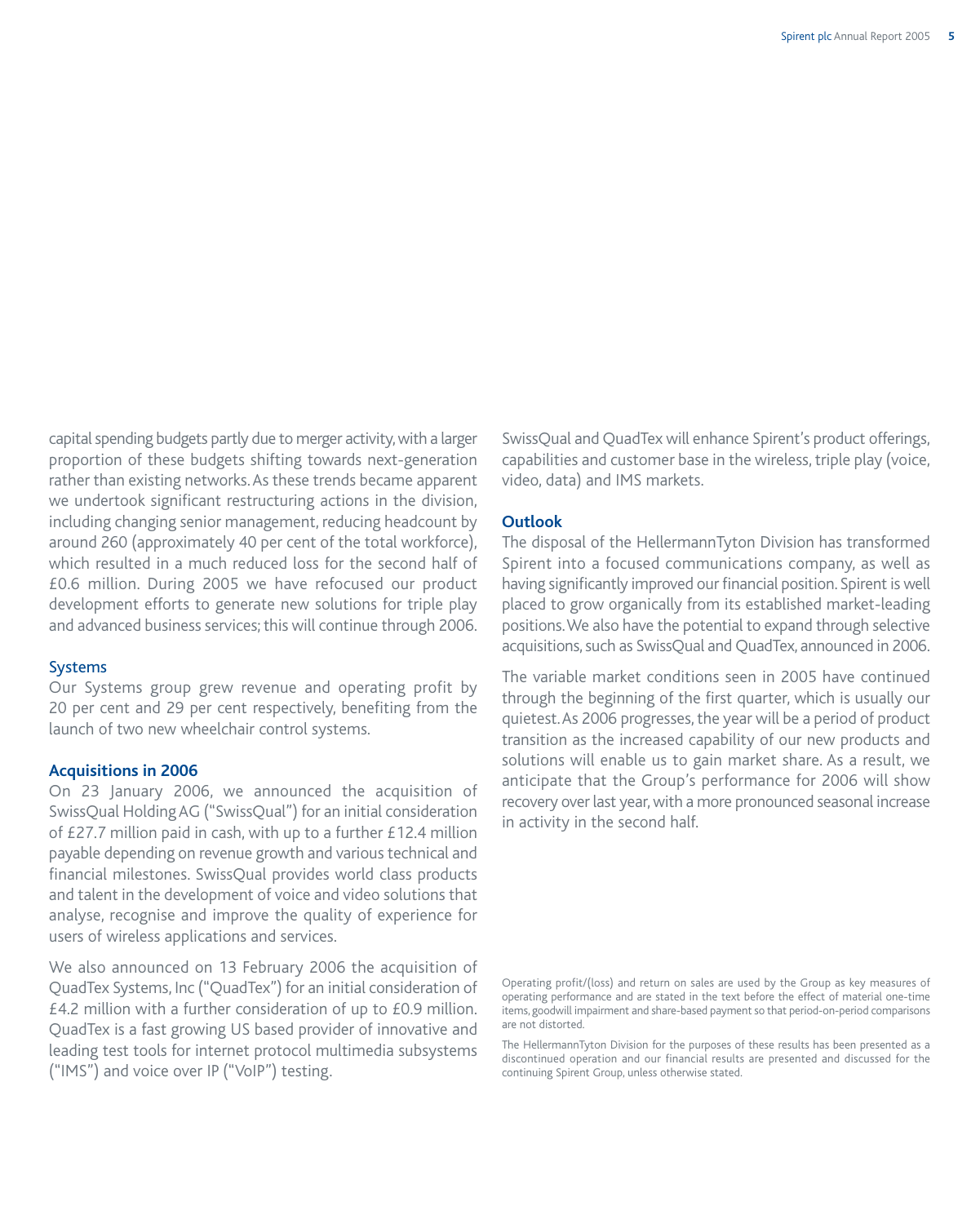capital spending budgets partly due to merger activity, with a larger proportion of these budgets shifting towards next-generation rather than existing networks. As these trends became apparent we undertook significant restructuring actions in the division, including changing senior management, reducing headcount by around 260 (approximately 40 per cent of the total workforce), which resulted in a much reduced loss for the second half of £0.6 million. During 2005 we have refocused our product development efforts to generate new solutions for triple play and advanced business services; this will continue through 2006.

### Systems

Our Systems group grew revenue and operating profit by 20 per cent and 29 per cent respectively, benefiting from the launch of two new wheelchair control systems.

### Acquisitions in 2006

On 23 January 2006, we announced the acquisition of SwissQual Holding AG ("SwissQual") for an initial consideration of £27.7 million paid in cash, with up to a further £12.4 million payable depending on revenue growth and various technical and financial milestones. SwissQual provides world class products and talent in the development of voice and video solutions that analyse, recognise and improve the quality of experience for users of wireless applications and services.

We also announced on 13 February 2006 the acquisition of QuadTex Systems, Inc ("QuadTex") for an initial consideration of £4.2 million with a further consideration of up to £0.9 million. QuadTex is a fast growing US based provider of innovative and leading test tools for internet protocol multimedia subsystems ("IMS") and voice over IP ("VoIP") testing.

SwissQual and QuadTex will enhance Spirent's product offerings, capabilities and customer base in the wireless, triple play (voice, video, data) and IMS markets.

### Outlook

The disposal of the HellermannTyton Division has transformed Spirent into a focused communications company, as well as having significantly improved our financial position. Spirent is well placed to grow organically from its established market-leading positions. We also have the potential to expand through selective acquisitions, such as SwissQual and QuadTex, announced in 2006.

The variable market conditions seen in 2005 have continued through the beginning of the first quarter, which is usually our quietest. As 2006 progresses, the year will be a period of product transition as the increased capability of our new products and solutions will enable us to gain market share. As a result, we anticipate that the Group's performance for 2006 will show recovery over last year, with a more pronounced seasonal increase in activity in the second half.

Operating profit/(loss) and return on sales are used by the Group as key measures of operating performance and are stated in the text before the effect of material one-time items, goodwill impairment and share-based payment so that period-on-period comparisons are not distorted.

The HellermannTyton Division for the purposes of these results has been presented as a discontinued operation and our financial results are presented and discussed for the continuing Spirent Group, unless otherwise stated.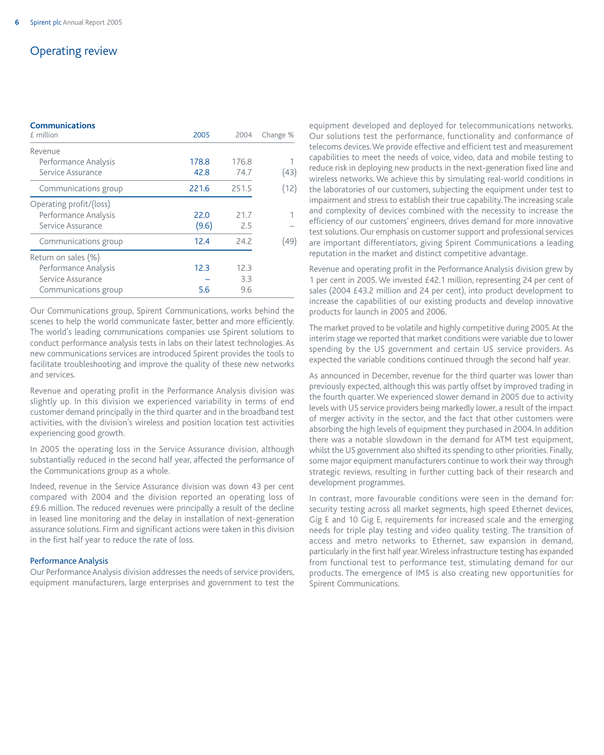# Operating review

**Communications**

| £ million | 2005 | 2004 | Change % |
|---|---|---|---|
| Revenue | | | |
| Performance Analysis | 178.8 | 176.8 | 1 |
| Service Assurance | 42.8 | 74.7 | (43) |
| Communications group | 221.6 | 251.5 | (12) |
| Operating profit/(loss) | | | |
| Performance Analysis | 22.0 | 21.7 | 1 |
| Service Assurance | (9.6) | 2.5 | – |
| Communications group | 12.4 | 24.2 | (49) |
| Return on sales (%) | | | |
| Performance Analysis | 12.3 | 12.3 | |
| Service Assurance | – | 3.3 | |
| Communications group | 5.6 | 9.6 | |

Our Communications group, Spirent Communications, works behind the scenes to help the world communicate faster, better and more efficiently. The world's leading communications companies use Spirent solutions to conduct performance analysis tests in labs on their latest technologies. As new communications services are introduced Spirent provides the tools to facilitate troubleshooting and improve the quality of these new networks and services.

Revenue and operating profit in the Performance Analysis division was slightly up. In this division we experienced variability in terms of end customer demand principally in the third quarter and in the broadband test activities, with the division's wireless and position location test activities experiencing good growth.

In 2005 the operating loss in the Service Assurance division, although substantially reduced in the second half year, affected the performance of the Communications group as a whole.

Indeed, revenue in the Service Assurance division was down 43 per cent compared with 2004 and the division reported an operating loss of £9.6 million. The reduced revenues were principally a result of the decline in leased line monitoring and the delay in installation of next-generation assurance solutions. Firm and significant actions were taken in this division in the first half year to reduce the rate of loss.

### Performance Analysis

Our Performance Analysis division addresses the needs of service providers, equipment manufacturers, large enterprises and government to test the equipment developed and deployed for telecommunications networks. Our solutions test the performance, functionality and conformance of telecoms devices. We provide effective and efficient test and measurement capabilities to meet the needs of voice, video, data and mobile testing to reduce risk in deploying new products in the next-generation fixed line and wireless networks. We achieve this by simulating real-world conditions in the laboratories of our customers, subjecting the equipment under test to impairment and stress to establish their true capability. The increasing scale and complexity of devices combined with the necessity to increase the efficiency of our customers' engineers, drives demand for more innovative test solutions. Our emphasis on customer support and professional services are important differentiators, giving Spirent Communications a leading reputation in the market and distinct competitive advantage.

Revenue and operating profit in the Performance Analysis division grew by 1 per cent in 2005. We invested £42.1 million, representing 24 per cent of sales (2004 £43.2 million and 24 per cent), into product development to increase the capabilities of our existing products and develop innovative products for launch in 2005 and 2006.

The market proved to be volatile and highly competitive during 2005. At the interim stage we reported that market conditions were variable due to lower spending by the US government and certain US service providers. As expected the variable conditions continued through the second half year.

As announced in December, revenue for the third quarter was lower than previously expected, although this was partly offset by improved trading in the fourth quarter. We experienced slower demand in 2005 due to activity levels with US service providers being markedly lower, a result of the impact of merger activity in the sector, and the fact that other customers were absorbing the high levels of equipment they purchased in 2004. In addition there was a notable slowdown in the demand for ATM test equipment, whilst the US government also shifted its spending to other priorities. Finally, some major equipment manufacturers continue to work their way through strategic reviews, resulting in further cutting back of their research and development programmes.

In contrast, more favourable conditions were seen in the demand for: security testing across all market segments, high speed Ethernet devices, Gig E and 10 Gig E, requirements for increased scale and the emerging needs for triple play testing and video quality testing. The transition of access and metro networks to Ethernet, saw expansion in demand, particularly in the first half year. Wireless infrastructure testing has expanded from functional test to performance test, stimulating demand for our products. The emergence of IMS is also creating new opportunities for Spirent Communications.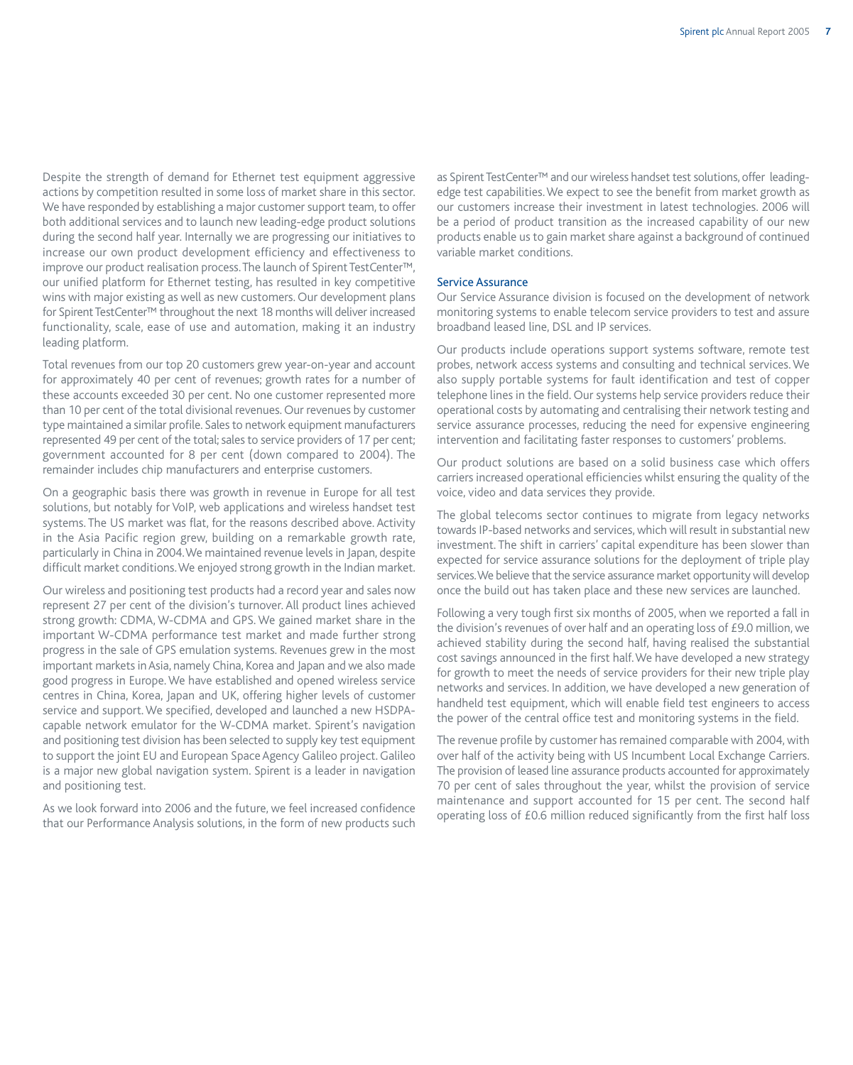Despite the strength of demand for Ethernet test equipment aggressive actions by competition resulted in some loss of market share in this sector. We have responded by establishing a major customer support team, to offer both additional services and to launch new leading-edge product solutions during the second half year. Internally we are progressing our initiatives to increase our own product development efficiency and effectiveness to improve our product realisation process. The launch of Spirent TestCenter™, our unified platform for Ethernet testing, has resulted in key competitive wins with major existing as well as new customers. Our development plans for Spirent TestCenter™ throughout the next 18 months will deliver increased functionality, scale, ease of use and automation, making it an industry leading platform.

Total revenues from our top 20 customers grew year-on-year and account for approximately 40 per cent of revenues; growth rates for a number of these accounts exceeded 30 per cent. No one customer represented more than 10 per cent of the total divisional revenues. Our revenues by customer type maintained a similar profile. Sales to network equipment manufacturers represented 49 per cent of the total; sales to service providers of 17 per cent; government accounted for 8 per cent (down compared to 2004). The remainder includes chip manufacturers and enterprise customers.

On a geographic basis there was growth in revenue in Europe for all test solutions, but notably for VoIP, web applications and wireless handset test systems. The US market was flat, for the reasons described above. Activity in the Asia Pacific region grew, building on a remarkable growth rate, particularly in China in 2004. We maintained revenue levels in Japan, despite difficult market conditions. We enjoyed strong growth in the Indian market.

Our wireless and positioning test products had a record year and sales now represent 27 per cent of the division's turnover. All product lines achieved strong growth: CDMA, W-CDMA and GPS. We gained market share in the important W-CDMA performance test market and made further strong progress in the sale of GPS emulation systems. Revenues grew in the most important markets in Asia, namely China, Korea and Japan and we also made good progress in Europe. We have established and opened wireless service centres in China, Korea, Japan and UK, offering higher levels of customer service and support. We specified, developed and launched a new HSDPA-capable network emulator for the W-CDMA market. Spirent's navigation and positioning test division has been selected to supply key test equipment to support the joint EU and European Space Agency Galileo project. Galileo is a major new global navigation system. Spirent is a leader in navigation and positioning test.

As we look forward into 2006 and the future, we feel increased confidence that our Performance Analysis solutions, in the form of new products such as Spirent TestCenter™ and our wireless handset test solutions, offer leading-edge test capabilities. We expect to see the benefit from market growth as our customers increase their investment in latest technologies. 2006 will be a period of product transition as the increased capability of our new products enable us to gain market share against a background of continued variable market conditions.

## Service Assurance

Our Service Assurance division is focused on the development of network monitoring systems to enable telecom service providers to test and assure broadband leased line, DSL and IP services.

Our products include operations support systems software, remote test probes, network access systems and consulting and technical services. We also supply portable systems for fault identification and test of copper telephone lines in the field. Our systems help service providers reduce their operational costs by automating and centralising their network testing and service assurance processes, reducing the need for expensive engineering intervention and facilitating faster responses to customers' problems.

Our product solutions are based on a solid business case which offers carriers increased operational efficiencies whilst ensuring the quality of the voice, video and data services they provide.

The global telecoms sector continues to migrate from legacy networks towards IP-based networks and services, which will result in substantial new investment. The shift in carriers' capital expenditure has been slower than expected for service assurance solutions for the deployment of triple play services. We believe that the service assurance market opportunity will develop once the build out has taken place and these new services are launched.

Following a very tough first six months of 2005, when we reported a fall in the division's revenues of over half and an operating loss of £9.0 million, we achieved stability during the second half, having realised the substantial cost savings announced in the first half. We have developed a new strategy for growth to meet the needs of service providers for their new triple play networks and services. In addition, we have developed a new generation of handheld test equipment, which will enable field test engineers to access the power of the central office test and monitoring systems in the field.

The revenue profile by customer has remained comparable with 2004, with over half of the activity being with US Incumbent Local Exchange Carriers. The provision of leased line assurance products accounted for approximately 70 per cent of sales throughout the year, whilst the provision of service maintenance and support accounted for 15 per cent. The second half operating loss of £0.6 million reduced significantly from the first half loss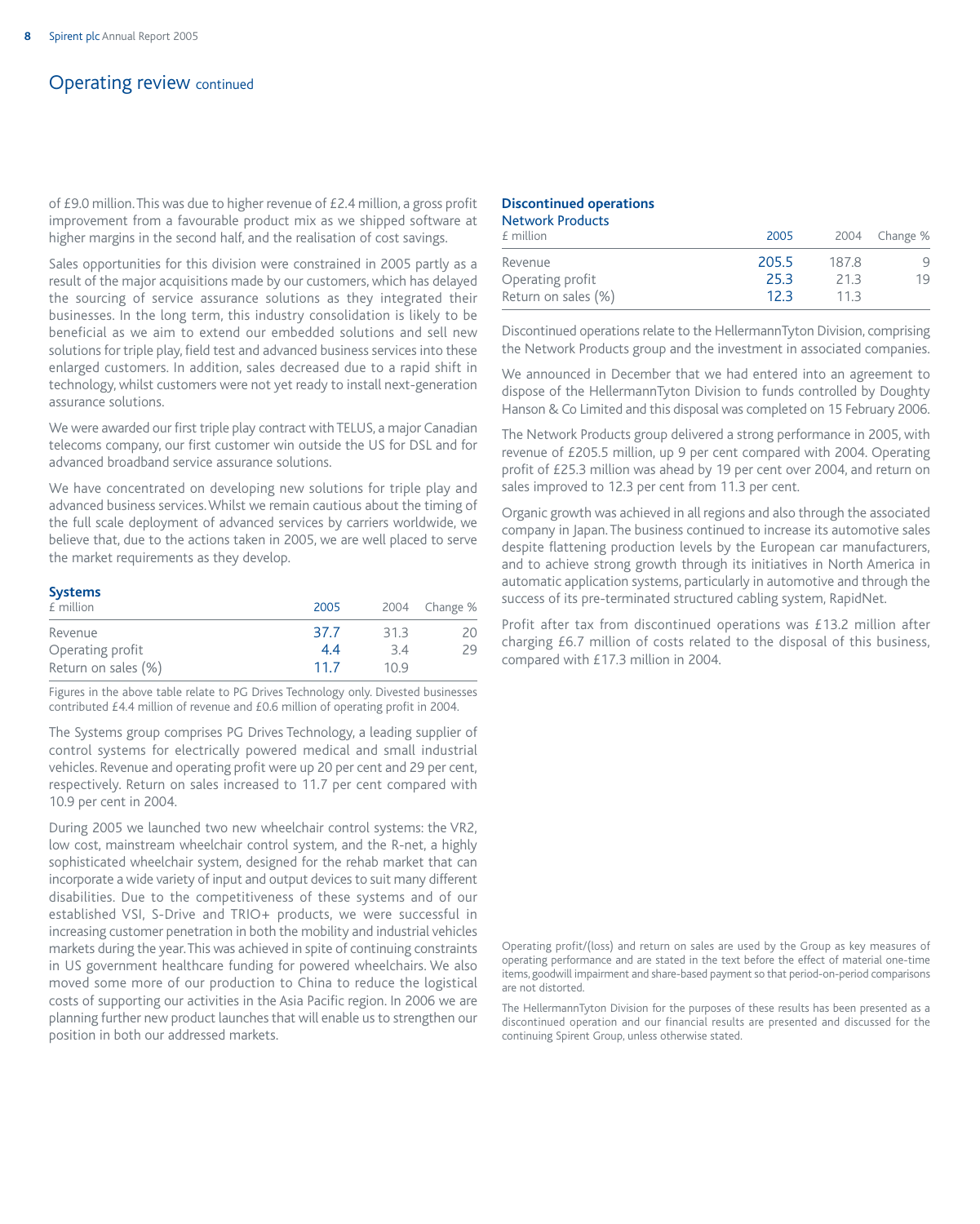## Operating review continued

of £9.0 million. This was due to higher revenue of £2.4 million, a gross profit improvement from a favourable product mix as we shipped software at higher margins in the second half, and the realisation of cost savings.

Sales opportunities for this division were constrained in 2005 partly as a result of the major acquisitions made by our customers, which has delayed the sourcing of service assurance solutions as they integrated their businesses. In the long term, this industry consolidation is likely to be beneficial as we aim to extend our embedded solutions and sell new solutions for triple play, field test and advanced business services into these enlarged customers. In addition, sales decreased due to a rapid shift in technology, whilst customers were not yet ready to install next-generation assurance solutions.

We were awarded our first triple play contract with TELUS, a major Canadian telecoms company, our first customer win outside the US for DSL and for advanced broadband service assurance solutions.

We have concentrated on developing new solutions for triple play and advanced business services. Whilst we remain cautious about the timing of the full scale deployment of advanced services by carriers worldwide, we believe that, due to the actions taken in 2005, we are well placed to serve the market requirements as they develop.

### Systems

| £ million | 2005 | 2004 | Change % |
|---|---|---|---|
| Revenue | 37.7 | 31.3 | 20 |
| Operating profit | 4.4 | 3.4 | 29 |
| Return on sales (%) | 11.7 | 10.9 | |

Figures in the above table relate to PG Drives Technology only. Divested businesses contributed £4.4 million of revenue and £0.6 million of operating profit in 2004.

The Systems group comprises PG Drives Technology, a leading supplier of control systems for electrically powered medical and small industrial vehicles. Revenue and operating profit were up 20 per cent and 29 per cent, respectively. Return on sales increased to 11.7 per cent compared with 10.9 per cent in 2004.

During 2005 we launched two new wheelchair control systems: the VR2, low cost, mainstream wheelchair control system, and the R-net, a highly sophisticated wheelchair system, designed for the rehab market that can incorporate a wide variety of input and output devices to suit many different disabilities. Due to the competitiveness of these systems and of our established VSI, S-Drive and TRIO+ products, we were successful in increasing customer penetration in both the mobility and industrial vehicles markets during the year. This was achieved in spite of continuing constraints in US government healthcare funding for powered wheelchairs. We also moved some more of our production to China to reduce the logistical costs of supporting our activities in the Asia Pacific region. In 2006 we are planning further new product launches that will enable us to strengthen our position in both our addressed markets.

### Discontinued operations

#### Network Products

| £ million | 2005 | 2004 | Change % |
|---|---|---|---|
| Revenue | 205.5 | 187.8 | 9 |
| Operating profit | 25.3 | 21.3 | 19 |
| Return on sales (%) | 12.3 | 11.3 | |

Discontinued operations relate to the HellermannTyton Division, comprising the Network Products group and the investment in associated companies.

We announced in December that we had entered into an agreement to dispose of the HellermannTyton Division to funds controlled by Doughty Hanson & Co Limited and this disposal was completed on 15 February 2006.

The Network Products group delivered a strong performance in 2005, with revenue of £205.5 million, up 9 per cent compared with 2004. Operating profit of £25.3 million was ahead by 19 per cent over 2004, and return on sales improved to 12.3 per cent from 11.3 per cent.

Organic growth was achieved in all regions and also through the associated company in Japan. The business continued to increase its automotive sales despite flattening production levels by the European car manufacturers, and to achieve strong growth through its initiatives in North America in automatic application systems, particularly in automotive and through the success of its pre-terminated structured cabling system, RapidNet.

Profit after tax from discontinued operations was £13.2 million after charging £6.7 million of costs related to the disposal of this business, compared with £17.3 million in 2004.

Operating profit/(loss) and return on sales are used by the Group as key measures of operating performance and are stated in the text before the effect of material one-time items, goodwill impairment and share-based payment so that period-on-period comparisons are not distorted.

The HellermannTyton Division for the purposes of these results has been presented as a discontinued operation and our financial results are presented and discussed for the continuing Spirent Group, unless otherwise stated.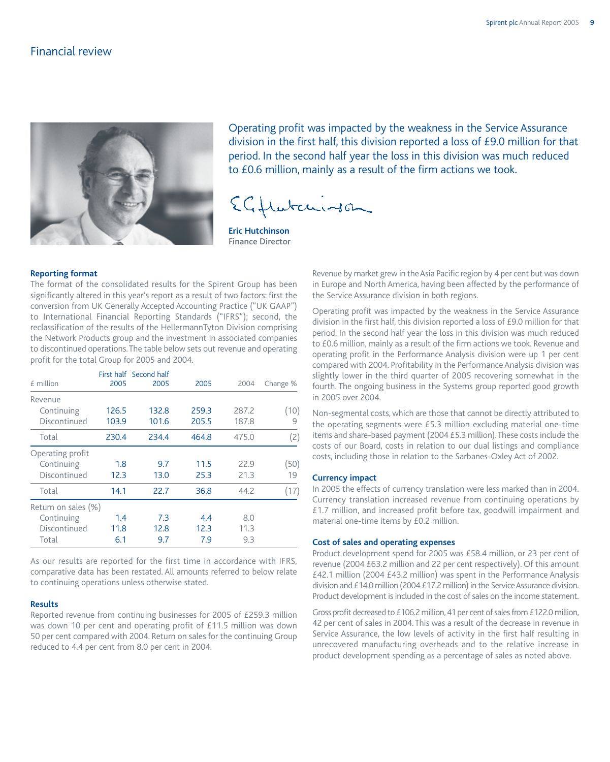# Financial review

Operating profit was impacted by the weakness in the Service Assurance division in the first half, this division reported a loss of £9.0 million for that period. In the second half year the loss in this division was much reduced to £0.6 million, mainly as a result of the firm actions we took.

**Eric Hutchinson**
Finance Director

### Reporting format

The format of the consolidated results for the Spirent Group has been significantly altered in this year's report as a result of two factors: first the conversion from UK Generally Accepted Accounting Practice ("UK GAAP") to International Financial Reporting Standards ("IFRS"); second, the reclassification of the results of the HellermannTyton Division comprising the Network Products group and the investment in associated companies to discontinued operations. The table below sets out revenue and operating profit for the total Group for 2005 and 2004.

| £ million | First half 2005 | Second half 2005 | 2005 | 2004 | Change % |
|---|---|---|---|---|---|
| Revenue | | | | | |
| Continuing | 126.5 | 132.8 | 259.3 | 287.2 | (10) |
| Discontinued | 103.9 | 101.6 | 205.5 | 187.8 | 9 |
| Total | 230.4 | 234.4 | 464.8 | 475.0 | (2) |
| Operating profit | | | | | |
| Continuing | 1.8 | 9.7 | 11.5 | 22.9 | (50) |
| Discontinued | 12.3 | 13.0 | 25.3 | 21.3 | 19 |
| Total | 14.1 | 22.7 | 36.8 | 44.2 | (17) |
| Return on sales (%) | | | | | |
| Continuing | 1.4 | 7.3 | 4.4 | 8.0 | |
| Discontinued | 11.8 | 12.8 | 12.3 | 11.3 | |
| Total | 6.1 | 9.7 | 7.9 | 9.3 | |

As our results are reported for the first time in accordance with IFRS, comparative data has been restated. All amounts referred to below relate to continuing operations unless otherwise stated.

### Results

Reported revenue from continuing businesses for 2005 of £259.3 million was down 10 per cent and operating profit of £11.5 million was down 50 per cent compared with 2004. Return on sales for the continuing Group reduced to 4.4 per cent from 8.0 per cent in 2004.

Revenue by market grew in the Asia Pacific region by 4 per cent but was down in Europe and North America, having been affected by the performance of the Service Assurance division in both regions.

Operating profit was impacted by the weakness in the Service Assurance division in the first half, this division reported a loss of £9.0 million for that period. In the second half year the loss in this division was much reduced to £0.6 million, mainly as a result of the firm actions we took. Revenue and operating profit in the Performance Analysis division were up 1 per cent compared with 2004. Profitability in the Performance Analysis division was slightly lower in the third quarter of 2005 recovering somewhat in the fourth. The ongoing business in the Systems group reported good growth in 2005 over 2004.

Non-segmental costs, which are those that cannot be directly attributed to the operating segments were £5.3 million excluding material one-time items and share-based payment (2004 £5.3 million). These costs include the costs of our Board, costs in relation to our dual listings and compliance costs, including those in relation to the Sarbanes-Oxley Act of 2002.

### Currency impact

In 2005 the effects of currency translation were less marked than in 2004. Currency translation increased revenue from continuing operations by £1.7 million, and increased profit before tax, goodwill impairment and material one-time items by £0.2 million.

### Cost of sales and operating expenses

Product development spend for 2005 was £58.4 million, or 23 per cent of revenue (2004 £63.2 million and 22 per cent respectively). Of this amount £42.1 million (2004 £43.2 million) was spent in the Performance Analysis division and £14.0 million (2004 £17.2 million) in the Service Assurance division. Product development is included in the cost of sales on the income statement.

Gross profit decreased to £106.2 million, 41 per cent of sales from £122.0 million, 42 per cent of sales in 2004. This was a result of the decrease in revenue in Service Assurance, the low levels of activity in the first half resulting in unrecovered manufacturing overheads and to the relative increase in product development spending as a percentage of sales as noted above.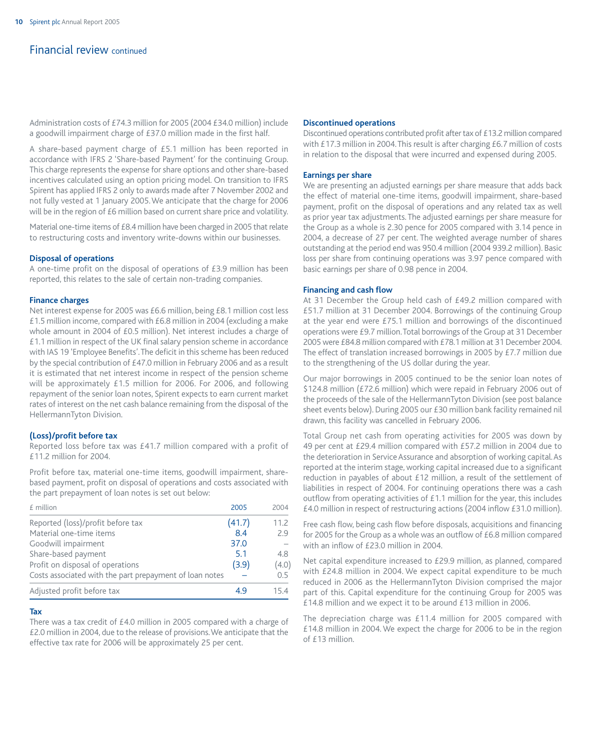## Financial review continued

Administration costs of £74.3 million for 2005 (2004 £34.0 million) include a goodwill impairment charge of £37.0 million made in the first half.

A share-based payment charge of £5.1 million has been reported in accordance with IFRS 2 'Share-based Payment' for the continuing Group. This charge represents the expense for share options and other share-based incentives calculated using an option pricing model. On transition to IFRS Spirent has applied IFRS 2 only to awards made after 7 November 2002 and not fully vested at 1 January 2005. We anticipate that the charge for 2006 will be in the region of £6 million based on current share price and volatility.

Material one-time items of £8.4 million have been charged in 2005 that relate to restructuring costs and inventory write-downs within our businesses.

### Disposal of operations

A one-time profit on the disposal of operations of £3.9 million has been reported, this relates to the sale of certain non-trading companies.

### Finance charges

Net interest expense for 2005 was £6.6 million, being £8.1 million cost less £1.5 million income, compared with £6.8 million in 2004 (excluding a make whole amount in 2004 of £0.5 million). Net interest includes a charge of £1.1 million in respect of the UK final salary pension scheme in accordance with IAS 19 'Employee Benefits'. The deficit in this scheme has been reduced by the special contribution of £47.0 million in February 2006 and as a result it is estimated that net interest income in respect of the pension scheme will be approximately £1.5 million for 2006. For 2006, and following repayment of the senior loan notes, Spirent expects to earn current market rates of interest on the net cash balance remaining from the disposal of the HellermannTyton Division.

### (Loss)/profit before tax

Reported loss before tax was £41.7 million compared with a profit of £11.2 million for 2004.

Profit before tax, material one-time items, goodwill impairment, share-based payment, profit on disposal of operations and costs associated with the part prepayment of loan notes is set out below:

| £ million | 2005 | 2004 |
|---|---|---|
| Reported (loss)/profit before tax | (41.7) | 11.2 |
| Material one-time items | 8.4 | 2.9 |
| Goodwill impairment | 37.0 | – |
| Share-based payment | 5.1 | 4.8 |
| Profit on disposal of operations | (3.9) | (4.0) |
| Costs associated with the part prepayment of loan notes | – | 0.5 |
| Adjusted profit before tax | 4.9 | 15.4 |

### Tax

There was a tax credit of £4.0 million in 2005 compared with a charge of £2.0 million in 2004, due to the release of provisions. We anticipate that the effective tax rate for 2006 will be approximately 25 per cent.

### Discontinued operations

Discontinued operations contributed profit after tax of £13.2 million compared with £17.3 million in 2004. This result is after charging £6.7 million of costs in relation to the disposal that were incurred and expensed during 2005.

### Earnings per share

We are presenting an adjusted earnings per share measure that adds back the effect of material one-time items, goodwill impairment, share-based payment, profit on the disposal of operations and any related tax as well as prior year tax adjustments. The adjusted earnings per share measure for the Group as a whole is 2.30 pence for 2005 compared with 3.14 pence in 2004, a decrease of 27 per cent. The weighted average number of shares outstanding at the period end was 950.4 million (2004 939.2 million). Basic loss per share from continuing operations was 3.97 pence compared with basic earnings per share of 0.98 pence in 2004.

### Financing and cash flow

At 31 December the Group held cash of £49.2 million compared with £51.7 million at 31 December 2004. Borrowings of the continuing Group at the year end were £75.1 million and borrowings of the discontinued operations were £9.7 million. Total borrowings of the Group at 31 December 2005 were £84.8 million compared with £78.1 million at 31 December 2004. The effect of translation increased borrowings in 2005 by £7.7 million due to the strengthening of the US dollar during the year.

Our major borrowings in 2005 continued to be the senior loan notes of $124.8 million (£72.6 million) which were repaid in February 2006 out of the proceeds of the sale of the HellermannTyton Division (see post balance sheet events below). During 2005 our £30 million bank facility remained nil drawn, this facility was cancelled in February 2006.

Total Group net cash from operating activities for 2005 was down by 49 per cent at £29.4 million compared with £57.2 million in 2004 due to the deterioration in Service Assurance and absorption of working capital. As reported at the interim stage, working capital increased due to a significant reduction in payables of about £12 million, a result of the settlement of liabilities in respect of 2004. For continuing operations there was a cash outflow from operating activities of £1.1 million for the year, this includes £4.0 million in respect of restructuring actions (2004 inflow £31.0 million).

Free cash flow, being cash flow before disposals, acquisitions and financing for 2005 for the Group as a whole was an outflow of £6.8 million compared with an inflow of £23.0 million in 2004.

Net capital expenditure increased to £29.9 million, as planned, compared with £24.8 million in 2004. We expect capital expenditure to be much reduced in 2006 as the HellermannTyton Division comprised the major part of this. Capital expenditure for the continuing Group for 2005 was £14.8 million and we expect it to be around £13 million in 2006.

The depreciation charge was £11.4 million for 2005 compared with £14.8 million in 2004. We expect the charge for 2006 to be in the region of £13 million.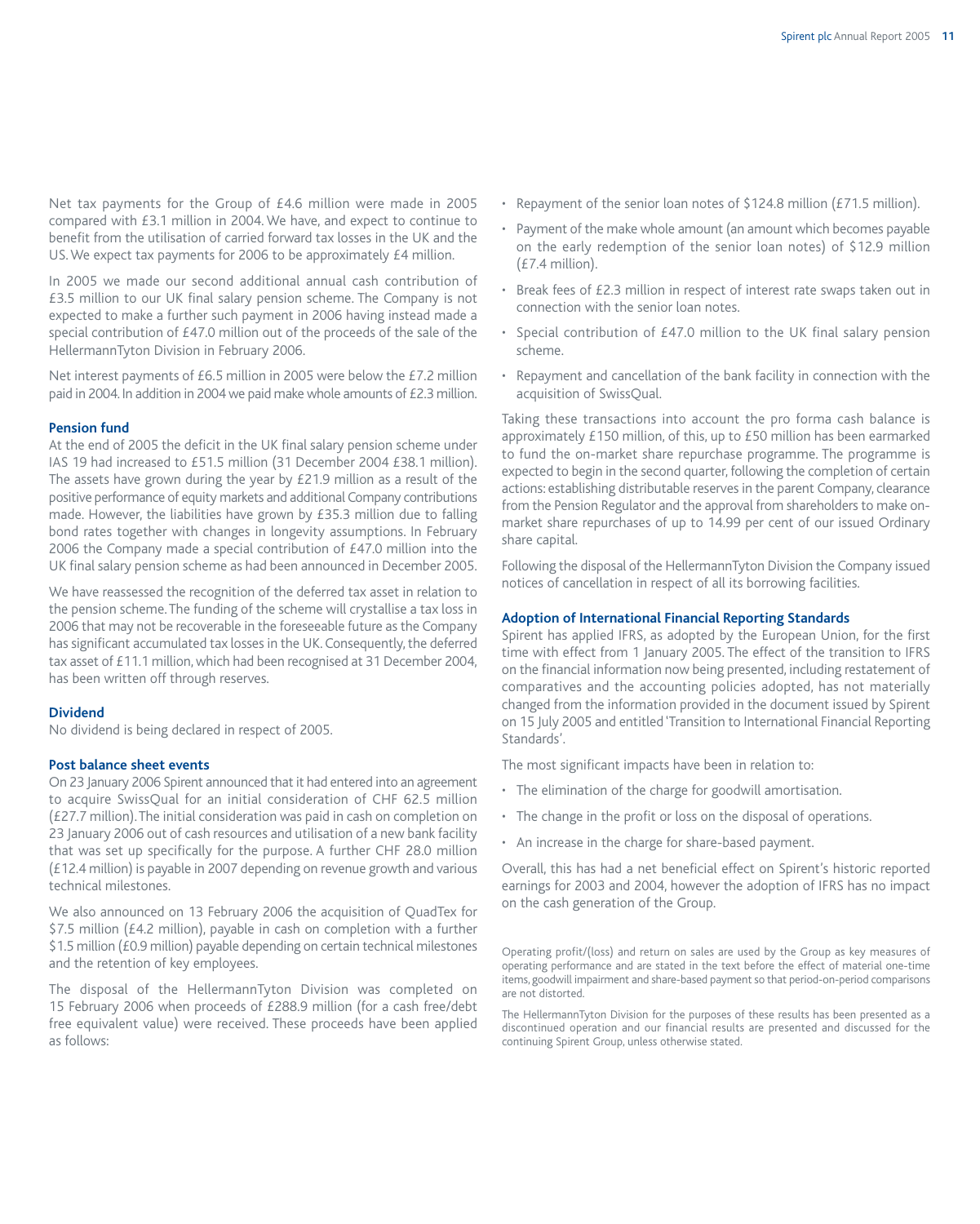Net tax payments for the Group of £4.6 million were made in 2005 compared with £3.1 million in 2004. We have, and expect to continue to benefit from the utilisation of carried forward tax losses in the UK and the US. We expect tax payments for 2006 to be approximately £4 million.

In 2005 we made our second additional annual cash contribution of £3.5 million to our UK final salary pension scheme. The Company is not expected to make a further such payment in 2006 having instead made a special contribution of £47.0 million out of the proceeds of the sale of the HellermannTyton Division in February 2006.

Net interest payments of £6.5 million in 2005 were below the £7.2 million paid in 2004. In addition in 2004 we paid make whole amounts of £2.3 million.

### Pension fund

At the end of 2005 the deficit in the UK final salary pension scheme under IAS 19 had increased to £51.5 million (31 December 2004 £38.1 million). The assets have grown during the year by £21.9 million as a result of the positive performance of equity markets and additional Company contributions made. However, the liabilities have grown by £35.3 million due to falling bond rates together with changes in longevity assumptions. In February 2006 the Company made a special contribution of £47.0 million into the UK final salary pension scheme as had been announced in December 2005.

We have reassessed the recognition of the deferred tax asset in relation to the pension scheme. The funding of the scheme will crystallise a tax loss in 2006 that may not be recoverable in the foreseeable future as the Company has significant accumulated tax losses in the UK. Consequently, the deferred tax asset of £11.1 million, which had been recognised at 31 December 2004, has been written off through reserves.

### Dividend

No dividend is being declared in respect of 2005.

### Post balance sheet events

On 23 January 2006 Spirent announced that it had entered into an agreement to acquire SwissQual for an initial consideration of CHF 62.5 million (£27.7 million). The initial consideration was paid in cash on completion on 23 January 2006 out of cash resources and utilisation of a new bank facility that was set up specifically for the purpose. A further CHF 28.0 million (£12.4 million) is payable in 2007 depending on revenue growth and various technical milestones.

We also announced on 13 February 2006 the acquisition of QuadTex for $7.5 million (£4.2 million), payable in cash on completion with a further $1.5 million (£0.9 million) payable depending on certain technical milestones and the retention of key employees.

The disposal of the HellermannTyton Division was completed on 15 February 2006 when proceeds of £288.9 million (for a cash free/debt free equivalent value) were received. These proceeds have been applied as follows:

- Repayment of the senior loan notes of $124.8 million (£71.5 million).
- Payment of the make whole amount (an amount which becomes payable on the early redemption of the senior loan notes) of $12.9 million (£7.4 million).
- Break fees of £2.3 million in respect of interest rate swaps taken out in connection with the senior loan notes.
- Special contribution of £47.0 million to the UK final salary pension scheme.
- Repayment and cancellation of the bank facility in connection with the acquisition of SwissQual.

Taking these transactions into account the pro forma cash balance is approximately £150 million, of this, up to £50 million has been earmarked to fund the on-market share repurchase programme. The programme is expected to begin in the second quarter, following the completion of certain actions: establishing distributable reserves in the parent Company, clearance from the Pension Regulator and the approval from shareholders to make on-market share repurchases of up to 14.99 per cent of our issued Ordinary share capital.

Following the disposal of the HellermannTyton Division the Company issued notices of cancellation in respect of all its borrowing facilities.

### Adoption of International Financial Reporting Standards

Spirent has applied IFRS, as adopted by the European Union, for the first time with effect from 1 January 2005. The effect of the transition to IFRS on the financial information now being presented, including restatement of comparatives and the accounting policies adopted, has not materially changed from the information provided in the document issued by Spirent on 15 July 2005 and entitled 'Transition to International Financial Reporting Standards'.

The most significant impacts have been in relation to:

- The elimination of the charge for goodwill amortisation.
- The change in the profit or loss on the disposal of operations.
- An increase in the charge for share-based payment.

Overall, this has had a net beneficial effect on Spirent's historic reported earnings for 2003 and 2004, however the adoption of IFRS has no impact on the cash generation of the Group.

Operating profit/(loss) and return on sales are used by the Group as key measures of operating performance and are stated in the text before the effect of material one-time items, goodwill impairment and share-based payment so that period-on-period comparisons are not distorted.

The HellermannTyton Division for the purposes of these results has been presented as a discontinued operation and our financial results are presented and discussed for the continuing Spirent Group, unless otherwise stated.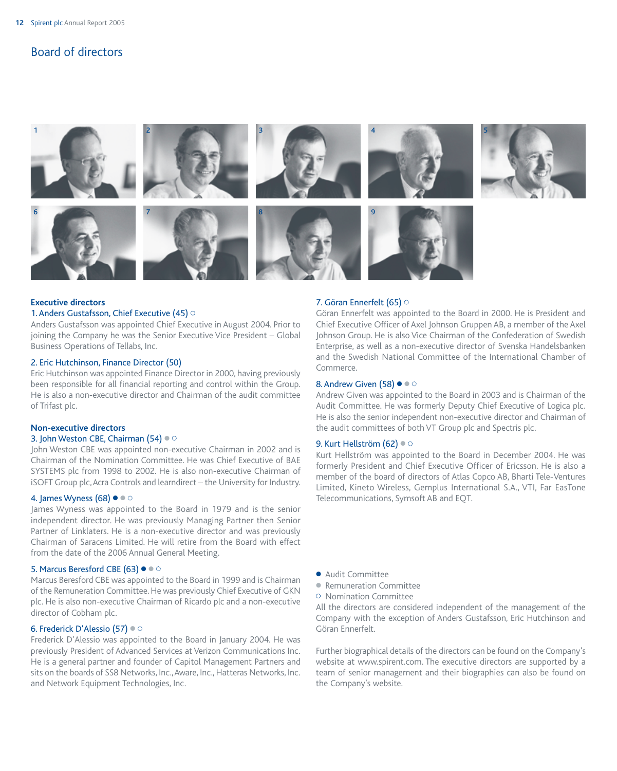# Board of directors

## Executive directors

### 1. Anders Gustafsson, Chief Executive (45) ○

Anders Gustafsson was appointed Chief Executive in August 2004. Prior to joining the Company he was the Senior Executive Vice President – Global Business Operations of Tellabs, Inc.

### 2. Eric Hutchinson, Finance Director (50)

Eric Hutchinson was appointed Finance Director in 2000, having previously been responsible for all financial reporting and control within the Group. He is also a non-executive director and Chairman of the audit committee of Trifast plc.

## Non-executive directors

### 3. John Weston CBE, Chairman (54) ● ○

John Weston CBE was appointed non-executive Chairman in 2002 and is Chairman of the Nomination Committee. He was Chief Executive of BAE SYSTEMS plc from 1998 to 2002. He is also non-executive Chairman of iSOFT Group plc, Acra Controls and learndirect – the University for Industry.

### 4. James Wyness (68) ● ● ○

James Wyness was appointed to the Board in 1979 and is the senior independent director. He was previously Managing Partner then Senior Partner of Linklaters. He is a non-executive director and was previously Chairman of Saracens Limited. He will retire from the Board with effect from the date of the 2006 Annual General Meeting.

### 5. Marcus Beresford CBE (63) ● ● ○

Marcus Beresford CBE was appointed to the Board in 1999 and is Chairman of the Remuneration Committee. He was previously Chief Executive of GKN plc. He is also non-executive Chairman of Ricardo plc and a non-executive director of Cobham plc.

### 6. Frederick D'Alessio (57) ● ○

Frederick D'Alessio was appointed to the Board in January 2004. He was previously President of Advanced Services at Verizon Communications Inc. He is a general partner and founder of Capitol Management Partners and sits on the boards of SS8 Networks, Inc., Aware, Inc., Hatteras Networks, Inc. and Network Equipment Technologies, Inc.

### 7. Göran Ennerfelt (65) ○

Göran Ennerfelt was appointed to the Board in 2000. He is President and Chief Executive Officer of Axel Johnson Gruppen AB, a member of the Axel Johnson Group. He is also Vice Chairman of the Confederation of Swedish Enterprise, as well as a non-executive director of Svenska Handelsbanken and the Swedish National Committee of the International Chamber of Commerce.

### 8. Andrew Given (58) ● ● ○

Andrew Given was appointed to the Board in 2003 and is Chairman of the Audit Committee. He was formerly Deputy Chief Executive of Logica plc. He is also the senior independent non-executive director and Chairman of the audit committees of both VT Group plc and Spectris plc.

### 9. Kurt Hellström (62) ● ○

Kurt Hellström was appointed to the Board in December 2004. He was formerly President and Chief Executive Officer of Ericsson. He is also a member of the board of directors of Atlas Copco AB, Bharti Tele-Ventures Limited, Kineto Wireless, Gemplus International S.A., VTI, Far EasTone Telecommunications, Symsoft AB and EQT.

- ● Audit Committee
- ● Remuneration Committee
- ○ Nomination Committee

All the directors are considered independent of the management of the Company with the exception of Anders Gustafsson, Eric Hutchinson and Göran Ennerfelt.

Further biographical details of the directors can be found on the Company's website at www.spirent.com. The executive directors are supported by a team of senior management and their biographies can also be found on the Company's website.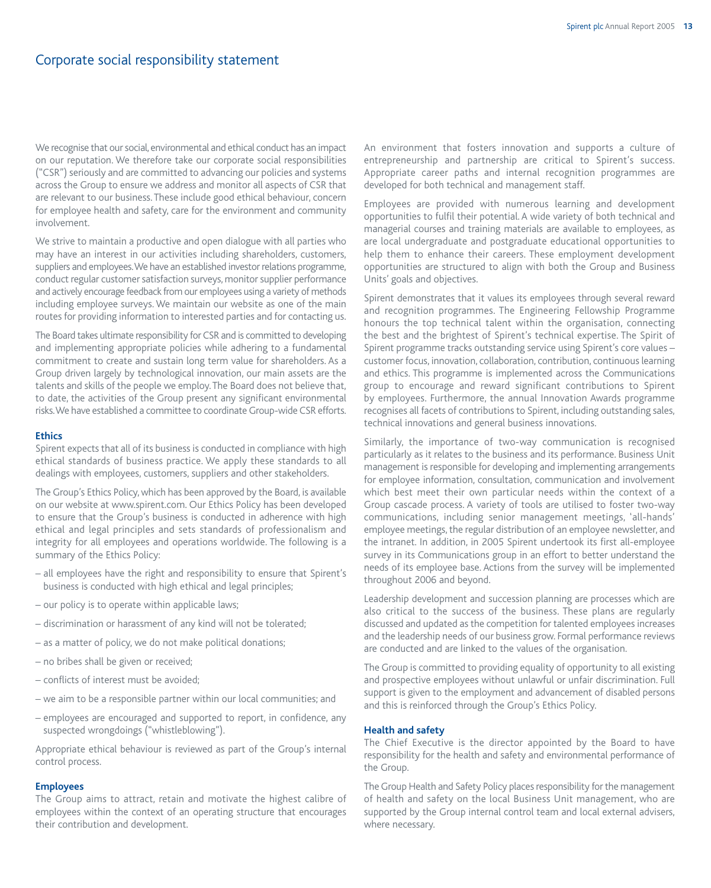# Corporate social responsibility statement

We recognise that our social, environmental and ethical conduct has an impact on our reputation. We therefore take our corporate social responsibilities ("CSR") seriously and are committed to advancing our policies and systems across the Group to ensure we address and monitor all aspects of CSR that are relevant to our business. These include good ethical behaviour, concern for employee health and safety, care for the environment and community involvement.

We strive to maintain a productive and open dialogue with all parties who may have an interest in our activities including shareholders, customers, suppliers and employees. We have an established investor relations programme, conduct regular customer satisfaction surveys, monitor supplier performance and actively encourage feedback from our employees using a variety of methods including employee surveys. We maintain our website as one of the main routes for providing information to interested parties and for contacting us.

The Board takes ultimate responsibility for CSR and is committed to developing and implementing appropriate policies while adhering to a fundamental commitment to create and sustain long term value for shareholders. As a Group driven largely by technological innovation, our main assets are the talents and skills of the people we employ. The Board does not believe that, to date, the activities of the Group present any significant environmental risks. We have established a committee to coordinate Group-wide CSR efforts.

## Ethics

Spirent expects that all of its business is conducted in compliance with high ethical standards of business practice. We apply these standards to all dealings with employees, customers, suppliers and other stakeholders.

The Group's Ethics Policy, which has been approved by the Board, is available on our website at www.spirent.com. Our Ethics Policy has been developed to ensure that the Group's business is conducted in adherence with high ethical and legal principles and sets standards of professionalism and integrity for all employees and operations worldwide. The following is a summary of the Ethics Policy:

- all employees have the right and responsibility to ensure that Spirent's business is conducted with high ethical and legal principles;
- our policy is to operate within applicable laws;
- discrimination or harassment of any kind will not be tolerated;
- as a matter of policy, we do not make political donations;
- no bribes shall be given or received;
- conflicts of interest must be avoided;
- we aim to be a responsible partner within our local communities; and
- employees are encouraged and supported to report, in confidence, any suspected wrongdoings ("whistleblowing").

Appropriate ethical behaviour is reviewed as part of the Group's internal control process.

## Employees

The Group aims to attract, retain and motivate the highest calibre of employees within the context of an operating structure that encourages their contribution and development.

An environment that fosters innovation and supports a culture of entrepreneurship and partnership are critical to Spirent's success. Appropriate career paths and internal recognition programmes are developed for both technical and management staff.

Employees are provided with numerous learning and development opportunities to fulfil their potential. A wide variety of both technical and managerial courses and training materials are available to employees, as are local undergraduate and postgraduate educational opportunities to help them to enhance their careers. These employment development opportunities are structured to align with both the Group and Business Units' goals and objectives.

Spirent demonstrates that it values its employees through several reward and recognition programmes. The Engineering Fellowship Programme honours the top technical talent within the organisation, connecting the best and the brightest of Spirent's technical expertise. The Spirit of Spirent programme tracks outstanding service using Spirent's core values – customer focus, innovation, collaboration, contribution, continuous learning and ethics. This programme is implemented across the Communications group to encourage and reward significant contributions to Spirent by employees. Furthermore, the annual Innovation Awards programme recognises all facets of contributions to Spirent, including outstanding sales, technical innovations and general business innovations.

Similarly, the importance of two-way communication is recognised particularly as it relates to the business and its performance. Business Unit management is responsible for developing and implementing arrangements for employee information, consultation, communication and involvement which best meet their own particular needs within the context of a Group cascade process. A variety of tools are utilised to foster two-way communications, including senior management meetings, 'all-hands' employee meetings, the regular distribution of an employee newsletter, and the intranet. In addition, in 2005 Spirent undertook its first all-employee survey in its Communications group in an effort to better understand the needs of its employee base. Actions from the survey will be implemented throughout 2006 and beyond.

Leadership development and succession planning are processes which are also critical to the success of the business. These plans are regularly discussed and updated as the competition for talented employees increases and the leadership needs of our business grow. Formal performance reviews are conducted and are linked to the values of the organisation.

The Group is committed to providing equality of opportunity to all existing and prospective employees without unlawful or unfair discrimination. Full support is given to the employment and advancement of disabled persons and this is reinforced through the Group's Ethics Policy.

## Health and safety

The Chief Executive is the director appointed by the Board to have responsibility for the health and safety and environmental performance of the Group.

The Group Health and Safety Policy places responsibility for the management of health and safety on the local Business Unit management, who are supported by the Group internal control team and local external advisers, where necessary.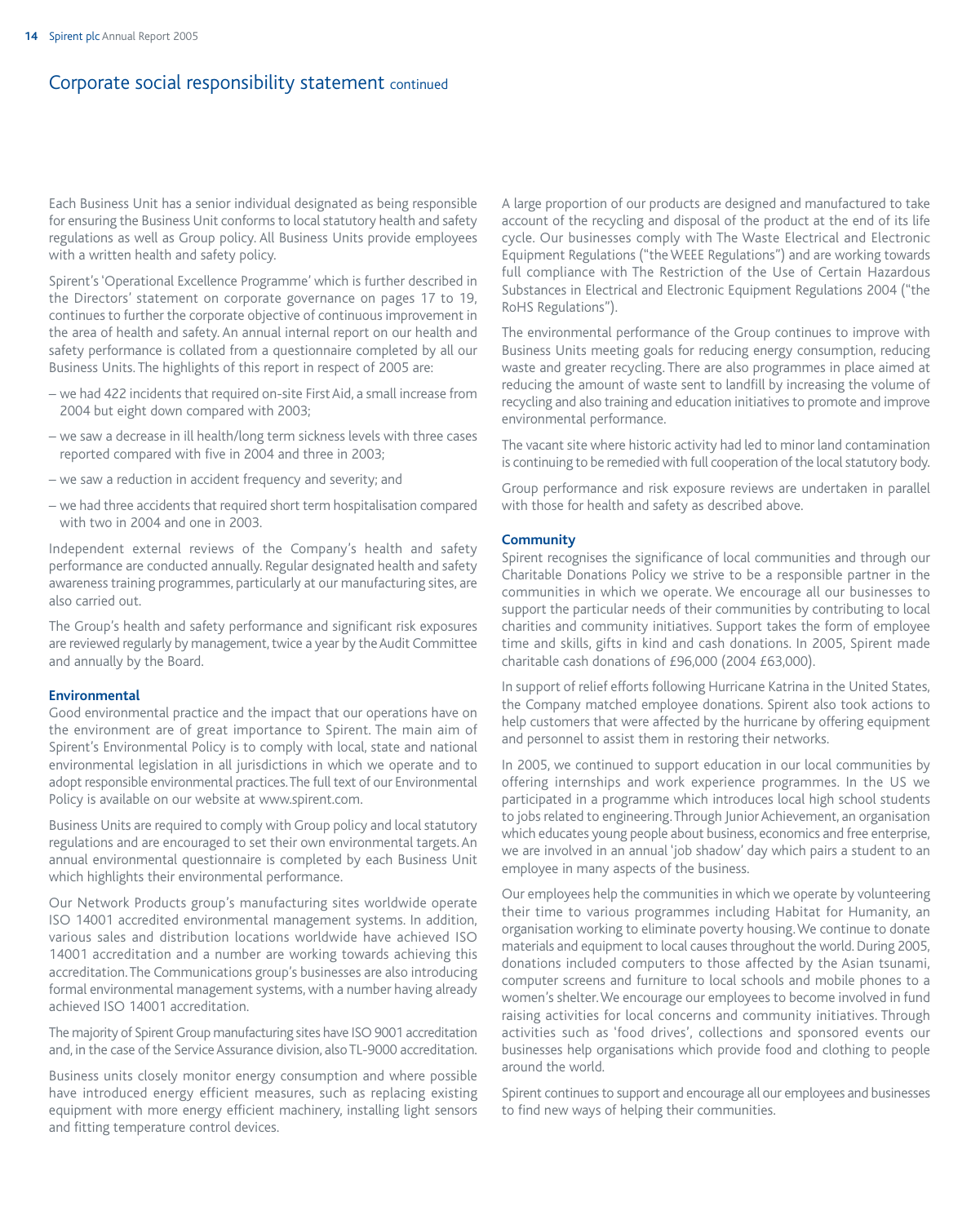# Corporate social responsibility statement continued

Each Business Unit has a senior individual designated as being responsible for ensuring the Business Unit conforms to local statutory health and safety regulations as well as Group policy. All Business Units provide employees with a written health and safety policy.

Spirent's 'Operational Excellence Programme' which is further described in the Directors' statement on corporate governance on pages 17 to 19, continues to further the corporate objective of continuous improvement in the area of health and safety. An annual internal report on our health and safety performance is collated from a questionnaire completed by all our Business Units. The highlights of this report in respect of 2005 are:

- we had 422 incidents that required on-site First Aid, a small increase from 2004 but eight down compared with 2003;
- we saw a decrease in ill health/long term sickness levels with three cases reported compared with five in 2004 and three in 2003;
- we saw a reduction in accident frequency and severity; and
- we had three accidents that required short term hospitalisation compared with two in 2004 and one in 2003.

Independent external reviews of the Company's health and safety performance are conducted annually. Regular designated health and safety awareness training programmes, particularly at our manufacturing sites, are also carried out.

The Group's health and safety performance and significant risk exposures are reviewed regularly by management, twice a year by the Audit Committee and annually by the Board.

**Environmental**

Good environmental practice and the impact that our operations have on the environment are of great importance to Spirent. The main aim of Spirent's Environmental Policy is to comply with local, state and national environmental legislation in all jurisdictions in which we operate and to adopt responsible environmental practices. The full text of our Environmental Policy is available on our website at www.spirent.com.

Business Units are required to comply with Group policy and local statutory regulations and are encouraged to set their own environmental targets. An annual environmental questionnaire is completed by each Business Unit which highlights their environmental performance.

Our Network Products group's manufacturing sites worldwide operate ISO 14001 accredited environmental management systems. In addition, various sales and distribution locations worldwide have achieved ISO 14001 accreditation and a number are working towards achieving this accreditation. The Communications group's businesses are also introducing formal environmental management systems, with a number having already achieved ISO 14001 accreditation.

The majority of Spirent Group manufacturing sites have ISO 9001 accreditation and, in the case of the Service Assurance division, also TL-9000 accreditation.

Business units closely monitor energy consumption and where possible have introduced energy efficient measures, such as replacing existing equipment with more energy efficient machinery, installing light sensors and fitting temperature control devices.

A large proportion of our products are designed and manufactured to take account of the recycling and disposal of the product at the end of its life cycle. Our businesses comply with The Waste Electrical and Electronic Equipment Regulations ("the WEEE Regulations") and are working towards full compliance with The Restriction of the Use of Certain Hazardous Substances in Electrical and Electronic Equipment Regulations 2004 ("the RoHS Regulations").

The environmental performance of the Group continues to improve with Business Units meeting goals for reducing energy consumption, reducing waste and greater recycling. There are also programmes in place aimed at reducing the amount of waste sent to landfill by increasing the volume of recycling and also training and education initiatives to promote and improve environmental performance.

The vacant site where historic activity had led to minor land contamination is continuing to be remedied with full cooperation of the local statutory body.

Group performance and risk exposure reviews are undertaken in parallel with those for health and safety as described above.

**Community**

Spirent recognises the significance of local communities and through our Charitable Donations Policy we strive to be a responsible partner in the communities in which we operate. We encourage all our businesses to support the particular needs of their communities by contributing to local charities and community initiatives. Support takes the form of employee time and skills, gifts in kind and cash donations. In 2005, Spirent made charitable cash donations of £96,000 (2004 £63,000).

In support of relief efforts following Hurricane Katrina in the United States, the Company matched employee donations. Spirent also took actions to help customers that were affected by the hurricane by offering equipment and personnel to assist them in restoring their networks.

In 2005, we continued to support education in our local communities by offering internships and work experience programmes. In the US we participated in a programme which introduces local high school students to jobs related to engineering. Through Junior Achievement, an organisation which educates young people about business, economics and free enterprise, we are involved in an annual 'job shadow' day which pairs a student to an employee in many aspects of the business.

Our employees help the communities in which we operate by volunteering their time to various programmes including Habitat for Humanity, an organisation working to eliminate poverty housing. We continue to donate materials and equipment to local causes throughout the world. During 2005, donations included computers to those affected by the Asian tsunami, computer screens and furniture to local schools and mobile phones to a women's shelter. We encourage our employees to become involved in fund raising activities for local concerns and community initiatives. Through activities such as 'food drives', collections and sponsored events our businesses help organisations which provide food and clothing to people around the world.

Spirent continues to support and encourage all our employees and businesses to find new ways of helping their communities.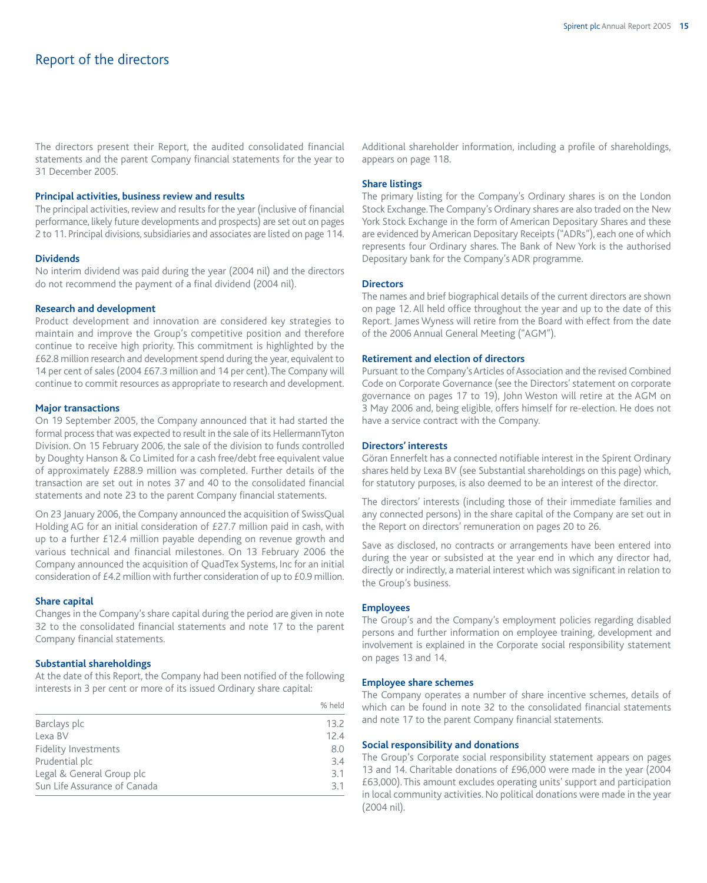# Report of the directors

The directors present their Report, the audited consolidated financial statements and the parent Company financial statements for the year to 31 December 2005.

### Principal activities, business review and results

The principal activities, review and results for the year (inclusive of financial performance, likely future developments and prospects) are set out on pages 2 to 11. Principal divisions, subsidiaries and associates are listed on page 114.

### Dividends

No interim dividend was paid during the year (2004 nil) and the directors do not recommend the payment of a final dividend (2004 nil).

### Research and development

Product development and innovation are considered key strategies to maintain and improve the Group's competitive position and therefore continue to receive high priority. This commitment is highlighted by the £62.8 million research and development spend during the year, equivalent to 14 per cent of sales (2004 £67.3 million and 14 per cent). The Company will continue to commit resources as appropriate to research and development.

### Major transactions

On 19 September 2005, the Company announced that it had started the formal process that was expected to result in the sale of its HellermannTyton Division. On 15 February 2006, the sale of the division to funds controlled by Doughty Hanson & Co Limited for a cash free/debt free equivalent value of approximately £288.9 million was completed. Further details of the transaction are set out in notes 37 and 40 to the consolidated financial statements and note 23 to the parent Company financial statements.

On 23 January 2006, the Company announced the acquisition of SwissQual Holding AG for an initial consideration of £27.7 million paid in cash, with up to a further £12.4 million payable depending on revenue growth and various technical and financial milestones. On 13 February 2006 the Company announced the acquisition of QuadTex Systems, Inc for an initial consideration of £4.2 million with further consideration of up to £0.9 million.

### Share capital

Changes in the Company's share capital during the period are given in note 32 to the consolidated financial statements and note 17 to the parent Company financial statements.

### Substantial shareholdings

At the date of this Report, the Company had been notified of the following interests in 3 per cent or more of its issued Ordinary share capital:

| | % held |
|---|---|
| Barclays plc | 13.2 |
| Lexa BV | 12.4 |
| Fidelity Investments | 8.0 |
| Prudential plc | 3.4 |
| Legal & General Group plc | 3.1 |
| Sun Life Assurance of Canada | 3.1 |

Additional shareholder information, including a profile of shareholdings, appears on page 118.

### Share listings

The primary listing for the Company's Ordinary shares is on the London Stock Exchange. The Company's Ordinary shares are also traded on the New York Stock Exchange in the form of American Depositary Shares and these are evidenced by American Depositary Receipts ("ADRs"), each one of which represents four Ordinary shares. The Bank of New York is the authorised Depositary bank for the Company's ADR programme.

### Directors

The names and brief biographical details of the current directors are shown on page 12. All held office throughout the year and up to the date of this Report. James Wyness will retire from the Board with effect from the date of the 2006 Annual General Meeting ("AGM").

### Retirement and election of directors

Pursuant to the Company's Articles of Association and the revised Combined Code on Corporate Governance (see the Directors' statement on corporate governance on pages 17 to 19), John Weston will retire at the AGM on 3 May 2006 and, being eligible, offers himself for re-election. He does not have a service contract with the Company.

### Directors' interests

Göran Ennerfelt has a connected notifiable interest in the Spirent Ordinary shares held by Lexa BV (see Substantial shareholdings on this page) which, for statutory purposes, is also deemed to be an interest of the director.

The directors' interests (including those of their immediate families and any connected persons) in the share capital of the Company are set out in the Report on directors' remuneration on pages 20 to 26.

Save as disclosed, no contracts or arrangements have been entered into during the year or subsisted at the year end in which any director had, directly or indirectly, a material interest which was significant in relation to the Group's business.

### Employees

The Group's and the Company's employment policies regarding disabled persons and further information on employee training, development and involvement is explained in the Corporate social responsibility statement on pages 13 and 14.

### Employee share schemes

The Company operates a number of share incentive schemes, details of which can be found in note 32 to the consolidated financial statements and note 17 to the parent Company financial statements.

### Social responsibility and donations

The Group's Corporate social responsibility statement appears on pages 13 and 14. Charitable donations of £96,000 were made in the year (2004 £63,000). This amount excludes operating units' support and participation in local community activities. No political donations were made in the year (2004 nil).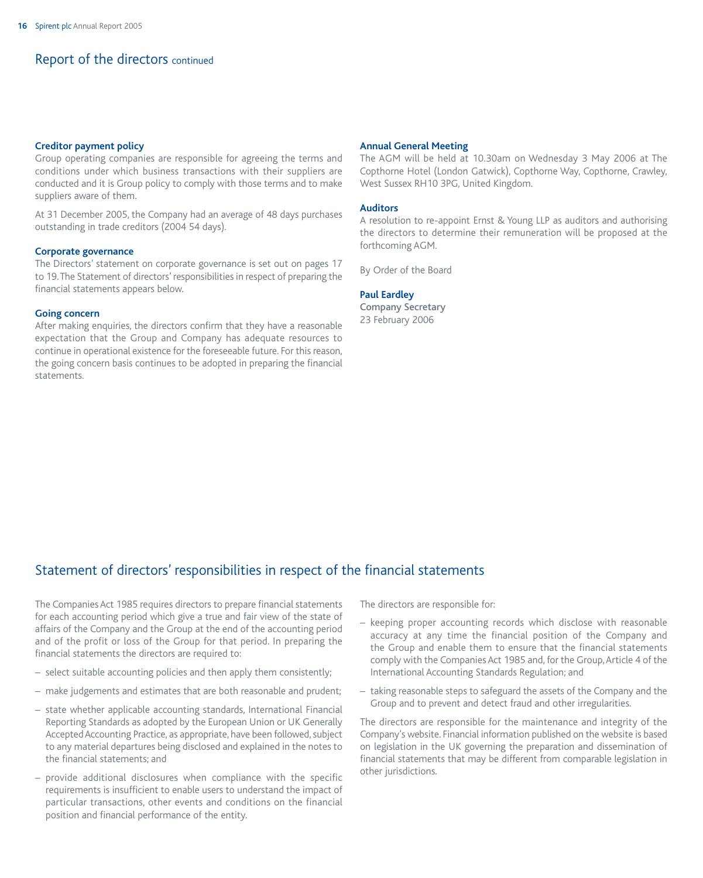## Report of the directors continued

### Creditor payment policy

Group operating companies are responsible for agreeing the terms and conditions under which business transactions with their suppliers are conducted and it is Group policy to comply with those terms and to make suppliers aware of them.

At 31 December 2005, the Company had an average of 48 days purchases outstanding in trade creditors (2004 54 days).

### Corporate governance

The Directors' statement on corporate governance is set out on pages 17 to 19. The Statement of directors' responsibilities in respect of preparing the financial statements appears below.

### Going concern

After making enquiries, the directors confirm that they have a reasonable expectation that the Group and Company has adequate resources to continue in operational existence for the foreseeable future. For this reason, the going concern basis continues to be adopted in preparing the financial statements.

### Annual General Meeting

The AGM will be held at 10.30am on Wednesday 3 May 2006 at The Copthorne Hotel (London Gatwick), Copthorne Way, Copthorne, Crawley, West Sussex RH10 3PG, United Kingdom.

### Auditors

A resolution to re-appoint Ernst & Young LLP as auditors and authorising the directors to determine their remuneration will be proposed at the forthcoming AGM.

By Order of the Board

**Paul Eardley**
**Company Secretary**
23 February 2006

## Statement of directors' responsibilities in respect of the financial statements

The Companies Act 1985 requires directors to prepare financial statements for each accounting period which give a true and fair view of the state of affairs of the Company and the Group at the end of the accounting period and of the profit or loss of the Group for that period. In preparing the financial statements the directors are required to:

– select suitable accounting policies and then apply them consistently;

– make judgements and estimates that are both reasonable and prudent;

– state whether applicable accounting standards, International Financial Reporting Standards as adopted by the European Union or UK Generally Accepted Accounting Practice, as appropriate, have been followed, subject to any material departures being disclosed and explained in the notes to the financial statements; and

– provide additional disclosures when compliance with the specific requirements is insufficient to enable users to understand the impact of particular transactions, other events and conditions on the financial position and financial performance of the entity.

The directors are responsible for:

– keeping proper accounting records which disclose with reasonable accuracy at any time the financial position of the Company and the Group and enable them to ensure that the financial statements comply with the Companies Act 1985 and, for the Group, Article 4 of the International Accounting Standards Regulation; and

– taking reasonable steps to safeguard the assets of the Company and the Group and to prevent and detect fraud and other irregularities.

The directors are responsible for the maintenance and integrity of the Company's website. Financial information published on the website is based on legislation in the UK governing the preparation and dissemination of financial statements that may be different from comparable legislation in other jurisdictions.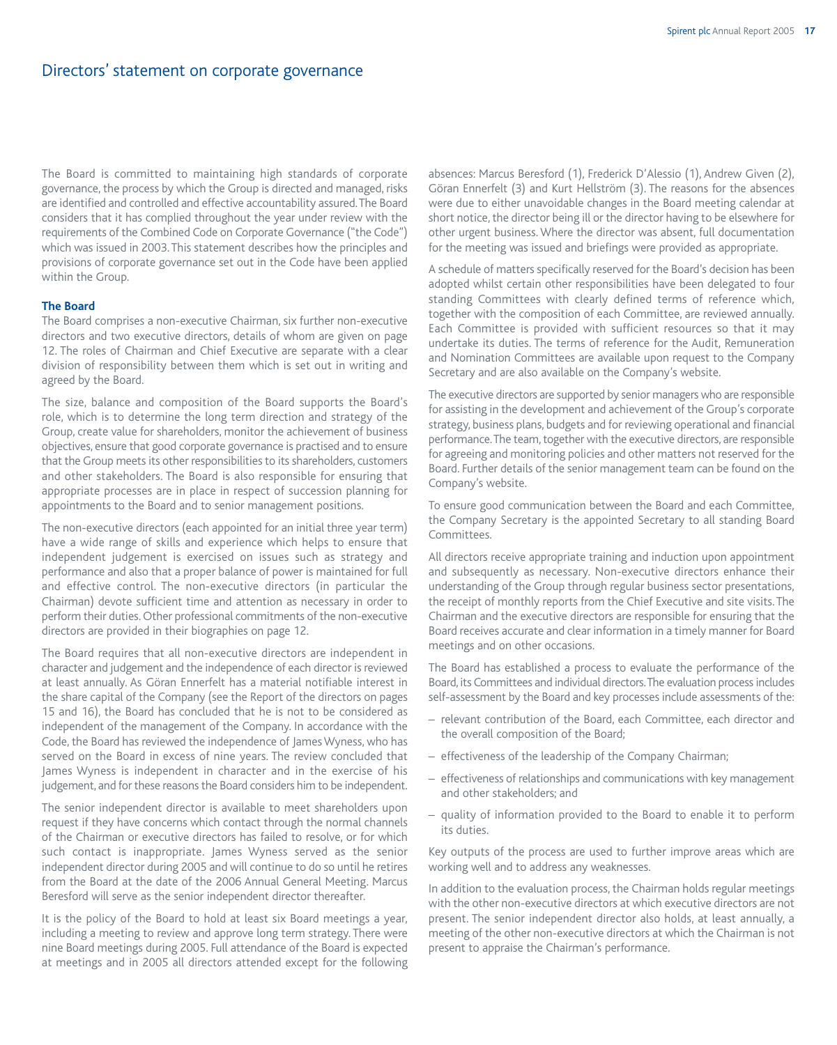# Directors' statement on corporate governance

The Board is committed to maintaining high standards of corporate governance, the process by which the Group is directed and managed, risks are identified and controlled and effective accountability assured. The Board considers that it has complied throughout the year under review with the requirements of the Combined Code on Corporate Governance ("the Code") which was issued in 2003. This statement describes how the principles and provisions of corporate governance set out in the Code have been applied within the Group.

### The Board

The Board comprises a non-executive Chairman, six further non-executive directors and two executive directors, details of whom are given on page 12. The roles of Chairman and Chief Executive are separate with a clear division of responsibility between them which is set out in writing and agreed by the Board.

The size, balance and composition of the Board supports the Board's role, which is to determine the long term direction and strategy of the Group, create value for shareholders, monitor the achievement of business objectives, ensure that good corporate governance is practised and to ensure that the Group meets its other responsibilities to its shareholders, customers and other stakeholders. The Board is also responsible for ensuring that appropriate processes are in place in respect of succession planning for appointments to the Board and to senior management positions.

The non-executive directors (each appointed for an initial three year term) have a wide range of skills and experience which helps to ensure that independent judgement is exercised on issues such as strategy and performance and also that a proper balance of power is maintained for full and effective control. The non-executive directors (in particular the Chairman) devote sufficient time and attention as necessary in order to perform their duties. Other professional commitments of the non-executive directors are provided in their biographies on page 12.

The Board requires that all non-executive directors are independent in character and judgement and the independence of each director is reviewed at least annually. As Göran Ennerfelt has a material notifiable interest in the share capital of the Company (see the Report of the directors on pages 15 and 16), the Board has concluded that he is not to be considered as independent of the management of the Company. In accordance with the Code, the Board has reviewed the independence of James Wyness, who has served on the Board in excess of nine years. The review concluded that James Wyness is independent in character and in the exercise of his judgement, and for these reasons the Board considers him to be independent.

The senior independent director is available to meet shareholders upon request if they have concerns which contact through the normal channels of the Chairman or executive directors has failed to resolve, or for which such contact is inappropriate. James Wyness served as the senior independent director during 2005 and will continue to do so until he retires from the Board at the date of the 2006 Annual General Meeting. Marcus Beresford will serve as the senior independent director thereafter.

It is the policy of the Board to hold at least six Board meetings a year, including a meeting to review and approve long term strategy. There were nine Board meetings during 2005. Full attendance of the Board is expected at meetings and in 2005 all directors attended except for the following absences: Marcus Beresford (1), Frederick D'Alessio (1), Andrew Given (2), Göran Ennerfelt (3) and Kurt Hellström (3). The reasons for the absences were due to either unavoidable changes in the Board meeting calendar at short notice, the director being ill or the director having to be elsewhere for other urgent business. Where the director was absent, full documentation for the meeting was issued and briefings were provided as appropriate.

A schedule of matters specifically reserved for the Board's decision has been adopted whilst certain other responsibilities have been delegated to four standing Committees with clearly defined terms of reference which, together with the composition of each Committee, are reviewed annually. Each Committee is provided with sufficient resources so that it may undertake its duties. The terms of reference for the Audit, Remuneration and Nomination Committees are available upon request to the Company Secretary and are also available on the Company's website.

The executive directors are supported by senior managers who are responsible for assisting in the development and achievement of the Group's corporate strategy, business plans, budgets and for reviewing operational and financial performance. The team, together with the executive directors, are responsible for agreeing and monitoring policies and other matters not reserved for the Board. Further details of the senior management team can be found on the Company's website.

To ensure good communication between the Board and each Committee, the Company Secretary is the appointed Secretary to all standing Board Committees.

All directors receive appropriate training and induction upon appointment and subsequently as necessary. Non-executive directors enhance their understanding of the Group through regular business sector presentations, the receipt of monthly reports from the Chief Executive and site visits. The Chairman and the executive directors are responsible for ensuring that the Board receives accurate and clear information in a timely manner for Board meetings and on other occasions.

The Board has established a process to evaluate the performance of the Board, its Committees and individual directors. The evaluation process includes self-assessment by the Board and key processes include assessments of the:

- relevant contribution of the Board, each Committee, each director and the overall composition of the Board;
- effectiveness of the leadership of the Company Chairman;
- effectiveness of relationships and communications with key management and other stakeholders; and
- quality of information provided to the Board to enable it to perform its duties.

Key outputs of the process are used to further improve areas which are working well and to address any weaknesses.

In addition to the evaluation process, the Chairman holds regular meetings with the other non-executive directors at which executive directors are not present. The senior independent director also holds, at least annually, a meeting of the other non-executive directors at which the Chairman is not present to appraise the Chairman's performance.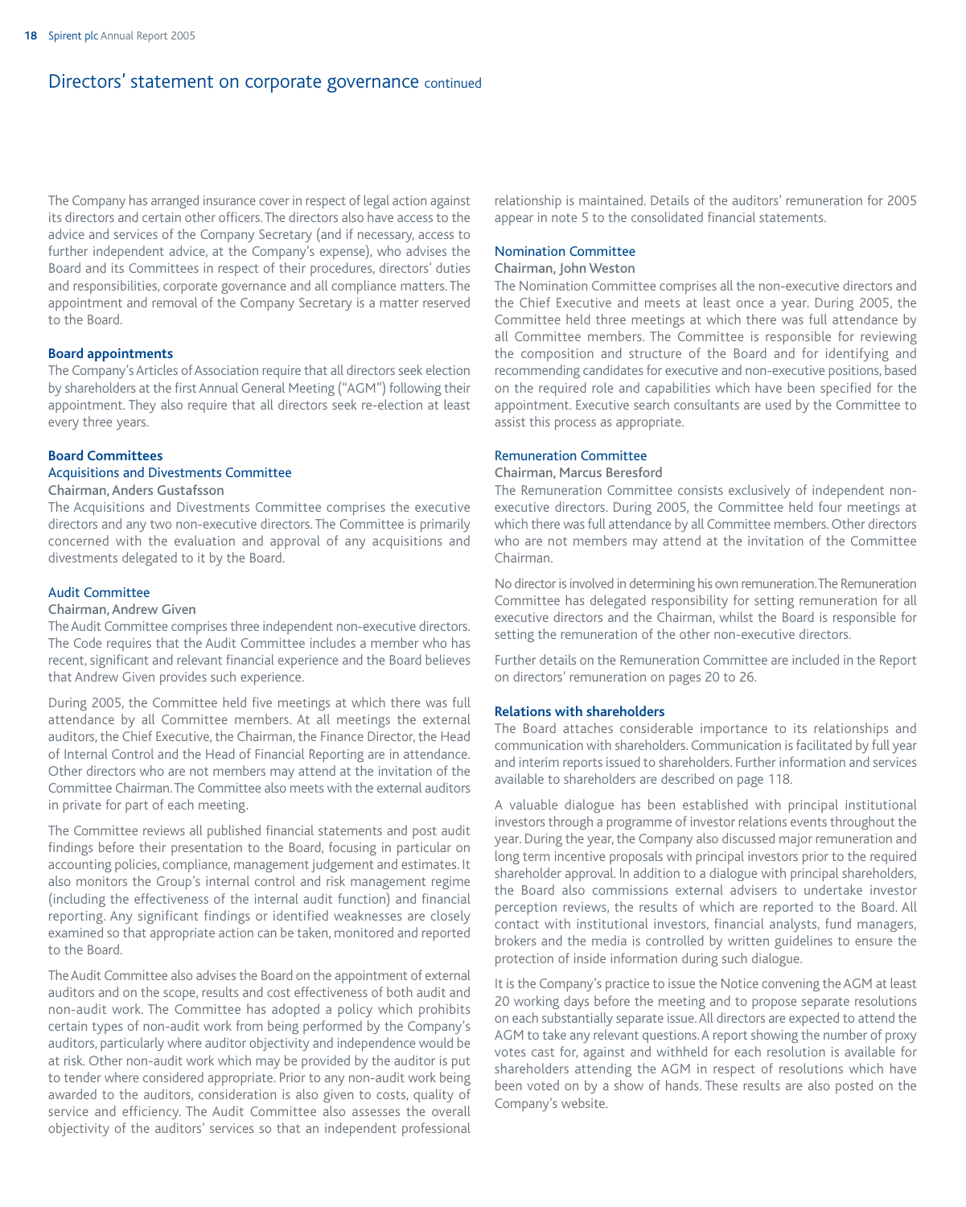## Directors' statement on corporate governance continued

The Company has arranged insurance cover in respect of legal action against its directors and certain other officers. The directors also have access to the advice and services of the Company Secretary (and if necessary, access to further independent advice, at the Company's expense), who advises the Board and its Committees in respect of their procedures, directors' duties and responsibilities, corporate governance and all compliance matters. The appointment and removal of the Company Secretary is a matter reserved to the Board.

### Board appointments

The Company's Articles of Association require that all directors seek election by shareholders at the first Annual General Meeting ("AGM") following their appointment. They also require that all directors seek re-election at least every three years.

### Board Committees

#### Acquisitions and Divestments Committee

**Chairman, Anders Gustafsson**

The Acquisitions and Divestments Committee comprises the executive directors and any two non-executive directors. The Committee is primarily concerned with the evaluation and approval of any acquisitions and divestments delegated to it by the Board.

#### Audit Committee

**Chairman, Andrew Given**

The Audit Committee comprises three independent non-executive directors. The Code requires that the Audit Committee includes a member who has recent, significant and relevant financial experience and the Board believes that Andrew Given provides such experience.

During 2005, the Committee held five meetings at which there was full attendance by all Committee members. At all meetings the external auditors, the Chief Executive, the Chairman, the Finance Director, the Head of Internal Control and the Head of Financial Reporting are in attendance. Other directors who are not members may attend at the invitation of the Committee Chairman. The Committee also meets with the external auditors in private for part of each meeting.

The Committee reviews all published financial statements and post audit findings before their presentation to the Board, focusing in particular on accounting policies, compliance, management judgement and estimates. It also monitors the Group's internal control and risk management regime (including the effectiveness of the internal audit function) and financial reporting. Any significant findings or identified weaknesses are closely examined so that appropriate action can be taken, monitored and reported to the Board.

The Audit Committee also advises the Board on the appointment of external auditors and on the scope, results and cost effectiveness of both audit and non-audit work. The Committee has adopted a policy which prohibits certain types of non-audit work from being performed by the Company's auditors, particularly where auditor objectivity and independence would be at risk. Other non-audit work which may be provided by the auditor is put to tender where considered appropriate. Prior to any non-audit work being awarded to the auditors, consideration is also given to costs, quality of service and efficiency. The Audit Committee also assesses the overall objectivity of the auditors' services so that an independent professional relationship is maintained. Details of the auditors' remuneration for 2005 appear in note 5 to the consolidated financial statements.

#### Nomination Committee

**Chairman, John Weston**

The Nomination Committee comprises all the non-executive directors and the Chief Executive and meets at least once a year. During 2005, the Committee held three meetings at which there was full attendance by all Committee members. The Committee is responsible for reviewing the composition and structure of the Board and for identifying and recommending candidates for executive and non-executive positions, based on the required role and capabilities which have been specified for the appointment. Executive search consultants are used by the Committee to assist this process as appropriate.

#### Remuneration Committee

**Chairman, Marcus Beresford**

The Remuneration Committee consists exclusively of independent non-executive directors. During 2005, the Committee held four meetings at which there was full attendance by all Committee members. Other directors who are not members may attend at the invitation of the Committee Chairman.

No director is involved in determining his own remuneration. The Remuneration Committee has delegated responsibility for setting remuneration for all executive directors and the Chairman, whilst the Board is responsible for setting the remuneration of the other non-executive directors.

Further details on the Remuneration Committee are included in the Report on directors' remuneration on pages 20 to 26.

### Relations with shareholders

The Board attaches considerable importance to its relationships and communication with shareholders. Communication is facilitated by full year and interim reports issued to shareholders. Further information and services available to shareholders are described on page 118.

A valuable dialogue has been established with principal institutional investors through a programme of investor relations events throughout the year. During the year, the Company also discussed major remuneration and long term incentive proposals with principal investors prior to the required shareholder approval. In addition to a dialogue with principal shareholders, the Board also commissions external advisers to undertake investor perception reviews, the results of which are reported to the Board. All contact with institutional investors, financial analysts, fund managers, brokers and the media is controlled by written guidelines to ensure the protection of inside information during such dialogue.

It is the Company's practice to issue the Notice convening the AGM at least 20 working days before the meeting and to propose separate resolutions on each substantially separate issue. All directors are expected to attend the AGM to take any relevant questions. A report showing the number of proxy votes cast for, against and withheld for each resolution is available for shareholders attending the AGM in respect of resolutions which have been voted on by a show of hands. These results are also posted on the Company's website.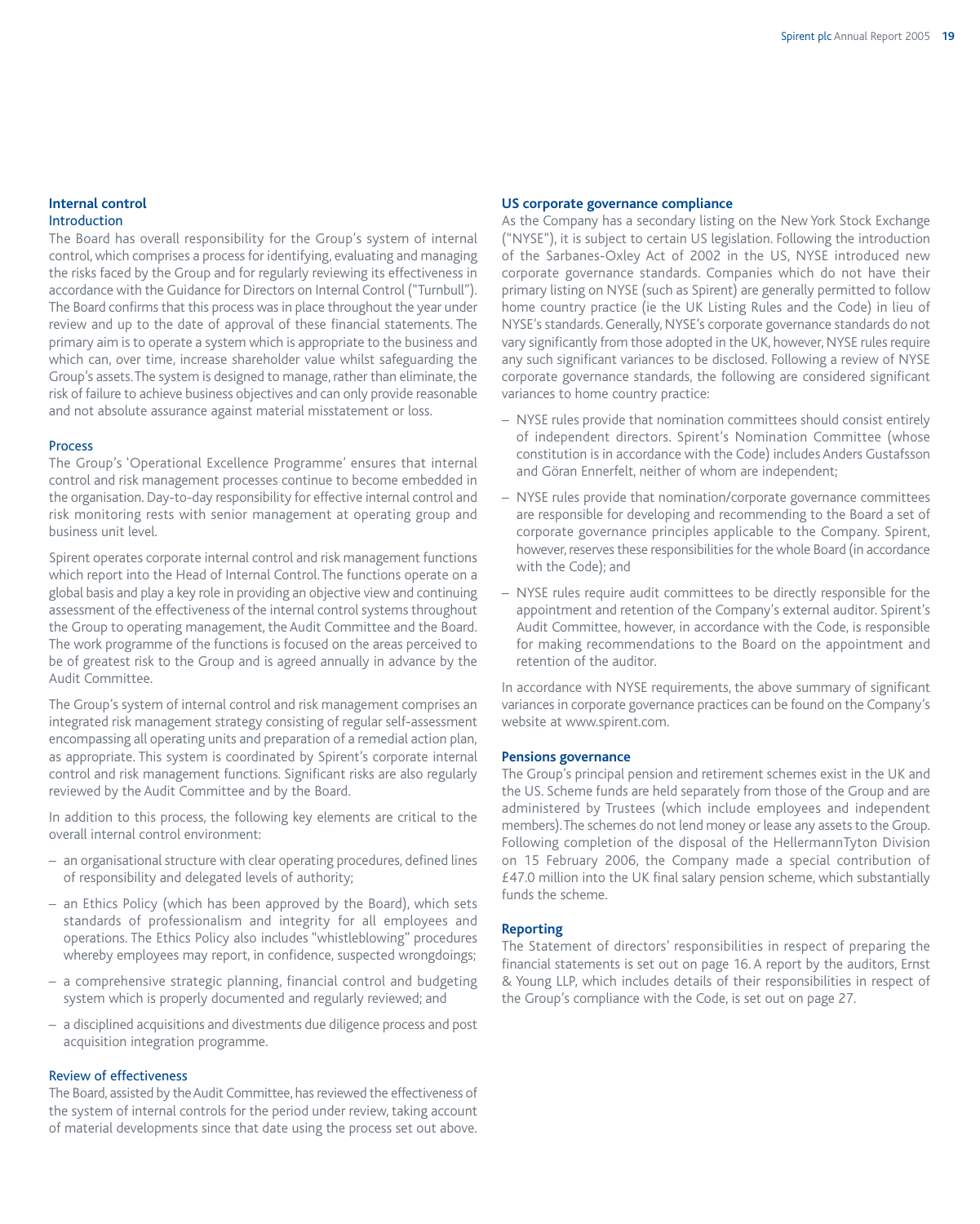## Internal control

### Introduction

The Board has overall responsibility for the Group's system of internal control, which comprises a process for identifying, evaluating and managing the risks faced by the Group and for regularly reviewing its effectiveness in accordance with the Guidance for Directors on Internal Control ("Turnbull"). The Board confirms that this process was in place throughout the year under review and up to the date of approval of these financial statements. The primary aim is to operate a system which is appropriate to the business and which can, over time, increase shareholder value whilst safeguarding the Group's assets. The system is designed to manage, rather than eliminate, the risk of failure to achieve business objectives and can only provide reasonable and not absolute assurance against material misstatement or loss.

### Process

The Group's 'Operational Excellence Programme' ensures that internal control and risk management processes continue to become embedded in the organisation. Day-to-day responsibility for effective internal control and risk monitoring rests with senior management at operating group and business unit level.

Spirent operates corporate internal control and risk management functions which report into the Head of Internal Control. The functions operate on a global basis and play a key role in providing an objective view and continuing assessment of the effectiveness of the internal control systems throughout the Group to operating management, the Audit Committee and the Board. The work programme of the functions is focused on the areas perceived to be of greatest risk to the Group and is agreed annually in advance by the Audit Committee.

The Group's system of internal control and risk management comprises an integrated risk management strategy consisting of regular self-assessment encompassing all operating units and preparation of a remedial action plan, as appropriate. This system is coordinated by Spirent's corporate internal control and risk management functions. Significant risks are also regularly reviewed by the Audit Committee and by the Board.

In addition to this process, the following key elements are critical to the overall internal control environment:

- an organisational structure with clear operating procedures, defined lines of responsibility and delegated levels of authority;
- an Ethics Policy (which has been approved by the Board), which sets standards of professionalism and integrity for all employees and operations. The Ethics Policy also includes "whistleblowing" procedures whereby employees may report, in confidence, suspected wrongdoings;
- a comprehensive strategic planning, financial control and budgeting system which is properly documented and regularly reviewed; and
- a disciplined acquisitions and divestments due diligence process and post acquisition integration programme.

### Review of effectiveness

The Board, assisted by the Audit Committee, has reviewed the effectiveness of the system of internal controls for the period under review, taking account of material developments since that date using the process set out above.

## US corporate governance compliance

As the Company has a secondary listing on the New York Stock Exchange ("NYSE"), it is subject to certain US legislation. Following the introduction of the Sarbanes-Oxley Act of 2002 in the US, NYSE introduced new corporate governance standards. Companies which do not have their primary listing on NYSE (such as Spirent) are generally permitted to follow home country practice (ie the UK Listing Rules and the Code) in lieu of NYSE's standards. Generally, NYSE's corporate governance standards do not vary significantly from those adopted in the UK, however, NYSE rules require any such significant variances to be disclosed. Following a review of NYSE corporate governance standards, the following are considered significant variances to home country practice:

- NYSE rules provide that nomination committees should consist entirely of independent directors. Spirent's Nomination Committee (whose constitution is in accordance with the Code) includes Anders Gustafsson and Göran Ennerfelt, neither of whom are independent;
- NYSE rules provide that nomination/corporate governance committees are responsible for developing and recommending to the Board a set of corporate governance principles applicable to the Company. Spirent, however, reserves these responsibilities for the whole Board (in accordance with the Code); and
- NYSE rules require audit committees to be directly responsible for the appointment and retention of the Company's external auditor. Spirent's Audit Committee, however, in accordance with the Code, is responsible for making recommendations to the Board on the appointment and retention of the auditor.

In accordance with NYSE requirements, the above summary of significant variances in corporate governance practices can be found on the Company's website at www.spirent.com.

## Pensions governance

The Group's principal pension and retirement schemes exist in the UK and the US. Scheme funds are held separately from those of the Group and are administered by Trustees (which include employees and independent members). The schemes do not lend money or lease any assets to the Group. Following completion of the disposal of the HellermannTyton Division on 15 February 2006, the Company made a special contribution of £47.0 million into the UK final salary pension scheme, which substantially funds the scheme.

## Reporting

The Statement of directors' responsibilities in respect of preparing the financial statements is set out on page 16. A report by the auditors, Ernst & Young LLP, which includes details of their responsibilities in respect of the Group's compliance with the Code, is set out on page 27.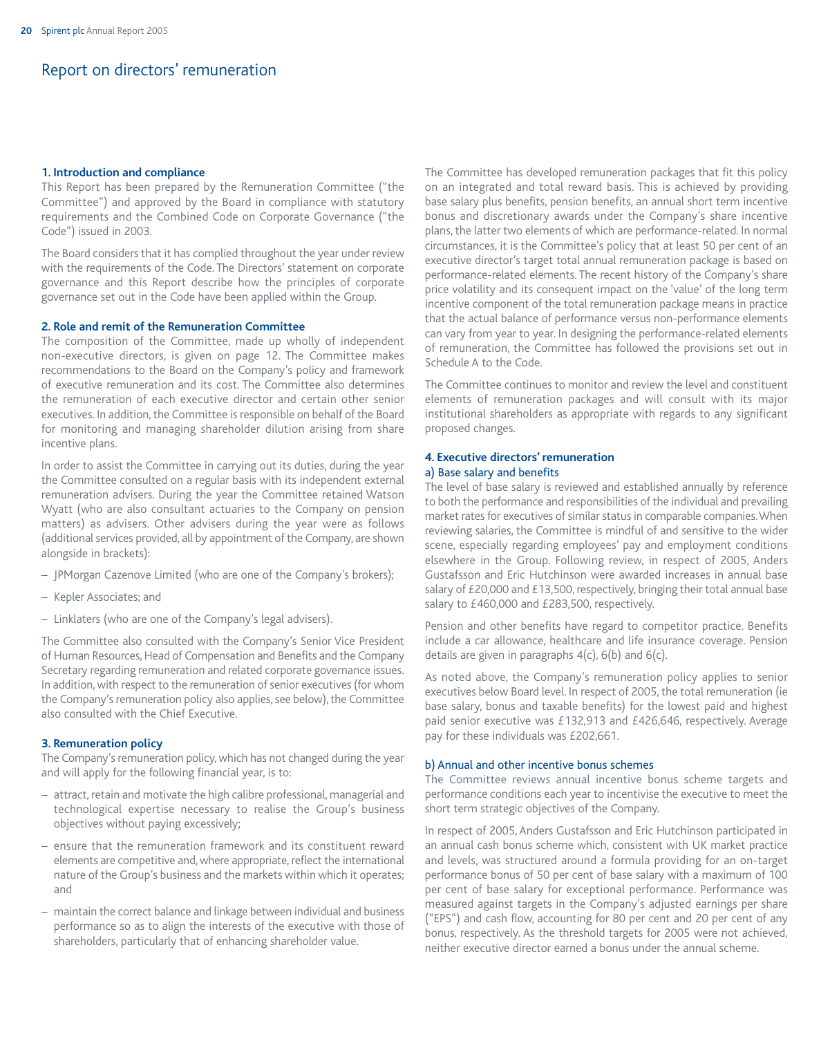# Report on directors' remuneration

### 1. Introduction and compliance

This Report has been prepared by the Remuneration Committee ("the Committee") and approved by the Board in compliance with statutory requirements and the Combined Code on Corporate Governance ("the Code") issued in 2003.

The Board considers that it has complied throughout the year under review with the requirements of the Code. The Directors' statement on corporate governance and this Report describe how the principles of corporate governance set out in the Code have been applied within the Group.

### 2. Role and remit of the Remuneration Committee

The composition of the Committee, made up wholly of independent non-executive directors, is given on page 12. The Committee makes recommendations to the Board on the Company's policy and framework of executive remuneration and its cost. The Committee also determines the remuneration of each executive director and certain other senior executives. In addition, the Committee is responsible on behalf of the Board for monitoring and managing shareholder dilution arising from share incentive plans.

In order to assist the Committee in carrying out its duties, during the year the Committee consulted on a regular basis with its independent external remuneration advisers. During the year the Committee retained Watson Wyatt (who are also consultant actuaries to the Company on pension matters) as advisers. Other advisers during the year were as follows (additional services provided, all by appointment of the Company, are shown alongside in brackets):

- JPMorgan Cazenove Limited (who are one of the Company's brokers);
- Kepler Associates; and
- Linklaters (who are one of the Company's legal advisers).

The Committee also consulted with the Company's Senior Vice President of Human Resources, Head of Compensation and Benefits and the Company Secretary regarding remuneration and related corporate governance issues. In addition, with respect to the remuneration of senior executives (for whom the Company's remuneration policy also applies, see below), the Committee also consulted with the Chief Executive.

### 3. Remuneration policy

The Company's remuneration policy, which has not changed during the year and will apply for the following financial year, is to:

- attract, retain and motivate the high calibre professional, managerial and technological expertise necessary to realise the Group's business objectives without paying excessively;
- ensure that the remuneration framework and its constituent reward elements are competitive and, where appropriate, reflect the international nature of the Group's business and the markets within which it operates; and
- maintain the correct balance and linkage between individual and business performance so as to align the interests of the executive with those of shareholders, particularly that of enhancing shareholder value.

The Committee has developed remuneration packages that fit this policy on an integrated and total reward basis. This is achieved by providing base salary plus benefits, pension benefits, an annual short term incentive bonus and discretionary awards under the Company's share incentive plans, the latter two elements of which are performance-related. In normal circumstances, it is the Committee's policy that at least 50 per cent of an executive director's target total annual remuneration package is based on performance-related elements. The recent history of the Company's share price volatility and its consequent impact on the 'value' of the long term incentive component of the total remuneration package means in practice that the actual balance of performance versus non-performance elements can vary from year to year. In designing the performance-related elements of remuneration, the Committee has followed the provisions set out in Schedule A to the Code.

The Committee continues to monitor and review the level and constituent elements of remuneration packages and will consult with its major institutional shareholders as appropriate with regards to any significant proposed changes.

### 4. Executive directors' remuneration

#### a) Base salary and benefits

The level of base salary is reviewed and established annually by reference to both the performance and responsibilities of the individual and prevailing market rates for executives of similar status in comparable companies. When reviewing salaries, the Committee is mindful of and sensitive to the wider scene, especially regarding employees' pay and employment conditions elsewhere in the Group. Following review, in respect of 2005, Anders Gustafsson and Eric Hutchinson were awarded increases in annual base salary of £20,000 and £13,500, respectively, bringing their total annual base salary to £460,000 and £283,500, respectively.

Pension and other benefits have regard to competitor practice. Benefits include a car allowance, healthcare and life insurance coverage. Pension details are given in paragraphs 4(c), 6(b) and 6(c).

As noted above, the Company's remuneration policy applies to senior executives below Board level. In respect of 2005, the total remuneration (ie base salary, bonus and taxable benefits) for the lowest paid and highest paid senior executive was £132,913 and £426,646, respectively. Average pay for these individuals was £202,661.

#### b) Annual and other incentive bonus schemes

The Committee reviews annual incentive bonus scheme targets and performance conditions each year to incentivise the executive to meet the short term strategic objectives of the Company.

In respect of 2005, Anders Gustafsson and Eric Hutchinson participated in an annual cash bonus scheme which, consistent with UK market practice and levels, was structured around a formula providing for an on-target performance bonus of 50 per cent of base salary with a maximum of 100 per cent of base salary for exceptional performance. Performance was measured against targets in the Company's adjusted earnings per share ("EPS") and cash flow, accounting for 80 per cent and 20 per cent of any bonus, respectively. As the threshold targets for 2005 were not achieved, neither executive director earned a bonus under the annual scheme.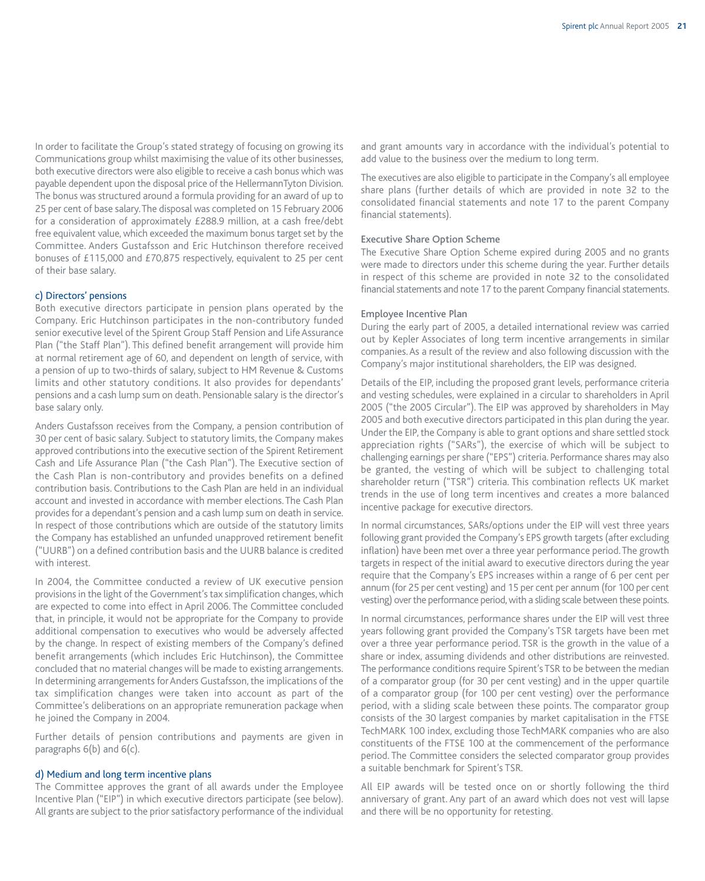In order to facilitate the Group's stated strategy of focusing on growing its Communications group whilst maximising the value of its other businesses, both executive directors were also eligible to receive a cash bonus which was payable dependent upon the disposal price of the HellermannTyton Division. The bonus was structured around a formula providing for an award of up to 25 per cent of base salary. The disposal was completed on 15 February 2006 for a consideration of approximately £288.9 million, at a cash free/debt free equivalent value, which exceeded the maximum bonus target set by the Committee. Anders Gustafsson and Eric Hutchinson therefore received bonuses of £115,000 and £70,875 respectively, equivalent to 25 per cent of their base salary.

### c) Directors' pensions

Both executive directors participate in pension plans operated by the Company. Eric Hutchinson participates in the non-contributory funded senior executive level of the Spirent Group Staff Pension and Life Assurance Plan ("the Staff Plan"). This defined benefit arrangement will provide him at normal retirement age of 60, and dependent on length of service, with a pension of up to two-thirds of salary, subject to HM Revenue & Customs limits and other statutory conditions. It also provides for dependants' pensions and a cash lump sum on death. Pensionable salary is the director's base salary only.

Anders Gustafsson receives from the Company, a pension contribution of 30 per cent of basic salary. Subject to statutory limits, the Company makes approved contributions into the executive section of the Spirent Retirement Cash and Life Assurance Plan ("the Cash Plan"). The Executive section of the Cash Plan is non-contributory and provides benefits on a defined contribution basis. Contributions to the Cash Plan are held in an individual account and invested in accordance with member elections. The Cash Plan provides for a dependant's pension and a cash lump sum on death in service. In respect of those contributions which are outside of the statutory limits the Company has established an unfunded unapproved retirement benefit ("UURB") on a defined contribution basis and the UURB balance is credited with interest.

In 2004, the Committee conducted a review of UK executive pension provisions in the light of the Government's tax simplification changes, which are expected to come into effect in April 2006. The Committee concluded that, in principle, it would not be appropriate for the Company to provide additional compensation to executives who would be adversely affected by the change. In respect of existing members of the Company's defined benefit arrangements (which includes Eric Hutchinson), the Committee concluded that no material changes will be made to existing arrangements. In determining arrangements for Anders Gustafsson, the implications of the tax simplification changes were taken into account as part of the Committee's deliberations on an appropriate remuneration package when he joined the Company in 2004.

Further details of pension contributions and payments are given in paragraphs 6(b) and 6(c).

### d) Medium and long term incentive plans

The Committee approves the grant of all awards under the Employee Incentive Plan ("EIP") in which executive directors participate (see below). All grants are subject to the prior satisfactory performance of the individual and grant amounts vary in accordance with the individual's potential to add value to the business over the medium to long term.

The executives are also eligible to participate in the Company's all employee share plans (further details of which are provided in note 32 to the consolidated financial statements and note 17 to the parent Company financial statements).

#### Executive Share Option Scheme

The Executive Share Option Scheme expired during 2005 and no grants were made to directors under this scheme during the year. Further details in respect of this scheme are provided in note 32 to the consolidated financial statements and note 17 to the parent Company financial statements.

#### Employee Incentive Plan

During the early part of 2005, a detailed international review was carried out by Kepler Associates of long term incentive arrangements in similar companies. As a result of the review and also following discussion with the Company's major institutional shareholders, the EIP was designed.

Details of the EIP, including the proposed grant levels, performance criteria and vesting schedules, were explained in a circular to shareholders in April 2005 ("the 2005 Circular"). The EIP was approved by shareholders in May 2005 and both executive directors participated in this plan during the year. Under the EIP, the Company is able to grant options and share settled stock appreciation rights ("SARs"), the exercise of which will be subject to challenging earnings per share ("EPS") criteria. Performance shares may also be granted, the vesting of which will be subject to challenging total shareholder return ("TSR") criteria. This combination reflects UK market trends in the use of long term incentives and creates a more balanced incentive package for executive directors.

In normal circumstances, SARs/options under the EIP will vest three years following grant provided the Company's EPS growth targets (after excluding inflation) have been met over a three year performance period. The growth targets in respect of the initial award to executive directors during the year require that the Company's EPS increases within a range of 6 per cent per annum (for 25 per cent vesting) and 15 per cent per annum (for 100 per cent vesting) over the performance period, with a sliding scale between these points.

In normal circumstances, performance shares under the EIP will vest three years following grant provided the Company's TSR targets have been met over a three year performance period. TSR is the growth in the value of a share or index, assuming dividends and other distributions are reinvested. The performance conditions require Spirent's TSR to be between the median of a comparator group (for 30 per cent vesting) and in the upper quartile of a comparator group (for 100 per cent vesting) over the performance period, with a sliding scale between these points. The comparator group consists of the 30 largest companies by market capitalisation in the FTSE TechMARK 100 index, excluding those TechMARK companies who are also constituents of the FTSE 100 at the commencement of the performance period. The Committee considers the selected comparator group provides a suitable benchmark for Spirent's TSR.

All EIP awards will be tested once on or shortly following the third anniversary of grant. Any part of an award which does not vest will lapse and there will be no opportunity for retesting.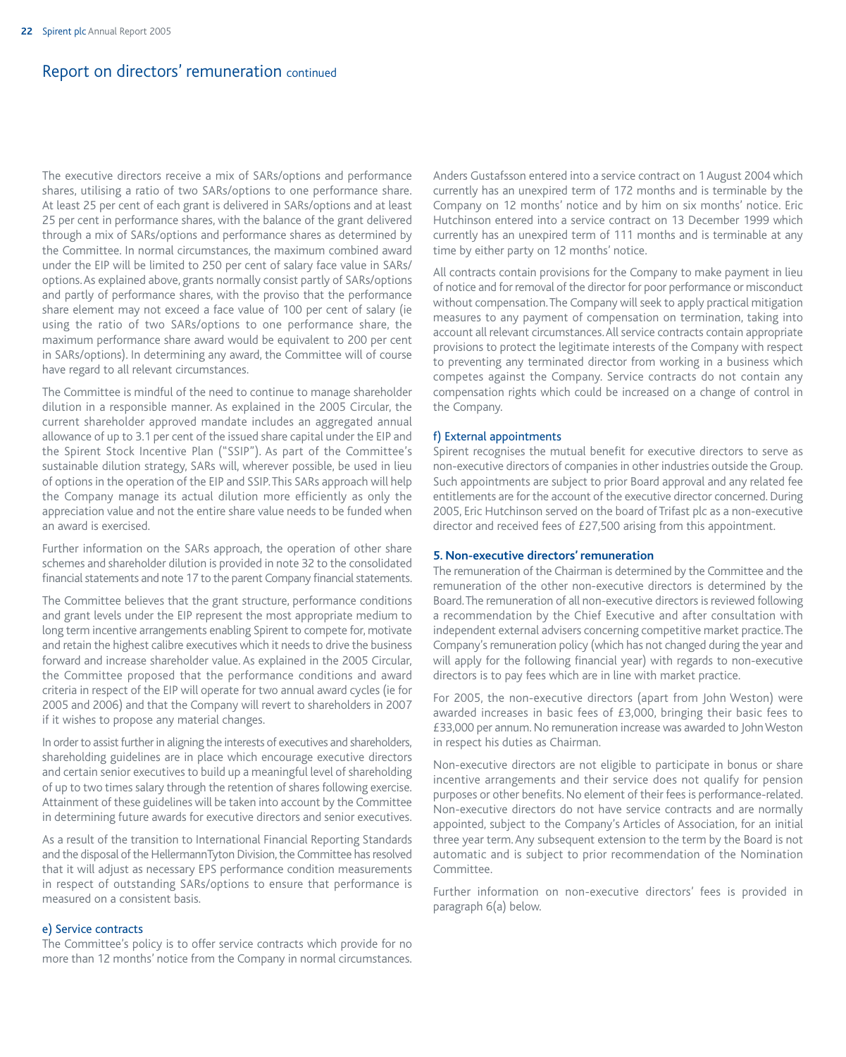# Report on directors' remuneration continued

The executive directors receive a mix of SARs/options and performance shares, utilising a ratio of two SARs/options to one performance share. At least 25 per cent of each grant is delivered in SARs/options and at least 25 per cent in performance shares, with the balance of the grant delivered through a mix of SARs/options and performance shares as determined by the Committee. In normal circumstances, the maximum combined award under the EIP will be limited to 250 per cent of salary face value in SARs/options. As explained above, grants normally consist partly of SARs/options and partly of performance shares, with the proviso that the performance share element may not exceed a face value of 100 per cent of salary (ie using the ratio of two SARs/options to one performance share, the maximum performance share award would be equivalent to 200 per cent in SARs/options). In determining any award, the Committee will of course have regard to all relevant circumstances.

The Committee is mindful of the need to continue to manage shareholder dilution in a responsible manner. As explained in the 2005 Circular, the current shareholder approved mandate includes an aggregated annual allowance of up to 3.1 per cent of the issued share capital under the EIP and the Spirent Stock Incentive Plan ("SSIP"). As part of the Committee's sustainable dilution strategy, SARs will, wherever possible, be used in lieu of options in the operation of the EIP and SSIP. This SARs approach will help the Company manage its actual dilution more efficiently as only the appreciation value and not the entire share value needs to be funded when an award is exercised.

Further information on the SARs approach, the operation of other share schemes and shareholder dilution is provided in note 32 to the consolidated financial statements and note 17 to the parent Company financial statements.

The Committee believes that the grant structure, performance conditions and grant levels under the EIP represent the most appropriate medium to long term incentive arrangements enabling Spirent to compete for, motivate and retain the highest calibre executives which it needs to drive the business forward and increase shareholder value. As explained in the 2005 Circular, the Committee proposed that the performance conditions and award criteria in respect of the EIP will operate for two annual award cycles (ie for 2005 and 2006) and that the Company will revert to shareholders in 2007 if it wishes to propose any material changes.

In order to assist further in aligning the interests of executives and shareholders, shareholding guidelines are in place which encourage executive directors and certain senior executives to build up a meaningful level of shareholding of up to two times salary through the retention of shares following exercise. Attainment of these guidelines will be taken into account by the Committee in determining future awards for executive directors and senior executives.

As a result of the transition to International Financial Reporting Standards and the disposal of the HellermannTyton Division, the Committee has resolved that it will adjust as necessary EPS performance condition measurements in respect of outstanding SARs/options to ensure that performance is measured on a consistent basis.

### e) Service contracts

The Committee's policy is to offer service contracts which provide for no more than 12 months' notice from the Company in normal circumstances. Anders Gustafsson entered into a service contract on 1 August 2004 which currently has an unexpired term of 172 months and is terminable by the Company on 12 months' notice and by him on six months' notice. Eric Hutchinson entered into a service contract on 13 December 1999 which currently has an unexpired term of 111 months and is terminable at any time by either party on 12 months' notice.

All contracts contain provisions for the Company to make payment in lieu of notice and for removal of the director for poor performance or misconduct without compensation. The Company will seek to apply practical mitigation measures to any payment of compensation on termination, taking into account all relevant circumstances. All service contracts contain appropriate provisions to protect the legitimate interests of the Company with respect to preventing any terminated director from working in a business which competes against the Company. Service contracts do not contain any compensation rights which could be increased on a change of control in the Company.

### f) External appointments

Spirent recognises the mutual benefit for executive directors to serve as non-executive directors of companies in other industries outside the Group. Such appointments are subject to prior Board approval and any related fee entitlements are for the account of the executive director concerned. During 2005, Eric Hutchinson served on the board of Trifast plc as a non-executive director and received fees of £27,500 arising from this appointment.

## 5. Non-executive directors' remuneration

The remuneration of the Chairman is determined by the Committee and the remuneration of the other non-executive directors is determined by the Board. The remuneration of all non-executive directors is reviewed following a recommendation by the Chief Executive and after consultation with independent external advisers concerning competitive market practice. The Company's remuneration policy (which has not changed during the year and will apply for the following financial year) with regards to non-executive directors is to pay fees which are in line with market practice.

For 2005, the non-executive directors (apart from John Weston) were awarded increases in basic fees of £3,000, bringing their basic fees to £33,000 per annum. No remuneration increase was awarded to John Weston in respect his duties as Chairman.

Non-executive directors are not eligible to participate in bonus or share incentive arrangements and their service does not qualify for pension purposes or other benefits. No element of their fees is performance-related. Non-executive directors do not have service contracts and are normally appointed, subject to the Company's Articles of Association, for an initial three year term. Any subsequent extension to the term by the Board is not automatic and is subject to prior recommendation of the Nomination Committee.

Further information on non-executive directors' fees is provided in paragraph 6(a) below.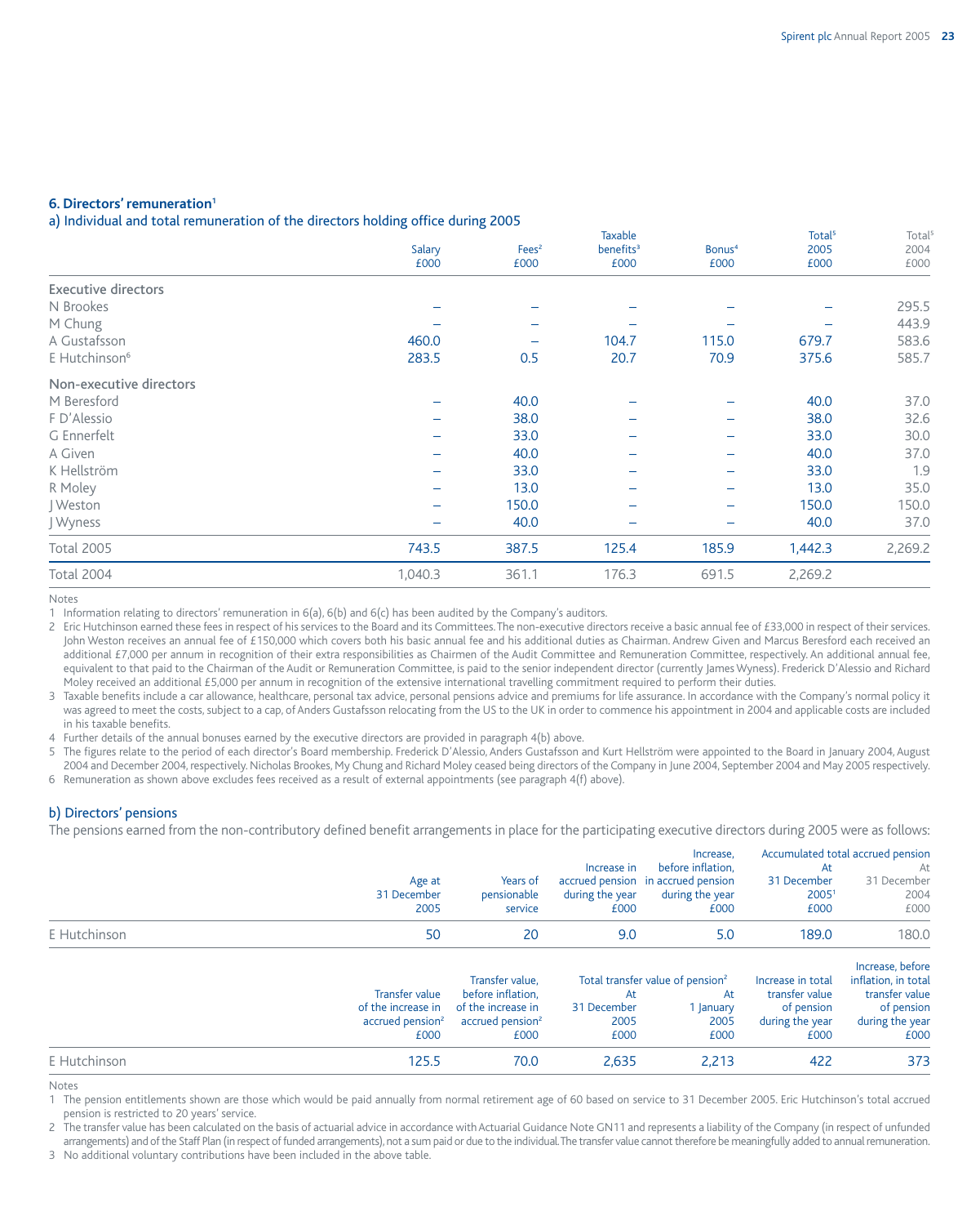### 6. Directors' remuneration[1]

#### a) Individual and total remuneration of the directors holding office during 2005

| | Salary £000 | Fees[2] £000 | Taxable benefits[3] £000 | Bonus[4] £000 | Total[5] 2005 £000 | Total[5] 2004 £000 |
|---|---|---|---|---|---|---|
| **Executive directors** | | | | | | |
| N Brookes | – | – | – | – | – | 295.5 |
| M Chung | – | – | – | – | – | 443.9 |
| A Gustafsson | 460.0 | – | 104.7 | 115.0 | 679.7 | 583.6 |
| E Hutchinson[6] | 283.5 | 0.5 | 20.7 | 70.9 | 375.6 | 585.7 |
| **Non-executive directors** | | | | | | |
| M Beresford | – | 40.0 | – | – | 40.0 | 37.0 |
| F D'Alessio | – | 38.0 | – | – | 38.0 | 32.6 |
| G Ennerfelt | – | 33.0 | – | – | 33.0 | 30.0 |
| A Given | – | 40.0 | – | – | 40.0 | 37.0 |
| K Hellström | – | 33.0 | – | – | 33.0 | 1.9 |
| R Moley | – | 13.0 | – | – | 13.0 | 35.0 |
| J Weston | – | 150.0 | – | – | 150.0 | 150.0 |
| J Wyness | – | 40.0 | – | – | 40.0 | 37.0 |
| Total 2005 | 743.5 | 387.5 | 125.4 | 185.9 | 1,442.3 | 2,269.2 |
| Total 2004 | 1,040.3 | 361.1 | 176.3 | 691.5 | 2,269.2 | |

Notes

1 Information relating to directors' remuneration in 6(a), 6(b) and 6(c) has been audited by the Company's auditors.

2 Eric Hutchinson earned these fees in respect of his services to the Board and its Committees. The non-executive directors receive a basic annual fee of £33,000 in respect of their services. John Weston receives an annual fee of £150,000 which covers both his basic annual fee and his additional duties as Chairman. Andrew Given and Marcus Beresford each received an additional £7,000 per annum in recognition of their extra responsibilities as Chairmen of the Audit Committee and Remuneration Committee, respectively. An additional annual fee, equivalent to that paid to the Chairman of the Audit or Remuneration Committee, is paid to the senior independent director (currently James Wyness). Frederick D'Alessio and Richard Moley received an additional £5,000 per annum in recognition of the extensive international travelling commitment required to perform their duties.

3 Taxable benefits include a car allowance, healthcare, personal tax advice, personal pensions advice and premiums for life assurance. In accordance with the Company's normal policy it was agreed to meet the costs, subject to a cap, of Anders Gustafsson relocating from the US to the UK in order to commence his appointment in 2004 and applicable costs are included in his taxable benefits.

4 Further details of the annual bonuses earned by the executive directors are provided in paragraph 4(b) above.

5 The figures relate to the period of each director's Board membership. Frederick D'Alessio, Anders Gustafsson and Kurt Hellström were appointed to the Board in January 2004, August 2004 and December 2004, respectively. Nicholas Brookes, My Chung and Richard Moley ceased being directors of the Company in June 2004, September 2004 and May 2005 respectively.

6 Remuneration as shown above excludes fees received as a result of external appointments (see paragraph 4(f) above).

#### b) Directors' pensions

The pensions earned from the non-contributory defined benefit arrangements in place for the participating executive directors during 2005 were as follows:

| | Age at 31 December 2005 | Years of pensionable service | Increase in accrued pension during the year £000 | Increase, before inflation, in accrued pension during the year £000 | Accumulated total accrued pension At 31 December 2005[1] £000 | At 31 December 2004 £000 |
|---|---|---|---|---|---|---|
| E Hutchinson | 50 | 20 | 9.0 | 5.0 | 189.0 | 180.0 |

| | Transfer value of the increase in accrued pension[2] £000 | Transfer value, before inflation, of the increase in accrued pension[2] £000 | Total transfer value of pension[2] At 31 December 2005 £000 | At 1 January 2005 £000 | Increase in total transfer value of pension during the year £000 | Increase, before inflation, in total transfer value of pension during the year £000 |
|---|---|---|---|---|---|---|
| E Hutchinson | 125.5 | 70.0 | 2,635 | 2,213 | 422 | 373 |

Notes

1 The pension entitlements shown are those which would be paid annually from normal retirement age of 60 based on service to 31 December 2005. Eric Hutchinson's total accrued pension is restricted to 20 years' service.

2 The transfer value has been calculated on the basis of actuarial advice in accordance with Actuarial Guidance Note GN11 and represents a liability of the Company (in respect of unfunded arrangements) and of the Staff Plan (in respect of funded arrangements), not a sum paid or due to the individual. The transfer value cannot therefore be meaningfully added to annual remuneration.

3 No additional voluntary contributions have been included in the above table.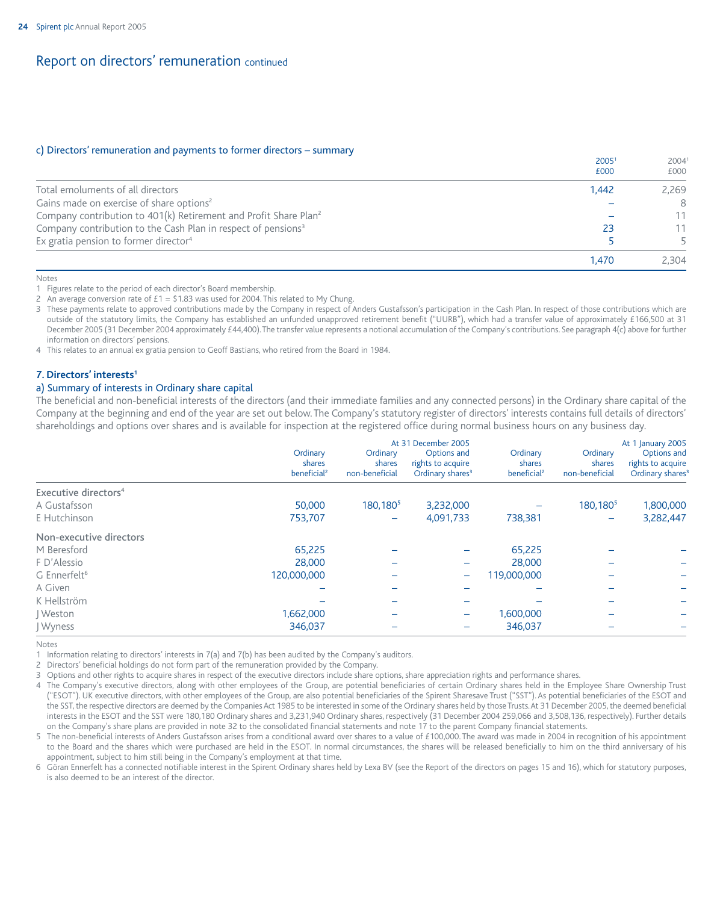## Report on directors' remuneration continued

### c) Directors' remuneration and payments to former directors – summary

| | 2005[1] £000 | 2004[1] £000 |
|---|---|---|
| Total emoluments of all directors | 1,442 | 2,269 |
| Gains made on exercise of share options[2] | – | 8 |
| Company contribution to 401(k) Retirement and Profit Share Plan[2] | – | 11 |
| Company contribution to the Cash Plan in respect of pensions[3] | 23 | 11 |
| Ex gratia pension to former director[4] | 5 | 5 |
| | 1,470 | 2,304 |

Notes

1 Figures relate to the period of each director's Board membership.

2 An average conversion rate of £1 = $1.83 was used for 2004. This related to My Chung.

3 These payments relate to approved contributions made by the Company in respect of Anders Gustafsson's participation in the Cash Plan. In respect of those contributions which are outside of the statutory limits, the Company has established an unfunded unapproved retirement benefit ("UURB"), which had a transfer value of approximately £166,500 at 31 December 2005 (31 December 2004 approximately £44,400). The transfer value represents a notional accumulation of the Company's contributions. See paragraph 4(c) above for further information on directors' pensions.

4 This relates to an annual ex gratia pension to Geoff Bastians, who retired from the Board in 1984.

### 7. Directors' interests[1]

#### a) Summary of interests in Ordinary share capital

The beneficial and non-beneficial interests of the directors (and their immediate families and any connected persons) in the Ordinary share capital of the Company at the beginning and end of the year are set out below. The Company's statutory register of directors' interests contains full details of directors' shareholdings and options over shares and is available for inspection at the registered office during normal business hours on any business day.

| | At 31 December 2005 | | | At 1 January 2005 | | |
|---|---|---|---|---|---|---|
| | Ordinary shares beneficial[2] | Ordinary shares non-beneficial | Options and rights to acquire Ordinary shares[3] | Ordinary shares beneficial[2] | Ordinary shares non-beneficial | Options and rights to acquire Ordinary shares[3] |
| **Executive directors[4]** | | | | | | |
| A Gustafsson | 50,000 | 180,180[5] | 3,232,000 | – | 180,180[5] | 1,800,000 |
| E Hutchinson | 753,707 | – | 4,091,733 | 738,381 | – | 3,282,447 |
| **Non-executive directors** | | | | | | |
| M Beresford | 65,225 | – | – | 65,225 | – | – |
| F D'Alessio | 28,000 | – | – | 28,000 | – | – |
| G Ennerfelt[6] | 120,000,000 | – | – | 119,000,000 | – | – |
| A Given | – | – | – | – | – | – |
| K Hellström | – | – | – | – | – | – |
| J Weston | 1,662,000 | – | – | 1,600,000 | – | – |
| J Wyness | 346,037 | – | – | 346,037 | – | – |

Notes

1 Information relating to directors' interests in 7(a) and 7(b) has been audited by the Company's auditors.

2 Directors' beneficial holdings do not form part of the remuneration provided by the Company.

3 Options and other rights to acquire shares in respect of the executive directors include share options, share appreciation rights and performance shares.

4 The Company's executive directors, along with other employees of the Group, are potential beneficiaries of certain Ordinary shares held in the Employee Share Ownership Trust ("ESOT"). UK executive directors, with other employees of the Group, are also potential beneficiaries of the Spirent Sharesave Trust ("SST"). As potential beneficiaries of the ESOT and the SST, the respective directors are deemed by the Companies Act 1985 to be interested in some of the Ordinary shares held by those Trusts. At 31 December 2005, the deemed beneficial interests in the ESOT and the SST were 180,180 Ordinary shares and 3,231,940 Ordinary shares, respectively (31 December 2004 259,066 and 3,508,136, respectively). Further details on the Company's share plans are provided in note 32 to the consolidated financial statements and note 17 to the parent Company financial statements.

5 The non-beneficial interests of Anders Gustafsson arises from a conditional award over shares to a value of £100,000. The award was made in 2004 in recognition of his appointment to the Board and the shares which were purchased are held in the ESOT. In normal circumstances, the shares will be released beneficially to him on the third anniversary of his appointment, subject to him still being in the Company's employment at that time.

6 Göran Ennerfelt has a connected notifiable interest in the Spirent Ordinary shares held by Lexa BV (see the Report of the directors on pages 15 and 16), which for statutory purposes, is also deemed to be an interest of the director.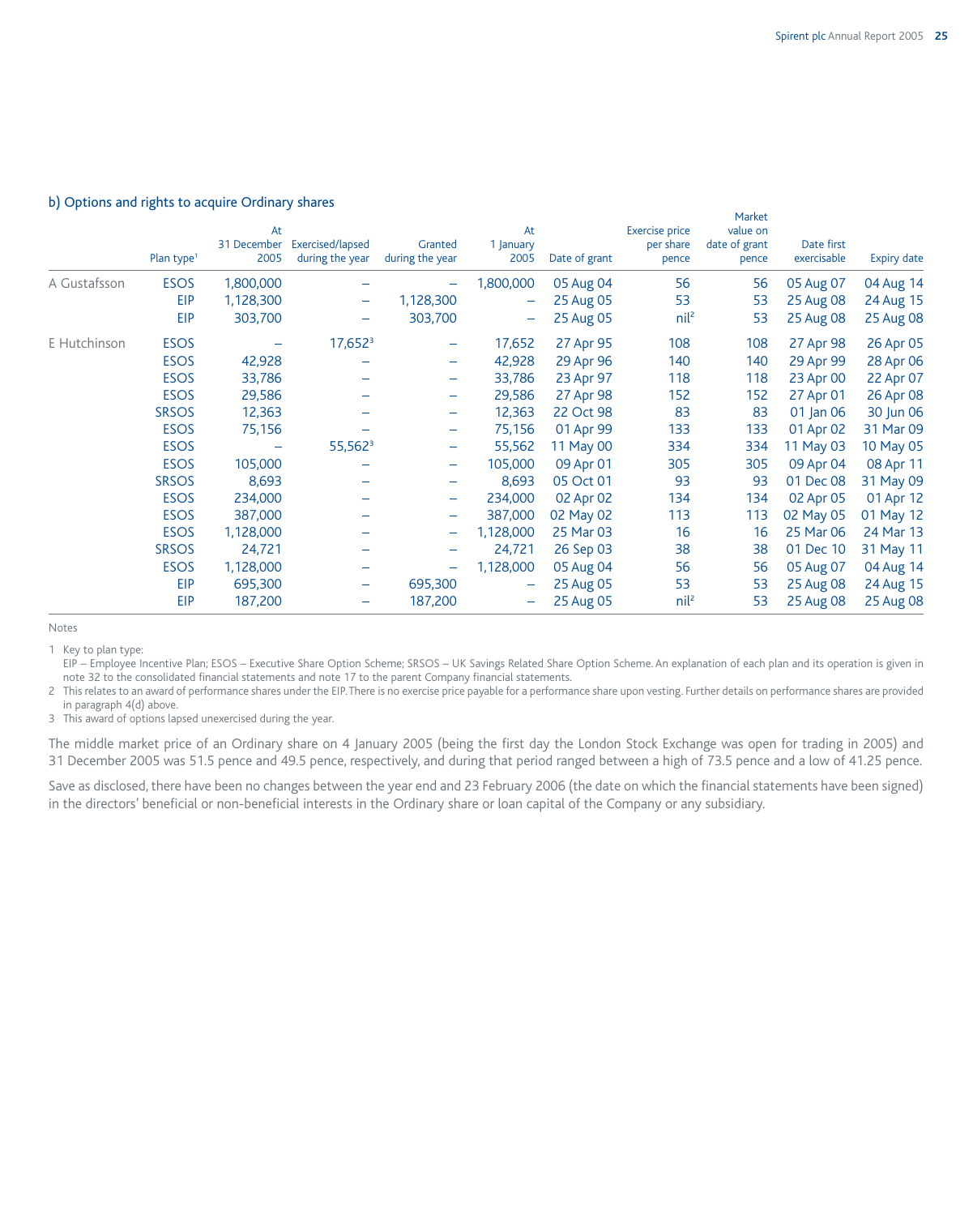## b) Options and rights to acquire Ordinary shares

| | Plan type[1] | At 31 December 2005 | Exercised/lapsed during the year | Granted during the year | At 1 January 2005 | Date of grant | Exercise price per share pence | Market value on date of grant pence | Date first exercisable | Expiry date |
|---|---|---|---|---|---|---|---|---|---|---|
| A Gustafsson | ESOS | 1,800,000 | – | – | 1,800,000 | 05 Aug 04 | 56 | 56 | 05 Aug 07 | 04 Aug 14 |
| | EIP | 1,128,300 | – | 1,128,300 | – | 25 Aug 05 | 53 | 53 | 25 Aug 08 | 24 Aug 15 |
| | EIP | 303,700 | – | 303,700 | – | 25 Aug 05 | nil[2] | 53 | 25 Aug 08 | 25 Aug 08 |
| E Hutchinson | ESOS | – | 17,652[3] | – | 17,652 | 27 Apr 95 | 108 | 108 | 27 Apr 98 | 26 Apr 05 |
| | ESOS | 42,928 | – | – | 42,928 | 29 Apr 96 | 140 | 140 | 29 Apr 99 | 28 Apr 06 |
| | ESOS | 33,786 | – | – | 33,786 | 23 Apr 97 | 118 | 118 | 23 Apr 00 | 22 Apr 07 |
| | ESOS | 29,586 | – | – | 29,586 | 27 Apr 98 | 152 | 152 | 27 Apr 01 | 26 Apr 08 |
| | SRSOS | 12,363 | – | – | 12,363 | 22 Oct 98 | 83 | 83 | 01 Jan 06 | 30 Jun 06 |
| | ESOS | 75,156 | – | – | 75,156 | 01 Apr 99 | 133 | 133 | 01 Apr 02 | 31 Mar 09 |
| | ESOS | – | 55,562[3] | – | 55,562 | 11 May 00 | 334 | 334 | 11 May 03 | 10 May 05 |
| | ESOS | 105,000 | – | – | 105,000 | 09 Apr 01 | 305 | 305 | 09 Apr 04 | 08 Apr 11 |
| | SRSOS | 8,693 | – | – | 8,693 | 05 Oct 01 | 93 | 93 | 01 Dec 08 | 31 May 09 |
| | ESOS | 234,000 | – | – | 234,000 | 02 Apr 02 | 134 | 134 | 02 Apr 05 | 01 Apr 12 |
| | ESOS | 387,000 | – | – | 387,000 | 02 May 02 | 113 | 113 | 02 May 05 | 01 May 12 |
| | ESOS | 1,128,000 | – | – | 1,128,000 | 25 Mar 03 | 16 | 16 | 25 Mar 06 | 24 Mar 13 |
| | SRSOS | 24,721 | – | – | 24,721 | 26 Sep 03 | 38 | 38 | 01 Dec 10 | 31 May 11 |
| | ESOS | 1,128,000 | – | – | 1,128,000 | 05 Aug 04 | 56 | 56 | 05 Aug 07 | 04 Aug 14 |
| | EIP | 695,300 | – | 695,300 | – | 25 Aug 05 | 53 | 53 | 25 Aug 08 | 24 Aug 15 |
| | EIP | 187,200 | – | 187,200 | – | 25 Aug 05 | nil[2] | 53 | 25 Aug 08 | 25 Aug 08 |

Notes

1 Key to plan type:
EIP – Employee Incentive Plan; ESOS – Executive Share Option Scheme; SRSOS – UK Savings Related Share Option Scheme. An explanation of each plan and its operation is given in note 32 to the consolidated financial statements and note 17 to the parent Company financial statements.

2 This relates to an award of performance shares under the EIP. There is no exercise price payable for a performance share upon vesting. Further details on performance shares are provided in paragraph 4(d) above.

3 This award of options lapsed unexercised during the year.

The middle market price of an Ordinary share on 4 January 2005 (being the first day the London Stock Exchange was open for trading in 2005) and 31 December 2005 was 51.5 pence and 49.5 pence, respectively, and during that period ranged between a high of 73.5 pence and a low of 41.25 pence.

Save as disclosed, there have been no changes between the year end and 23 February 2006 (the date on which the financial statements have been signed) in the directors' beneficial or non-beneficial interests in the Ordinary share or loan capital of the Company or any subsidiary.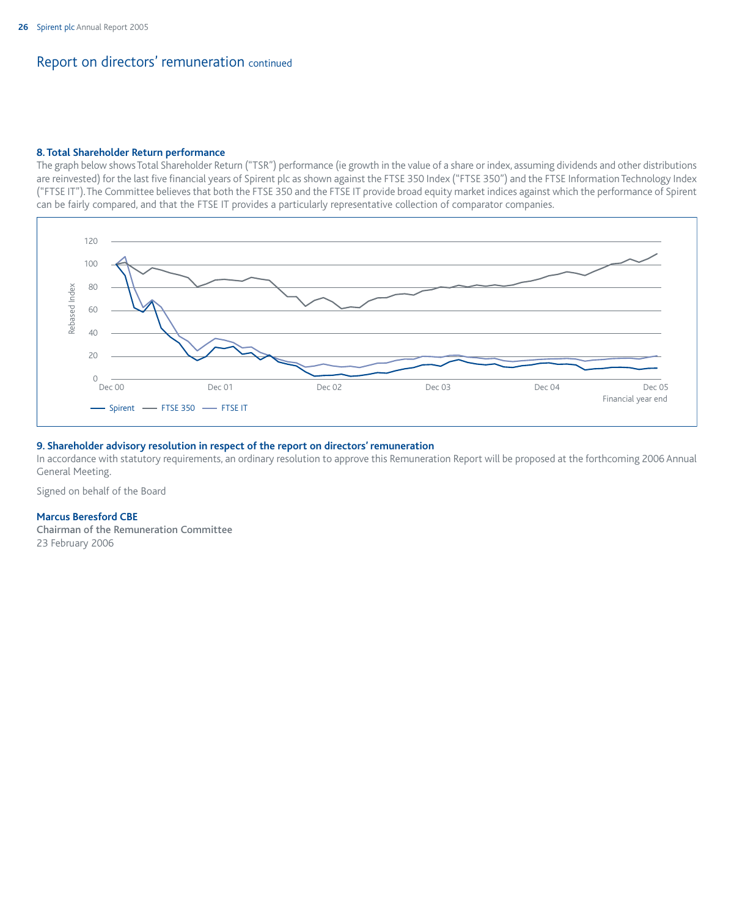# Report on directors' remuneration continued

### 8. Total Shareholder Return performance

The graph below shows Total Shareholder Return ("TSR") performance (ie growth in the value of a share or index, assuming dividends and other distributions are reinvested) for the last five financial years of Spirent plc as shown against the FTSE 350 Index ("FTSE 350") and the FTSE Information Technology Index ("FTSE IT"). The Committee believes that both the FTSE 350 and the FTSE IT provide broad equity market indices against which the performance of Spirent can be fairly compared, and that the FTSE IT provides a particularly representative collection of comparator companies.

Rebased Index

Dec 00 | Dec 01 | Dec 02 | Dec 03 | Dec 04 | Dec 05

Financial year end

— Spirent — FTSE 350 — FTSE IT

### 9. Shareholder advisory resolution in respect of the report on directors' remuneration

In accordance with statutory requirements, an ordinary resolution to approve this Remuneration Report will be proposed at the forthcoming 2006 Annual General Meeting.

Signed on behalf of the Board

**Marcus Beresford CBE**
Chairman of the Remuneration Committee
23 February 2006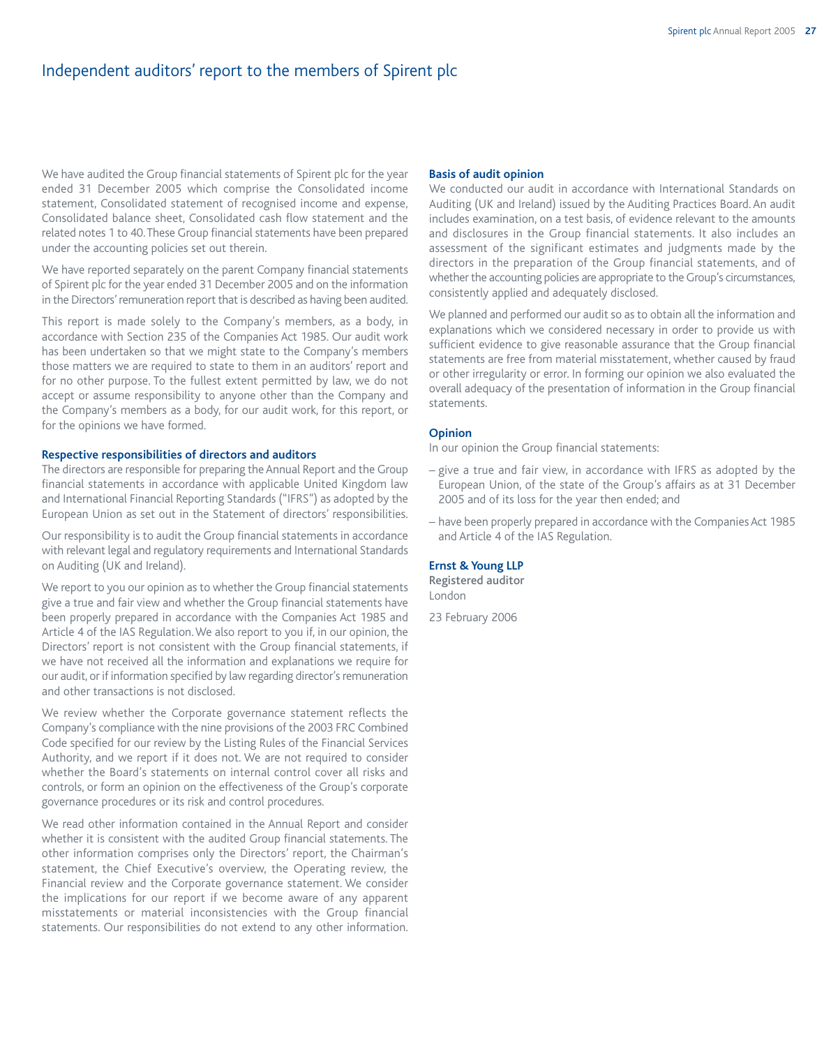# Independent auditors' report to the members of Spirent plc

We have audited the Group financial statements of Spirent plc for the year ended 31 December 2005 which comprise the Consolidated income statement, Consolidated statement of recognised income and expense, Consolidated balance sheet, Consolidated cash flow statement and the related notes 1 to 40. These Group financial statements have been prepared under the accounting policies set out therein.

We have reported separately on the parent Company financial statements of Spirent plc for the year ended 31 December 2005 and on the information in the Directors' remuneration report that is described as having been audited.

This report is made solely to the Company's members, as a body, in accordance with Section 235 of the Companies Act 1985. Our audit work has been undertaken so that we might state to the Company's members those matters we are required to state to them in an auditors' report and for no other purpose. To the fullest extent permitted by law, we do not accept or assume responsibility to anyone other than the Company and the Company's members as a body, for our audit work, for this report, or for the opinions we have formed.

**Respective responsibilities of directors and auditors**

The directors are responsible for preparing the Annual Report and the Group financial statements in accordance with applicable United Kingdom law and International Financial Reporting Standards ("IFRS") as adopted by the European Union as set out in the Statement of directors' responsibilities.

Our responsibility is to audit the Group financial statements in accordance with relevant legal and regulatory requirements and International Standards on Auditing (UK and Ireland).

We report to you our opinion as to whether the Group financial statements give a true and fair view and whether the Group financial statements have been properly prepared in accordance with the Companies Act 1985 and Article 4 of the IAS Regulation. We also report to you if, in our opinion, the Directors' report is not consistent with the Group financial statements, if we have not received all the information and explanations we require for our audit, or if information specified by law regarding director's remuneration and other transactions is not disclosed.

We review whether the Corporate governance statement reflects the Company's compliance with the nine provisions of the 2003 FRC Combined Code specified for our review by the Listing Rules of the Financial Services Authority, and we report if it does not. We are not required to consider whether the Board's statements on internal control cover all risks and controls, or form an opinion on the effectiveness of the Group's corporate governance procedures or its risk and control procedures.

We read other information contained in the Annual Report and consider whether it is consistent with the audited Group financial statements. The other information comprises only the Directors' report, the Chairman's statement, the Chief Executive's overview, the Operating review, the Financial review and the Corporate governance statement. We consider the implications for our report if we become aware of any apparent misstatements or material inconsistencies with the Group financial statements. Our responsibilities do not extend to any other information.

**Basis of audit opinion**

We conducted our audit in accordance with International Standards on Auditing (UK and Ireland) issued by the Auditing Practices Board. An audit includes examination, on a test basis, of evidence relevant to the amounts and disclosures in the Group financial statements. It also includes an assessment of the significant estimates and judgments made by the directors in the preparation of the Group financial statements, and of whether the accounting policies are appropriate to the Group's circumstances, consistently applied and adequately disclosed.

We planned and performed our audit so as to obtain all the information and explanations which we considered necessary in order to provide us with sufficient evidence to give reasonable assurance that the Group financial statements are free from material misstatement, whether caused by fraud or other irregularity or error. In forming our opinion we also evaluated the overall adequacy of the presentation of information in the Group financial statements.

**Opinion**

In our opinion the Group financial statements:

- give a true and fair view, in accordance with IFRS as adopted by the European Union, of the state of the Group's affairs as at 31 December 2005 and of its loss for the year then ended; and
- have been properly prepared in accordance with the Companies Act 1985 and Article 4 of the IAS Regulation.

**Ernst & Young LLP**
Registered auditor
London

23 February 2006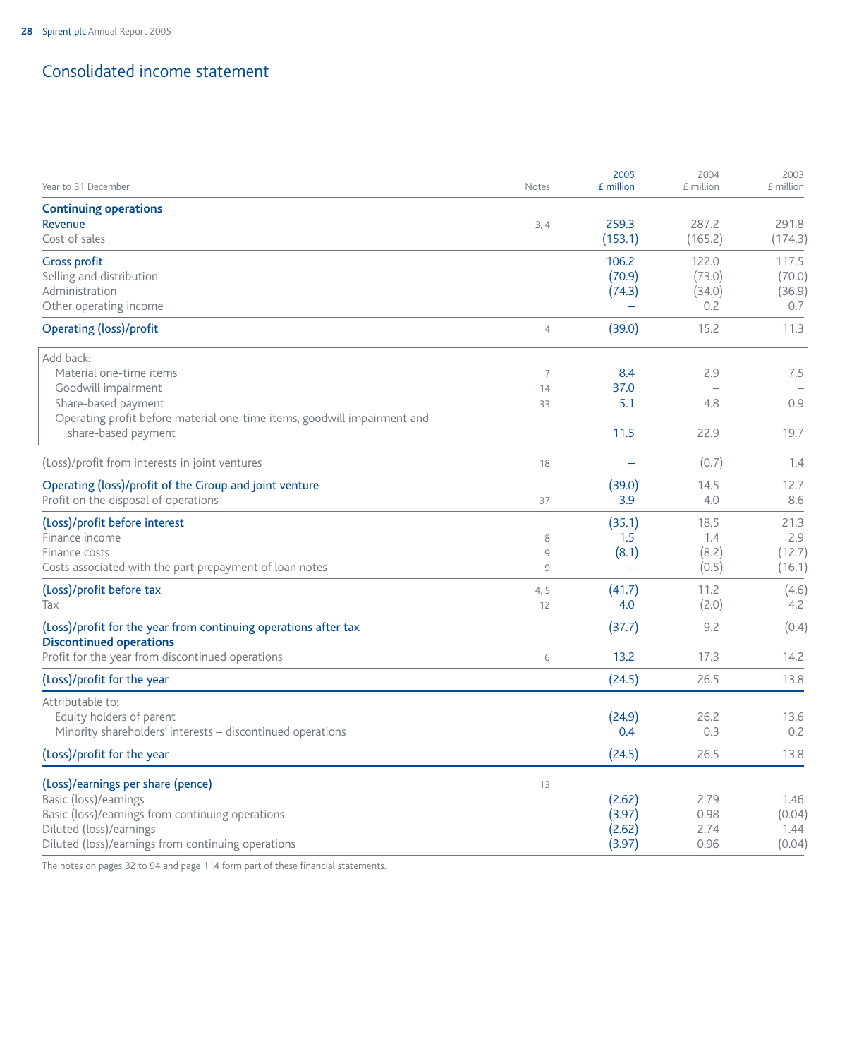# Consolidated income statement

| Year to 31 December | Notes | 2005 £ million | 2004 £ million | 2003 £ million |
|---|---|---|---|---|
| **Continuing operations** | | | | |
| Revenue | 3, 4 | 259.3 | 287.2 | 291.8 |
| Cost of sales | | (153.1) | (165.2) | (174.3) |
| Gross profit | | 106.2 | 122.0 | 117.5 |
| Selling and distribution | | (70.9) | (73.0) | (70.0) |
| Administration | | (74.3) | (34.0) | (36.9) |
| Other operating income | | – | 0.2 | 0.7 |
| Operating (loss)/profit | 4 | (39.0) | 15.2 | 11.3 |
| Add back: | | | | |
| Material one-time items | 7 | 8.4 | 2.9 | 7.5 |
| Goodwill impairment | 14 | 37.0 | – | – |
| Share-based payment | 33 | 5.1 | 4.8 | 0.9 |
| Operating profit before material one-time items, goodwill impairment and share-based payment | | 11.5 | 22.9 | 19.7 |
| (Loss)/profit from interests in joint ventures | 18 | – | (0.7) | 1.4 |
| Operating (loss)/profit of the Group and joint venture | | (39.0) | 14.5 | 12.7 |
| Profit on the disposal of operations | 37 | 3.9 | 4.0 | 8.6 |
| (Loss)/profit before interest | | (35.1) | 18.5 | 21.3 |
| Finance income | 8 | 1.5 | 1.4 | 2.9 |
| Finance costs | 9 | (8.1) | (8.2) | (12.7) |
| Costs associated with the part prepayment of loan notes | 9 | – | (0.5) | (16.1) |
| (Loss)/profit before tax | 4, 5 | (41.7) | 11.2 | (4.6) |
| Tax | 12 | 4.0 | (2.0) | 4.2 |
| (Loss)/profit for the year from continuing operations after tax | | (37.7) | 9.2 | (0.4) |
| **Discontinued operations** | | | | |
| Profit for the year from discontinued operations | 6 | 13.2 | 17.3 | 14.2 |
| (Loss)/profit for the year | | (24.5) | 26.5 | 13.8 |
| Attributable to: | | | | |
| Equity holders of parent | | (24.9) | 26.2 | 13.6 |
| Minority shareholders' interests – discontinued operations | | 0.4 | 0.3 | 0.2 |
| (Loss)/profit for the year | | (24.5) | 26.5 | 13.8 |
| (Loss)/earnings per share (pence) | 13 | | | |
| Basic (loss)/earnings | | (2.62) | 2.79 | 1.46 |
| Basic (loss)/earnings from continuing operations | | (3.97) | 0.98 | (0.04) |
| Diluted (loss)/earnings | | (2.62) | 2.74 | 1.44 |
| Diluted (loss)/earnings from continuing operations | | (3.97) | 0.96 | (0.04) |

The notes on pages 32 to 94 and page 114 form part of these financial statements.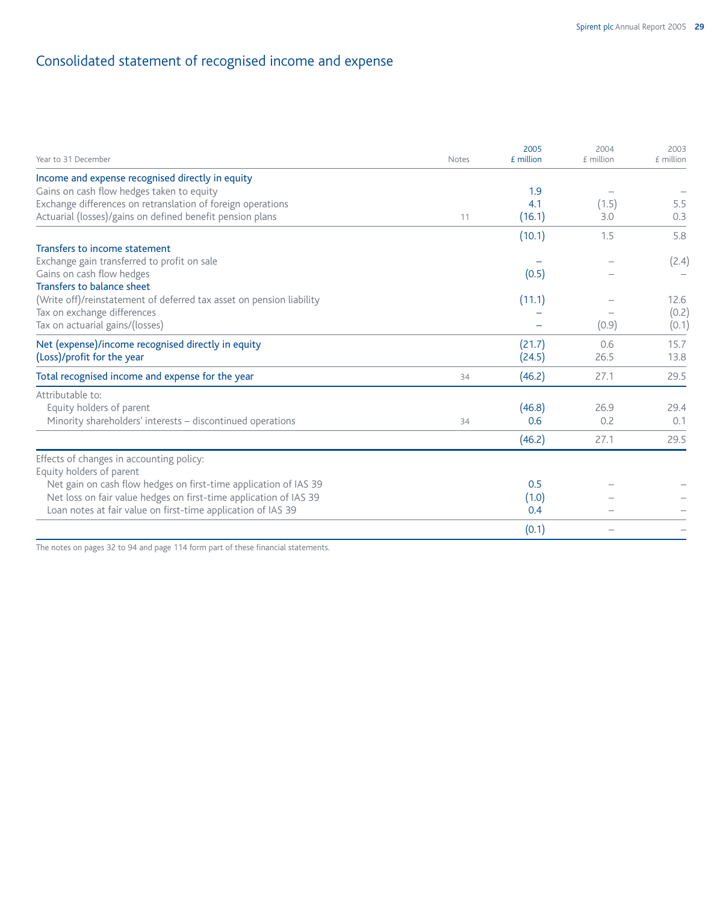# Consolidated statement of recognised income and expense

| Year to 31 December | Notes | 2005 £ million | 2004 £ million | 2003 £ million |
|---|---|---|---|---|
| **Income and expense recognised directly in equity** | | | | |
| Gains on cash flow hedges taken to equity | | 1.9 | – | – |
| Exchange differences on retranslation of foreign operations | | 4.1 | (1.5) | 5.5 |
| Actuarial (losses)/gains on defined benefit pension plans | 11 | (16.1) | 3.0 | 0.3 |
| | | (10.1) | 1.5 | 5.8 |
| **Transfers to income statement** | | | | |
| Exchange gain transferred to profit on sale | | – | – | (2.4) |
| Gains on cash flow hedges | | (0.5) | – | – |
| **Transfers to balance sheet** | | | | |
| (Write off)/reinstatement of deferred tax asset on pension liability | | (11.1) | – | 12.6 |
| Tax on exchange differences | | – | – | (0.2) |
| Tax on actuarial gains/(losses) | | – | (0.9) | (0.1) |
| **Net (expense)/income recognised directly in equity** | | (21.7) | 0.6 | 15.7 |
| **(Loss)/profit for the year** | | (24.5) | 26.5 | 13.8 |
| **Total recognised income and expense for the year** | 34 | (46.2) | 27.1 | 29.5 |
| Attributable to: | | | | |
| Equity holders of parent | | (46.8) | 26.9 | 29.4 |
| Minority shareholders' interests – discontinued operations | 34 | 0.6 | 0.2 | 0.1 |
| | | (46.2) | 27.1 | 29.5 |
| Effects of changes in accounting policy: | | | | |
| Equity holders of parent | | | | |
| Net gain on cash flow hedges on first-time application of IAS 39 | | 0.5 | – | – |
| Net loss on fair value hedges on first-time application of IAS 39 | | (1.0) | – | – |
| Loan notes at fair value on first-time application of IAS 39 | | 0.4 | – | – |
| | | (0.1) | – | – |

The notes on pages 32 to 94 and page 114 form part of these financial statements.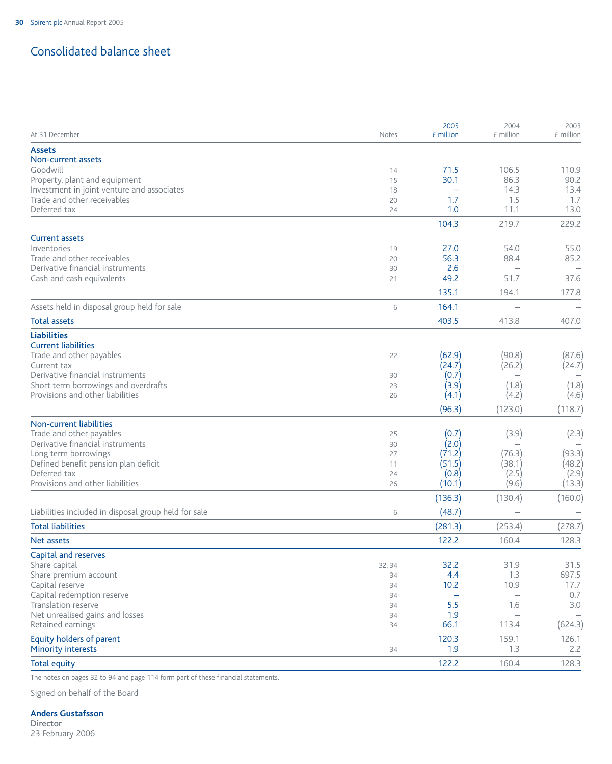# Consolidated balance sheet

| At 31 December | Notes | 2005 £ million | 2004 £ million | 2003 £ million |
|---|---|---|---|---|
| **Assets** | | | | |
| **Non-current assets** | | | | |
| Goodwill | 14 | 71.5 | 106.5 | 110.9 |
| Property, plant and equipment | 15 | 30.1 | 86.3 | 90.2 |
| Investment in joint venture and associates | 18 | – | 14.3 | 13.4 |
| Trade and other receivables | 20 | 1.7 | 1.5 | 1.7 |
| Deferred tax | 24 | 1.0 | 11.1 | 13.0 |
| | | 104.3 | 219.7 | 229.2 |
| **Current assets** | | | | |
| Inventories | 19 | 27.0 | 54.0 | 55.0 |
| Trade and other receivables | 20 | 56.3 | 88.4 | 85.2 |
| Derivative financial instruments | 30 | 2.6 | – | – |
| Cash and cash equivalents | 21 | 49.2 | 51.7 | 37.6 |
| | | 135.1 | 194.1 | 177.8 |
| Assets held in disposal group held for sale | 6 | 164.1 | – | – |
| **Total assets** | | 403.5 | 413.8 | 407.0 |
| **Liabilities** | | | | |
| **Current liabilities** | | | | |
| Trade and other payables | 22 | (62.9) | (90.8) | (87.6) |
| Current tax | | (24.7) | (26.2) | (24.7) |
| Derivative financial instruments | 30 | (0.7) | – | – |
| Short term borrowings and overdrafts | 23 | (3.9) | (1.8) | (1.8) |
| Provisions and other liabilities | 26 | (4.1) | (4.2) | (4.6) |
| | | (96.3) | (123.0) | (118.7) |
| **Non-current liabilities** | | | | |
| Trade and other payables | 25 | (0.7) | (3.9) | (2.3) |
| Derivative financial instruments | 30 | (2.0) | – | – |
| Long term borrowings | 27 | (71.2) | (76.3) | (93.3) |
| Defined benefit pension plan deficit | 11 | (51.5) | (38.1) | (48.2) |
| Deferred tax | 24 | (0.8) | (2.5) | (2.9) |
| Provisions and other liabilities | 26 | (10.1) | (9.6) | (13.3) |
| | | (136.3) | (130.4) | (160.0) |
| Liabilities included in disposal group held for sale | 6 | (48.7) | – | – |
| **Total liabilities** | | (281.3) | (253.4) | (278.7) |
| **Net assets** | | 122.2 | 160.4 | 128.3 |
| **Capital and reserves** | | | | |
| Share capital | 32, 34 | 32.2 | 31.9 | 31.5 |
| Share premium account | 34 | 4.4 | 1.3 | 697.5 |
| Capital reserve | 34 | 10.2 | 10.9 | 17.7 |
| Capital redemption reserve | 34 | – | – | 0.7 |
| Translation reserve | 34 | 5.5 | 1.6 | 3.0 |
| Net unrealised gains and losses | 34 | 1.9 | – | – |
| Retained earnings | 34 | 66.1 | 113.4 | (624.3) |
| **Equity holders of parent** | | 120.3 | 159.1 | 126.1 |
| **Minority interests** | 34 | 1.9 | 1.3 | 2.2 |
| **Total equity** | | 122.2 | 160.4 | 128.3 |

The notes on pages 32 to 94 and page 114 form part of these financial statements.

Signed on behalf of the Board

**Anders Gustafsson**
Director
23 February 2006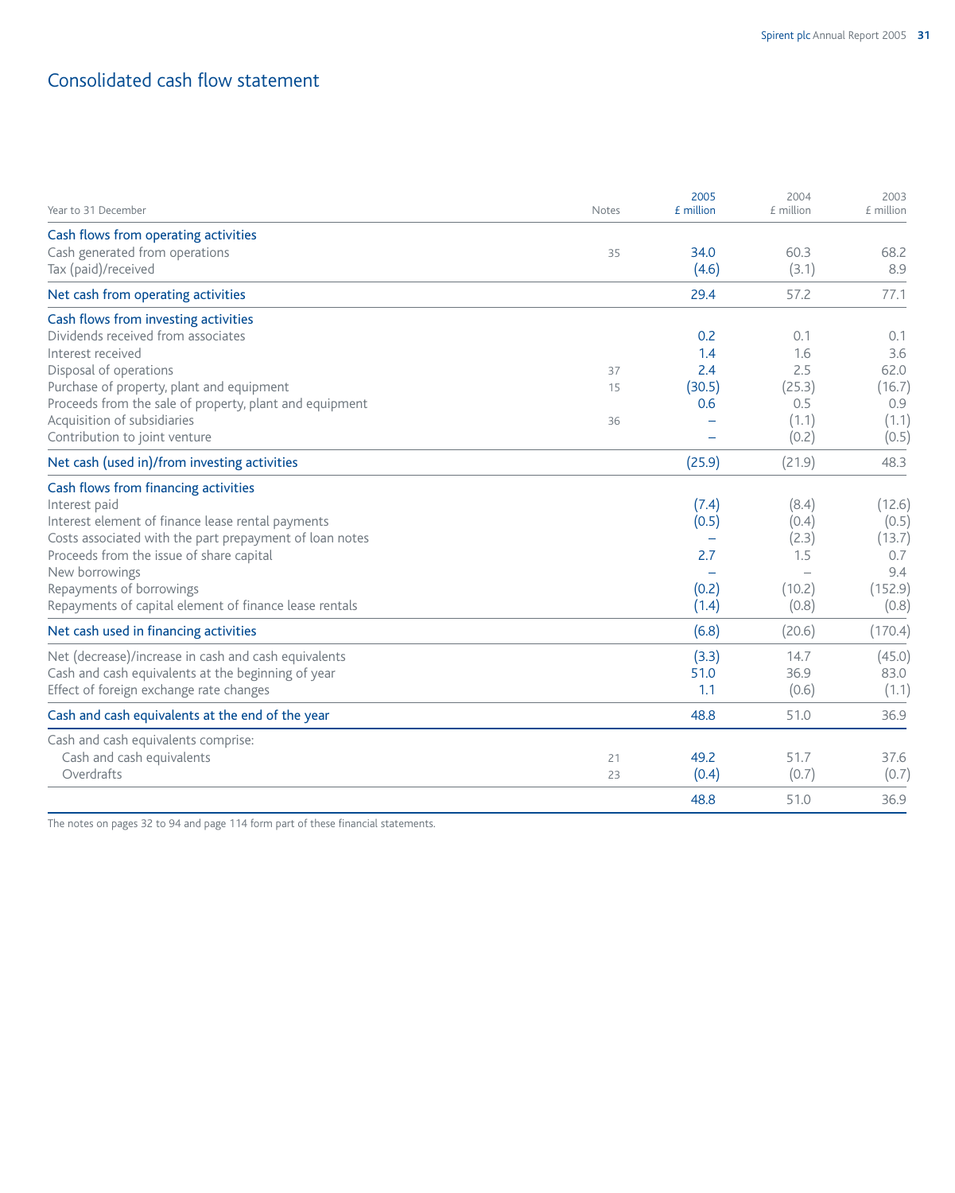# Consolidated cash flow statement

| Year to 31 December | Notes | 2005 £ million | 2004 £ million | 2003 £ million |
|---|---|---|---|---|
| **Cash flows from operating activities** | | | | |
| Cash generated from operations | 35 | 34.0 | 60.3 | 68.2 |
| Tax (paid)/received | | (4.6) | (3.1) | 8.9 |
| **Net cash from operating activities** | | 29.4 | 57.2 | 77.1 |
| **Cash flows from investing activities** | | | | |
| Dividends received from associates | | 0.2 | 0.1 | 0.1 |
| Interest received | | 1.4 | 1.6 | 3.6 |
| Disposal of operations | 37 | 2.4 | 2.5 | 62.0 |
| Purchase of property, plant and equipment | 15 | (30.5) | (25.3) | (16.7) |
| Proceeds from the sale of property, plant and equipment | | 0.6 | 0.5 | 0.9 |
| Acquisition of subsidiaries | 36 | – | (1.1) | (1.1) |
| Contribution to joint venture | | – | (0.2) | (0.5) |
| **Net cash (used in)/from investing activities** | | (25.9) | (21.9) | 48.3 |
| **Cash flows from financing activities** | | | | |
| Interest paid | | (7.4) | (8.4) | (12.6) |
| Interest element of finance lease rental payments | | (0.5) | (0.4) | (0.5) |
| Costs associated with the part prepayment of loan notes | | – | (2.3) | (13.7) |
| Proceeds from the issue of share capital | | 2.7 | 1.5 | 0.7 |
| New borrowings | | – | – | 9.4 |
| Repayments of borrowings | | (0.2) | (10.2) | (152.9) |
| Repayments of capital element of finance lease rentals | | (1.4) | (0.8) | (0.8) |
| **Net cash used in financing activities** | | (6.8) | (20.6) | (170.4) |
| Net (decrease)/increase in cash and cash equivalents | | (3.3) | 14.7 | (45.0) |
| Cash and cash equivalents at the beginning of year | | 51.0 | 36.9 | 83.0 |
| Effect of foreign exchange rate changes | | 1.1 | (0.6) | (1.1) |
| **Cash and cash equivalents at the end of the year** | | 48.8 | 51.0 | 36.9 |
| Cash and cash equivalents comprise: | | | | |
| Cash and cash equivalents | 21 | 49.2 | 51.7 | 37.6 |
| Overdrafts | 23 | (0.4) | (0.7) | (0.7) |
| | | 48.8 | 51.0 | 36.9 |

The notes on pages 32 to 94 and page 114 form part of these financial statements.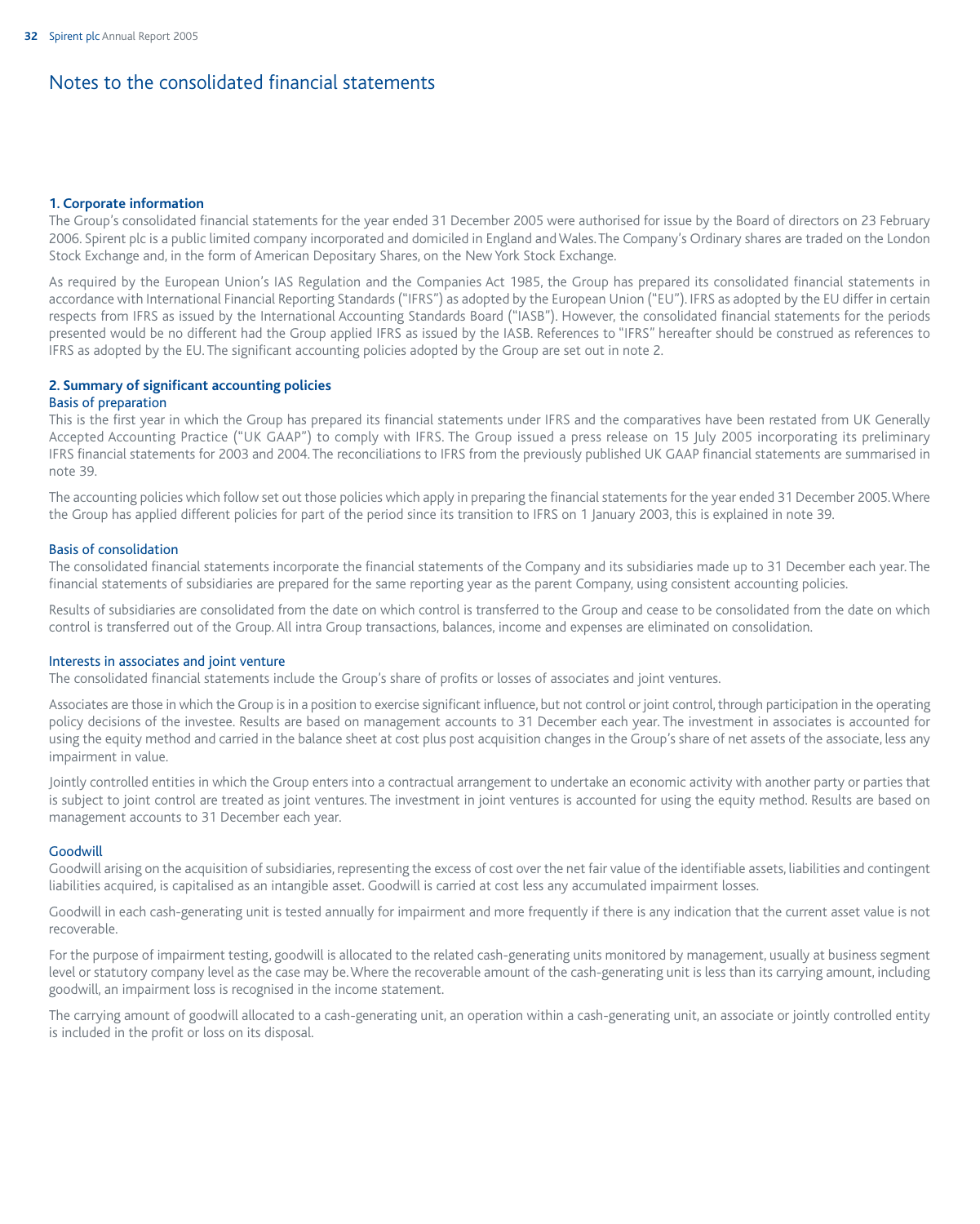# Notes to the consolidated financial statements

## 1. Corporate information

The Group's consolidated financial statements for the year ended 31 December 2005 were authorised for issue by the Board of directors on 23 February 2006. Spirent plc is a public limited company incorporated and domiciled in England and Wales. The Company's Ordinary shares are traded on the London Stock Exchange and, in the form of American Depositary Shares, on the New York Stock Exchange.

As required by the European Union's IAS Regulation and the Companies Act 1985, the Group has prepared its consolidated financial statements in accordance with International Financial Reporting Standards ("IFRS") as adopted by the European Union ("EU"). IFRS as adopted by the EU differ in certain respects from IFRS as issued by the International Accounting Standards Board ("IASB"). However, the consolidated financial statements for the periods presented would be no different had the Group applied IFRS as issued by the IASB. References to "IFRS" hereafter should be construed as references to IFRS as adopted by the EU. The significant accounting policies adopted by the Group are set out in note 2.

## 2. Summary of significant accounting policies

### Basis of preparation

This is the first year in which the Group has prepared its financial statements under IFRS and the comparatives have been restated from UK Generally Accepted Accounting Practice ("UK GAAP") to comply with IFRS. The Group issued a press release on 15 July 2005 incorporating its preliminary IFRS financial statements for 2003 and 2004. The reconciliations to IFRS from the previously published UK GAAP financial statements are summarised in note 39.

The accounting policies which follow set out those policies which apply in preparing the financial statements for the year ended 31 December 2005. Where the Group has applied different policies for part of the period since its transition to IFRS on 1 January 2003, this is explained in note 39.

### Basis of consolidation

The consolidated financial statements incorporate the financial statements of the Company and its subsidiaries made up to 31 December each year. The financial statements of subsidiaries are prepared for the same reporting year as the parent Company, using consistent accounting policies.

Results of subsidiaries are consolidated from the date on which control is transferred to the Group and cease to be consolidated from the date on which control is transferred out of the Group. All intra Group transactions, balances, income and expenses are eliminated on consolidation.

### Interests in associates and joint venture

The consolidated financial statements include the Group's share of profits or losses of associates and joint ventures.

Associates are those in which the Group is in a position to exercise significant influence, but not control or joint control, through participation in the operating policy decisions of the investee. Results are based on management accounts to 31 December each year. The investment in associates is accounted for using the equity method and carried in the balance sheet at cost plus post acquisition changes in the Group's share of net assets of the associate, less any impairment in value.

Jointly controlled entities in which the Group enters into a contractual arrangement to undertake an economic activity with another party or parties that is subject to joint control are treated as joint ventures. The investment in joint ventures is accounted for using the equity method. Results are based on management accounts to 31 December each year.

### Goodwill

Goodwill arising on the acquisition of subsidiaries, representing the excess of cost over the net fair value of the identifiable assets, liabilities and contingent liabilities acquired, is capitalised as an intangible asset. Goodwill is carried at cost less any accumulated impairment losses.

Goodwill in each cash-generating unit is tested annually for impairment and more frequently if there is any indication that the current asset value is not recoverable.

For the purpose of impairment testing, goodwill is allocated to the related cash-generating units monitored by management, usually at business segment level or statutory company level as the case may be. Where the recoverable amount of the cash-generating unit is less than its carrying amount, including goodwill, an impairment loss is recognised in the income statement.

The carrying amount of goodwill allocated to a cash-generating unit, an operation within a cash-generating unit, an associate or jointly controlled entity is included in the profit or loss on its disposal.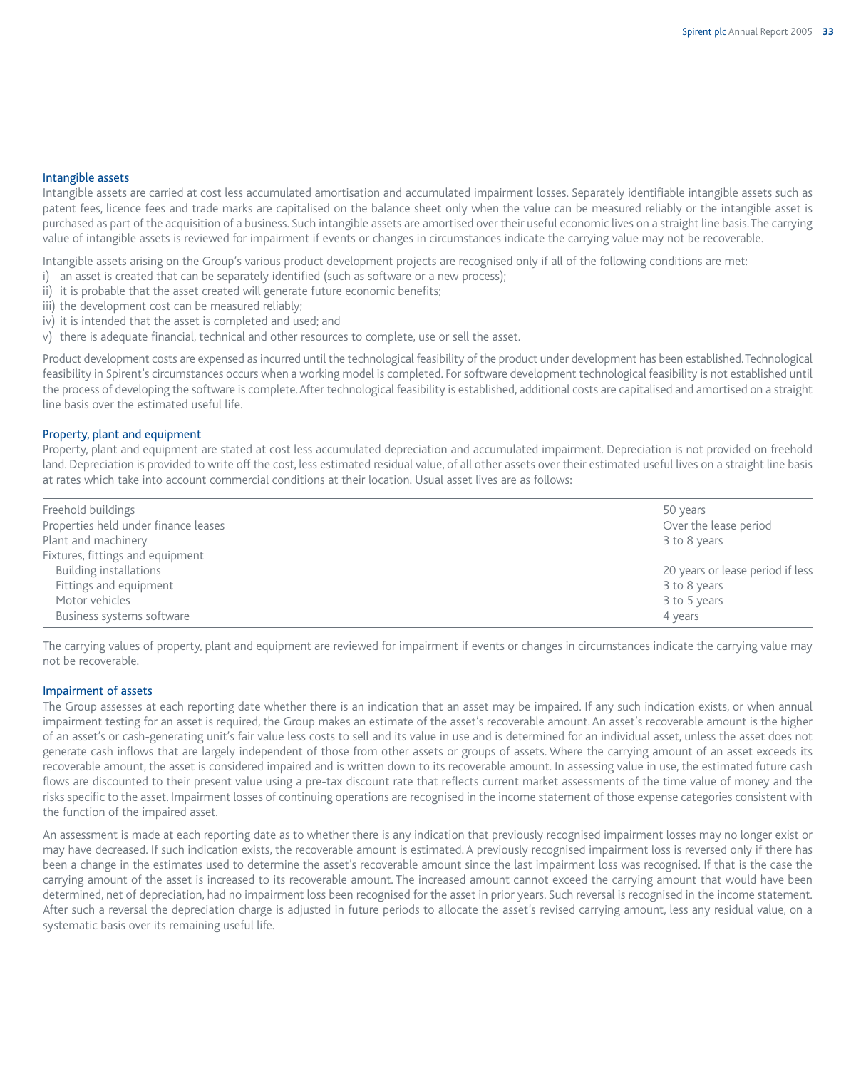### Intangible assets

Intangible assets are carried at cost less accumulated amortisation and accumulated impairment losses. Separately identifiable intangible assets such as patent fees, licence fees and trade marks are capitalised on the balance sheet only when the value can be measured reliably or the intangible asset is purchased as part of the acquisition of a business. Such intangible assets are amortised over their useful economic lives on a straight line basis. The carrying value of intangible assets is reviewed for impairment if events or changes in circumstances indicate the carrying value may not be recoverable.

Intangible assets arising on the Group's various product development projects are recognised only if all of the following conditions are met:

i) an asset is created that can be separately identified (such as software or a new process);
ii) it is probable that the asset created will generate future economic benefits;
iii) the development cost can be measured reliably;
iv) it is intended that the asset is completed and used; and
v) there is adequate financial, technical and other resources to complete, use or sell the asset.

Product development costs are expensed as incurred until the technological feasibility of the product under development has been established. Technological feasibility in Spirent's circumstances occurs when a working model is completed. For software development technological feasibility is not established until the process of developing the software is complete. After technological feasibility is established, additional costs are capitalised and amortised on a straight line basis over the estimated useful life.

### Property, plant and equipment

Property, plant and equipment are stated at cost less accumulated depreciation and accumulated impairment. Depreciation is not provided on freehold land. Depreciation is provided to write off the cost, less estimated residual value, of all other assets over their estimated useful lives on a straight line basis at rates which take into account commercial conditions at their location. Usual asset lives are as follows:

| | |
|---|---|
| Freehold buildings | 50 years |
| Properties held under finance leases | Over the lease period |
| Plant and machinery | 3 to 8 years |
| Fixtures, fittings and equipment | |
| Building installations | 20 years or lease period if less |
| Fittings and equipment | 3 to 8 years |
| Motor vehicles | 3 to 5 years |
| Business systems software | 4 years |

The carrying values of property, plant and equipment are reviewed for impairment if events or changes in circumstances indicate the carrying value may not be recoverable.

### Impairment of assets

The Group assesses at each reporting date whether there is an indication that an asset may be impaired. If any such indication exists, or when annual impairment testing for an asset is required, the Group makes an estimate of the asset's recoverable amount. An asset's recoverable amount is the higher of an asset's or cash-generating unit's fair value less costs to sell and its value in use and is determined for an individual asset, unless the asset does not generate cash inflows that are largely independent of those from other assets or groups of assets. Where the carrying amount of an asset exceeds its recoverable amount, the asset is considered impaired and is written down to its recoverable amount. In assessing value in use, the estimated future cash flows are discounted to their present value using a pre-tax discount rate that reflects current market assessments of the time value of money and the risks specific to the asset. Impairment losses of continuing operations are recognised in the income statement of those expense categories consistent with the function of the impaired asset.

An assessment is made at each reporting date as to whether there is any indication that previously recognised impairment losses may no longer exist or may have decreased. If such indication exists, the recoverable amount is estimated. A previously recognised impairment loss is reversed only if there has been a change in the estimates used to determine the asset's recoverable amount since the last impairment loss was recognised. If that is the case the carrying amount of the asset is increased to its recoverable amount. The increased amount cannot exceed the carrying amount that would have been determined, net of depreciation, had no impairment loss been recognised for the asset in prior years. Such reversal is recognised in the income statement. After such a reversal the depreciation charge is adjusted in future periods to allocate the asset's revised carrying amount, less any residual value, on a systematic basis over its remaining useful life.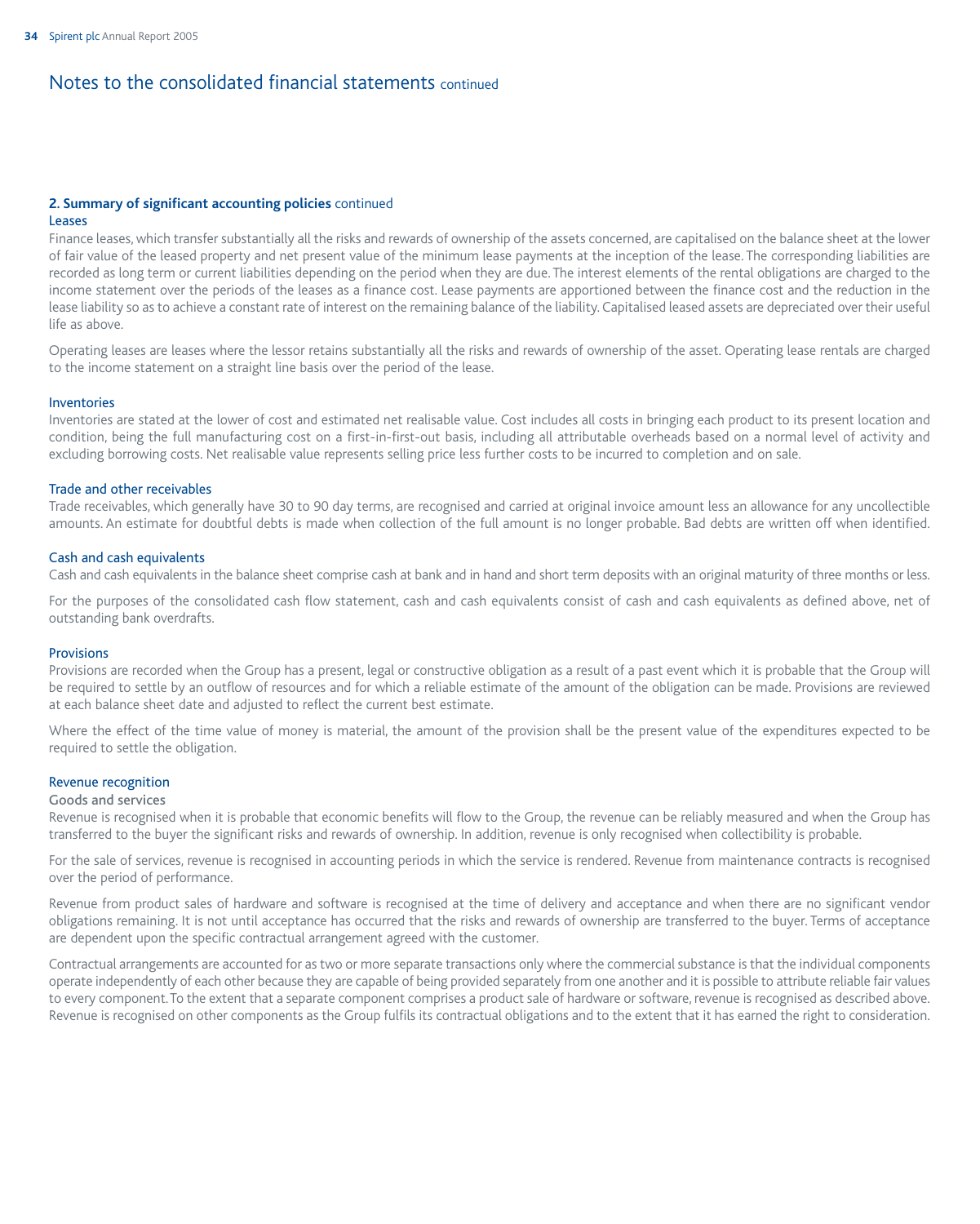# Notes to the consolidated financial statements continued

## 2. Summary of significant accounting policies continued

### Leases

Finance leases, which transfer substantially all the risks and rewards of ownership of the assets concerned, are capitalised on the balance sheet at the lower of fair value of the leased property and net present value of the minimum lease payments at the inception of the lease. The corresponding liabilities are recorded as long term or current liabilities depending on the period when they are due. The interest elements of the rental obligations are charged to the income statement over the periods of the leases as a finance cost. Lease payments are apportioned between the finance cost and the reduction in the lease liability so as to achieve a constant rate of interest on the remaining balance of the liability. Capitalised leased assets are depreciated over their useful life as above.

Operating leases are leases where the lessor retains substantially all the risks and rewards of ownership of the asset. Operating lease rentals are charged to the income statement on a straight line basis over the period of the lease.

### Inventories

Inventories are stated at the lower of cost and estimated net realisable value. Cost includes all costs in bringing each product to its present location and condition, being the full manufacturing cost on a first-in-first-out basis, including all attributable overheads based on a normal level of activity and excluding borrowing costs. Net realisable value represents selling price less further costs to be incurred to completion and on sale.

### Trade and other receivables

Trade receivables, which generally have 30 to 90 day terms, are recognised and carried at original invoice amount less an allowance for any uncollectible amounts. An estimate for doubtful debts is made when collection of the full amount is no longer probable. Bad debts are written off when identified.

### Cash and cash equivalents

Cash and cash equivalents in the balance sheet comprise cash at bank and in hand and short term deposits with an original maturity of three months or less.

For the purposes of the consolidated cash flow statement, cash and cash equivalents consist of cash and cash equivalents as defined above, net of outstanding bank overdrafts.

### Provisions

Provisions are recorded when the Group has a present, legal or constructive obligation as a result of a past event which it is probable that the Group will be required to settle by an outflow of resources and for which a reliable estimate of the amount of the obligation can be made. Provisions are reviewed at each balance sheet date and adjusted to reflect the current best estimate.

Where the effect of the time value of money is material, the amount of the provision shall be the present value of the expenditures expected to be required to settle the obligation.

### Revenue recognition

#### Goods and services

Revenue is recognised when it is probable that economic benefits will flow to the Group, the revenue can be reliably measured and when the Group has transferred to the buyer the significant risks and rewards of ownership. In addition, revenue is only recognised when collectibility is probable.

For the sale of services, revenue is recognised in accounting periods in which the service is rendered. Revenue from maintenance contracts is recognised over the period of performance.

Revenue from product sales of hardware and software is recognised at the time of delivery and acceptance and when there are no significant vendor obligations remaining. It is not until acceptance has occurred that the risks and rewards of ownership are transferred to the buyer. Terms of acceptance are dependent upon the specific contractual arrangement agreed with the customer.

Contractual arrangements are accounted for as two or more separate transactions only where the commercial substance is that the individual components operate independently of each other because they are capable of being provided separately from one another and it is possible to attribute reliable fair values to every component. To the extent that a separate component comprises a product sale of hardware or software, revenue is recognised as described above. Revenue is recognised on other components as the Group fulfils its contractual obligations and to the extent that it has earned the right to consideration.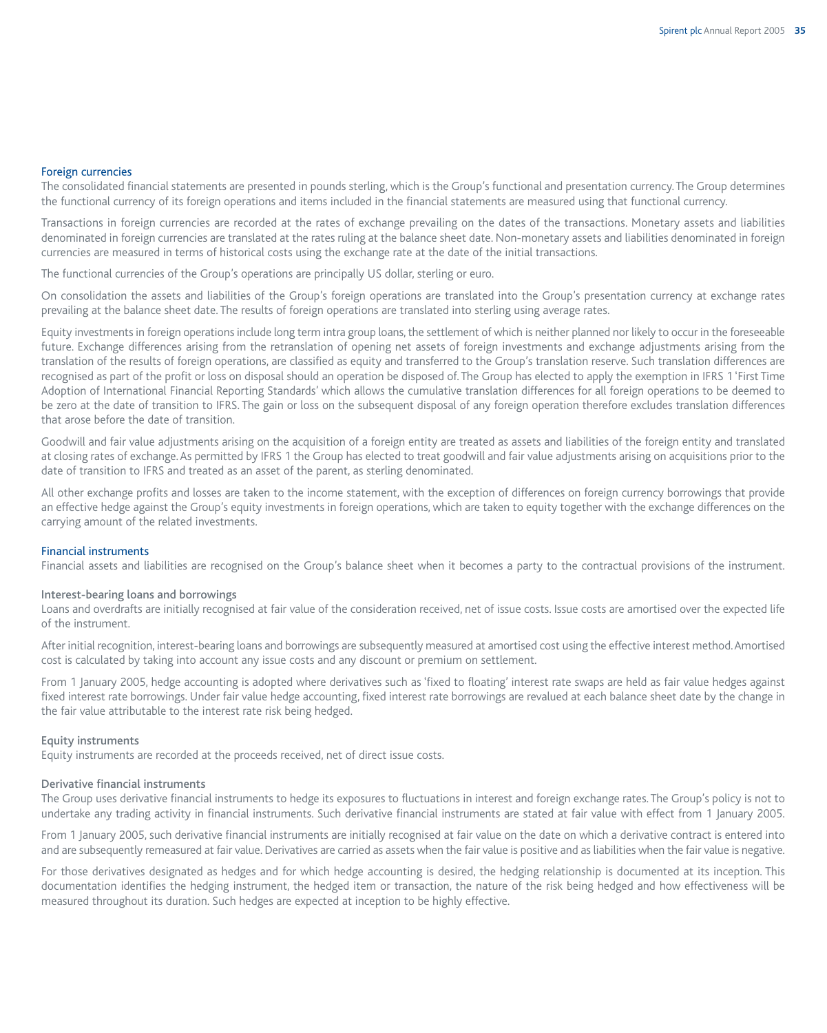### Foreign currencies

The consolidated financial statements are presented in pounds sterling, which is the Group's functional and presentation currency. The Group determines the functional currency of its foreign operations and items included in the financial statements are measured using that functional currency.

Transactions in foreign currencies are recorded at the rates of exchange prevailing on the dates of the transactions. Monetary assets and liabilities denominated in foreign currencies are translated at the rates ruling at the balance sheet date. Non-monetary assets and liabilities denominated in foreign currencies are measured in terms of historical costs using the exchange rate at the date of the initial transactions.

The functional currencies of the Group's operations are principally US dollar, sterling or euro.

On consolidation the assets and liabilities of the Group's foreign operations are translated into the Group's presentation currency at exchange rates prevailing at the balance sheet date. The results of foreign operations are translated into sterling using average rates.

Equity investments in foreign operations include long term intra group loans, the settlement of which is neither planned nor likely to occur in the foreseeable future. Exchange differences arising from the retranslation of opening net assets of foreign investments and exchange adjustments arising from the translation of the results of foreign operations, are classified as equity and transferred to the Group's translation reserve. Such translation differences are recognised as part of the profit or loss on disposal should an operation be disposed of. The Group has elected to apply the exemption in IFRS 1 'First Time Adoption of International Financial Reporting Standards' which allows the cumulative translation differences for all foreign operations to be deemed to be zero at the date of transition to IFRS. The gain or loss on the subsequent disposal of any foreign operation therefore excludes translation differences that arose before the date of transition.

Goodwill and fair value adjustments arising on the acquisition of a foreign entity are treated as assets and liabilities of the foreign entity and translated at closing rates of exchange. As permitted by IFRS 1 the Group has elected to treat goodwill and fair value adjustments arising on acquisitions prior to the date of transition to IFRS and treated as an asset of the parent, as sterling denominated.

All other exchange profits and losses are taken to the income statement, with the exception of differences on foreign currency borrowings that provide an effective hedge against the Group's equity investments in foreign operations, which are taken to equity together with the exchange differences on the carrying amount of the related investments.

### Financial instruments

Financial assets and liabilities are recognised on the Group's balance sheet when it becomes a party to the contractual provisions of the instrument.

#### Interest-bearing loans and borrowings

Loans and overdrafts are initially recognised at fair value of the consideration received, net of issue costs. Issue costs are amortised over the expected life of the instrument.

After initial recognition, interest-bearing loans and borrowings are subsequently measured at amortised cost using the effective interest method. Amortised cost is calculated by taking into account any issue costs and any discount or premium on settlement.

From 1 January 2005, hedge accounting is adopted where derivatives such as 'fixed to floating' interest rate swaps are held as fair value hedges against fixed interest rate borrowings. Under fair value hedge accounting, fixed interest rate borrowings are revalued at each balance sheet date by the change in the fair value attributable to the interest rate risk being hedged.

#### Equity instruments

Equity instruments are recorded at the proceeds received, net of direct issue costs.

#### Derivative financial instruments

The Group uses derivative financial instruments to hedge its exposures to fluctuations in interest and foreign exchange rates. The Group's policy is not to undertake any trading activity in financial instruments. Such derivative financial instruments are stated at fair value with effect from 1 January 2005.

From 1 January 2005, such derivative financial instruments are initially recognised at fair value on the date on which a derivative contract is entered into and are subsequently remeasured at fair value. Derivatives are carried as assets when the fair value is positive and as liabilities when the fair value is negative.

For those derivatives designated as hedges and for which hedge accounting is desired, the hedging relationship is documented at its inception. This documentation identifies the hedging instrument, the hedged item or transaction, the nature of the risk being hedged and how effectiveness will be measured throughout its duration. Such hedges are expected at inception to be highly effective.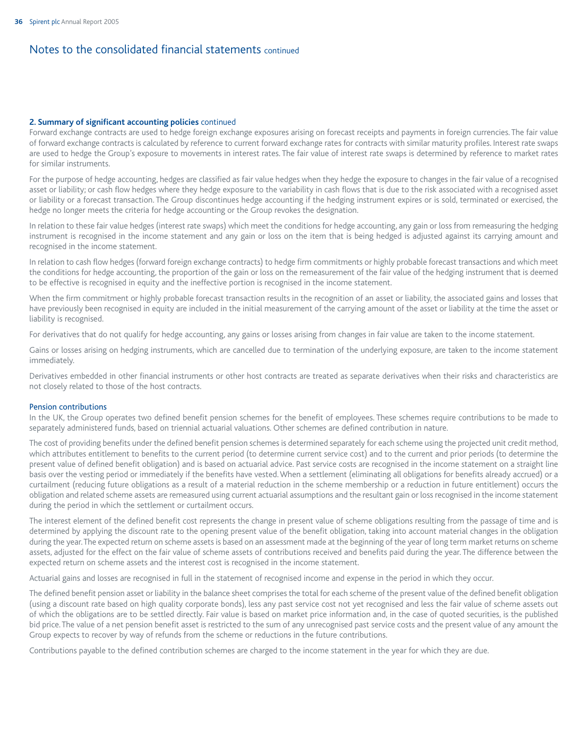# Notes to the consolidated financial statements continued

**2. Summary of significant accounting policies** continued

Forward exchange contracts are used to hedge foreign exchange exposures arising on forecast receipts and payments in foreign currencies. The fair value of forward exchange contracts is calculated by reference to current forward exchange rates for contracts with similar maturity profiles. Interest rate swaps are used to hedge the Group's exposure to movements in interest rates. The fair value of interest rate swaps is determined by reference to market rates for similar instruments.

For the purpose of hedge accounting, hedges are classified as fair value hedges when they hedge the exposure to changes in the fair value of a recognised asset or liability; or cash flow hedges where they hedge exposure to the variability in cash flows that is due to the risk associated with a recognised asset or liability or a forecast transaction. The Group discontinues hedge accounting if the hedging instrument expires or is sold, terminated or exercised, the hedge no longer meets the criteria for hedge accounting or the Group revokes the designation.

In relation to these fair value hedges (interest rate swaps) which meet the conditions for hedge accounting, any gain or loss from remeasuring the hedging instrument is recognised in the income statement and any gain or loss on the item that is being hedged is adjusted against its carrying amount and recognised in the income statement.

In relation to cash flow hedges (forward foreign exchange contracts) to hedge firm commitments or highly probable forecast transactions and which meet the conditions for hedge accounting, the proportion of the gain or loss on the remeasurement of the fair value of the hedging instrument that is deemed to be effective is recognised in equity and the ineffective portion is recognised in the income statement.

When the firm commitment or highly probable forecast transaction results in the recognition of an asset or liability, the associated gains and losses that have previously been recognised in equity are included in the initial measurement of the carrying amount of the asset or liability at the time the asset or liability is recognised.

For derivatives that do not qualify for hedge accounting, any gains or losses arising from changes in fair value are taken to the income statement.

Gains or losses arising on hedging instruments, which are cancelled due to termination of the underlying exposure, are taken to the income statement immediately.

Derivatives embedded in other financial instruments or other host contracts are treated as separate derivatives when their risks and characteristics are not closely related to those of the host contracts.

### Pension contributions

In the UK, the Group operates two defined benefit pension schemes for the benefit of employees. These schemes require contributions to be made to separately administered funds, based on triennial actuarial valuations. Other schemes are defined contribution in nature.

The cost of providing benefits under the defined benefit pension schemes is determined separately for each scheme using the projected unit credit method, which attributes entitlement to benefits to the current period (to determine current service cost) and to the current and prior periods (to determine the present value of defined benefit obligation) and is based on actuarial advice. Past service costs are recognised in the income statement on a straight line basis over the vesting period or immediately if the benefits have vested. When a settlement (eliminating all obligations for benefits already accrued) or a curtailment (reducing future obligations as a result of a material reduction in the scheme membership or a reduction in future entitlement) occurs the obligation and related scheme assets are remeasured using current actuarial assumptions and the resultant gain or loss recognised in the income statement during the period in which the settlement or curtailment occurs.

The interest element of the defined benefit cost represents the change in present value of scheme obligations resulting from the passage of time and is determined by applying the discount rate to the opening present value of the benefit obligation, taking into account material changes in the obligation during the year. The expected return on scheme assets is based on an assessment made at the beginning of the year of long term market returns on scheme assets, adjusted for the effect on the fair value of scheme assets of contributions received and benefits paid during the year. The difference between the expected return on scheme assets and the interest cost is recognised in the income statement.

Actuarial gains and losses are recognised in full in the statement of recognised income and expense in the period in which they occur.

The defined benefit pension asset or liability in the balance sheet comprises the total for each scheme of the present value of the defined benefit obligation (using a discount rate based on high quality corporate bonds), less any past service cost not yet recognised and less the fair value of scheme assets out of which the obligations are to be settled directly. Fair value is based on market price information and, in the case of quoted securities, is the published bid price. The value of a net pension benefit asset is restricted to the sum of any unrecognised past service costs and the present value of any amount the Group expects to recover by way of refunds from the scheme or reductions in the future contributions.

Contributions payable to the defined contribution schemes are charged to the income statement in the year for which they are due.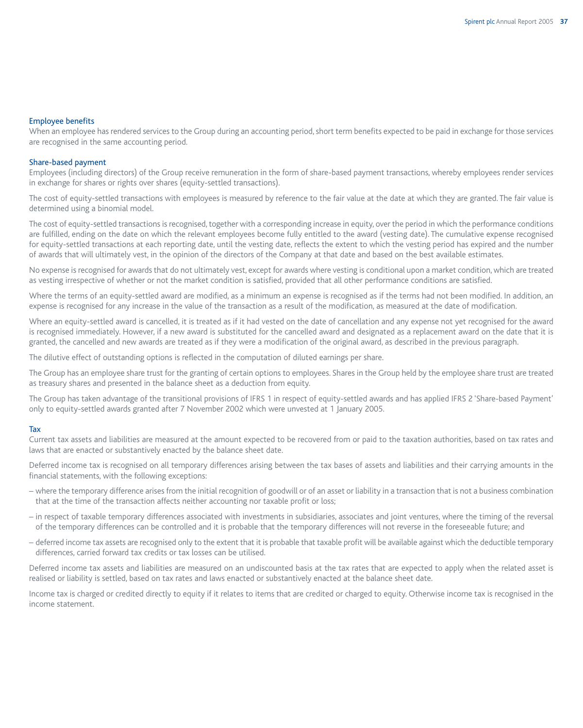### Employee benefits

When an employee has rendered services to the Group during an accounting period, short term benefits expected to be paid in exchange for those services are recognised in the same accounting period.

### Share-based payment

Employees (including directors) of the Group receive remuneration in the form of share-based payment transactions, whereby employees render services in exchange for shares or rights over shares (equity-settled transactions).

The cost of equity-settled transactions with employees is measured by reference to the fair value at the date at which they are granted. The fair value is determined using a binomial model.

The cost of equity-settled transactions is recognised, together with a corresponding increase in equity, over the period in which the performance conditions are fulfilled, ending on the date on which the relevant employees become fully entitled to the award (vesting date). The cumulative expense recognised for equity-settled transactions at each reporting date, until the vesting date, reflects the extent to which the vesting period has expired and the number of awards that will ultimately vest, in the opinion of the directors of the Company at that date and based on the best available estimates.

No expense is recognised for awards that do not ultimately vest, except for awards where vesting is conditional upon a market condition, which are treated as vesting irrespective of whether or not the market condition is satisfied, provided that all other performance conditions are satisfied.

Where the terms of an equity-settled award are modified, as a minimum an expense is recognised as if the terms had not been modified. In addition, an expense is recognised for any increase in the value of the transaction as a result of the modification, as measured at the date of modification.

Where an equity-settled award is cancelled, it is treated as if it had vested on the date of cancellation and any expense not yet recognised for the award is recognised immediately. However, if a new award is substituted for the cancelled award and designated as a replacement award on the date that it is granted, the cancelled and new awards are treated as if they were a modification of the original award, as described in the previous paragraph.

The dilutive effect of outstanding options is reflected in the computation of diluted earnings per share.

The Group has an employee share trust for the granting of certain options to employees. Shares in the Group held by the employee share trust are treated as treasury shares and presented in the balance sheet as a deduction from equity.

The Group has taken advantage of the transitional provisions of IFRS 1 in respect of equity-settled awards and has applied IFRS 2 'Share-based Payment' only to equity-settled awards granted after 7 November 2002 which were unvested at 1 January 2005.

### Tax

Current tax assets and liabilities are measured at the amount expected to be recovered from or paid to the taxation authorities, based on tax rates and laws that are enacted or substantively enacted by the balance sheet date.

Deferred income tax is recognised on all temporary differences arising between the tax bases of assets and liabilities and their carrying amounts in the financial statements, with the following exceptions:

– where the temporary difference arises from the initial recognition of goodwill or of an asset or liability in a transaction that is not a business combination that at the time of the transaction affects neither accounting nor taxable profit or loss;

– in respect of taxable temporary differences associated with investments in subsidiaries, associates and joint ventures, where the timing of the reversal of the temporary differences can be controlled and it is probable that the temporary differences will not reverse in the foreseeable future; and

– deferred income tax assets are recognised only to the extent that it is probable that taxable profit will be available against which the deductible temporary differences, carried forward tax credits or tax losses can be utilised.

Deferred income tax assets and liabilities are measured on an undiscounted basis at the tax rates that are expected to apply when the related asset is realised or liability is settled, based on tax rates and laws enacted or substantively enacted at the balance sheet date.

Income tax is charged or credited directly to equity if it relates to items that are credited or charged to equity. Otherwise income tax is recognised in the income statement.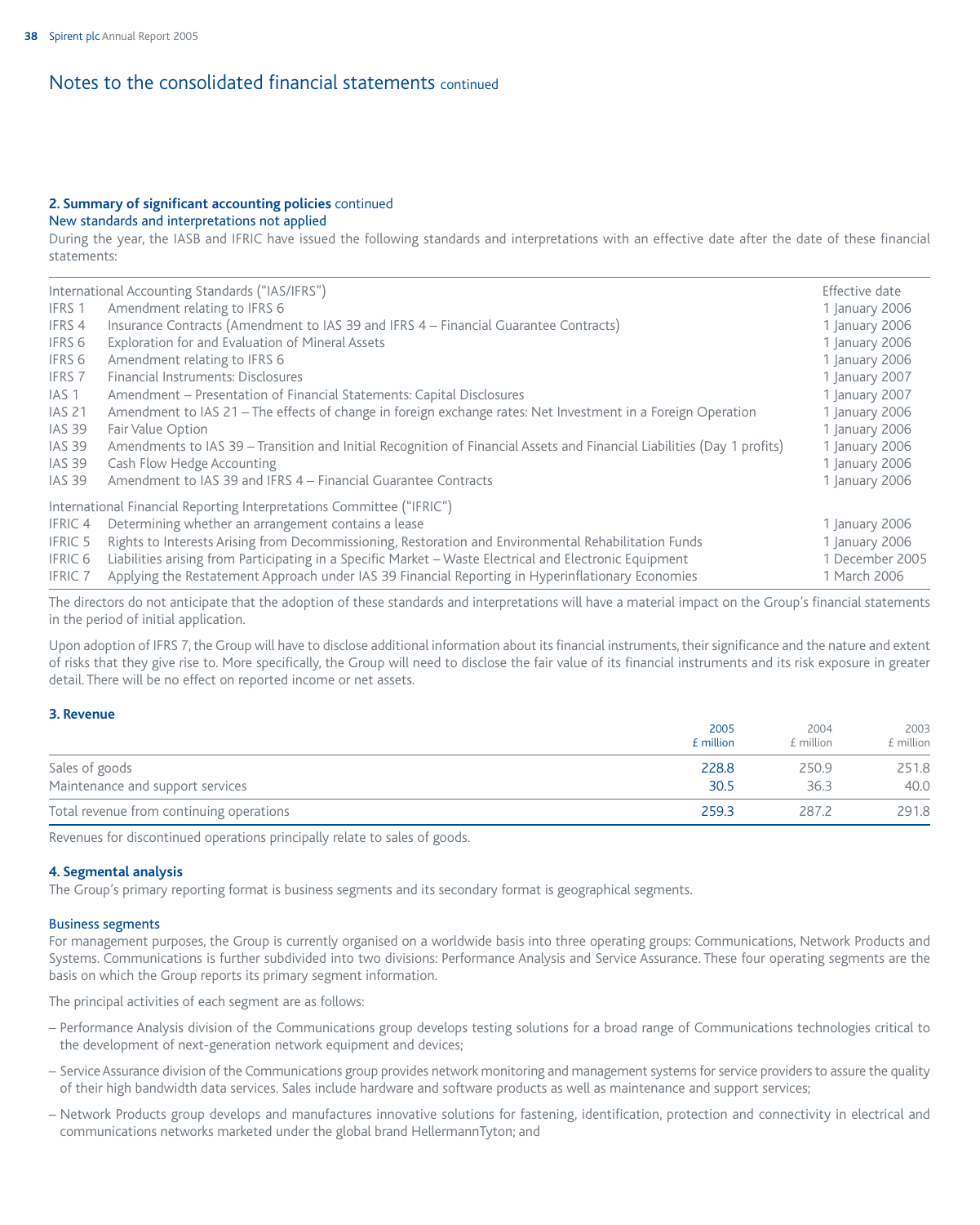# Notes to the consolidated financial statements continued

## 2. Summary of significant accounting policies continued

### New standards and interpretations not applied

During the year, the IASB and IFRIC have issued the following standards and interpretations with an effective date after the date of these financial statements:

| International Accounting Standards ("IAS/IFRS") | | Effective date |
|---|---|---|
| IFRS 1 | Amendment relating to IFRS 6 | 1 January 2006 |
| IFRS 4 | Insurance Contracts (Amendment to IAS 39 and IFRS 4 – Financial Guarantee Contracts) | 1 January 2006 |
| IFRS 6 | Exploration for and Evaluation of Mineral Assets | 1 January 2006 |
| IFRS 6 | Amendment relating to IFRS 6 | 1 January 2006 |
| IFRS 7 | Financial Instruments: Disclosures | 1 January 2007 |
| IAS 1 | Amendment – Presentation of Financial Statements: Capital Disclosures | 1 January 2007 |
| IAS 21 | Amendment to IAS 21 – The effects of change in foreign exchange rates: Net Investment in a Foreign Operation | 1 January 2006 |
| IAS 39 | Fair Value Option | 1 January 2006 |
| IAS 39 | Amendments to IAS 39 – Transition and Initial Recognition of Financial Assets and Financial Liabilities (Day 1 profits) | 1 January 2006 |
| IAS 39 | Cash Flow Hedge Accounting | 1 January 2006 |
| IAS 39 | Amendment to IAS 39 and IFRS 4 – Financial Guarantee Contracts | 1 January 2006 |
| International Financial Reporting Interpretations Committee ("IFRIC") | | |
| IFRIC 4 | Determining whether an arrangement contains a lease | 1 January 2006 |
| IFRIC 5 | Rights to Interests Arising from Decommissioning, Restoration and Environmental Rehabilitation Funds | 1 January 2006 |
| IFRIC 6 | Liabilities arising from Participating in a Specific Market – Waste Electrical and Electronic Equipment | 1 December 2005 |
| IFRIC 7 | Applying the Restatement Approach under IAS 39 Financial Reporting in Hyperinflationary Economies | 1 March 2006 |

The directors do not anticipate that the adoption of these standards and interpretations will have a material impact on the Group's financial statements in the period of initial application.

Upon adoption of IFRS 7, the Group will have to disclose additional information about its financial instruments, their significance and the nature and extent of risks that they give rise to. More specifically, the Group will need to disclose the fair value of its financial instruments and its risk exposure in greater detail. There will be no effect on reported income or net assets.

## 3. Revenue

| | 2005 £ million | 2004 £ million | 2003 £ million |
|---|---|---|---|
| Sales of goods | 228.8 | 250.9 | 251.8 |
| Maintenance and support services | 30.5 | 36.3 | 40.0 |
| Total revenue from continuing operations | 259.3 | 287.2 | 291.8 |

Revenues for discontinued operations principally relate to sales of goods.

## 4. Segmental analysis

The Group's primary reporting format is business segments and its secondary format is geographical segments.

### Business segments

For management purposes, the Group is currently organised on a worldwide basis into three operating groups: Communications, Network Products and Systems. Communications is further subdivided into two divisions: Performance Analysis and Service Assurance. These four operating segments are the basis on which the Group reports its primary segment information.

The principal activities of each segment are as follows:

- Performance Analysis division of the Communications group develops testing solutions for a broad range of Communications technologies critical to the development of next-generation network equipment and devices;
- Service Assurance division of the Communications group provides network monitoring and management systems for service providers to assure the quality of their high bandwidth data services. Sales include hardware and software products as well as maintenance and support services;
- Network Products group develops and manufactures innovative solutions for fastening, identification, protection and connectivity in electrical and communications networks marketed under the global brand HellermannTyton; and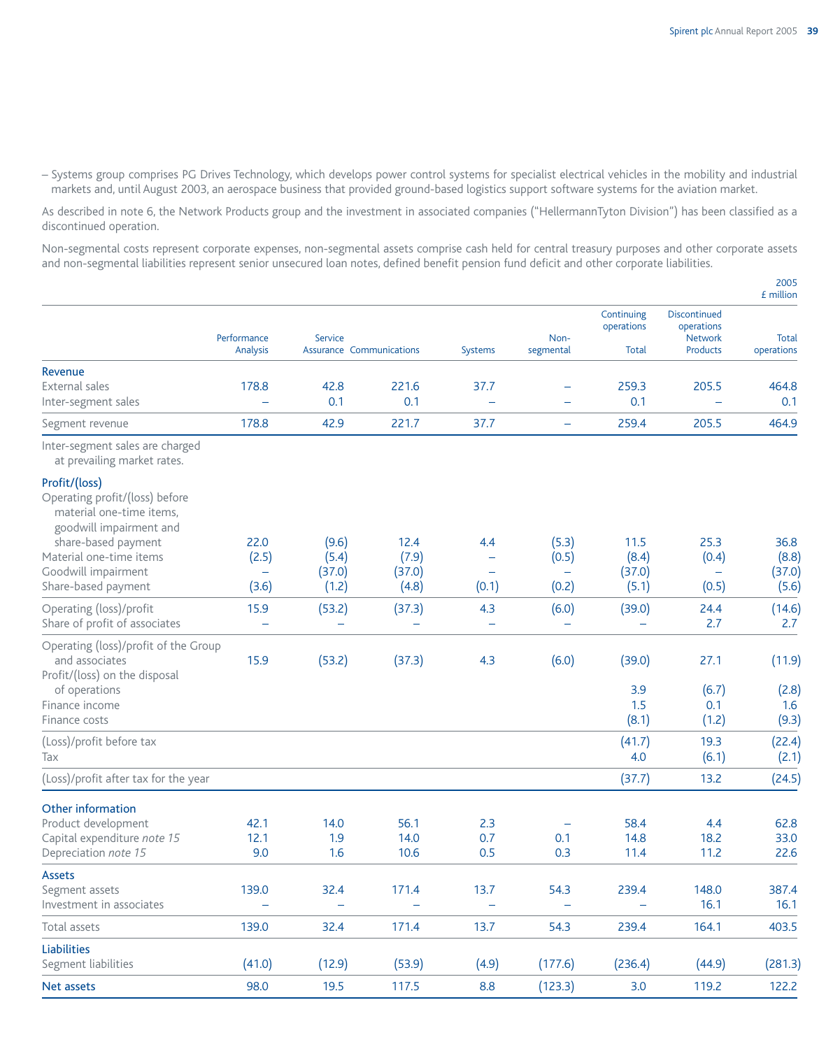– Systems group comprises PG Drives Technology, which develops power control systems for specialist electrical vehicles in the mobility and industrial markets and, until August 2003, an aerospace business that provided ground-based logistics support software systems for the aviation market.

As described in note 6, the Network Products group and the investment in associated companies ("HellermannTyton Division") has been classified as a discontinued operation.

Non-segmental costs represent corporate expenses, non-segmental assets comprise cash held for central treasury purposes and other corporate assets and non-segmental liabilities represent senior unsecured loan notes, defined benefit pension fund deficit and other corporate liabilities.

2005 £ million

| | Performance Analysis | Service Assurance | Communications | Systems | Non-segmental | Continuing operations Total | Discontinued operations Network Products | Total operations |
|---|---|---|---|---|---|---|---|---|
| **Revenue** | | | | | | | | |
| External sales | 178.8 | 42.8 | 221.6 | 37.7 | – | 259.3 | 205.5 | 464.8 |
| Inter-segment sales | – | 0.1 | 0.1 | – | – | 0.1 | – | 0.1 |
| Segment revenue | 178.8 | 42.9 | 221.7 | 37.7 | – | 259.4 | 205.5 | 464.9 |
| Inter-segment sales are charged at prevailing market rates. | | | | | | | | |
| **Profit/(loss)** | | | | | | | | |
| Operating profit/(loss) before material one-time items, goodwill impairment and share-based payment | 22.0 | (9.6) | 12.4 | 4.4 | (5.3) | 11.5 | 25.3 | 36.8 |
| Material one-time items | (2.5) | (5.4) | (7.9) | – | (0.5) | (8.4) | (0.4) | (8.8) |
| Goodwill impairment | – | (37.0) | (37.0) | – | – | (37.0) | – | (37.0) |
| Share-based payment | (3.6) | (1.2) | (4.8) | (0.1) | (0.2) | (5.1) | (0.5) | (5.6) |
| Operating (loss)/profit | 15.9 | (53.2) | (37.3) | 4.3 | (6.0) | (39.0) | 24.4 | (14.6) |
| Share of profit of associates | – | – | – | – | – | – | 2.7 | 2.7 |
| Operating (loss)/profit of the Group and associates | 15.9 | (53.2) | (37.3) | 4.3 | (6.0) | (39.0) | 27.1 | (11.9) |
| Profit/(loss) on the disposal of operations | | | | | | 3.9 | (6.7) | (2.8) |
| Finance income | | | | | | 1.5 | 0.1 | 1.6 |
| Finance costs | | | | | | (8.1) | (1.2) | (9.3) |
| (Loss)/profit before tax | | | | | | (41.7) | 19.3 | (22.4) |
| Tax | | | | | | 4.0 | (6.1) | (2.1) |
| (Loss)/profit after tax for the year | | | | | | (37.7) | 13.2 | (24.5) |
| **Other information** | | | | | | | | |
| Product development | 42.1 | 14.0 | 56.1 | 2.3 | – | 58.4 | 4.4 | 62.8 |
| Capital expenditure *note 15* | 12.1 | 1.9 | 14.0 | 0.7 | 0.1 | 14.8 | 18.2 | 33.0 |
| Depreciation *note 15* | 9.0 | 1.6 | 10.6 | 0.5 | 0.3 | 11.4 | 11.2 | 22.6 |
| **Assets** | | | | | | | | |
| Segment assets | 139.0 | 32.4 | 171.4 | 13.7 | 54.3 | 239.4 | 148.0 | 387.4 |
| Investment in associates | – | – | – | – | – | – | 16.1 | 16.1 |
| Total assets | 139.0 | 32.4 | 171.4 | 13.7 | 54.3 | 239.4 | 164.1 | 403.5 |
| **Liabilities** | | | | | | | | |
| Segment liabilities | (41.0) | (12.9) | (53.9) | (4.9) | (177.6) | (236.4) | (44.9) | (281.3) |
| **Net assets** | 98.0 | 19.5 | 117.5 | 8.8 | (123.3) | 3.0 | 119.2 | 122.2 |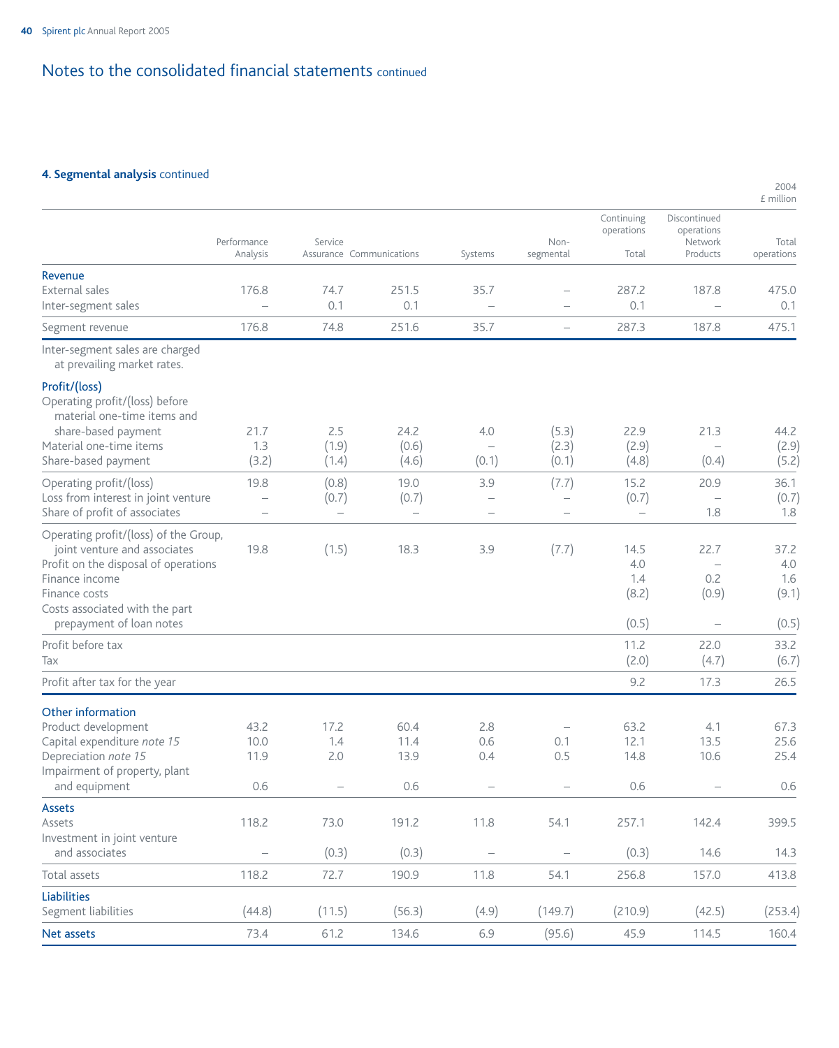# Notes to the consolidated financial statements continued

## 4. Segmental analysis continued

2004
£ million

| | Performance Analysis | Service Assurance | Communications | Systems | Non-segmental | Continuing operations Total | Discontinued operations Network Products | Total operations |
|---|---|---|---|---|---|---|---|---|
| **Revenue** | | | | | | | | |
| External sales | 176.8 | 74.7 | 251.5 | 35.7 | – | 287.2 | 187.8 | 475.0 |
| Inter-segment sales | – | 0.1 | 0.1 | – | – | 0.1 | – | 0.1 |
| Segment revenue | 176.8 | 74.8 | 251.6 | 35.7 | – | 287.3 | 187.8 | 475.1 |
| Inter-segment sales are charged at prevailing market rates. | | | | | | | | |
| **Profit/(loss)** | | | | | | | | |
| Operating profit/(loss) before material one-time items and share-based payment | 21.7 | 2.5 | 24.2 | 4.0 | (5.3) | 22.9 | 21.3 | 44.2 |
| Material one-time items | 1.3 | (1.9) | (0.6) | – | (2.3) | (2.9) | – | (2.9) |
| Share-based payment | (3.2) | (1.4) | (4.6) | (0.1) | (0.1) | (4.8) | (0.4) | (5.2) |
| Operating profit/(loss) | 19.8 | (0.8) | 19.0 | 3.9 | (7.7) | 15.2 | 20.9 | 36.1 |
| Loss from interest in joint venture | – | (0.7) | (0.7) | – | – | (0.7) | – | (0.7) |
| Share of profit of associates | – | – | – | – | – | – | 1.8 | 1.8 |
| Operating profit/(loss) of the Group, joint venture and associates | 19.8 | (1.5) | 18.3 | 3.9 | (7.7) | 14.5 | 22.7 | 37.2 |
| Profit on the disposal of operations | | | | | | 4.0 | – | 4.0 |
| Finance income | | | | | | 1.4 | 0.2 | 1.6 |
| Finance costs | | | | | | (8.2) | (0.9) | (9.1) |
| Costs associated with the part prepayment of loan notes | | | | | | (0.5) | – | (0.5) |
| Profit before tax | | | | | | 11.2 | 22.0 | 33.2 |
| Tax | | | | | | (2.0) | (4.7) | (6.7) |
| Profit after tax for the year | | | | | | 9.2 | 17.3 | 26.5 |
| **Other information** | | | | | | | | |
| Product development | 43.2 | 17.2 | 60.4 | 2.8 | – | 63.2 | 4.1 | 67.3 |
| Capital expenditure *note 15* | 10.0 | 1.4 | 11.4 | 0.6 | 0.1 | 12.1 | 13.5 | 25.6 |
| Depreciation *note 15* | 11.9 | 2.0 | 13.9 | 0.4 | 0.5 | 14.8 | 10.6 | 25.4 |
| Impairment of property, plant and equipment | 0.6 | – | 0.6 | – | – | 0.6 | – | 0.6 |
| **Assets** | | | | | | | | |
| Assets | 118.2 | 73.0 | 191.2 | 11.8 | 54.1 | 257.1 | 142.4 | 399.5 |
| Investment in joint venture and associates | – | (0.3) | (0.3) | – | – | (0.3) | 14.6 | 14.3 |
| Total assets | 118.2 | 72.7 | 190.9 | 11.8 | 54.1 | 256.8 | 157.0 | 413.8 |
| **Liabilities** | | | | | | | | |
| Segment liabilities | (44.8) | (11.5) | (56.3) | (4.9) | (149.7) | (210.9) | (42.5) | (253.4) |
| **Net assets** | 73.4 | 61.2 | 134.6 | 6.9 | (95.6) | 45.9 | 114.5 | 160.4 |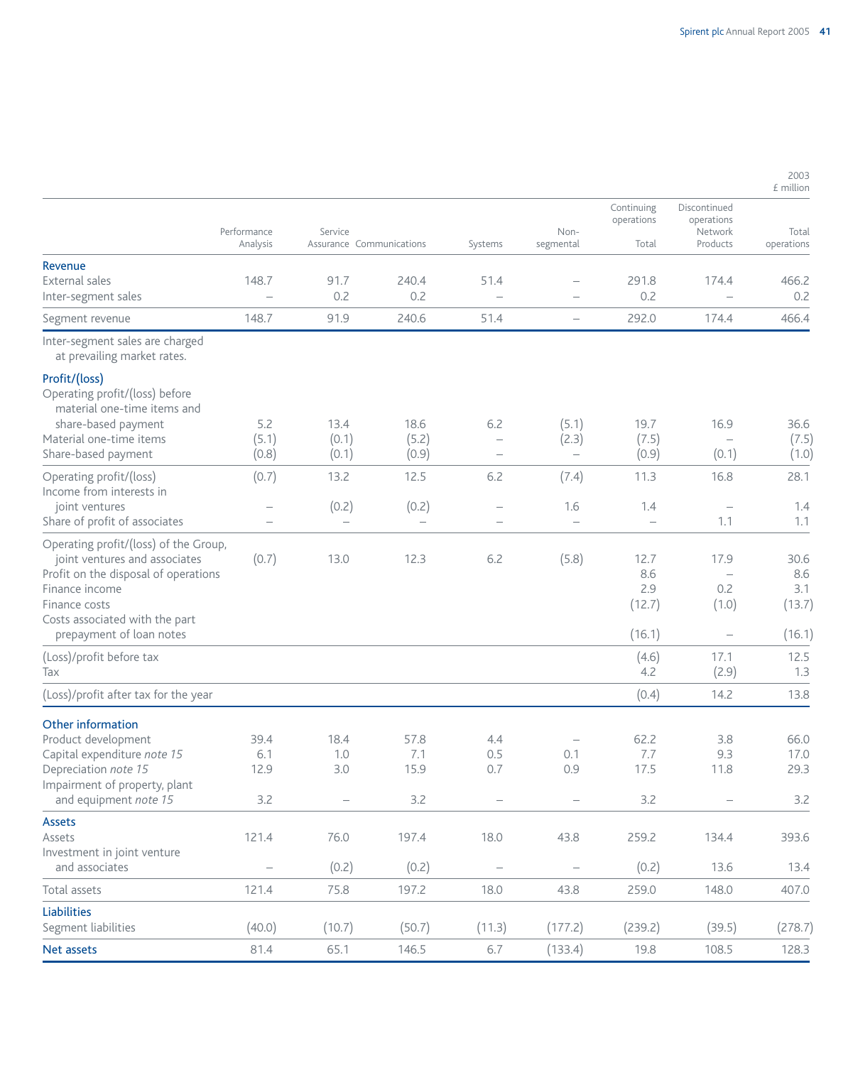2003
£ million

| | Performance Analysis | Service Assurance | Communications | Systems | Non-segmental | Continuing operations Total | Discontinued operations Network Products | Total operations |
|---|---|---|---|---|---|---|---|---|
| **Revenue** | | | | | | | | |
| External sales | 148.7 | 91.7 | 240.4 | 51.4 | – | 291.8 | 174.4 | 466.2 |
| Inter-segment sales | – | 0.2 | 0.2 | – | – | 0.2 | – | 0.2 |
| Segment revenue | 148.7 | 91.9 | 240.6 | 51.4 | – | 292.0 | 174.4 | 466.4 |
| Inter-segment sales are charged at prevailing market rates. | | | | | | | | |
| **Profit/(loss)** | | | | | | | | |
| Operating profit/(loss) before material one-time items and share-based payment | 5.2 | 13.4 | 18.6 | 6.2 | (5.1) | 19.7 | 16.9 | 36.6 |
| Material one-time items | (5.1) | (0.1) | (5.2) | – | (2.3) | (7.5) | – | (7.5) |
| Share-based payment | (0.8) | (0.1) | (0.9) | – | – | (0.9) | (0.1) | (1.0) |
| Operating profit/(loss) | (0.7) | 13.2 | 12.5 | 6.2 | (7.4) | 11.3 | 16.8 | 28.1 |
| Income from interests in joint ventures | – | (0.2) | (0.2) | – | 1.6 | 1.4 | – | 1.4 |
| Share of profit of associates | – | – | – | – | – | – | 1.1 | 1.1 |
| Operating profit/(loss) of the Group, joint ventures and associates | (0.7) | 13.0 | 12.3 | 6.2 | (5.8) | 12.7 | 17.9 | 30.6 |
| Profit on the disposal of operations | | | | | | 8.6 | – | 8.6 |
| Finance income | | | | | | 2.9 | 0.2 | 3.1 |
| Finance costs | | | | | | (12.7) | (1.0) | (13.7) |
| Costs associated with the part prepayment of loan notes | | | | | | (16.1) | – | (16.1) |
| (Loss)/profit before tax | | | | | | (4.6) | 17.1 | 12.5 |
| Tax | | | | | | 4.2 | (2.9) | 1.3 |
| (Loss)/profit after tax for the year | | | | | | (0.4) | 14.2 | 13.8 |
| **Other information** | | | | | | | | |
| Product development | 39.4 | 18.4 | 57.8 | 4.4 | – | 62.2 | 3.8 | 66.0 |
| Capital expenditure *note 15* | 6.1 | 1.0 | 7.1 | 0.5 | 0.1 | 7.7 | 9.3 | 17.0 |
| Depreciation *note 15* | 12.9 | 3.0 | 15.9 | 0.7 | 0.9 | 17.5 | 11.8 | 29.3 |
| Impairment of property, plant and equipment *note 15* | 3.2 | – | 3.2 | – | – | 3.2 | – | 3.2 |
| **Assets** | | | | | | | | |
| Assets | 121.4 | 76.0 | 197.4 | 18.0 | 43.8 | 259.2 | 134.4 | 393.6 |
| Investment in joint venture and associates | – | (0.2) | (0.2) | – | – | (0.2) | 13.6 | 13.4 |
| Total assets | 121.4 | 75.8 | 197.2 | 18.0 | 43.8 | 259.0 | 148.0 | 407.0 |
| **Liabilities** | | | | | | | | |
| Segment liabilities | (40.0) | (10.7) | (50.7) | (11.3) | (177.2) | (239.2) | (39.5) | (278.7) |
| **Net assets** | 81.4 | 65.1 | 146.5 | 6.7 | (133.4) | 19.8 | 108.5 | 128.3 |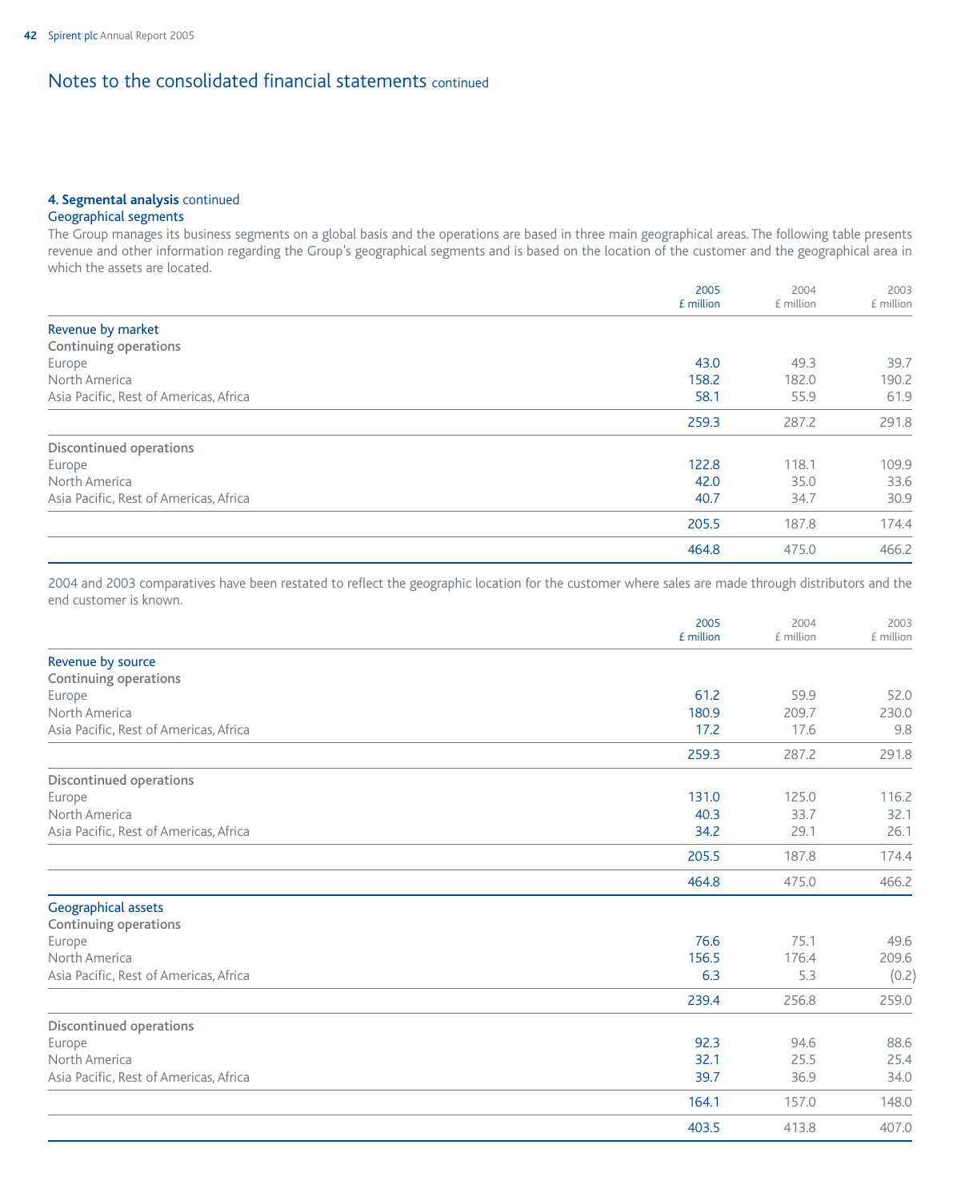# Notes to the consolidated financial statements continued

## 4. Segmental analysis continued

### Geographical segments

The Group manages its business segments on a global basis and the operations are based in three main geographical areas. The following table presents revenue and other information regarding the Group's geographical segments and is based on the location of the customer and the geographical area in which the assets are located.

| | 2005 £ million | 2004 £ million | 2003 £ million |
|---|---|---|---|
| **Revenue by market** | | | |
| **Continuing operations** | | | |
| Europe | 43.0 | 49.3 | 39.7 |
| North America | 158.2 | 182.0 | 190.2 |
| Asia Pacific, Rest of Americas, Africa | 58.1 | 55.9 | 61.9 |
| | 259.3 | 287.2 | 291.8 |
| **Discontinued operations** | | | |
| Europe | 122.8 | 118.1 | 109.9 |
| North America | 42.0 | 35.0 | 33.6 |
| Asia Pacific, Rest of Americas, Africa | 40.7 | 34.7 | 30.9 |
| | 205.5 | 187.8 | 174.4 |
| | 464.8 | 475.0 | 466.2 |

2004 and 2003 comparatives have been restated to reflect the geographic location for the customer where sales are made through distributors and the end customer is known.

| | 2005 £ million | 2004 £ million | 2003 £ million |
|---|---|---|---|
| **Revenue by source** | | | |
| **Continuing operations** | | | |
| Europe | 61.2 | 59.9 | 52.0 |
| North America | 180.9 | 209.7 | 230.0 |
| Asia Pacific, Rest of Americas, Africa | 17.2 | 17.6 | 9.8 |
| | 259.3 | 287.2 | 291.8 |
| **Discontinued operations** | | | |
| Europe | 131.0 | 125.0 | 116.2 |
| North America | 40.3 | 33.7 | 32.1 |
| Asia Pacific, Rest of Americas, Africa | 34.2 | 29.1 | 26.1 |
| | 205.5 | 187.8 | 174.4 |
| | 464.8 | 475.0 | 466.2 |
| **Geographical assets** | | | |
| **Continuing operations** | | | |
| Europe | 76.6 | 75.1 | 49.6 |
| North America | 156.5 | 176.4 | 209.6 |
| Asia Pacific, Rest of Americas, Africa | 6.3 | 5.3 | (0.2) |
| | 239.4 | 256.8 | 259.0 |
| **Discontinued operations** | | | |
| Europe | 92.3 | 94.6 | 88.6 |
| North America | 32.1 | 25.5 | 25.4 |
| Asia Pacific, Rest of Americas, Africa | 39.7 | 36.9 | 34.0 |
| | 164.1 | 157.0 | 148.0 |
| | 403.5 | 413.8 | 407.0 |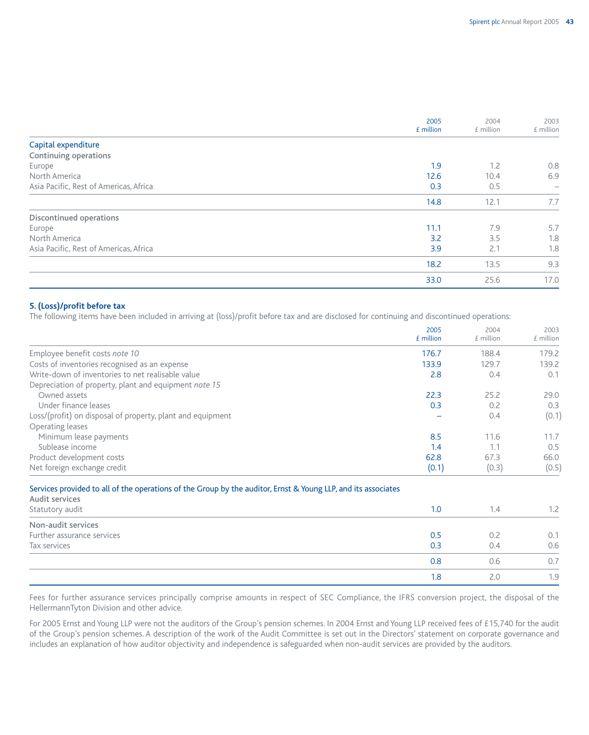| | 2005 £ million | 2004 £ million | 2003 £ million |
|---|---|---|---|
| **Capital expenditure** | | | |
| **Continuing operations** | | | |
| Europe | 1.9 | 1.2 | 0.8 |
| North America | 12.6 | 10.4 | 6.9 |
| Asia Pacific, Rest of Americas, Africa | 0.3 | 0.5 | – |
| | 14.8 | 12.1 | 7.7 |
| **Discontinued operations** | | | |
| Europe | 11.1 | 7.9 | 5.7 |
| North America | 3.2 | 3.5 | 1.8 |
| Asia Pacific, Rest of Americas, Africa | 3.9 | 2.1 | 1.8 |
| | 18.2 | 13.5 | 9.3 |
| | 33.0 | 25.6 | 17.0 |

## 5. (Loss)/profit before tax

The following items have been included in arriving at (loss)/profit before tax and are disclosed for continuing and discontinued operations:

| | 2005 £ million | 2004 £ million | 2003 £ million |
|---|---|---|---|
| Employee benefit costs *note 10* | 176.7 | 188.4 | 179.2 |
| Costs of inventories recognised as an expense | 133.9 | 129.7 | 139.2 |
| Write-down of inventories to net realisable value | 2.8 | 0.4 | 0.1 |
| Depreciation of property, plant and equipment *note 15* | | | |
| Owned assets | 22.3 | 25.2 | 29.0 |
| Under finance leases | 0.3 | 0.2 | 0.3 |
| Loss/(profit) on disposal of property, plant and equipment | – | 0.4 | (0.1) |
| Operating leases | | | |
| Minimum lease payments | 8.5 | 11.6 | 11.7 |
| Sublease income | 1.4 | 1.1 | 0.5 |
| Product development costs | 62.8 | 67.3 | 66.0 |
| Net foreign exchange credit | (0.1) | (0.3) | (0.5) |
| **Services provided to all of the operations of the Group by the auditor, Ernst & Young LLP, and its associates** | | | |
| **Audit services** | | | |
| Statutory audit | 1.0 | 1.4 | 1.2 |
| **Non-audit services** | | | |
| Further assurance services | 0.5 | 0.2 | 0.1 |
| Tax services | 0.3 | 0.4 | 0.6 |
| | 0.8 | 0.6 | 0.7 |
| | 1.8 | 2.0 | 1.9 |

Fees for further assurance services principally comprise amounts in respect of SEC Compliance, the IFRS conversion project, the disposal of the HellermannTyton Division and other advice.

For 2005 Ernst and Young LLP were not the auditors of the Group's pension schemes. In 2004 Ernst and Young LLP received fees of £15,740 for the audit of the Group's pension schemes. A description of the work of the Audit Committee is set out in the Directors' statement on corporate governance and includes an explanation of how auditor objectivity and independence is safeguarded when non-audit services are provided by the auditors.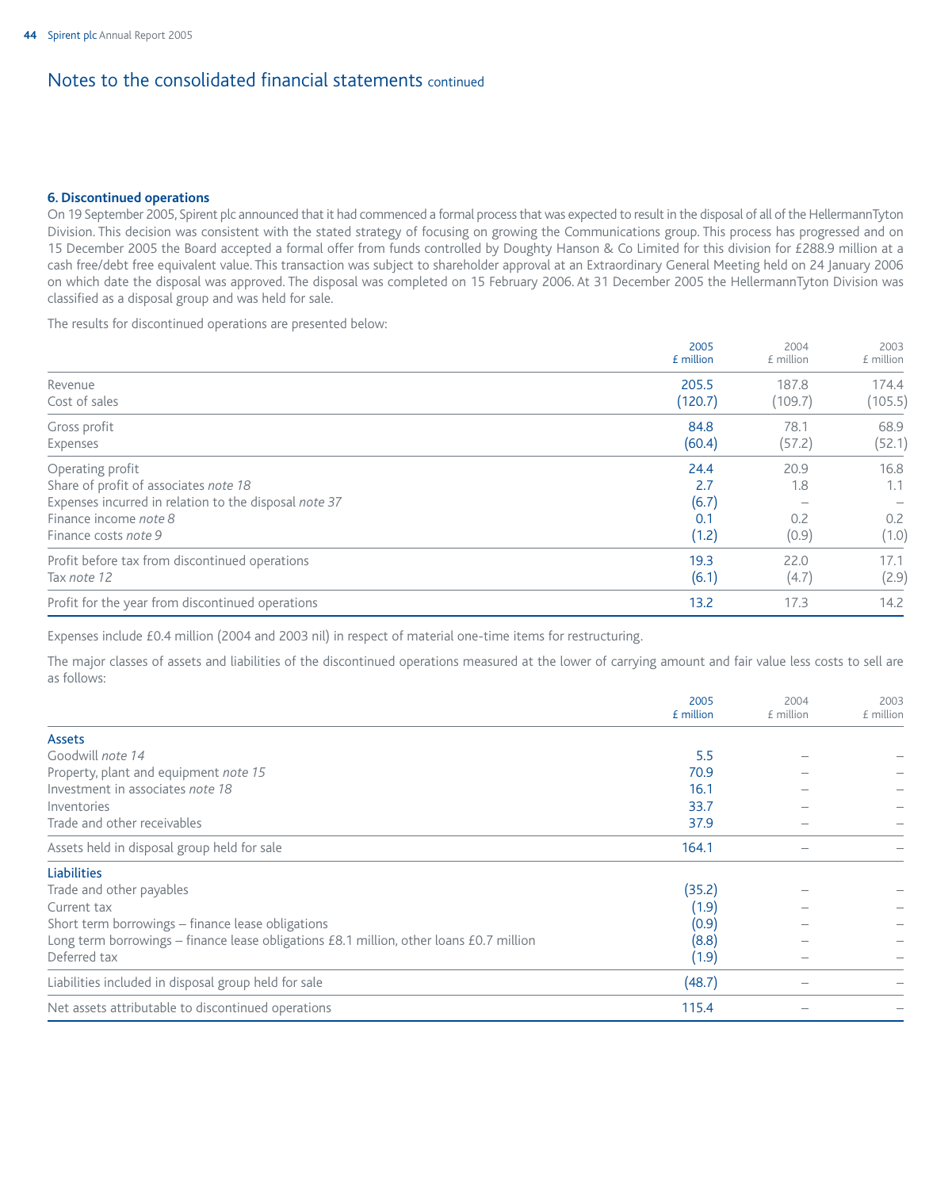## Notes to the consolidated financial statements continued

### 6. Discontinued operations

On 19 September 2005, Spirent plc announced that it had commenced a formal process that was expected to result in the disposal of all of the HellermannTyton Division. This decision was consistent with the stated strategy of focusing on growing the Communications group. This process has progressed and on 15 December 2005 the Board accepted a formal offer from funds controlled by Doughty Hanson & Co Limited for this division for £288.9 million at a cash free/debt free equivalent value. This transaction was subject to shareholder approval at an Extraordinary General Meeting held on 24 January 2006 on which date the disposal was approved. The disposal was completed on 15 February 2006. At 31 December 2005 the HellermannTyton Division was classified as a disposal group and was held for sale.

The results for discontinued operations are presented below:

| | 2005 £ million | 2004 £ million | 2003 £ million |
|---|---|---|---|
| Revenue | 205.5 | 187.8 | 174.4 |
| Cost of sales | (120.7) | (109.7) | (105.5) |
| Gross profit | 84.8 | 78.1 | 68.9 |
| Expenses | (60.4) | (57.2) | (52.1) |
| Operating profit | 24.4 | 20.9 | 16.8 |
| Share of profit of associates *note 18* | 2.7 | 1.8 | 1.1 |
| Expenses incurred in relation to the disposal *note 37* | (6.7) | – | – |
| Finance income *note 8* | 0.1 | 0.2 | 0.2 |
| Finance costs *note 9* | (1.2) | (0.9) | (1.0) |
| Profit before tax from discontinued operations | 19.3 | 22.0 | 17.1 |
| Tax *note 12* | (6.1) | (4.7) | (2.9) |
| Profit for the year from discontinued operations | 13.2 | 17.3 | 14.2 |

Expenses include £0.4 million (2004 and 2003 nil) in respect of material one-time items for restructuring.

The major classes of assets and liabilities of the discontinued operations measured at the lower of carrying amount and fair value less costs to sell are as follows:

| | 2005 £ million | 2004 £ million | 2003 £ million |
|---|---|---|---|
| **Assets** | | | |
| Goodwill *note 14* | 5.5 | – | – |
| Property, plant and equipment *note 15* | 70.9 | – | – |
| Investment in associates *note 18* | 16.1 | – | – |
| Inventories | 33.7 | – | – |
| Trade and other receivables | 37.9 | – | – |
| Assets held in disposal group held for sale | 164.1 | – | – |
| **Liabilities** | | | |
| Trade and other payables | (35.2) | – | – |
| Current tax | (1.9) | – | – |
| Short term borrowings – finance lease obligations | (0.9) | – | – |
| Long term borrowings – finance lease obligations £8.1 million, other loans £0.7 million | (8.8) | – | – |
| Deferred tax | (1.9) | – | – |
| Liabilities included in disposal group held for sale | (48.7) | – | – |
| Net assets attributable to discontinued operations | 115.4 | – | – |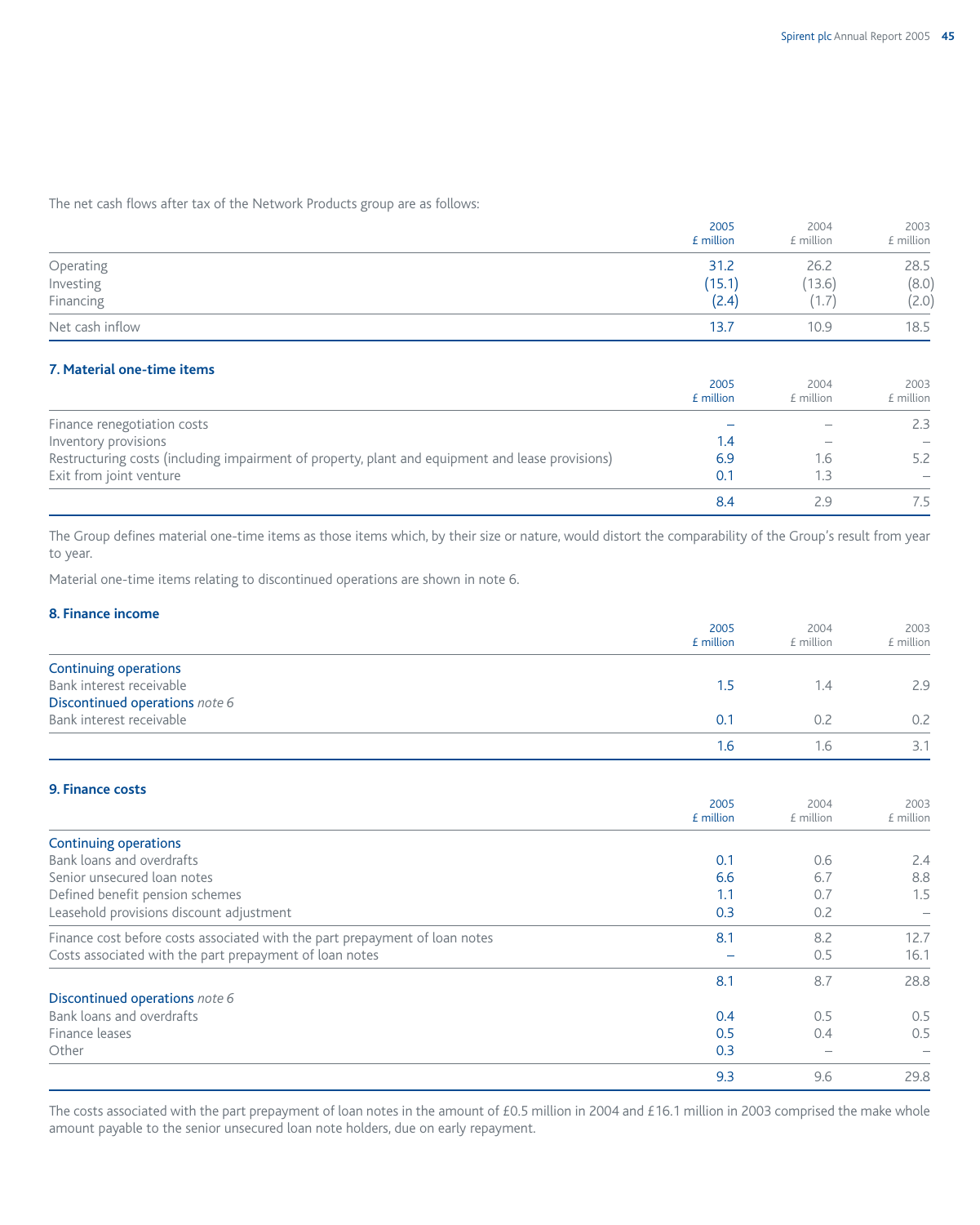The net cash flows after tax of the Network Products group are as follows:

| | 2005 £ million | 2004 £ million | 2003 £ million |
|---|---|---|---|
| Operating | 31.2 | 26.2 | 28.5 |
| Investing | (15.1) | (13.6) | (8.0) |
| Financing | (2.4) | (1.7) | (2.0) |
| Net cash inflow | 13.7 | 10.9 | 18.5 |

## 7. Material one-time items

| | 2005 £ million | 2004 £ million | 2003 £ million |
|---|---|---|---|
| Finance renegotiation costs | – | – | 2.3 |
| Inventory provisions | 1.4 | – | – |
| Restructuring costs (including impairment of property, plant and equipment and lease provisions) | 6.9 | 1.6 | 5.2 |
| Exit from joint venture | 0.1 | 1.3 | – |
| | 8.4 | 2.9 | 7.5 |

The Group defines material one-time items as those items which, by their size or nature, would distort the comparability of the Group's result from year to year.

Material one-time items relating to discontinued operations are shown in note 6.

## 8. Finance income

| | 2005 £ million | 2004 £ million | 2003 £ million |
|---|---|---|---|
| Continuing operations | | | |
| Bank interest receivable | 1.5 | 1.4 | 2.9 |
| Discontinued operations *note 6* | | | |
| Bank interest receivable | 0.1 | 0.2 | 0.2 |
| | 1.6 | 1.6 | 3.1 |

## 9. Finance costs

| | 2005 £ million | 2004 £ million | 2003 £ million |
|---|---|---|---|
| Continuing operations | | | |
| Bank loans and overdrafts | 0.1 | 0.6 | 2.4 |
| Senior unsecured loan notes | 6.6 | 6.7 | 8.8 |
| Defined benefit pension schemes | 1.1 | 0.7 | 1.5 |
| Leasehold provisions discount adjustment | 0.3 | 0.2 | – |
| Finance cost before costs associated with the part prepayment of loan notes | 8.1 | 8.2 | 12.7 |
| Costs associated with the part prepayment of loan notes | – | 0.5 | 16.1 |
| | 8.1 | 8.7 | 28.8 |
| Discontinued operations *note 6* | | | |
| Bank loans and overdrafts | 0.4 | 0.5 | 0.5 |
| Finance leases | 0.5 | 0.4 | 0.5 |
| Other | 0.3 | – | – |
| | 9.3 | 9.6 | 29.8 |

The costs associated with the part prepayment of loan notes in the amount of £0.5 million in 2004 and £16.1 million in 2003 comprised the make whole amount payable to the senior unsecured loan note holders, due on early repayment.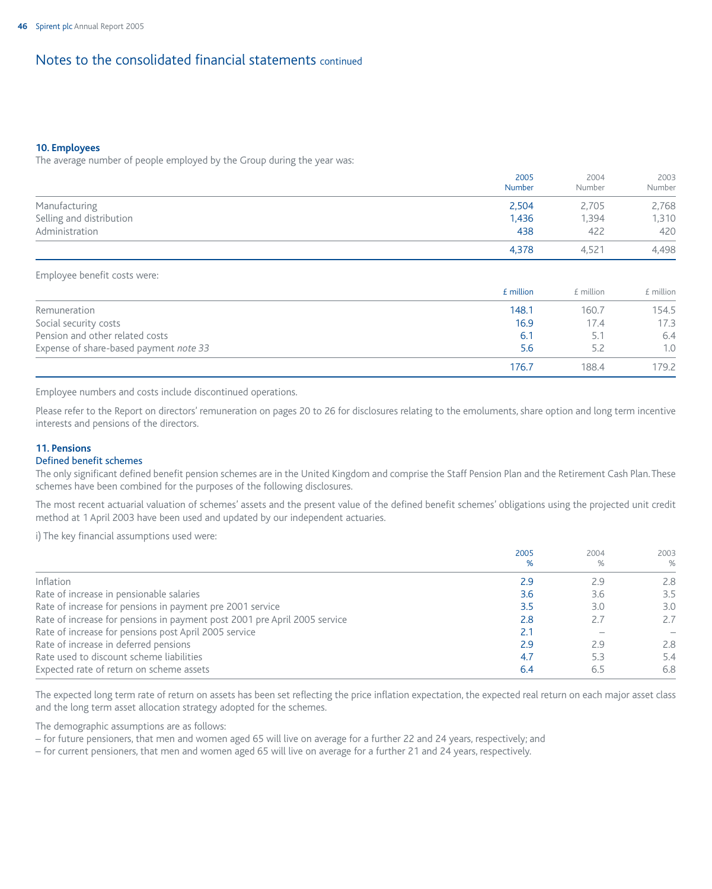# Notes to the consolidated financial statements continued

## 10. Employees

The average number of people employed by the Group during the year was:

| | 2005 Number | 2004 Number | 2003 Number |
|---|---|---|---|
| Manufacturing | 2,504 | 2,705 | 2,768 |
| Selling and distribution | 1,436 | 1,394 | 1,310 |
| Administration | 438 | 422 | 420 |
| | 4,378 | 4,521 | 4,498 |

Employee benefit costs were:

| | £ million | £ million | £ million |
|---|---|---|---|
| Remuneration | 148.1 | 160.7 | 154.5 |
| Social security costs | 16.9 | 17.4 | 17.3 |
| Pension and other related costs | 6.1 | 5.1 | 6.4 |
| Expense of share-based payment *note 33* | 5.6 | 5.2 | 1.0 |
| | 176.7 | 188.4 | 179.2 |

Employee numbers and costs include discontinued operations.

Please refer to the Report on directors' remuneration on pages 20 to 26 for disclosures relating to the emoluments, share option and long term incentive interests and pensions of the directors.

## 11. Pensions

### Defined benefit schemes

The only significant defined benefit pension schemes are in the United Kingdom and comprise the Staff Pension Plan and the Retirement Cash Plan. These schemes have been combined for the purposes of the following disclosures.

The most recent actuarial valuation of schemes' assets and the present value of the defined benefit schemes' obligations using the projected unit credit method at 1 April 2003 have been used and updated by our independent actuaries.

i) The key financial assumptions used were:

| | 2005 % | 2004 % | 2003 % |
|---|---|---|---|
| Inflation | 2.9 | 2.9 | 2.8 |
| Rate of increase in pensionable salaries | 3.6 | 3.6 | 3.5 |
| Rate of increase for pensions in payment pre 2001 service | 3.5 | 3.0 | 3.0 |
| Rate of increase for pensions in payment post 2001 pre April 2005 service | 2.8 | 2.7 | 2.7 |
| Rate of increase for pensions post April 2005 service | 2.1 | – | – |
| Rate of increase in deferred pensions | 2.9 | 2.9 | 2.8 |
| Rate used to discount scheme liabilities | 4.7 | 5.3 | 5.4 |
| Expected rate of return on scheme assets | 6.4 | 6.5 | 6.8 |

The expected long term rate of return on assets has been set reflecting the price inflation expectation, the expected real return on each major asset class and the long term asset allocation strategy adopted for the schemes.

The demographic assumptions are as follows:
– for future pensioners, that men and women aged 65 will live on average for a further 22 and 24 years, respectively; and
– for current pensioners, that men and women aged 65 will live on average for a further 21 and 24 years, respectively.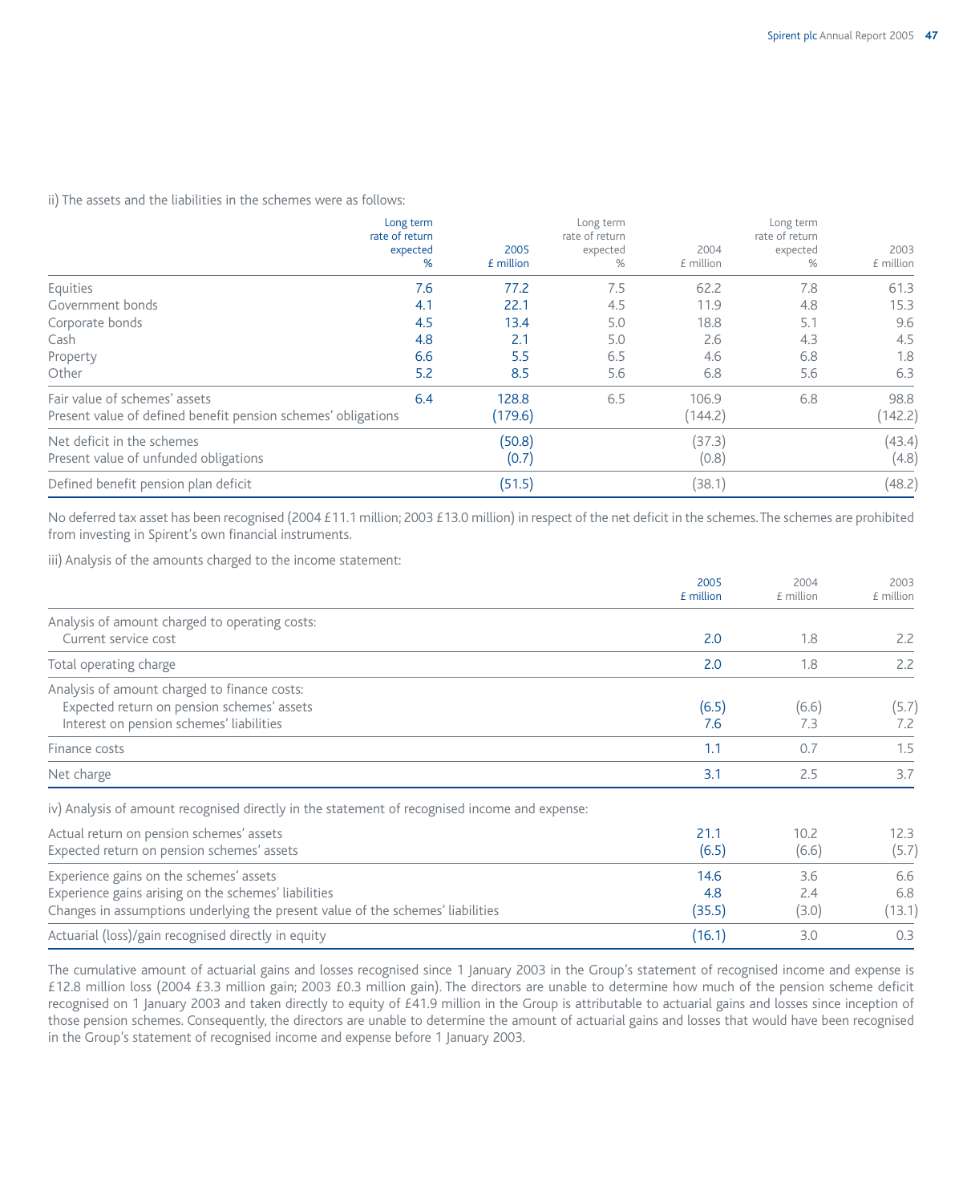ii) The assets and the liabilities in the schemes were as follows:

| | Long term rate of return expected % | 2005 £ million | Long term rate of return expected % | 2004 £ million | Long term rate of return expected % | 2003 £ million |
|---|---|---|---|---|---|---|
| Equities | 7.6 | 77.2 | 7.5 | 62.2 | 7.8 | 61.3 |
| Government bonds | 4.1 | 22.1 | 4.5 | 11.9 | 4.8 | 15.3 |
| Corporate bonds | 4.5 | 13.4 | 5.0 | 18.8 | 5.1 | 9.6 |
| Cash | 4.8 | 2.1 | 5.0 | 2.6 | 4.3 | 4.5 |
| Property | 6.6 | 5.5 | 6.5 | 4.6 | 6.8 | 1.8 |
| Other | 5.2 | 8.5 | 5.6 | 6.8 | 5.6 | 6.3 |
| Fair value of schemes' assets | 6.4 | 128.8 | 6.5 | 106.9 | 6.8 | 98.8 |
| Present value of defined benefit pension schemes' obligations | | (179.6) | | (144.2) | | (142.2) |
| Net deficit in the schemes | | (50.8) | | (37.3) | | (43.4) |
| Present value of unfunded obligations | | (0.7) | | (0.8) | | (4.8) |
| Defined benefit pension plan deficit | | (51.5) | | (38.1) | | (48.2) |

No deferred tax asset has been recognised (2004 £11.1 million; 2003 £13.0 million) in respect of the net deficit in the schemes. The schemes are prohibited from investing in Spirent's own financial instruments.

iii) Analysis of the amounts charged to the income statement:

| | 2005 £ million | 2004 £ million | 2003 £ million |
|---|---|---|---|
| Analysis of amount charged to operating costs: | | | |
| Current service cost | 2.0 | 1.8 | 2.2 |
| Total operating charge | 2.0 | 1.8 | 2.2 |
| Analysis of amount charged to finance costs: | | | |
| Expected return on pension schemes' assets | (6.5) | (6.6) | (5.7) |
| Interest on pension schemes' liabilities | 7.6 | 7.3 | 7.2 |
| Finance costs | 1.1 | 0.7 | 1.5 |
| Net charge | 3.1 | 2.5 | 3.7 |

iv) Analysis of amount recognised directly in the statement of recognised income and expense:

| | 2005 £ million | 2004 £ million | 2003 £ million |
|---|---|---|---|
| Actual return on pension schemes' assets | 21.1 | 10.2 | 12.3 |
| Expected return on pension schemes' assets | (6.5) | (6.6) | (5.7) |
| Experience gains on the schemes' assets | 14.6 | 3.6 | 6.6 |
| Experience gains arising on the schemes' liabilities | 4.8 | 2.4 | 6.8 |
| Changes in assumptions underlying the present value of the schemes' liabilities | (35.5) | (3.0) | (13.1) |
| Actuarial (loss)/gain recognised directly in equity | (16.1) | 3.0 | 0.3 |

The cumulative amount of actuarial gains and losses recognised since 1 January 2003 in the Group's statement of recognised income and expense is £12.8 million loss (2004 £3.3 million gain; 2003 £0.3 million gain). The directors are unable to determine how much of the pension scheme deficit recognised on 1 January 2003 and taken directly to equity of £41.9 million in the Group is attributable to actuarial gains and losses since inception of those pension schemes. Consequently, the directors are unable to determine the amount of actuarial gains and losses that would have been recognised in the Group's statement of recognised income and expense before 1 January 2003.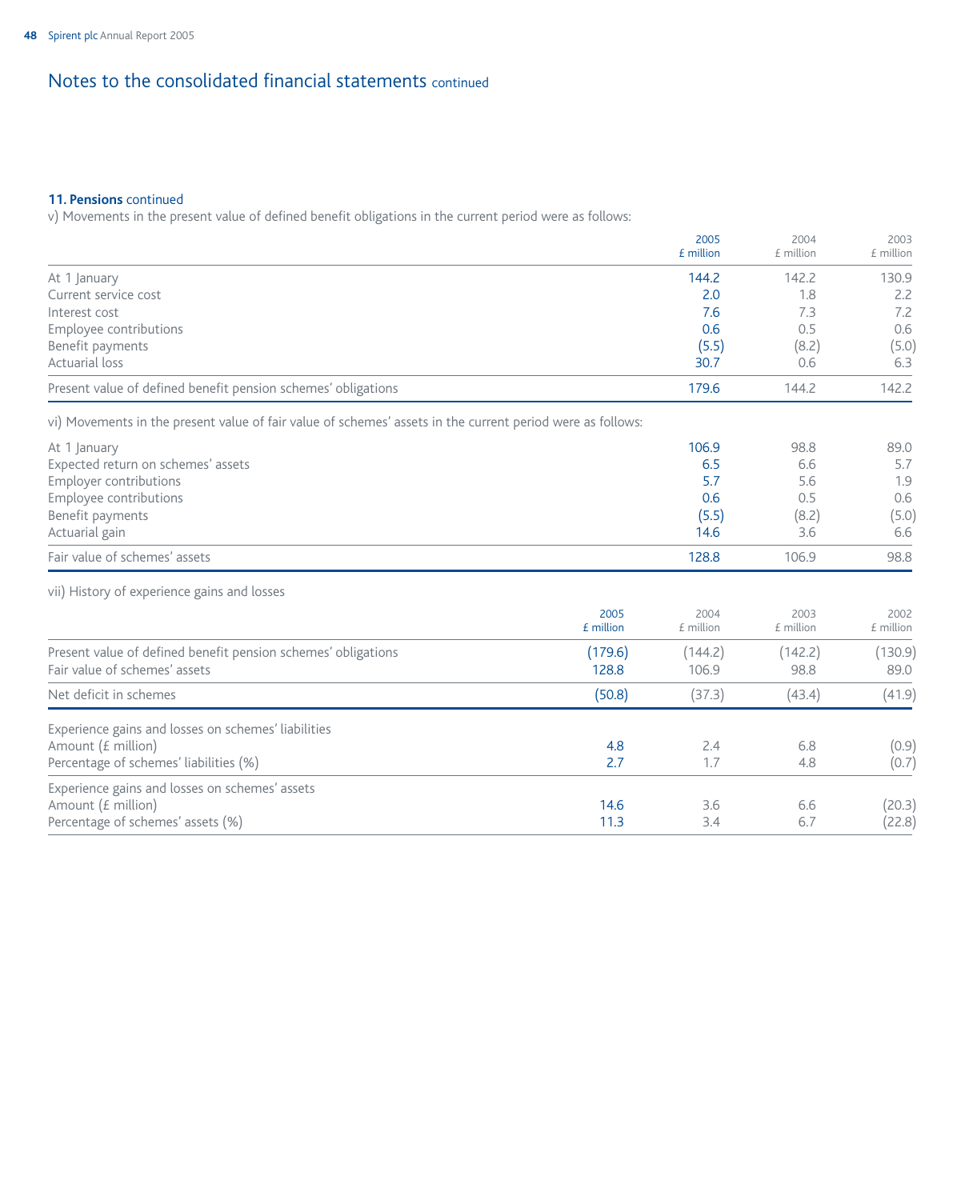## Notes to the consolidated financial statements continued

**11. Pensions** continued

v) Movements in the present value of defined benefit obligations in the current period were as follows:

| | 2005 £ million | 2004 £ million | 2003 £ million |
|---|---|---|---|
| At 1 January | 144.2 | 142.2 | 130.9 |
| Current service cost | 2.0 | 1.8 | 2.2 |
| Interest cost | 7.6 | 7.3 | 7.2 |
| Employee contributions | 0.6 | 0.5 | 0.6 |
| Benefit payments | (5.5) | (8.2) | (5.0) |
| Actuarial loss | 30.7 | 0.6 | 6.3 |
| Present value of defined benefit pension schemes' obligations | 179.6 | 144.2 | 142.2 |

vi) Movements in the present value of fair value of schemes' assets in the current period were as follows:

| | 2005 £ million | 2004 £ million | 2003 £ million |
|---|---|---|---|
| At 1 January | 106.9 | 98.8 | 89.0 |
| Expected return on schemes' assets | 6.5 | 6.6 | 5.7 |
| Employer contributions | 5.7 | 5.6 | 1.9 |
| Employee contributions | 0.6 | 0.5 | 0.6 |
| Benefit payments | (5.5) | (8.2) | (5.0) |
| Actuarial gain | 14.6 | 3.6 | 6.6 |
| Fair value of schemes' assets | 128.8 | 106.9 | 98.8 |

vii) History of experience gains and losses

| | 2005 £ million | 2004 £ million | 2003 £ million | 2002 £ million |
|---|---|---|---|---|
| Present value of defined benefit pension schemes' obligations | (179.6) | (144.2) | (142.2) | (130.9) |
| Fair value of schemes' assets | 128.8 | 106.9 | 98.8 | 89.0 |
| Net deficit in schemes | (50.8) | (37.3) | (43.4) | (41.9) |
| Experience gains and losses on schemes' liabilities | | | | |
| Amount (£ million) | 4.8 | 2.4 | 6.8 | (0.9) |
| Percentage of schemes' liabilities (%) | 2.7 | 1.7 | 4.8 | (0.7) |
| Experience gains and losses on schemes' assets | | | | |
| Amount (£ million) | 14.6 | 3.6 | 6.6 | (20.3) |
| Percentage of schemes' assets (%) | 11.3 | 3.4 | 6.7 | (22.8) |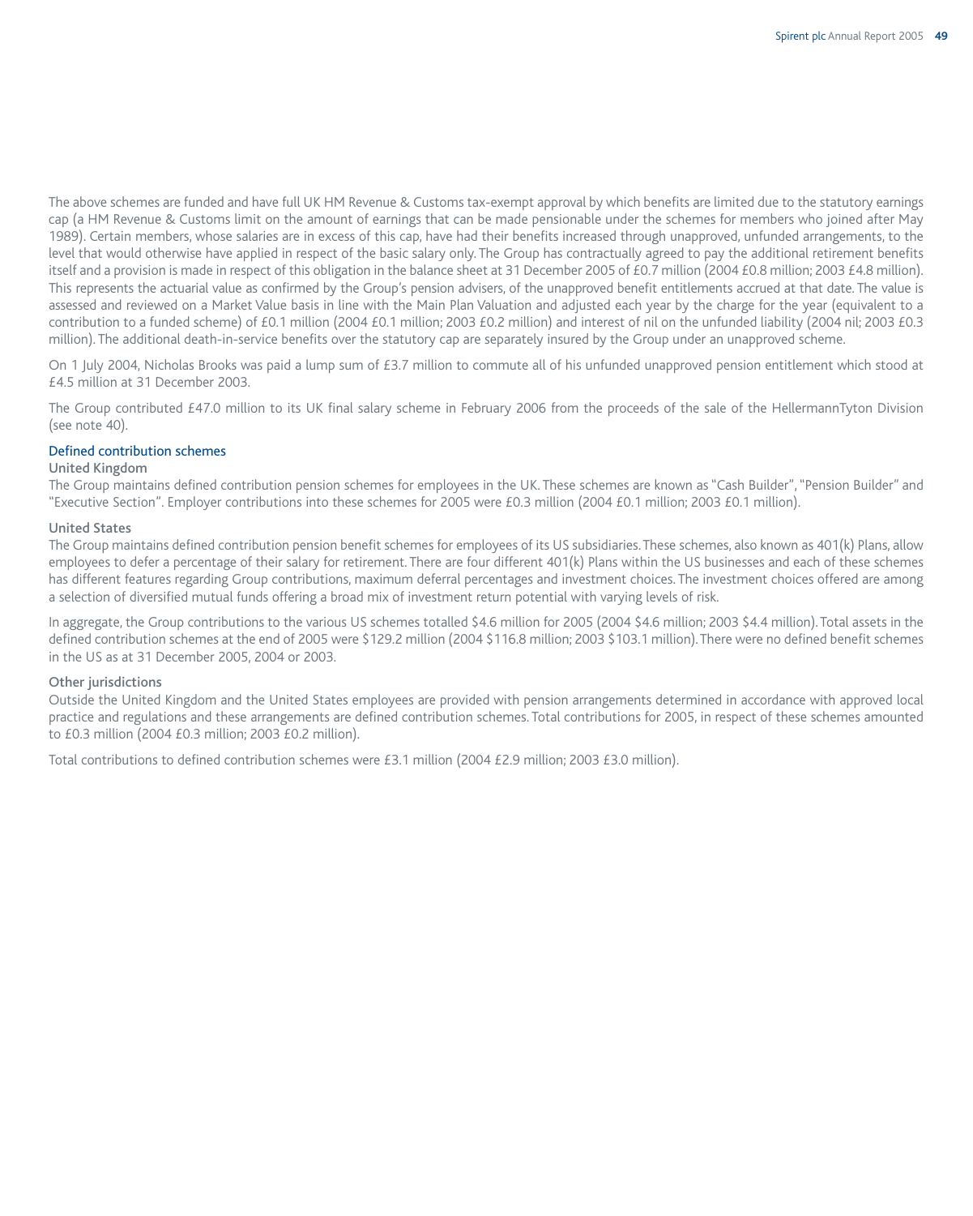The above schemes are funded and have full UK HM Revenue & Customs tax-exempt approval by which benefits are limited due to the statutory earnings cap (a HM Revenue & Customs limit on the amount of earnings that can be made pensionable under the schemes for members who joined after May 1989). Certain members, whose salaries are in excess of this cap, have had their benefits increased through unapproved, unfunded arrangements, to the level that would otherwise have applied in respect of the basic salary only. The Group has contractually agreed to pay the additional retirement benefits itself and a provision is made in respect of this obligation in the balance sheet at 31 December 2005 of £0.7 million (2004 £0.8 million; 2003 £4.8 million). This represents the actuarial value as confirmed by the Group's pension advisers, of the unapproved benefit entitlements accrued at that date. The value is assessed and reviewed on a Market Value basis in line with the Main Plan Valuation and adjusted each year by the charge for the year (equivalent to a contribution to a funded scheme) of £0.1 million (2004 £0.1 million; 2003 £0.2 million) and interest of nil on the unfunded liability (2004 nil; 2003 £0.3 million). The additional death-in-service benefits over the statutory cap are separately insured by the Group under an unapproved scheme.

On 1 July 2004, Nicholas Brooks was paid a lump sum of £3.7 million to commute all of his unfunded unapproved pension entitlement which stood at £4.5 million at 31 December 2003.

The Group contributed £47.0 million to its UK final salary scheme in February 2006 from the proceeds of the sale of the HellermannTyton Division (see note 40).

## Defined contribution schemes

### United Kingdom

The Group maintains defined contribution pension schemes for employees in the UK. These schemes are known as "Cash Builder", "Pension Builder" and "Executive Section". Employer contributions into these schemes for 2005 were £0.3 million (2004 £0.1 million; 2003 £0.1 million).

### United States

The Group maintains defined contribution pension benefit schemes for employees of its US subsidiaries. These schemes, also known as 401(k) Plans, allow employees to defer a percentage of their salary for retirement. There are four different 401(k) Plans within the US businesses and each of these schemes has different features regarding Group contributions, maximum deferral percentages and investment choices. The investment choices offered are among a selection of diversified mutual funds offering a broad mix of investment return potential with varying levels of risk.

In aggregate, the Group contributions to the various US schemes totalled $4.6 million for 2005 (2004 $4.6 million; 2003 $4.4 million). Total assets in the defined contribution schemes at the end of 2005 were $129.2 million (2004 $116.8 million; 2003 $103.1 million). There were no defined benefit schemes in the US as at 31 December 2005, 2004 or 2003.

### Other jurisdictions

Outside the United Kingdom and the United States employees are provided with pension arrangements determined in accordance with approved local practice and regulations and these arrangements are defined contribution schemes. Total contributions for 2005, in respect of these schemes amounted to £0.3 million (2004 £0.3 million; 2003 £0.2 million).

Total contributions to defined contribution schemes were £3.1 million (2004 £2.9 million; 2003 £3.0 million).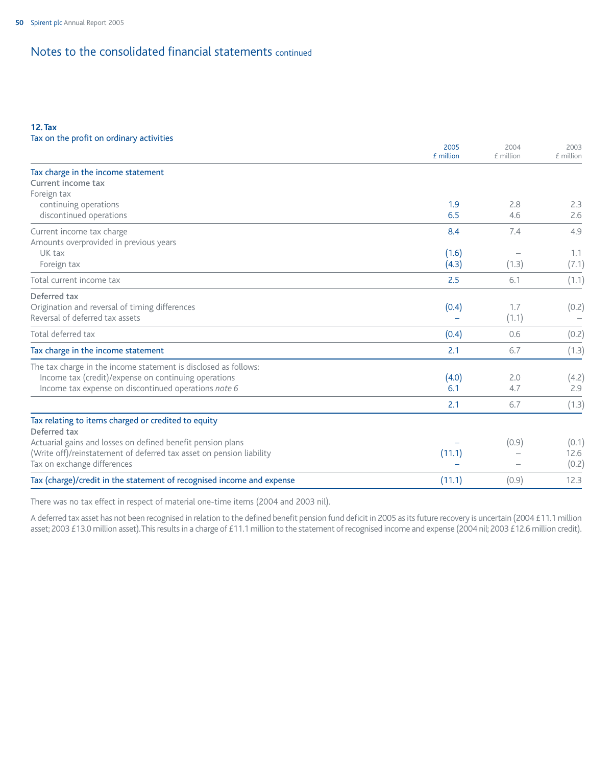# Notes to the consolidated financial statements continued

## 12. Tax

### Tax on the profit on ordinary activities

| | 2005 £ million | 2004 £ million | 2003 £ million |
|---|---|---|---|
| **Tax charge in the income statement** | | | |
| **Current income tax** | | | |
| Foreign tax | | | |
| continuing operations | 1.9 | 2.8 | 2.3 |
| discontinued operations | 6.5 | 4.6 | 2.6 |
| Current income tax charge | 8.4 | 7.4 | 4.9 |
| Amounts overprovided in previous years | | | |
| UK tax | (1.6) | – | 1.1 |
| Foreign tax | (4.3) | (1.3) | (7.1) |
| Total current income tax | 2.5 | 6.1 | (1.1) |
| **Deferred tax** | | | |
| Origination and reversal of timing differences | (0.4) | 1.7 | (0.2) |
| Reversal of deferred tax assets | – | (1.1) | – |
| Total deferred tax | (0.4) | 0.6 | (0.2) |
| **Tax charge in the income statement** | 2.1 | 6.7 | (1.3) |
| The tax charge in the income statement is disclosed as follows: | | | |
| Income tax (credit)/expense on continuing operations | (4.0) | 2.0 | (4.2) |
| Income tax expense on discontinued operations *note 6* | 6.1 | 4.7 | 2.9 |
| | 2.1 | 6.7 | (1.3) |
| **Tax relating to items charged or credited to equity** | | | |
| **Deferred tax** | | | |
| Actuarial gains and losses on defined benefit pension plans | – | (0.9) | (0.1) |
| (Write off)/reinstatement of deferred tax asset on pension liability | (11.1) | – | 12.6 |
| Tax on exchange differences | – | – | (0.2) |
| **Tax (charge)/credit in the statement of recognised income and expense** | (11.1) | (0.9) | 12.3 |

There was no tax effect in respect of material one-time items (2004 and 2003 nil).

A deferred tax asset has not been recognised in relation to the defined benefit pension fund deficit in 2005 as its future recovery is uncertain (2004 £11.1 million asset; 2003 £13.0 million asset). This results in a charge of £11.1 million to the statement of recognised income and expense (2004 nil; 2003 £12.6 million credit).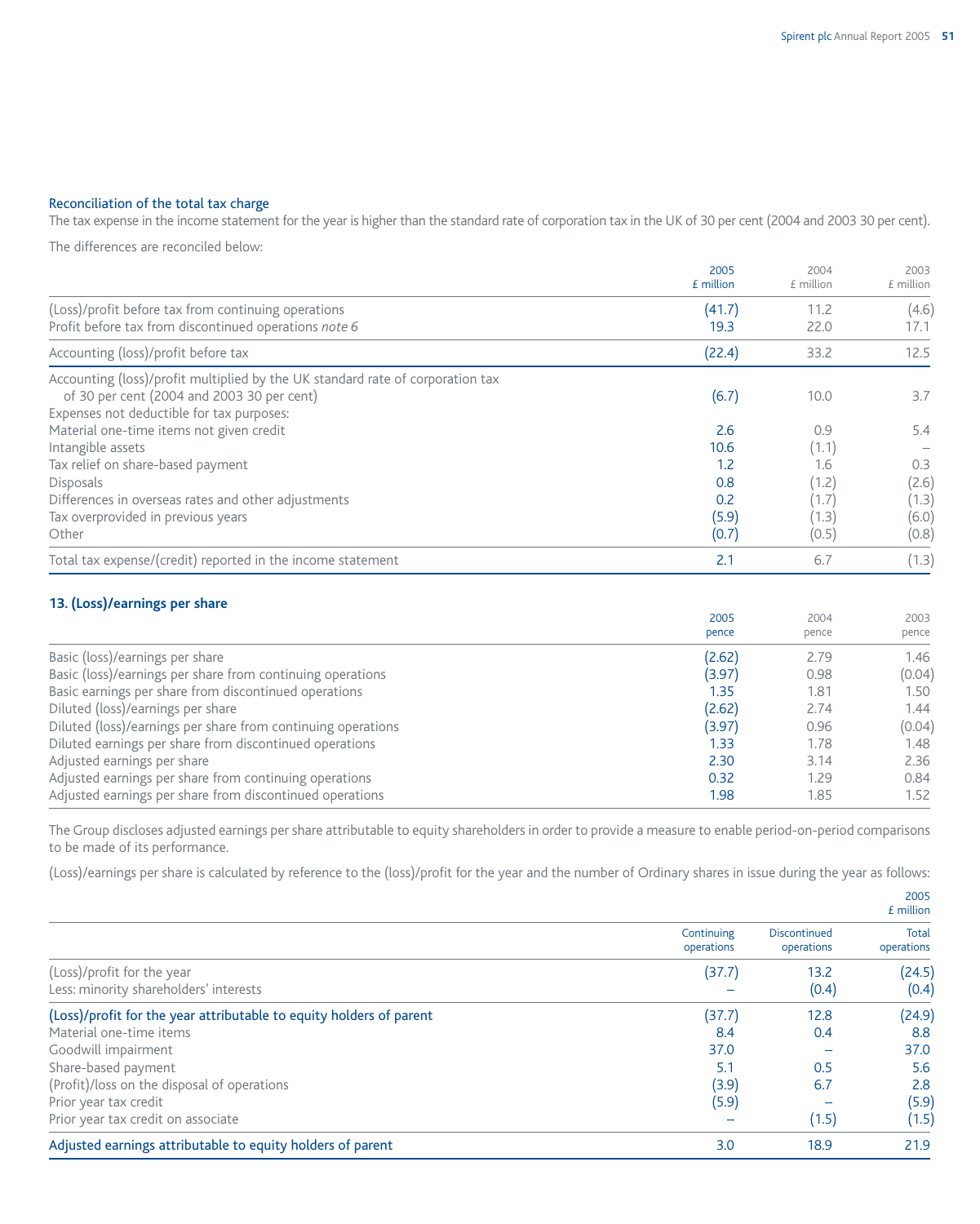### Reconciliation of the total tax charge

The tax expense in the income statement for the year is higher than the standard rate of corporation tax in the UK of 30 per cent (2004 and 2003 30 per cent).

The differences are reconciled below:

| | 2005 £ million | 2004 £ million | 2003 £ million |
|---|---|---|---|
| (Loss)/profit before tax from continuing operations | (41.7) | 11.2 | (4.6) |
| Profit before tax from discontinued operations *note 6* | 19.3 | 22.0 | 17.1 |
| Accounting (loss)/profit before tax | (22.4) | 33.2 | 12.5 |
| Accounting (loss)/profit multiplied by the UK standard rate of corporation tax of 30 per cent (2004 and 2003 30 per cent) | (6.7) | 10.0 | 3.7 |
| Expenses not deductible for tax purposes: | | | |
| Material one-time items not given credit | 2.6 | 0.9 | 5.4 |
| Intangible assets | 10.6 | (1.1) | – |
| Tax relief on share-based payment | 1.2 | 1.6 | 0.3 |
| Disposals | 0.8 | (1.2) | (2.6) |
| Differences in overseas rates and other adjustments | 0.2 | (1.7) | (1.3) |
| Tax overprovided in previous years | (5.9) | (1.3) | (6.0) |
| Other | (0.7) | (0.5) | (0.8) |
| Total tax expense/(credit) reported in the income statement | 2.1 | 6.7 | (1.3) |

## 13. (Loss)/earnings per share

| | 2005 pence | 2004 pence | 2003 pence |
|---|---|---|---|
| Basic (loss)/earnings per share | (2.62) | 2.79 | 1.46 |
| Basic (loss)/earnings per share from continuing operations | (3.97) | 0.98 | (0.04) |
| Basic earnings per share from discontinued operations | 1.35 | 1.81 | 1.50 |
| Diluted (loss)/earnings per share | (2.62) | 2.74 | 1.44 |
| Diluted (loss)/earnings per share from continuing operations | (3.97) | 0.96 | (0.04) |
| Diluted earnings per share from discontinued operations | 1.33 | 1.78 | 1.48 |
| Adjusted earnings per share | 2.30 | 3.14 | 2.36 |
| Adjusted earnings per share from continuing operations | 0.32 | 1.29 | 0.84 |
| Adjusted earnings per share from discontinued operations | 1.98 | 1.85 | 1.52 |

The Group discloses adjusted earnings per share attributable to equity shareholders in order to provide a measure to enable period-on-period comparisons to be made of its performance.

(Loss)/earnings per share is calculated by reference to the (loss)/profit for the year and the number of Ordinary shares in issue during the year as follows:

| | | | 2005 £ million |
|---|---|---|---|
| | Continuing operations | Discontinued operations | Total operations |
| (Loss)/profit for the year | (37.7) | 13.2 | (24.5) |
| Less: minority shareholders' interests | – | (0.4) | (0.4) |
| **(Loss)/profit for the year attributable to equity holders of parent** | (37.7) | 12.8 | (24.9) |
| Material one-time items | 8.4 | 0.4 | 8.8 |
| Goodwill impairment | 37.0 | – | 37.0 |
| Share-based payment | 5.1 | 0.5 | 5.6 |
| (Profit)/loss on the disposal of operations | (3.9) | 6.7 | 2.8 |
| Prior year tax credit | (5.9) | – | (5.9) |
| Prior year tax credit on associate | – | (1.5) | (1.5) |
| **Adjusted earnings attributable to equity holders of parent** | 3.0 | 18.9 | 21.9 |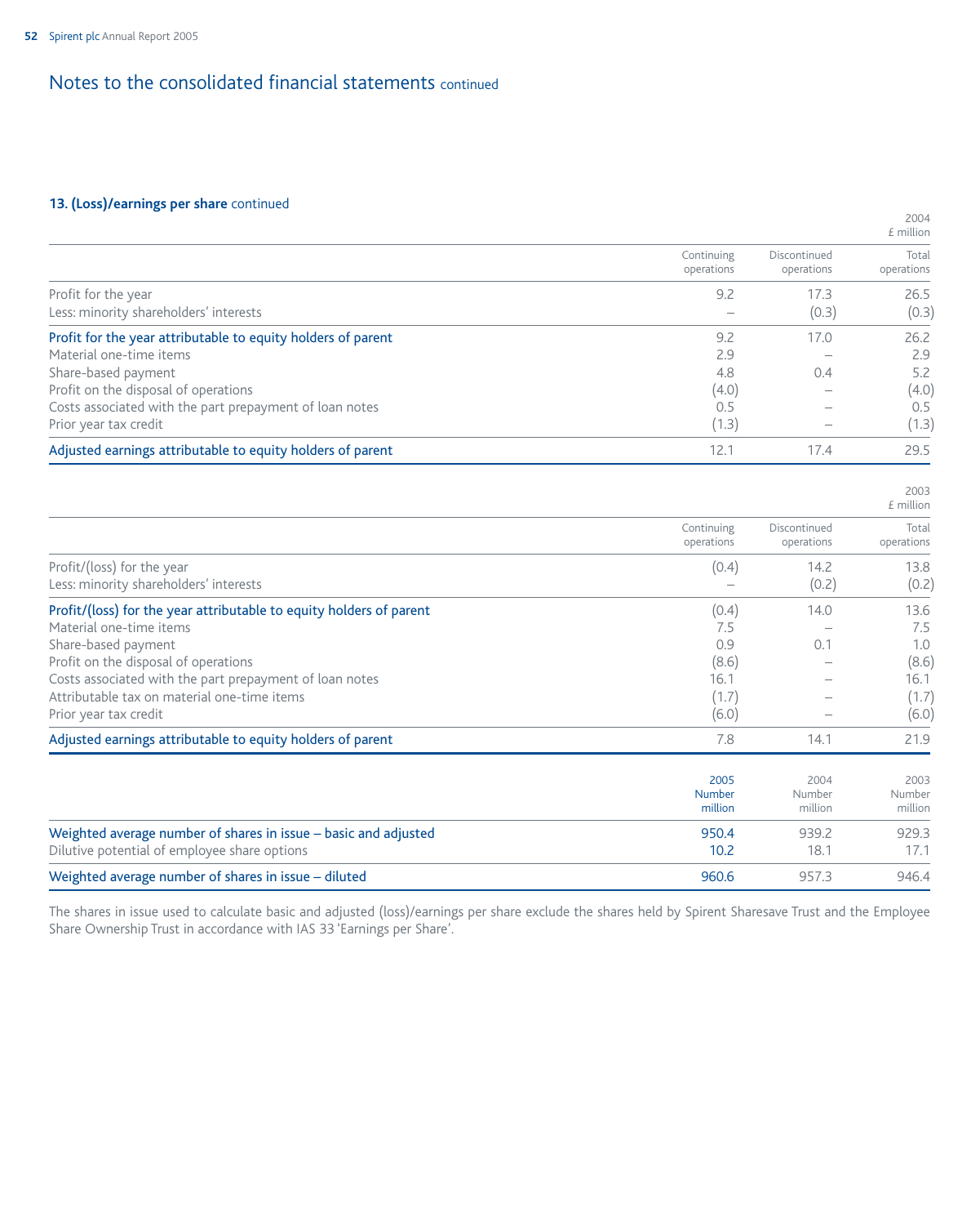## Notes to the consolidated financial statements continued

### 13. (Loss)/earnings per share continued

| 2004 £ million | Continuing operations | Discontinued operations | Total operations |
|---|---|---|---|
| Profit for the year | 9.2 | 17.3 | 26.5 |
| Less: minority shareholders' interests | – | (0.3) | (0.3) |
| **Profit for the year attributable to equity holders of parent** | 9.2 | 17.0 | 26.2 |
| Material one-time items | 2.9 | – | 2.9 |
| Share-based payment | 4.8 | 0.4 | 5.2 |
| Profit on the disposal of operations | (4.0) | – | (4.0) |
| Costs associated with the part prepayment of loan notes | 0.5 | – | 0.5 |
| Prior year tax credit | (1.3) | – | (1.3) |
| **Adjusted earnings attributable to equity holders of parent** | 12.1 | 17.4 | 29.5 |

| 2003 £ million | Continuing operations | Discontinued operations | Total operations |
|---|---|---|---|
| Profit/(loss) for the year | (0.4) | 14.2 | 13.8 |
| Less: minority shareholders' interests | – | (0.2) | (0.2) |
| **Profit/(loss) for the year attributable to equity holders of parent** | (0.4) | 14.0 | 13.6 |
| Material one-time items | 7.5 | – | 7.5 |
| Share-based payment | 0.9 | 0.1 | 1.0 |
| Profit on the disposal of operations | (8.6) | – | (8.6) |
| Costs associated with the part prepayment of loan notes | 16.1 | – | 16.1 |
| Attributable tax on material one-time items | (1.7) | – | (1.7) |
| Prior year tax credit | (6.0) | – | (6.0) |
| **Adjusted earnings attributable to equity holders of parent** | 7.8 | 14.1 | 21.9 |

| | 2005 Number million | 2004 Number million | 2003 Number million |
|---|---|---|---|
| **Weighted average number of shares in issue – basic and adjusted** | 950.4 | 939.2 | 929.3 |
| Dilutive potential of employee share options | 10.2 | 18.1 | 17.1 |
| **Weighted average number of shares in issue – diluted** | 960.6 | 957.3 | 946.4 |

The shares in issue used to calculate basic and adjusted (loss)/earnings per share exclude the shares held by Spirent Sharesave Trust and the Employee Share Ownership Trust in accordance with IAS 33 'Earnings per Share'.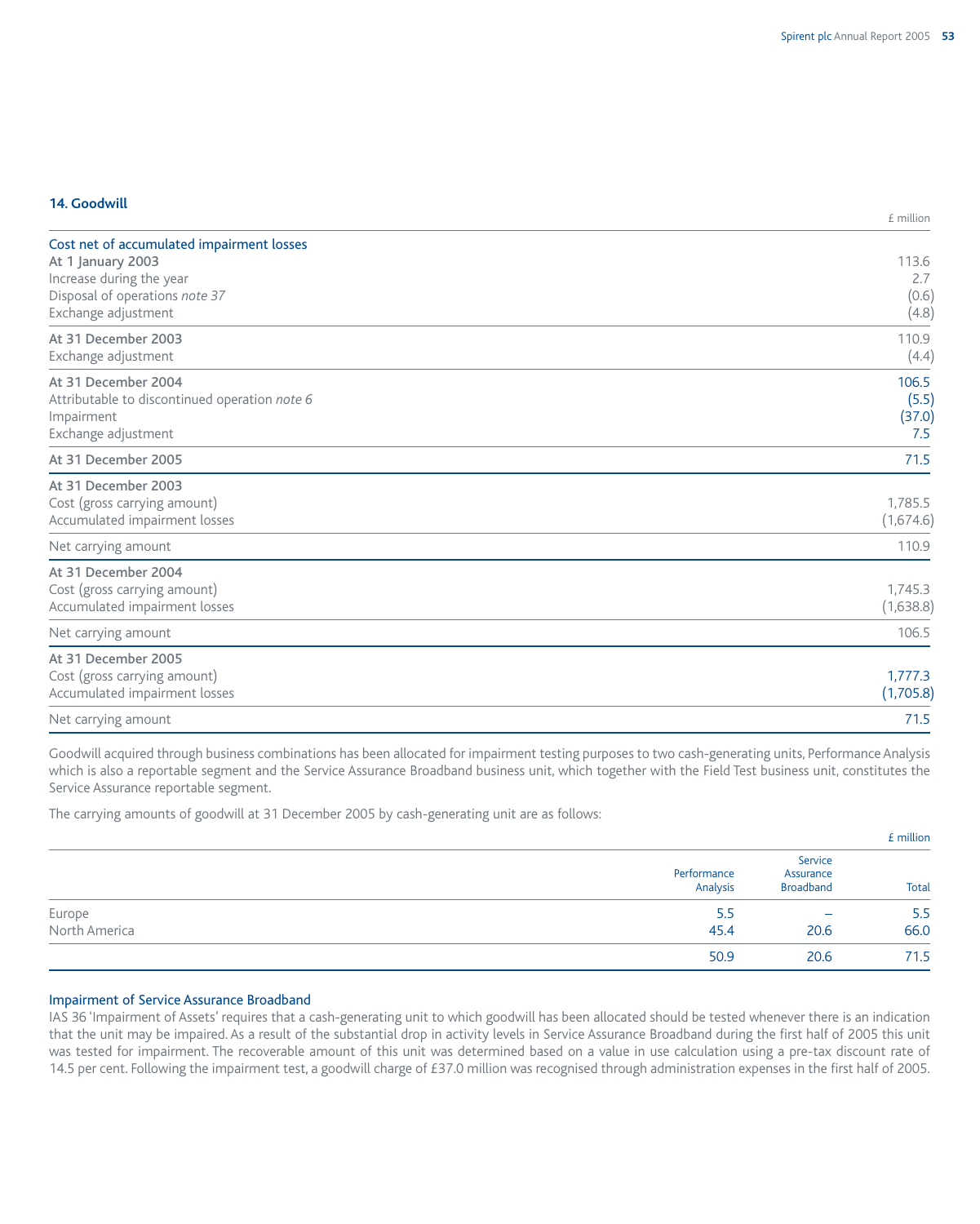## 14. Goodwill

| | £ million |
|---|---|
| **Cost net of accumulated impairment losses** | |
| At 1 January 2003 | 113.6 |
| Increase during the year | 2.7 |
| Disposal of operations *note 37* | (0.6) |
| Exchange adjustment | (4.8) |
| At 31 December 2003 | 110.9 |
| Exchange adjustment | (4.4) |
| At 31 December 2004 | 106.5 |
| Attributable to discontinued operation *note 6* | (5.5) |
| Impairment | (37.0) |
| Exchange adjustment | 7.5 |
| At 31 December 2005 | 71.5 |
| **At 31 December 2003** | |
| Cost (gross carrying amount) | 1,785.5 |
| Accumulated impairment losses | (1,674.6) |
| Net carrying amount | 110.9 |
| **At 31 December 2004** | |
| Cost (gross carrying amount) | 1,745.3 |
| Accumulated impairment losses | (1,638.8) |
| Net carrying amount | 106.5 |
| **At 31 December 2005** | |
| Cost (gross carrying amount) | 1,777.3 |
| Accumulated impairment losses | (1,705.8) |
| Net carrying amount | 71.5 |

Goodwill acquired through business combinations has been allocated for impairment testing purposes to two cash-generating units, Performance Analysis which is also a reportable segment and the Service Assurance Broadband business unit, which together with the Field Test business unit, constitutes the Service Assurance reportable segment.

The carrying amounts of goodwill at 31 December 2005 by cash-generating unit are as follows:

| £ million | Performance Analysis | Service Assurance Broadband | Total |
|---|---|---|---|
| Europe | 5.5 | – | 5.5 |
| North America | 45.4 | 20.6 | 66.0 |
| | 50.9 | 20.6 | 71.5 |

### Impairment of Service Assurance Broadband

IAS 36 'Impairment of Assets' requires that a cash-generating unit to which goodwill has been allocated should be tested whenever there is an indication that the unit may be impaired. As a result of the substantial drop in activity levels in Service Assurance Broadband during the first half of 2005 this unit was tested for impairment. The recoverable amount of this unit was determined based on a value in use calculation using a pre-tax discount rate of 14.5 per cent. Following the impairment test, a goodwill charge of £37.0 million was recognised through administration expenses in the first half of 2005.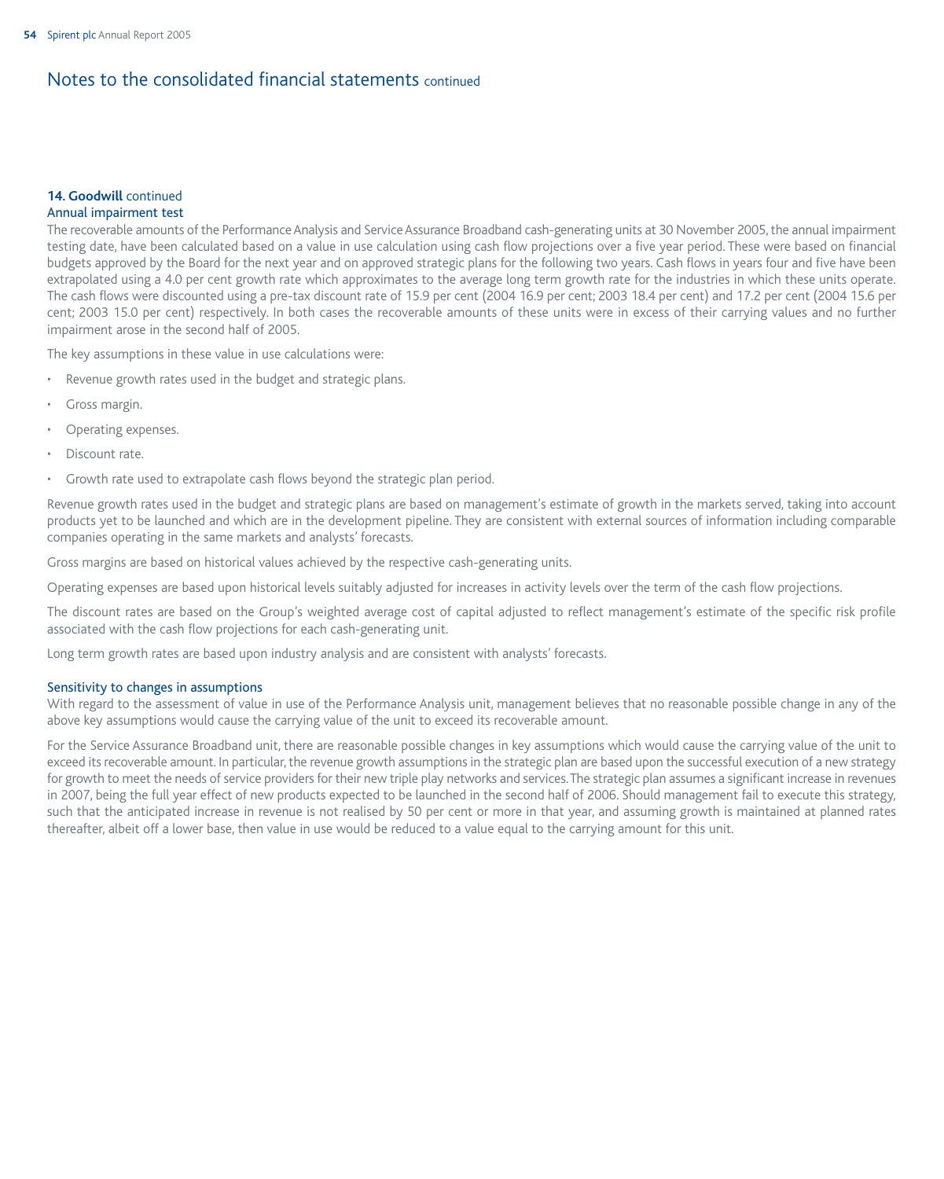# Notes to the consolidated financial statements continued

### 14. Goodwill continued

#### Annual impairment test

The recoverable amounts of the Performance Analysis and Service Assurance Broadband cash-generating units at 30 November 2005, the annual impairment testing date, have been calculated based on a value in use calculation using cash flow projections over a five year period. These were based on financial budgets approved by the Board for the next year and on approved strategic plans for the following two years. Cash flows in years four and five have been extrapolated using a 4.0 per cent growth rate which approximates to the average long term growth rate for the industries in which these units operate. The cash flows were discounted using a pre-tax discount rate of 15.9 per cent (2004 16.9 per cent; 2003 18.4 per cent) and 17.2 per cent (2004 15.6 per cent; 2003 15.0 per cent) respectively. In both cases the recoverable amounts of these units were in excess of their carrying values and no further impairment arose in the second half of 2005.

The key assumptions in these value in use calculations were:

- Revenue growth rates used in the budget and strategic plans.
- Gross margin.
- Operating expenses.
- Discount rate.
- Growth rate used to extrapolate cash flows beyond the strategic plan period.

Revenue growth rates used in the budget and strategic plans are based on management's estimate of growth in the markets served, taking into account products yet to be launched and which are in the development pipeline. They are consistent with external sources of information including comparable companies operating in the same markets and analysts' forecasts.

Gross margins are based on historical values achieved by the respective cash-generating units.

Operating expenses are based upon historical levels suitably adjusted for increases in activity levels over the term of the cash flow projections.

The discount rates are based on the Group's weighted average cost of capital adjusted to reflect management's estimate of the specific risk profile associated with the cash flow projections for each cash-generating unit.

Long term growth rates are based upon industry analysis and are consistent with analysts' forecasts.

#### Sensitivity to changes in assumptions

With regard to the assessment of value in use of the Performance Analysis unit, management believes that no reasonable possible change in any of the above key assumptions would cause the carrying value of the unit to exceed its recoverable amount.

For the Service Assurance Broadband unit, there are reasonable possible changes in key assumptions which would cause the carrying value of the unit to exceed its recoverable amount. In particular, the revenue growth assumptions in the strategic plan are based upon the successful execution of a new strategy for growth to meet the needs of service providers for their new triple play networks and services. The strategic plan assumes a significant increase in revenues in 2007, being the full year effect of new products expected to be launched in the second half of 2006. Should management fail to execute this strategy, such that the anticipated increase in revenue is not realised by 50 per cent or more in that year, and assuming growth is maintained at planned rates thereafter, albeit off a lower base, then value in use would be reduced to a value equal to the carrying amount for this unit.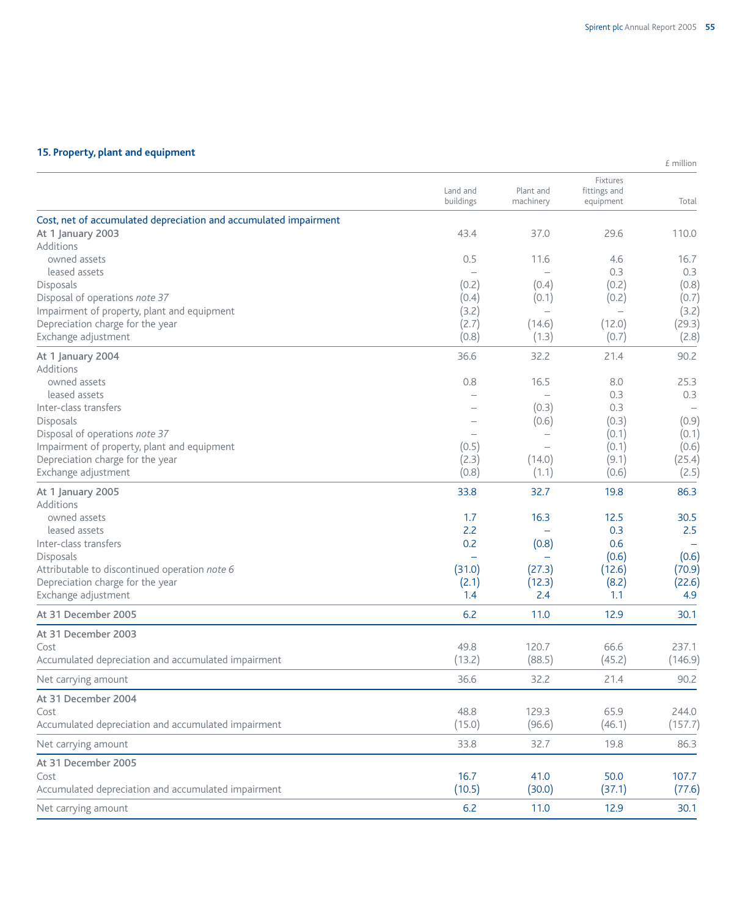## 15. Property, plant and equipment

£ million

| | Land and buildings | Plant and machinery | Fixtures fittings and equipment | Total |
|---|---|---|---|---|
| **Cost, net of accumulated depreciation and accumulated impairment** | | | | |
| At 1 January 2003 | 43.4 | 37.0 | 29.6 | 110.0 |
| Additions | | | | |
| owned assets | 0.5 | 11.6 | 4.6 | 16.7 |
| leased assets | – | – | 0.3 | 0.3 |
| Disposals | (0.2) | (0.4) | (0.2) | (0.8) |
| Disposal of operations *note 37* | (0.4) | (0.1) | (0.2) | (0.7) |
| Impairment of property, plant and equipment | (3.2) | – | – | (3.2) |
| Depreciation charge for the year | (2.7) | (14.6) | (12.0) | (29.3) |
| Exchange adjustment | (0.8) | (1.3) | (0.7) | (2.8) |
| At 1 January 2004 | 36.6 | 32.2 | 21.4 | 90.2 |
| Additions | | | | |
| owned assets | 0.8 | 16.5 | 8.0 | 25.3 |
| leased assets | – | – | 0.3 | 0.3 |
| Inter-class transfers | – | (0.3) | 0.3 | – |
| Disposals | – | (0.6) | (0.3) | (0.9) |
| Disposal of operations *note 37* | – | – | (0.1) | (0.1) |
| Impairment of property, plant and equipment | (0.5) | – | (0.1) | (0.6) |
| Depreciation charge for the year | (2.3) | (14.0) | (9.1) | (25.4) |
| Exchange adjustment | (0.8) | (1.1) | (0.6) | (2.5) |
| At 1 January 2005 | 33.8 | 32.7 | 19.8 | 86.3 |
| Additions | | | | |
| owned assets | 1.7 | 16.3 | 12.5 | 30.5 |
| leased assets | 2.2 | – | 0.3 | 2.5 |
| Inter-class transfers | 0.2 | (0.8) | 0.6 | – |
| Disposals | – | – | (0.6) | (0.6) |
| Attributable to discontinued operation *note 6* | (31.0) | (27.3) | (12.6) | (70.9) |
| Depreciation charge for the year | (2.1) | (12.3) | (8.2) | (22.6) |
| Exchange adjustment | 1.4 | 2.4 | 1.1 | 4.9 |
| At 31 December 2005 | 6.2 | 11.0 | 12.9 | 30.1 |
| **At 31 December 2003** | | | | |
| Cost | 49.8 | 120.7 | 66.6 | 237.1 |
| Accumulated depreciation and accumulated impairment | (13.2) | (88.5) | (45.2) | (146.9) |
| Net carrying amount | 36.6 | 32.2 | 21.4 | 90.2 |
| **At 31 December 2004** | | | | |
| Cost | 48.8 | 129.3 | 65.9 | 244.0 |
| Accumulated depreciation and accumulated impairment | (15.0) | (96.6) | (46.1) | (157.7) |
| Net carrying amount | 33.8 | 32.7 | 19.8 | 86.3 |
| **At 31 December 2005** | | | | |
| Cost | 16.7 | 41.0 | 50.0 | 107.7 |
| Accumulated depreciation and accumulated impairment | (10.5) | (30.0) | (37.1) | (77.6) |
| Net carrying amount | 6.2 | 11.0 | 12.9 | 30.1 |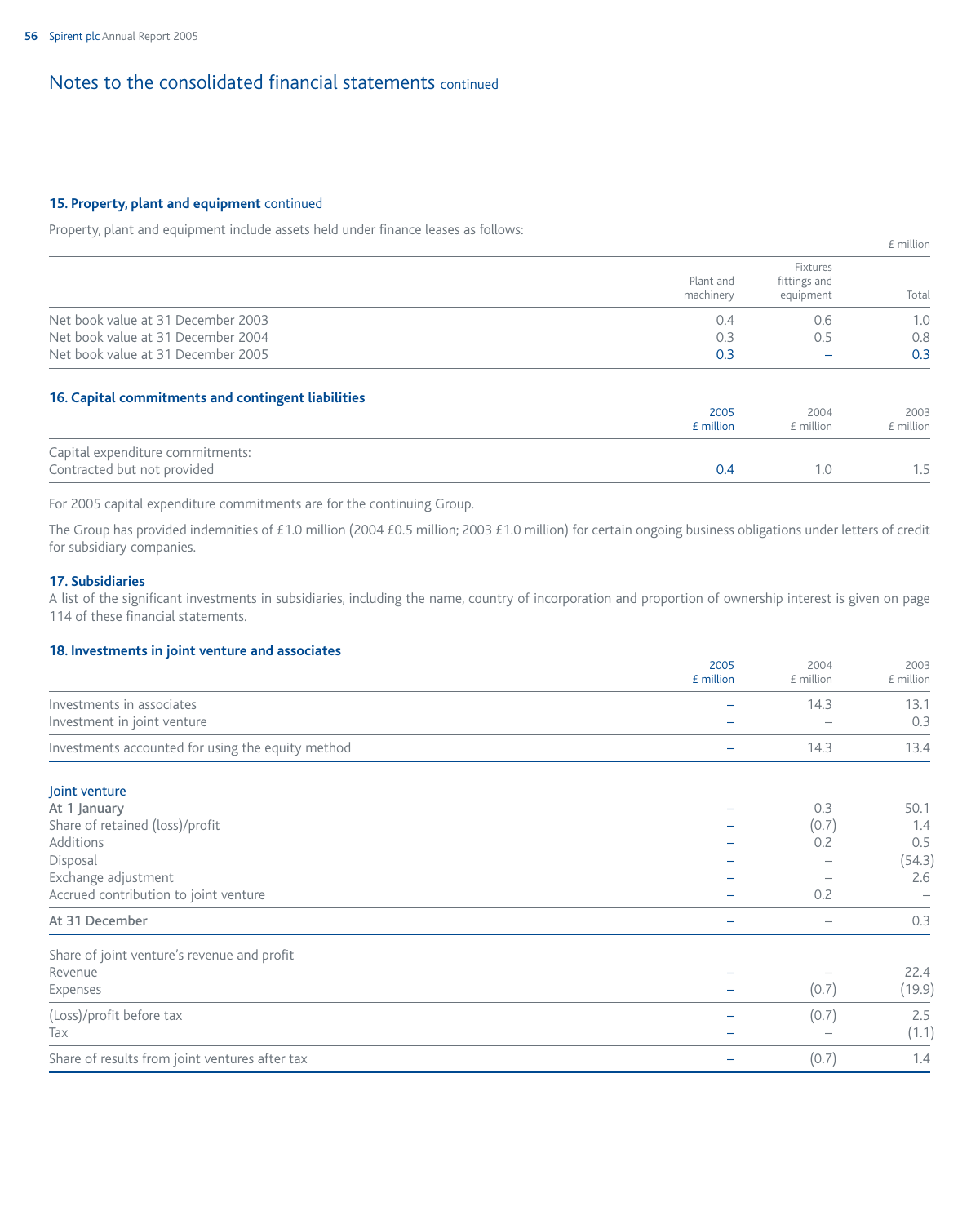## Notes to the consolidated financial statements continued

### 15. Property, plant and equipment continued

Property, plant and equipment include assets held under finance leases as follows:

£ million

| | Plant and machinery | Fixtures fittings and equipment | Total |
|---|---|---|---|
| Net book value at 31 December 2003 | 0.4 | 0.6 | 1.0 |
| Net book value at 31 December 2004 | 0.3 | 0.5 | 0.8 |
| Net book value at 31 December 2005 | 0.3 | – | 0.3 |

### 16. Capital commitments and contingent liabilities

| | 2005 £ million | 2004 £ million | 2003 £ million |
|---|---|---|---|
| Capital expenditure commitments: | | | |
| Contracted but not provided | 0.4 | 1.0 | 1.5 |

For 2005 capital expenditure commitments are for the continuing Group.

The Group has provided indemnities of £1.0 million (2004 £0.5 million; 2003 £1.0 million) for certain ongoing business obligations under letters of credit for subsidiary companies.

### 17. Subsidiaries

A list of the significant investments in subsidiaries, including the name, country of incorporation and proportion of ownership interest is given on page 114 of these financial statements.

### 18. Investments in joint venture and associates

| | 2005 £ million | 2004 £ million | 2003 £ million |
|---|---|---|---|
| Investments in associates | – | 14.3 | 13.1 |
| Investment in joint venture | – | – | 0.3 |
| Investments accounted for using the equity method | – | 14.3 | 13.4 |
| **Joint venture** | | | |
| **At 1 January** | – | 0.3 | 50.1 |
| Share of retained (loss)/profit | – | (0.7) | 1.4 |
| Additions | – | 0.2 | 0.5 |
| Disposal | – | – | (54.3) |
| Exchange adjustment | – | – | 2.6 |
| Accrued contribution to joint venture | – | 0.2 | – |
| **At 31 December** | – | – | 0.3 |
| Share of joint venture's revenue and profit | | | |
| Revenue | – | – | 22.4 |
| Expenses | – | (0.7) | (19.9) |
| (Loss)/profit before tax | – | (0.7) | 2.5 |
| Tax | – | – | (1.1) |
| Share of results from joint ventures after tax | – | (0.7) | 1.4 |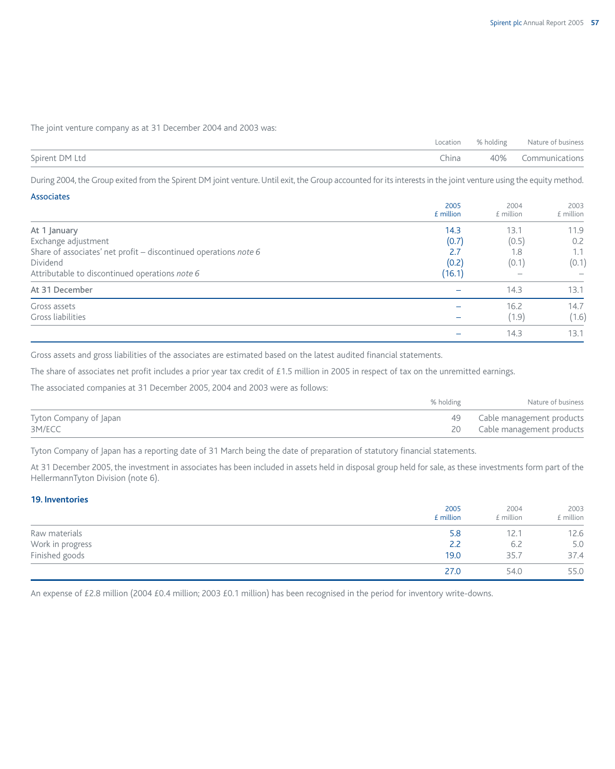The joint venture company as at 31 December 2004 and 2003 was:

| | Location | % holding | Nature of business |
|---|---|---|---|
| Spirent DM Ltd | China | 40% | Communications |

During 2004, the Group exited from the Spirent DM joint venture. Until exit, the Group accounted for its interests in the joint venture using the equity method.

## Associates

| | 2005 £ million | 2004 £ million | 2003 £ million |
|---|---|---|---|
| At 1 January | 14.3 | 13.1 | 11.9 |
| Exchange adjustment | (0.7) | (0.5) | 0.2 |
| Share of associates' net profit – discontinued operations *note 6* | 2.7 | 1.8 | 1.1 |
| Dividend | (0.2) | (0.1) | (0.1) |
| Attributable to discontinued operations *note 6* | (16.1) | – | – |
| **At 31 December** | – | 14.3 | 13.1 |
| Gross assets | – | 16.2 | 14.7 |
| Gross liabilities | – | (1.9) | (1.6) |
| | – | 14.3 | 13.1 |

Gross assets and gross liabilities of the associates are estimated based on the latest audited financial statements.

The share of associates net profit includes a prior year tax credit of £1.5 million in 2005 in respect of tax on the unremitted earnings.

The associated companies at 31 December 2005, 2004 and 2003 were as follows:

| | % holding | Nature of business |
|---|---|---|
| Tyton Company of Japan | 49 | Cable management products |
| 3M/ECC | 20 | Cable management products |

Tyton Company of Japan has a reporting date of 31 March being the date of preparation of statutory financial statements.

At 31 December 2005, the investment in associates has been included in assets held in disposal group held for sale, as these investments form part of the HellermannTyton Division (note 6).

## 19. Inventories

| | 2005 £ million | 2004 £ million | 2003 £ million |
|---|---|---|---|
| Raw materials | 5.8 | 12.1 | 12.6 |
| Work in progress | 2.2 | 6.2 | 5.0 |
| Finished goods | 19.0 | 35.7 | 37.4 |
| | 27.0 | 54.0 | 55.0 |

An expense of £2.8 million (2004 £0.4 million; 2003 £0.1 million) has been recognised in the period for inventory write-downs.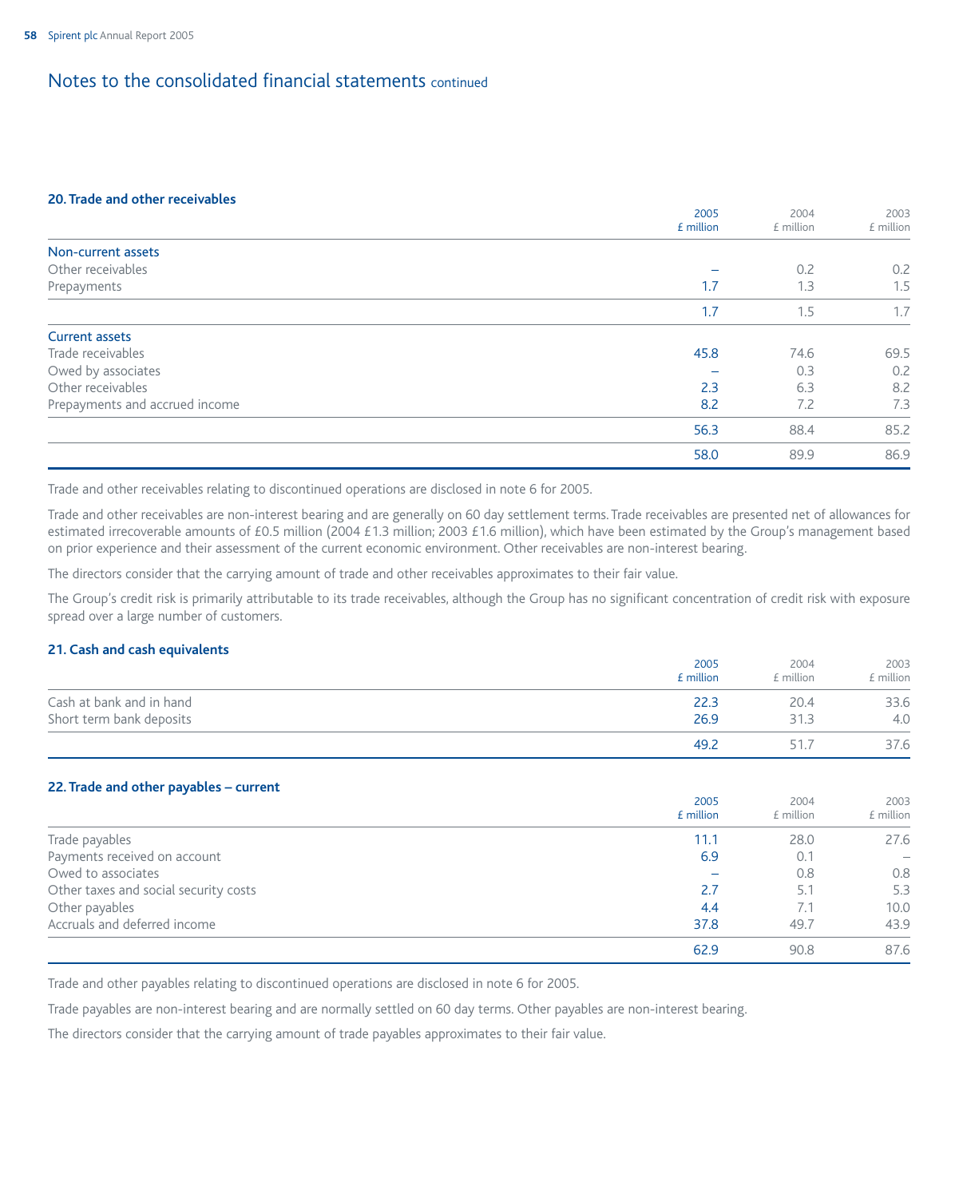# Notes to the consolidated financial statements continued

## 20. Trade and other receivables

| | 2005 £ million | 2004 £ million | 2003 £ million |
|---|---|---|---|
| **Non-current assets** | | | |
| Other receivables | – | 0.2 | 0.2 |
| Prepayments | 1.7 | 1.3 | 1.5 |
| | 1.7 | 1.5 | 1.7 |
| **Current assets** | | | |
| Trade receivables | 45.8 | 74.6 | 69.5 |
| Owed by associates | – | 0.3 | 0.2 |
| Other receivables | 2.3 | 6.3 | 8.2 |
| Prepayments and accrued income | 8.2 | 7.2 | 7.3 |
| | 56.3 | 88.4 | 85.2 |
| | 58.0 | 89.9 | 86.9 |

Trade and other receivables relating to discontinued operations are disclosed in note 6 for 2005.

Trade and other receivables are non-interest bearing and are generally on 60 day settlement terms. Trade receivables are presented net of allowances for estimated irrecoverable amounts of £0.5 million (2004 £1.3 million; 2003 £1.6 million), which have been estimated by the Group's management based on prior experience and their assessment of the current economic environment. Other receivables are non-interest bearing.

The directors consider that the carrying amount of trade and other receivables approximates to their fair value.

The Group's credit risk is primarily attributable to its trade receivables, although the Group has no significant concentration of credit risk with exposure spread over a large number of customers.

## 21. Cash and cash equivalents

| | 2005 £ million | 2004 £ million | 2003 £ million |
|---|---|---|---|
| Cash at bank and in hand | 22.3 | 20.4 | 33.6 |
| Short term bank deposits | 26.9 | 31.3 | 4.0 |
| | 49.2 | 51.7 | 37.6 |

## 22. Trade and other payables – current

| | 2005 £ million | 2004 £ million | 2003 £ million |
|---|---|---|---|
| Trade payables | 11.1 | 28.0 | 27.6 |
| Payments received on account | 6.9 | 0.1 | – |
| Owed to associates | – | 0.8 | 0.8 |
| Other taxes and social security costs | 2.7 | 5.1 | 5.3 |
| Other payables | 4.4 | 7.1 | 10.0 |
| Accruals and deferred income | 37.8 | 49.7 | 43.9 |
| | 62.9 | 90.8 | 87.6 |

Trade and other payables relating to discontinued operations are disclosed in note 6 for 2005.

Trade payables are non-interest bearing and are normally settled on 60 day terms. Other payables are non-interest bearing.

The directors consider that the carrying amount of trade payables approximates to their fair value.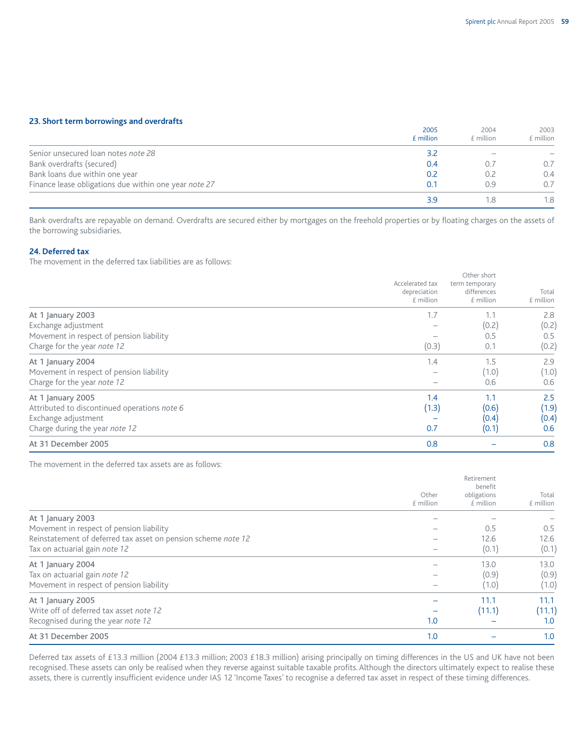## 23. Short term borrowings and overdrafts

| | 2005 £ million | 2004 £ million | 2003 £ million |
|---|---|---|---|
| Senior unsecured loan notes *note 28* | 3.2 | – | – |
| Bank overdrafts (secured) | 0.4 | 0.7 | 0.7 |
| Bank loans due within one year | 0.2 | 0.2 | 0.4 |
| Finance lease obligations due within one year *note 27* | 0.1 | 0.9 | 0.7 |
| | 3.9 | 1.8 | 1.8 |

Bank overdrafts are repayable on demand. Overdrafts are secured either by mortgages on the freehold properties or by floating charges on the assets of the borrowing subsidiaries.

## 24. Deferred tax

The movement in the deferred tax liabilities are as follows:

| | Accelerated tax depreciation £ million | Other short term temporary differences £ million | Total £ million |
|---|---|---|---|
| **At 1 January 2003** | 1.7 | 1.1 | 2.8 |
| Exchange adjustment | – | (0.2) | (0.2) |
| Movement in respect of pension liability | – | 0.5 | 0.5 |
| Charge for the year *note 12* | (0.3) | 0.1 | (0.2) |
| **At 1 January 2004** | 1.4 | 1.5 | 2.9 |
| Movement in respect of pension liability | – | (1.0) | (1.0) |
| Charge for the year *note 12* | – | 0.6 | 0.6 |
| **At 1 January 2005** | 1.4 | 1.1 | 2.5 |
| Attributed to discontinued operations *note 6* | (1.3) | (0.6) | (1.9) |
| Exchange adjustment | – | (0.4) | (0.4) |
| Charge during the year *note 12* | 0.7 | (0.1) | 0.6 |
| **At 31 December 2005** | 0.8 | – | 0.8 |

The movement in the deferred tax assets are as follows:

| | Other £ million | Retirement benefit obligations £ million | Total £ million |
|---|---|---|---|
| **At 1 January 2003** | – | – | – |
| Movement in respect of pension liability | – | 0.5 | 0.5 |
| Reinstatement of deferred tax asset on pension scheme *note 12* | – | 12.6 | 12.6 |
| Tax on actuarial gain *note 12* | – | (0.1) | (0.1) |
| **At 1 January 2004** | – | 13.0 | 13.0 |
| Tax on actuarial gain *note 12* | – | (0.9) | (0.9) |
| Movement in respect of pension liability | – | (1.0) | (1.0) |
| **At 1 January 2005** | – | 11.1 | 11.1 |
| Write off of deferred tax asset *note 12* | – | (11.1) | (11.1) |
| Recognised during the year *note 12* | 1.0 | – | 1.0 |
| **At 31 December 2005** | 1.0 | – | 1.0 |

Deferred tax assets of £13.3 million (2004 £13.3 million; 2003 £18.3 million) arising principally on timing differences in the US and UK have not been recognised. These assets can only be realised when they reverse against suitable taxable profits. Although the directors ultimately expect to realise these assets, there is currently insufficient evidence under IAS 12 'Income Taxes' to recognise a deferred tax asset in respect of these timing differences.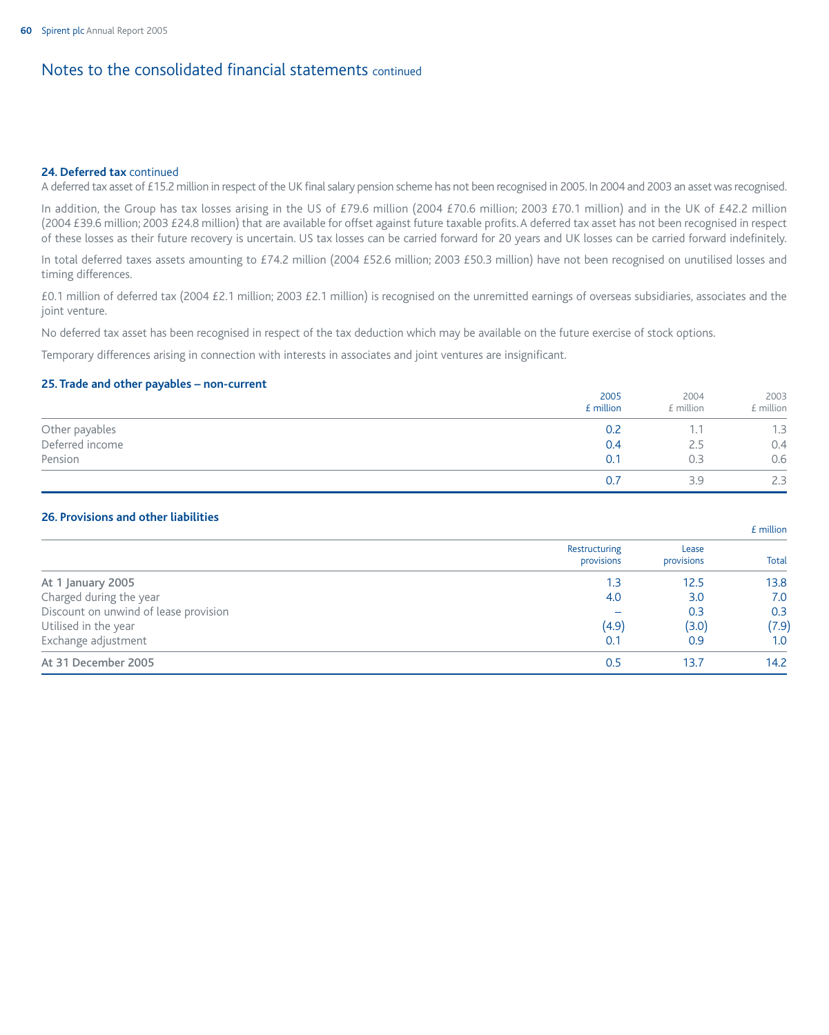## Notes to the consolidated financial statements continued

### 24. Deferred tax continued

A deferred tax asset of £15.2 million in respect of the UK final salary pension scheme has not been recognised in 2005. In 2004 and 2003 an asset was recognised.

In addition, the Group has tax losses arising in the US of £79.6 million (2004 £70.6 million; 2003 £70.1 million) and in the UK of £42.2 million (2004 £39.6 million; 2003 £24.8 million) that are available for offset against future taxable profits. A deferred tax asset has not been recognised in respect of these losses as their future recovery is uncertain. US tax losses can be carried forward for 20 years and UK losses can be carried forward indefinitely.

In total deferred taxes assets amounting to £74.2 million (2004 £52.6 million; 2003 £50.3 million) have not been recognised on unutilised losses and timing differences.

£0.1 million of deferred tax (2004 £2.1 million; 2003 £2.1 million) is recognised on the unremitted earnings of overseas subsidiaries, associates and the joint venture.

No deferred tax asset has been recognised in respect of the tax deduction which may be available on the future exercise of stock options.

Temporary differences arising in connection with interests in associates and joint ventures are insignificant.

### 25. Trade and other payables – non-current

| | 2005 £ million | 2004 £ million | 2003 £ million |
|---|---|---|---|
| Other payables | 0.2 | 1.1 | 1.3 |
| Deferred income | 0.4 | 2.5 | 0.4 |
| Pension | 0.1 | 0.3 | 0.6 |
| | 0.7 | 3.9 | 2.3 |

### 26. Provisions and other liabilities

£ million

| | Restructuring provisions | Lease provisions | Total |
|---|---|---|---|
| **At 1 January 2005** | 1.3 | 12.5 | 13.8 |
| Charged during the year | 4.0 | 3.0 | 7.0 |
| Discount on unwind of lease provision | – | 0.3 | 0.3 |
| Utilised in the year | (4.9) | (3.0) | (7.9) |
| Exchange adjustment | 0.1 | 0.9 | 1.0 |
| **At 31 December 2005** | 0.5 | 13.7 | 14.2 |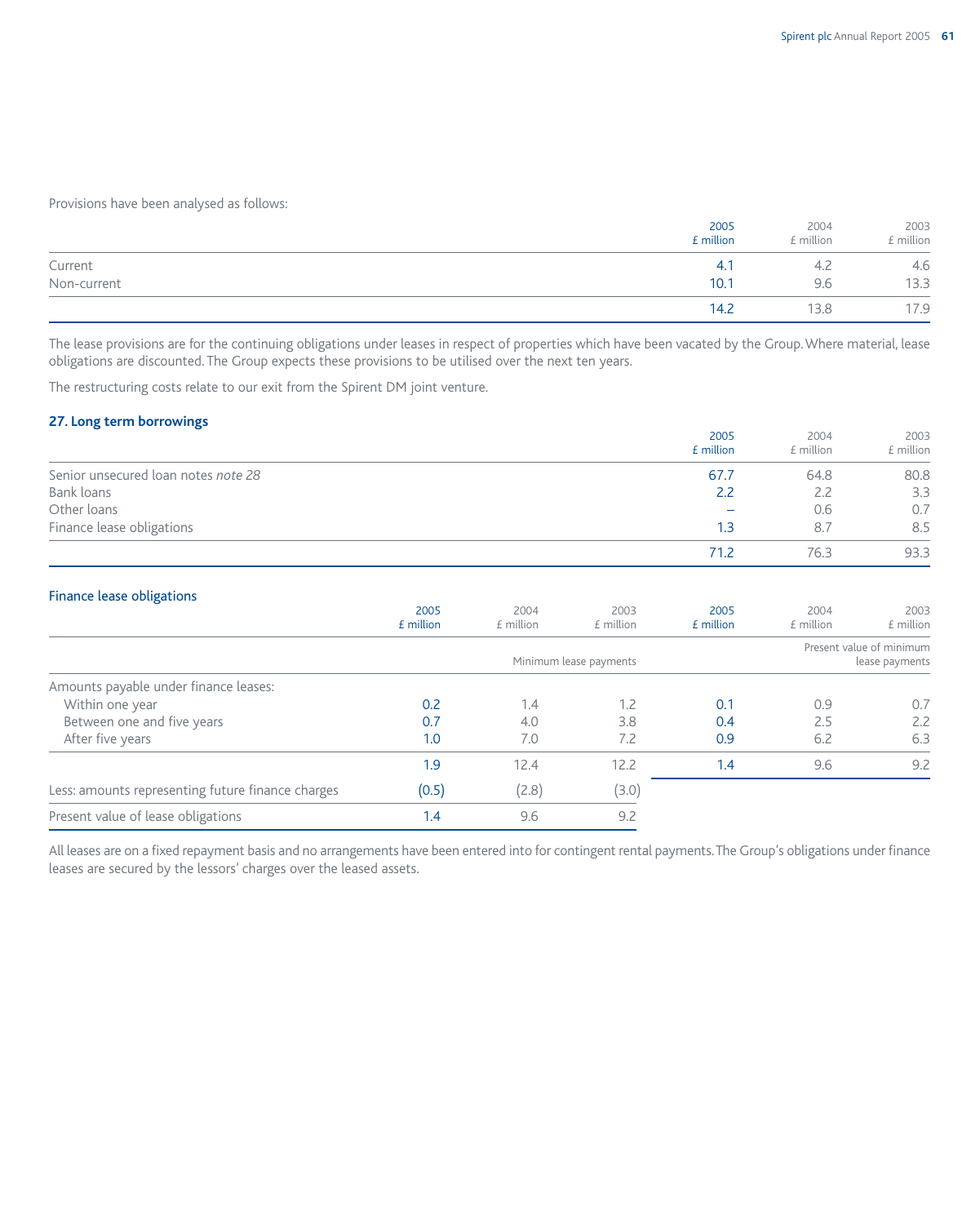Provisions have been analysed as follows:

| | 2005 £ million | 2004 £ million | 2003 £ million |
|---|---|---|---|
| Current | 4.1 | 4.2 | 4.6 |
| Non-current | 10.1 | 9.6 | 13.3 |
| | 14.2 | 13.8 | 17.9 |

The lease provisions are for the continuing obligations under leases in respect of properties which have been vacated by the Group. Where material, lease obligations are discounted. The Group expects these provisions to be utilised over the next ten years.

The restructuring costs relate to our exit from the Spirent DM joint venture.

## 27. Long term borrowings

| | 2005 £ million | 2004 £ million | 2003 £ million |
|---|---|---|---|
| Senior unsecured loan notes *note 28* | 67.7 | 64.8 | 80.8 |
| Bank loans | 2.2 | 2.2 | 3.3 |
| Other loans | – | 0.6 | 0.7 |
| Finance lease obligations | 1.3 | 8.7 | 8.5 |
| | 71.2 | 76.3 | 93.3 |

### Finance lease obligations

| | 2005 £ million | 2004 £ million | 2003 £ million | 2005 £ million | 2004 £ million | 2003 £ million |
|---|---|---|---|---|---|---|
| | Minimum lease payments | | | Present value of minimum lease payments | | |
| Amounts payable under finance leases: | | | | | | |
| Within one year | 0.2 | 1.4 | 1.2 | 0.1 | 0.9 | 0.7 |
| Between one and five years | 0.7 | 4.0 | 3.8 | 0.4 | 2.5 | 2.2 |
| After five years | 1.0 | 7.0 | 7.2 | 0.9 | 6.2 | 6.3 |
| | 1.9 | 12.4 | 12.2 | 1.4 | 9.6 | 9.2 |
| Less: amounts representing future finance charges | (0.5) | (2.8) | (3.0) | | | |
| Present value of lease obligations | 1.4 | 9.6 | 9.2 | | | |

All leases are on a fixed repayment basis and no arrangements have been entered into for contingent rental payments. The Group's obligations under finance leases are secured by the lessors' charges over the leased assets.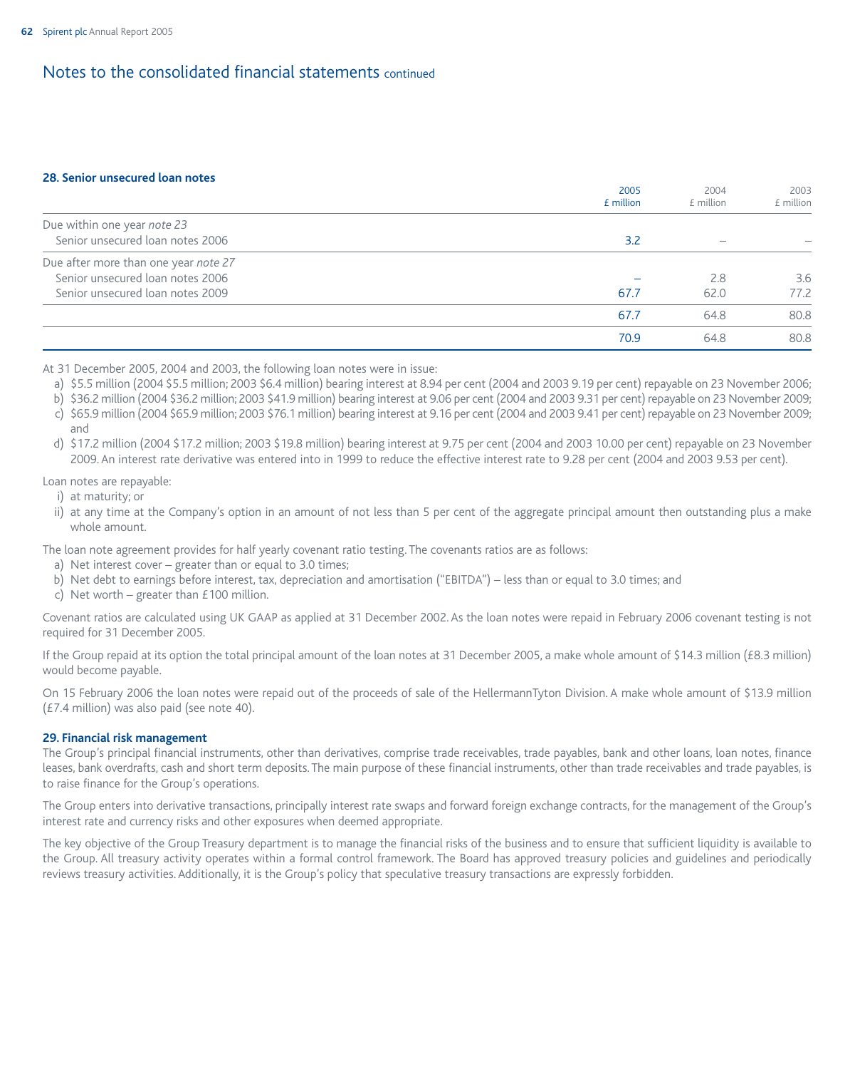## Notes to the consolidated financial statements continued

### 28. Senior unsecured loan notes

| | 2005 £ million | 2004 £ million | 2003 £ million |
|---|---|---|---|
| Due within one year *note 23* | | | |
| Senior unsecured loan notes 2006 | 3.2 | – | – |
| Due after more than one year *note 27* | | | |
| Senior unsecured loan notes 2006 | – | 2.8 | 3.6 |
| Senior unsecured loan notes 2009 | 67.7 | 62.0 | 77.2 |
| | 67.7 | 64.8 | 80.8 |
| | 70.9 | 64.8 | 80.8 |

At 31 December 2005, 2004 and 2003, the following loan notes were in issue:

a) $5.5 million (2004 $5.5 million; 2003 $6.4 million) bearing interest at 8.94 per cent (2004 and 2003 9.19 per cent) repayable on 23 November 2006;
b) $36.2 million (2004 $36.2 million; 2003 $41.9 million) bearing interest at 9.06 per cent (2004 and 2003 9.31 per cent) repayable on 23 November 2009;
c) $65.9 million (2004 $65.9 million; 2003 $76.1 million) bearing interest at 9.16 per cent (2004 and 2003 9.41 per cent) repayable on 23 November 2009; and
d) $17.2 million (2004 $17.2 million; 2003 $19.8 million) bearing interest at 9.75 per cent (2004 and 2003 10.00 per cent) repayable on 23 November 2009. An interest rate derivative was entered into in 1999 to reduce the effective interest rate to 9.28 per cent (2004 and 2003 9.53 per cent).

Loan notes are repayable:

i) at maturity; or
ii) at any time at the Company's option in an amount of not less than 5 per cent of the aggregate principal amount then outstanding plus a make whole amount.

The loan note agreement provides for half yearly covenant ratio testing. The covenants ratios are as follows:

a) Net interest cover – greater than or equal to 3.0 times;
b) Net debt to earnings before interest, tax, depreciation and amortisation ("EBITDA") – less than or equal to 3.0 times; and
c) Net worth – greater than £100 million.

Covenant ratios are calculated using UK GAAP as applied at 31 December 2002. As the loan notes were repaid in February 2006 covenant testing is not required for 31 December 2005.

If the Group repaid at its option the total principal amount of the loan notes at 31 December 2005, a make whole amount of $14.3 million (£8.3 million) would become payable.

On 15 February 2006 the loan notes were repaid out of the proceeds of sale of the HellermannTyton Division. A make whole amount of $13.9 million (£7.4 million) was also paid (see note 40).

### 29. Financial risk management

The Group's principal financial instruments, other than derivatives, comprise trade receivables, trade payables, bank and other loans, loan notes, finance leases, bank overdrafts, cash and short term deposits. The main purpose of these financial instruments, other than trade receivables and trade payables, is to raise finance for the Group's operations.

The Group enters into derivative transactions, principally interest rate swaps and forward foreign exchange contracts, for the management of the Group's interest rate and currency risks and other exposures when deemed appropriate.

The key objective of the Group Treasury department is to manage the financial risks of the business and to ensure that sufficient liquidity is available to the Group. All treasury activity operates within a formal control framework. The Board has approved treasury policies and guidelines and periodically reviews treasury activities. Additionally, it is the Group's policy that speculative treasury transactions are expressly forbidden.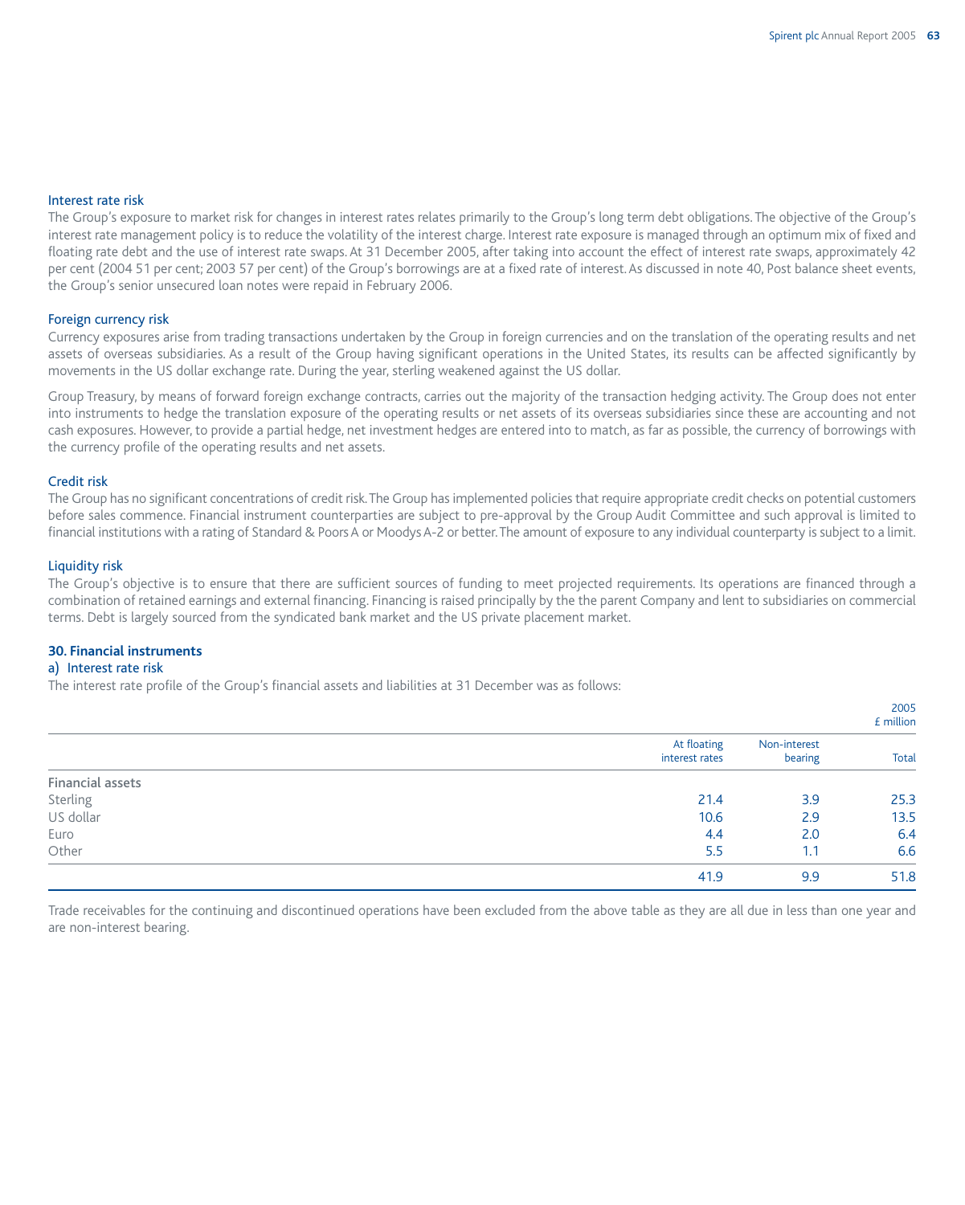### Interest rate risk

The Group's exposure to market risk for changes in interest rates relates primarily to the Group's long term debt obligations. The objective of the Group's interest rate management policy is to reduce the volatility of the interest charge. Interest rate exposure is managed through an optimum mix of fixed and floating rate debt and the use of interest rate swaps. At 31 December 2005, after taking into account the effect of interest rate swaps, approximately 42 per cent (2004 51 per cent; 2003 57 per cent) of the Group's borrowings are at a fixed rate of interest. As discussed in note 40, Post balance sheet events, the Group's senior unsecured loan notes were repaid in February 2006.

### Foreign currency risk

Currency exposures arise from trading transactions undertaken by the Group in foreign currencies and on the translation of the operating results and net assets of overseas subsidiaries. As a result of the Group having significant operations in the United States, its results can be affected significantly by movements in the US dollar exchange rate. During the year, sterling weakened against the US dollar.

Group Treasury, by means of forward foreign exchange contracts, carries out the majority of the transaction hedging activity. The Group does not enter into instruments to hedge the translation exposure of the operating results or net assets of its overseas subsidiaries since these are accounting and not cash exposures. However, to provide a partial hedge, net investment hedges are entered into to match, as far as possible, the currency of borrowings with the currency profile of the operating results and net assets.

### Credit risk

The Group has no significant concentrations of credit risk. The Group has implemented policies that require appropriate credit checks on potential customers before sales commence. Financial instrument counterparties are subject to pre-approval by the Group Audit Committee and such approval is limited to financial institutions with a rating of Standard & Poors A or Moodys A-2 or better. The amount of exposure to any individual counterparty is subject to a limit.

### Liquidity risk

The Group's objective is to ensure that there are sufficient sources of funding to meet projected requirements. Its operations are financed through a combination of retained earnings and external financing. Financing is raised principally by the the parent Company and lent to subsidiaries on commercial terms. Debt is largely sourced from the syndicated bank market and the US private placement market.

## 30. Financial instruments

### a) Interest rate risk

The interest rate profile of the Group's financial assets and liabilities at 31 December was as follows:

| 2005 £ million | At floating interest rates | Non-interest bearing | Total |
|---|---|---|---|
| **Financial assets** | | | |
| Sterling | 21.4 | 3.9 | 25.3 |
| US dollar | 10.6 | 2.9 | 13.5 |
| Euro | 4.4 | 2.0 | 6.4 |
| Other | 5.5 | 1.1 | 6.6 |
| | 41.9 | 9.9 | 51.8 |

Trade receivables for the continuing and discontinued operations have been excluded from the above table as they are all due in less than one year and are non-interest bearing.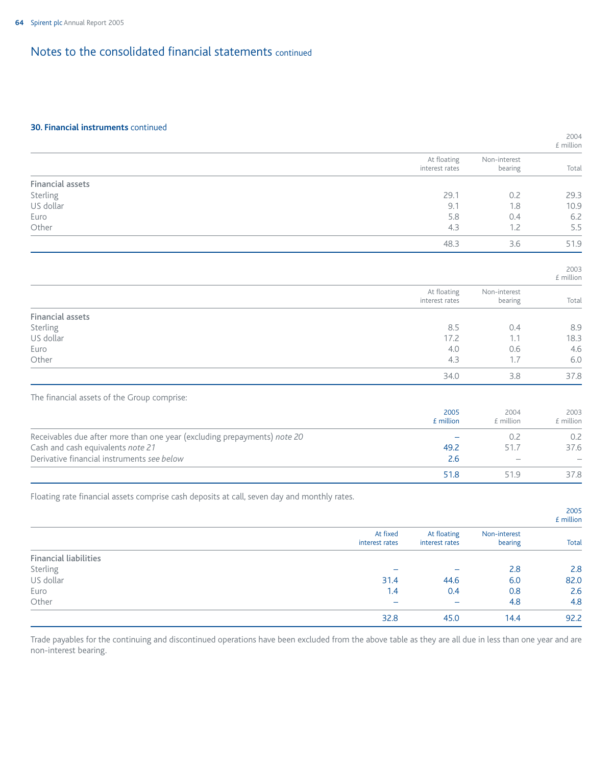# Notes to the consolidated financial statements continued

### 30. Financial instruments continued

| 2004 £ million | At floating interest rates | Non-interest bearing | Total |
|---|---|---|---|
| **Financial assets** | | | |
| Sterling | 29.1 | 0.2 | 29.3 |
| US dollar | 9.1 | 1.8 | 10.9 |
| Euro | 5.8 | 0.4 | 6.2 |
| Other | 4.3 | 1.2 | 5.5 |
| | 48.3 | 3.6 | 51.9 |

| 2003 £ million | At floating interest rates | Non-interest bearing | Total |
|---|---|---|---|
| **Financial assets** | | | |
| Sterling | 8.5 | 0.4 | 8.9 |
| US dollar | 17.2 | 1.1 | 18.3 |
| Euro | 4.0 | 0.6 | 4.6 |
| Other | 4.3 | 1.7 | 6.0 |
| | 34.0 | 3.8 | 37.8 |

The financial assets of the Group comprise:

| | 2005 £ million | 2004 £ million | 2003 £ million |
|---|---|---|---|
| Receivables due after more than one year (excluding prepayments) *note 20* | – | 0.2 | 0.2 |
| Cash and cash equivalents *note 21* | 49.2 | 51.7 | 37.6 |
| Derivative financial instruments *see below* | 2.6 | – | – |
| | 51.8 | 51.9 | 37.8 |

Floating rate financial assets comprise cash deposits at call, seven day and monthly rates.

| 2005 £ million | At fixed interest rates | At floating interest rates | Non-interest bearing | Total |
|---|---|---|---|---|
| **Financial liabilities** | | | | |
| Sterling | – | – | 2.8 | 2.8 |
| US dollar | 31.4 | 44.6 | 6.0 | 82.0 |
| Euro | 1.4 | 0.4 | 0.8 | 2.6 |
| Other | – | – | 4.8 | 4.8 |
| | 32.8 | 45.0 | 14.4 | 92.2 |

Trade payables for the continuing and discontinued operations have been excluded from the above table as they are all due in less than one year and are non-interest bearing.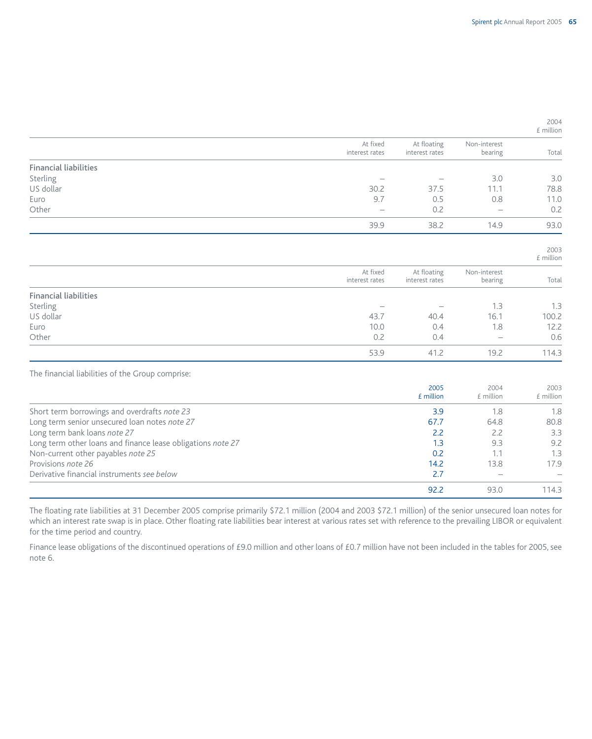| 2004 £ million | At fixed interest rates | At floating interest rates | Non-interest bearing | Total |
|---|---|---|---|---|
| **Financial liabilities** | | | | |
| Sterling | – | – | 3.0 | 3.0 |
| US dollar | 30.2 | 37.5 | 11.1 | 78.8 |
| Euro | 9.7 | 0.5 | 0.8 | 11.0 |
| Other | – | 0.2 | – | 0.2 |
| | 39.9 | 38.2 | 14.9 | 93.0 |

| 2003 £ million | At fixed interest rates | At floating interest rates | Non-interest bearing | Total |
|---|---|---|---|---|
| **Financial liabilities** | | | | |
| Sterling | – | – | 1.3 | 1.3 |
| US dollar | 43.7 | 40.4 | 16.1 | 100.2 |
| Euro | 10.0 | 0.4 | 1.8 | 12.2 |
| Other | 0.2 | 0.4 | – | 0.6 |
| | 53.9 | 41.2 | 19.2 | 114.3 |

The financial liabilities of the Group comprise:

| | 2005 £ million | 2004 £ million | 2003 £ million |
|---|---|---|---|
| Short term borrowings and overdrafts *note 23* | 3.9 | 1.8 | 1.8 |
| Long term senior unsecured loan notes *note 27* | 67.7 | 64.8 | 80.8 |
| Long term bank loans *note 27* | 2.2 | 2.2 | 3.3 |
| Long term other loans and finance lease obligations *note 27* | 1.3 | 9.3 | 9.2 |
| Non-current other payables *note 25* | 0.2 | 1.1 | 1.3 |
| Provisions *note 26* | 14.2 | 13.8 | 17.9 |
| Derivative financial instruments *see below* | 2.7 | – | – |
| | 92.2 | 93.0 | 114.3 |

The floating rate liabilities at 31 December 2005 comprise primarily $72.1 million (2004 and 2003 $72.1 million) of the senior unsecured loan notes for which an interest rate swap is in place. Other floating rate liabilities bear interest at various rates set with reference to the prevailing LIBOR or equivalent for the time period and country.

Finance lease obligations of the discontinued operations of £9.0 million and other loans of £0.7 million have not been included in the tables for 2005, see note 6.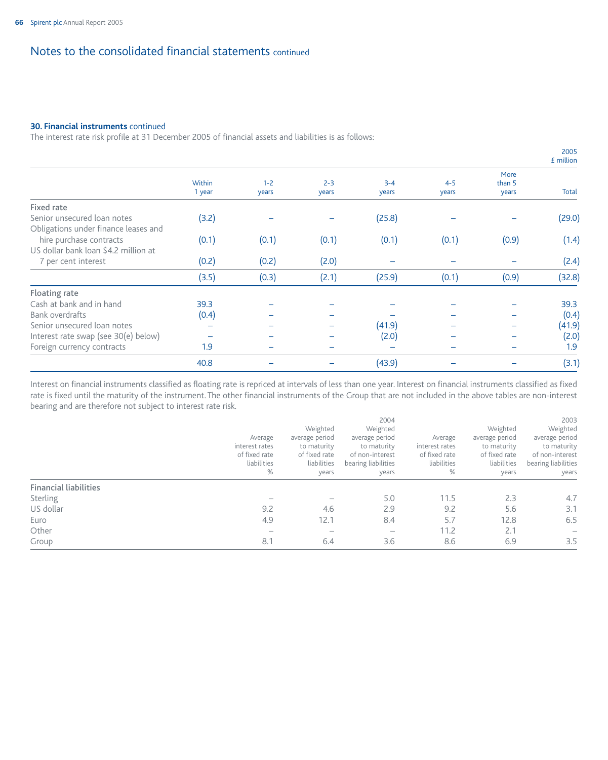# Notes to the consolidated financial statements continued

### 30. Financial instruments continued

The interest rate risk profile at 31 December 2005 of financial assets and liabilities is as follows:

| 2005 £ million | Within 1 year | 1-2 years | 2-3 years | 3-4 years | 4-5 years | More than 5 years | Total |
|---|---|---|---|---|---|---|---|
| **Fixed rate** | | | | | | | |
| Senior unsecured loan notes | (3.2) | – | – | (25.8) | – | – | (29.0) |
| Obligations under finance leases and hire purchase contracts | (0.1) | (0.1) | (0.1) | (0.1) | (0.1) | (0.9) | (1.4) |
| US dollar bank loan $4.2 million at 7 per cent interest | (0.2) | (0.2) | (2.0) | – | – | – | (2.4) |
| | (3.5) | (0.3) | (2.1) | (25.9) | (0.1) | (0.9) | (32.8) |
| **Floating rate** | | | | | | | |
| Cash at bank and in hand | 39.3 | – | – | – | – | – | 39.3 |
| Bank overdrafts | (0.4) | – | – | – | – | – | (0.4) |
| Senior unsecured loan notes | – | – | – | (41.9) | – | – | (41.9) |
| Interest rate swap (see 30(e) below) | – | – | – | (2.0) | – | – | (2.0) |
| Foreign currency contracts | 1.9 | – | – | – | – | – | 1.9 |
| | 40.8 | – | – | (43.9) | – | – | (3.1) |

Interest on financial instruments classified as floating rate is repriced at intervals of less than one year. Interest on financial instruments classified as fixed rate is fixed until the maturity of the instrument. The other financial instruments of the Group that are not included in the above tables are non-interest bearing and are therefore not subject to interest rate risk.

| | 2004 | | | 2003 | | |
|---|---|---|---|---|---|---|
| | Average interest rates of fixed rate liabilities % | Weighted average period to maturity of fixed rate liabilities years | Weighted average period to maturity of non-interest bearing liabilities years | Average interest rates of fixed rate liabilities % | Weighted average period to maturity of fixed rate liabilities years | Weighted average period to maturity of non-interest bearing liabilities years |
| **Financial liabilities** | | | | | | |
| Sterling | – | – | 5.0 | 11.5 | 2.3 | 4.7 |
| US dollar | 9.2 | 4.6 | 2.9 | 9.2 | 5.6 | 3.1 |
| Euro | 4.9 | 12.1 | 8.4 | 5.7 | 12.8 | 6.5 |
| Other | – | – | – | 11.2 | 2.1 | – |
| Group | 8.1 | 6.4 | 3.6 | 8.6 | 6.9 | 3.5 |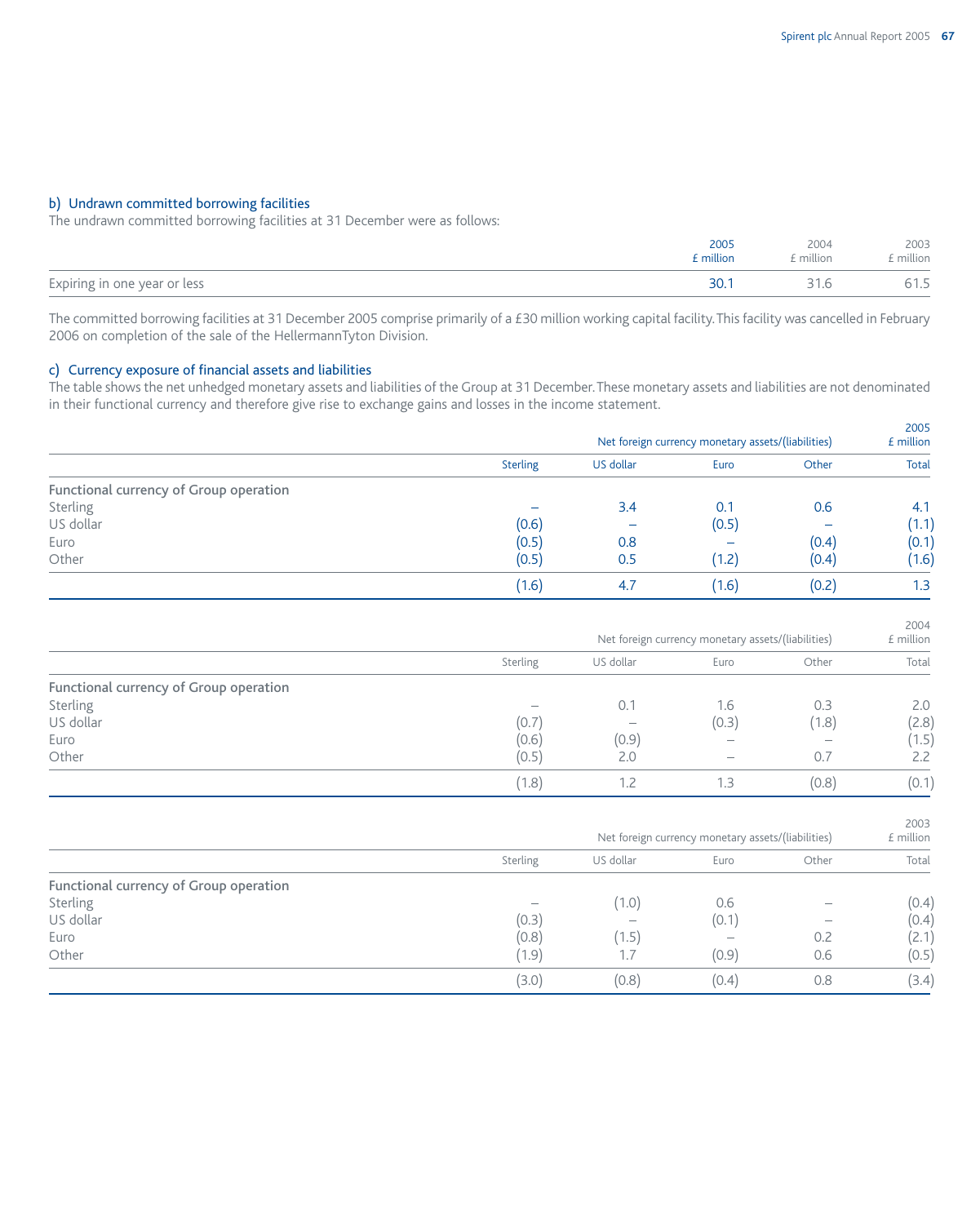## b) Undrawn committed borrowing facilities

The undrawn committed borrowing facilities at 31 December were as follows:

| | 2005 £ million | 2004 £ million | 2003 £ million |
|---|---|---|---|
| Expiring in one year or less | 30.1 | 31.6 | 61.5 |

The committed borrowing facilities at 31 December 2005 comprise primarily of a £30 million working capital facility. This facility was cancelled in February 2006 on completion of the sale of the HellermannTyton Division.

## c) Currency exposure of financial assets and liabilities

The table shows the net unhedged monetary assets and liabilities of the Group at 31 December. These monetary assets and liabilities are not denominated in their functional currency and therefore give rise to exchange gains and losses in the income statement.

| | Net foreign currency monetary assets/(liabilities) | | | | 2005 £ million |
|---|---|---|---|---|---|
| | Sterling | US dollar | Euro | Other | Total |
| **Functional currency of Group operation** | | | | | |
| Sterling | – | 3.4 | 0.1 | 0.6 | 4.1 |
| US dollar | (0.6) | – | (0.5) | – | (1.1) |
| Euro | (0.5) | 0.8 | – | (0.4) | (0.1) |
| Other | (0.5) | 0.5 | (1.2) | (0.4) | (1.6) |
| | (1.6) | 4.7 | (1.6) | (0.2) | 1.3 |

| | Net foreign currency monetary assets/(liabilities) | | | | 2004 £ million |
|---|---|---|---|---|---|
| | Sterling | US dollar | Euro | Other | Total |
| **Functional currency of Group operation** | | | | | |
| Sterling | – | 0.1 | 1.6 | 0.3 | 2.0 |
| US dollar | (0.7) | – | (0.3) | (1.8) | (2.8) |
| Euro | (0.6) | (0.9) | – | – | (1.5) |
| Other | (0.5) | 2.0 | – | 0.7 | 2.2 |
| | (1.8) | 1.2 | 1.3 | (0.8) | (0.1) |

| | Net foreign currency monetary assets/(liabilities) | | | | 2003 £ million |
|---|---|---|---|---|---|
| | Sterling | US dollar | Euro | Other | Total |
| **Functional currency of Group operation** | | | | | |
| Sterling | – | (1.0) | 0.6 | – | (0.4) |
| US dollar | (0.3) | – | (0.1) | – | (0.4) |
| Euro | (0.8) | (1.5) | – | 0.2 | (2.1) |
| Other | (1.9) | 1.7 | (0.9) | 0.6 | (0.5) |
| | (3.0) | (0.8) | (0.4) | 0.8 | (3.4) |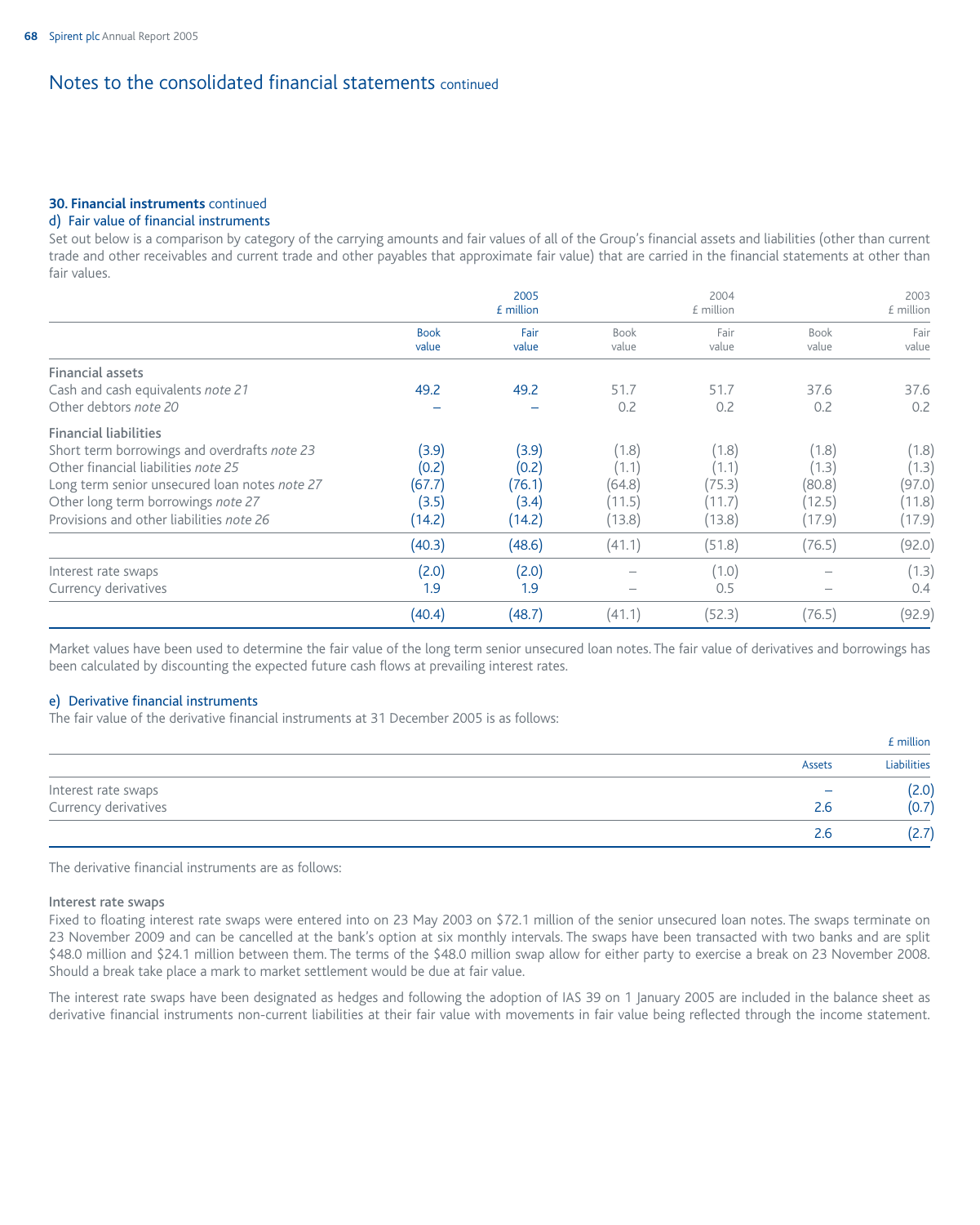# Notes to the consolidated financial statements continued

**30. Financial instruments** continued

d) Fair value of financial instruments

Set out below is a comparison by category of the carrying amounts and fair values of all of the Group's financial assets and liabilities (other than current trade and other receivables and current trade and other payables that approximate fair value) that are carried in the financial statements at other than fair values.

| | 2005 £ million | | 2004 £ million | | 2003 £ million | |
|---|---|---|---|---|---|---|
| | Book value | Fair value | Book value | Fair value | Book value | Fair value |
| **Financial assets** | | | | | | |
| Cash and cash equivalents *note 21* | 49.2 | 49.2 | 51.7 | 51.7 | 37.6 | 37.6 |
| Other debtors *note 20* | – | – | 0.2 | 0.2 | 0.2 | 0.2 |
| **Financial liabilities** | | | | | | |
| Short term borrowings and overdrafts *note 23* | (3.9) | (3.9) | (1.8) | (1.8) | (1.8) | (1.8) |
| Other financial liabilities *note 25* | (0.2) | (0.2) | (1.1) | (1.1) | (1.3) | (1.3) |
| Long term senior unsecured loan notes *note 27* | (67.7) | (76.1) | (64.8) | (75.3) | (80.8) | (97.0) |
| Other long term borrowings *note 27* | (3.5) | (3.4) | (11.5) | (11.7) | (12.5) | (11.8) |
| Provisions and other liabilities *note 26* | (14.2) | (14.2) | (13.8) | (13.8) | (17.9) | (17.9) |
| | (40.3) | (48.6) | (41.1) | (51.8) | (76.5) | (92.0) |
| Interest rate swaps | (2.0) | (2.0) | – | (1.0) | – | (1.3) |
| Currency derivatives | 1.9 | 1.9 | – | 0.5 | – | 0.4 |
| | (40.4) | (48.7) | (41.1) | (52.3) | (76.5) | (92.9) |

Market values have been used to determine the fair value of the long term senior unsecured loan notes. The fair value of derivatives and borrowings has been calculated by discounting the expected future cash flows at prevailing interest rates.

e) Derivative financial instruments

The fair value of the derivative financial instruments at 31 December 2005 is as follows:

| | £ million | |
|---|---|---|
| | Assets | Liabilities |
| Interest rate swaps | – | (2.0) |
| Currency derivatives | 2.6 | (0.7) |
| | 2.6 | (2.7) |

The derivative financial instruments are as follows:

**Interest rate swaps**

Fixed to floating interest rate swaps were entered into on 23 May 2003 on $72.1 million of the senior unsecured loan notes. The swaps terminate on 23 November 2009 and can be cancelled at the bank's option at six monthly intervals. The swaps have been transacted with two banks and are split $48.0 million and $24.1 million between them. The terms of the $48.0 million swap allow for either party to exercise a break on 23 November 2008. Should a break take place a mark to market settlement would be due at fair value.

The interest rate swaps have been designated as hedges and following the adoption of IAS 39 on 1 January 2005 are included in the balance sheet as derivative financial instruments non-current liabilities at their fair value with movements in fair value being reflected through the income statement.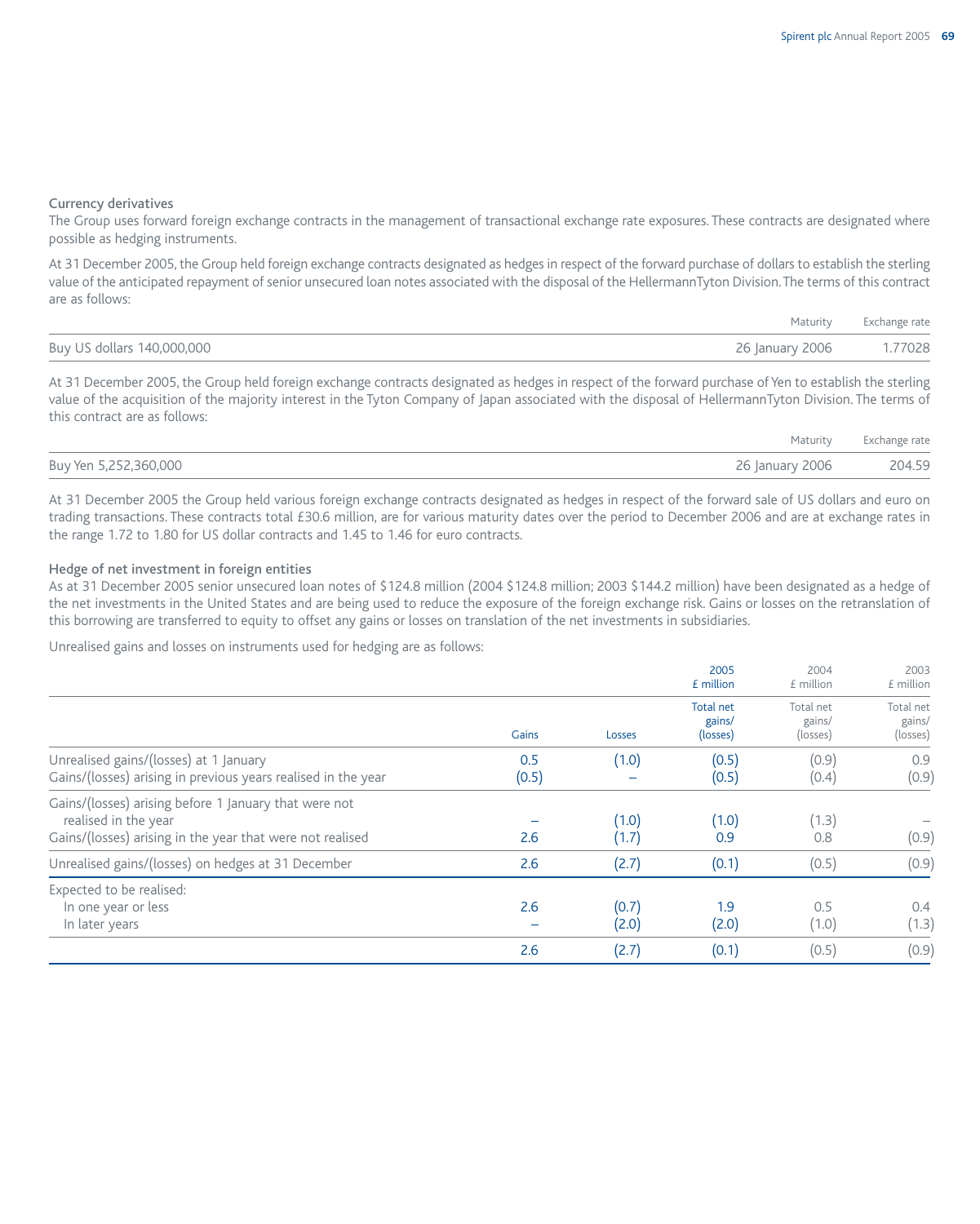### Currency derivatives

The Group uses forward foreign exchange contracts in the management of transactional exchange rate exposures. These contracts are designated where possible as hedging instruments.

At 31 December 2005, the Group held foreign exchange contracts designated as hedges in respect of the forward purchase of dollars to establish the sterling value of the anticipated repayment of senior unsecured loan notes associated with the disposal of the HellermannTyton Division. The terms of this contract are as follows:

| | Maturity | Exchange rate |
|---|---|---|
| Buy US dollars 140,000,000 | 26 January 2006 | 1.77028 |

At 31 December 2005, the Group held foreign exchange contracts designated as hedges in respect of the forward purchase of Yen to establish the sterling value of the acquisition of the majority interest in the Tyton Company of Japan associated with the disposal of HellermannTyton Division. The terms of this contract are as follows:

| | Maturity | Exchange rate |
|---|---|---|
| Buy Yen 5,252,360,000 | 26 January 2006 | 204.59 |

At 31 December 2005 the Group held various foreign exchange contracts designated as hedges in respect of the forward sale of US dollars and euro on trading transactions. These contracts total £30.6 million, are for various maturity dates over the period to December 2006 and are at exchange rates in the range 1.72 to 1.80 for US dollar contracts and 1.45 to 1.46 for euro contracts.

### Hedge of net investment in foreign entities

As at 31 December 2005 senior unsecured loan notes of $124.8 million (2004 $124.8 million; 2003 $144.2 million) have been designated as a hedge of the net investments in the United States and are being used to reduce the exposure of the foreign exchange risk. Gains or losses on the retranslation of this borrowing are transferred to equity to offset any gains or losses on translation of the net investments in subsidiaries.

Unrealised gains and losses on instruments used for hedging are as follows:

| | | | 2005 £ million | 2004 £ million | 2003 £ million |
|---|---|---|---|---|---|
| | Gains | Losses | Total net gains/ (losses) | Total net gains/ (losses) | Total net gains/ (losses) |
| Unrealised gains/(losses) at 1 January | 0.5 | (1.0) | (0.5) | (0.9) | 0.9 |
| Gains/(losses) arising in previous years realised in the year | (0.5) | – | (0.5) | (0.4) | (0.9) |
| Gains/(losses) arising before 1 January that were not realised in the year | – | (1.0) | (1.0) | (1.3) | – |
| Gains/(losses) arising in the year that were not realised | 2.6 | (1.7) | 0.9 | 0.8 | (0.9) |
| Unrealised gains/(losses) on hedges at 31 December | 2.6 | (2.7) | (0.1) | (0.5) | (0.9) |
| Expected to be realised: | | | | | |
| In one year or less | 2.6 | (0.7) | 1.9 | 0.5 | 0.4 |
| In later years | – | (2.0) | (2.0) | (1.0) | (1.3) |
| | 2.6 | (2.7) | (0.1) | (0.5) | (0.9) |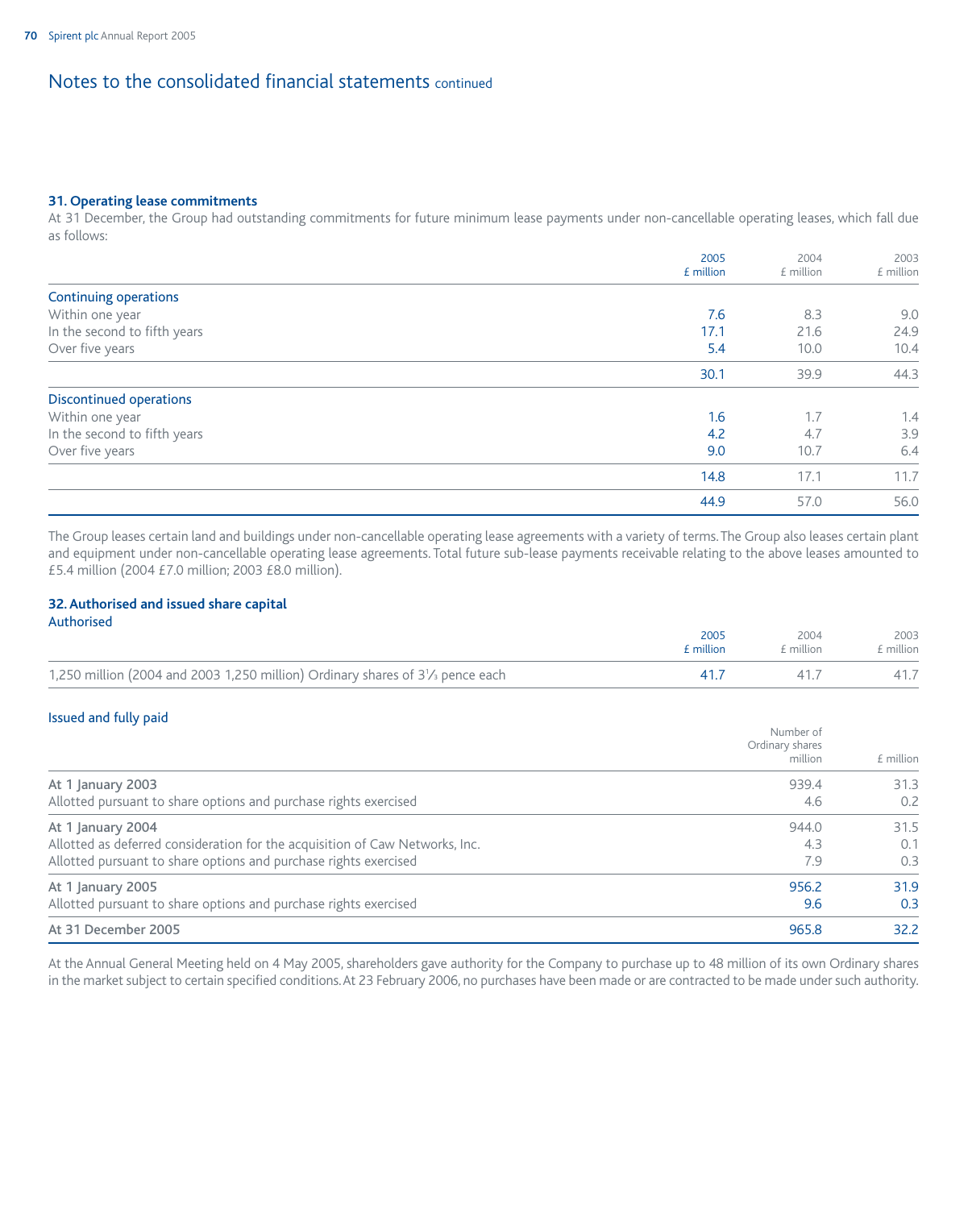# Notes to the consolidated financial statements continued

## 31. Operating lease commitments

At 31 December, the Group had outstanding commitments for future minimum lease payments under non-cancellable operating leases, which fall due as follows:

| | 2005 £ million | 2004 £ million | 2003 £ million |
|---|---|---|---|
| **Continuing operations** | | | |
| Within one year | 7.6 | 8.3 | 9.0 |
| In the second to fifth years | 17.1 | 21.6 | 24.9 |
| Over five years | 5.4 | 10.0 | 10.4 |
| | 30.1 | 39.9 | 44.3 |
| **Discontinued operations** | | | |
| Within one year | 1.6 | 1.7 | 1.4 |
| In the second to fifth years | 4.2 | 4.7 | 3.9 |
| Over five years | 9.0 | 10.7 | 6.4 |
| | 14.8 | 17.1 | 11.7 |
| | 44.9 | 57.0 | 56.0 |

The Group leases certain land and buildings under non-cancellable operating lease agreements with a variety of terms. The Group also leases certain plant and equipment under non-cancellable operating lease agreements. Total future sub-lease payments receivable relating to the above leases amounted to £5.4 million (2004 £7.0 million; 2003 £8.0 million).

## 32. Authorised and issued share capital

### Authorised

| | 2005 £ million | 2004 £ million | 2003 £ million |
|---|---|---|---|
| 1,250 million (2004 and 2003 1,250 million) Ordinary shares of 3⅓ pence each | 41.7 | 41.7 | 41.7 |

### Issued and fully paid

| | Number of Ordinary shares million | £ million |
|---|---|---|
| **At 1 January 2003** | 939.4 | 31.3 |
| Allotted pursuant to share options and purchase rights exercised | 4.6 | 0.2 |
| **At 1 January 2004** | 944.0 | 31.5 |
| Allotted as deferred consideration for the acquisition of Caw Networks, Inc. | 4.3 | 0.1 |
| Allotted pursuant to share options and purchase rights exercised | 7.9 | 0.3 |
| **At 1 January 2005** | 956.2 | 31.9 |
| Allotted pursuant to share options and purchase rights exercised | 9.6 | 0.3 |
| **At 31 December 2005** | 965.8 | 32.2 |

At the Annual General Meeting held on 4 May 2005, shareholders gave authority for the Company to purchase up to 48 million of its own Ordinary shares in the market subject to certain specified conditions. At 23 February 2006, no purchases have been made or are contracted to be made under such authority.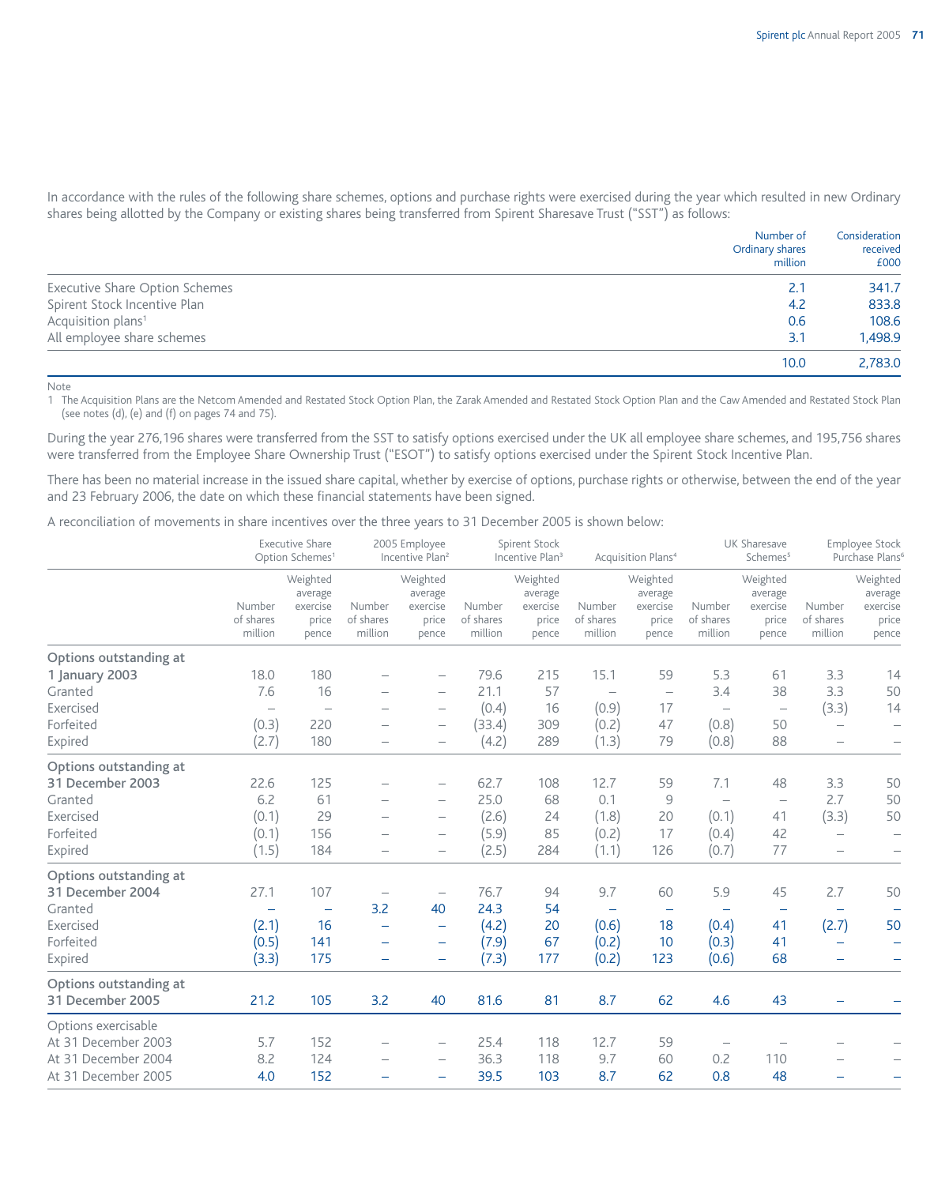In accordance with the rules of the following share schemes, options and purchase rights were exercised during the year which resulted in new Ordinary shares being allotted by the Company or existing shares being transferred from Spirent Sharesave Trust ("SST") as follows:

| | Number of Ordinary shares million | Consideration received £000 |
|---|---|---|
| Executive Share Option Schemes | 2.1 | 341.7 |
| Spirent Stock Incentive Plan | 4.2 | 833.8 |
| Acquisition plans[1] | 0.6 | 108.6 |
| All employee share schemes | 3.1 | 1,498.9 |
| | 10.0 | 2,783.0 |

Note
1 The Acquisition Plans are the Netcom Amended and Restated Stock Option Plan, the Zarak Amended and Restated Stock Option Plan and the Caw Amended and Restated Stock Plan (see notes (d), (e) and (f) on pages 74 and 75).

During the year 276,196 shares were transferred from the SST to satisfy options exercised under the UK all employee share schemes, and 195,756 shares were transferred from the Employee Share Ownership Trust ("ESOT") to satisfy options exercised under the Spirent Stock Incentive Plan.

There has been no material increase in the issued share capital, whether by exercise of options, purchase rights or otherwise, between the end of the year and 23 February 2006, the date on which these financial statements have been signed.

A reconciliation of movements in share incentives over the three years to 31 December 2005 is shown below:

| | Executive Share Option Schemes[1] | | 2005 Employee Incentive Plan[2] | | Spirent Stock Incentive Plan[3] | | Acquisition Plans[4] | | UK Sharesave Schemes[5] | | Employee Stock Purchase Plans[6] | |
|---|---|---|---|---|---|---|---|---|---|---|---|---|
| | Number of shares million | Weighted average exercise price pence | Number of shares million | Weighted average exercise price pence | Number of shares million | Weighted average exercise price pence | Number of shares million | Weighted average exercise price pence | Number of shares million | Weighted average exercise price pence | Number of shares million | Weighted average exercise price pence |
| **Options outstanding at 1 January 2003** | 18.0 | 180 | – | – | 79.6 | 215 | 15.1 | 59 | 5.3 | 61 | 3.3 | 14 |
| Granted | 7.6 | 16 | – | – | 21.1 | 57 | – | – | 3.4 | 38 | 3.3 | 50 |
| Exercised | – | – | – | – | (0.4) | 16 | (0.9) | 17 | – | – | (3.3) | 14 |
| Forfeited | (0.3) | 220 | – | – | (33.4) | 309 | (0.2) | 47 | (0.8) | 50 | – | – |
| Expired | (2.7) | 180 | – | – | (4.2) | 289 | (1.3) | 79 | (0.8) | 88 | – | – |
| **Options outstanding at 31 December 2003** | 22.6 | 125 | – | – | 62.7 | 108 | 12.7 | 59 | 7.1 | 48 | 3.3 | 50 |
| Granted | 6.2 | 61 | – | – | 25.0 | 68 | 0.1 | 9 | – | – | 2.7 | 50 |
| Exercised | (0.1) | 29 | – | – | (2.6) | 24 | (1.8) | 20 | (0.1) | 41 | (3.3) | 50 |
| Forfeited | (0.1) | 156 | – | – | (5.9) | 85 | (0.2) | 17 | (0.4) | 42 | – | – |
| Expired | (1.5) | 184 | – | – | (2.5) | 284 | (1.1) | 126 | (0.7) | 77 | – | – |
| **Options outstanding at 31 December 2004** | 27.1 | 107 | – | – | 76.7 | 94 | 9.7 | 60 | 5.9 | 45 | 2.7 | 50 |
| Granted | – | – | 3.2 | 40 | 24.3 | 54 | – | – | – | – | – | – |
| Exercised | (2.1) | 16 | – | – | (4.2) | 20 | (0.6) | 18 | (0.4) | 41 | (2.7) | 50 |
| Forfeited | (0.5) | 141 | – | – | (7.9) | 67 | (0.2) | 10 | (0.3) | 41 | – | – |
| Expired | (3.3) | 175 | – | – | (7.3) | 177 | (0.2) | 123 | (0.6) | 68 | – | – |
| **Options outstanding at 31 December 2005** | 21.2 | 105 | 3.2 | 40 | 81.6 | 81 | 8.7 | 62 | 4.6 | 43 | – | – |
| Options exercisable | | | | | | | | | | | | |
| At 31 December 2003 | 5.7 | 152 | – | – | 25.4 | 118 | 12.7 | 59 | – | – | – | – |
| At 31 December 2004 | 8.2 | 124 | – | – | 36.3 | 118 | 9.7 | 60 | 0.2 | 110 | – | – |
| At 31 December 2005 | 4.0 | 152 | – | – | 39.5 | 103 | 8.7 | 62 | 0.8 | 48 | – | – |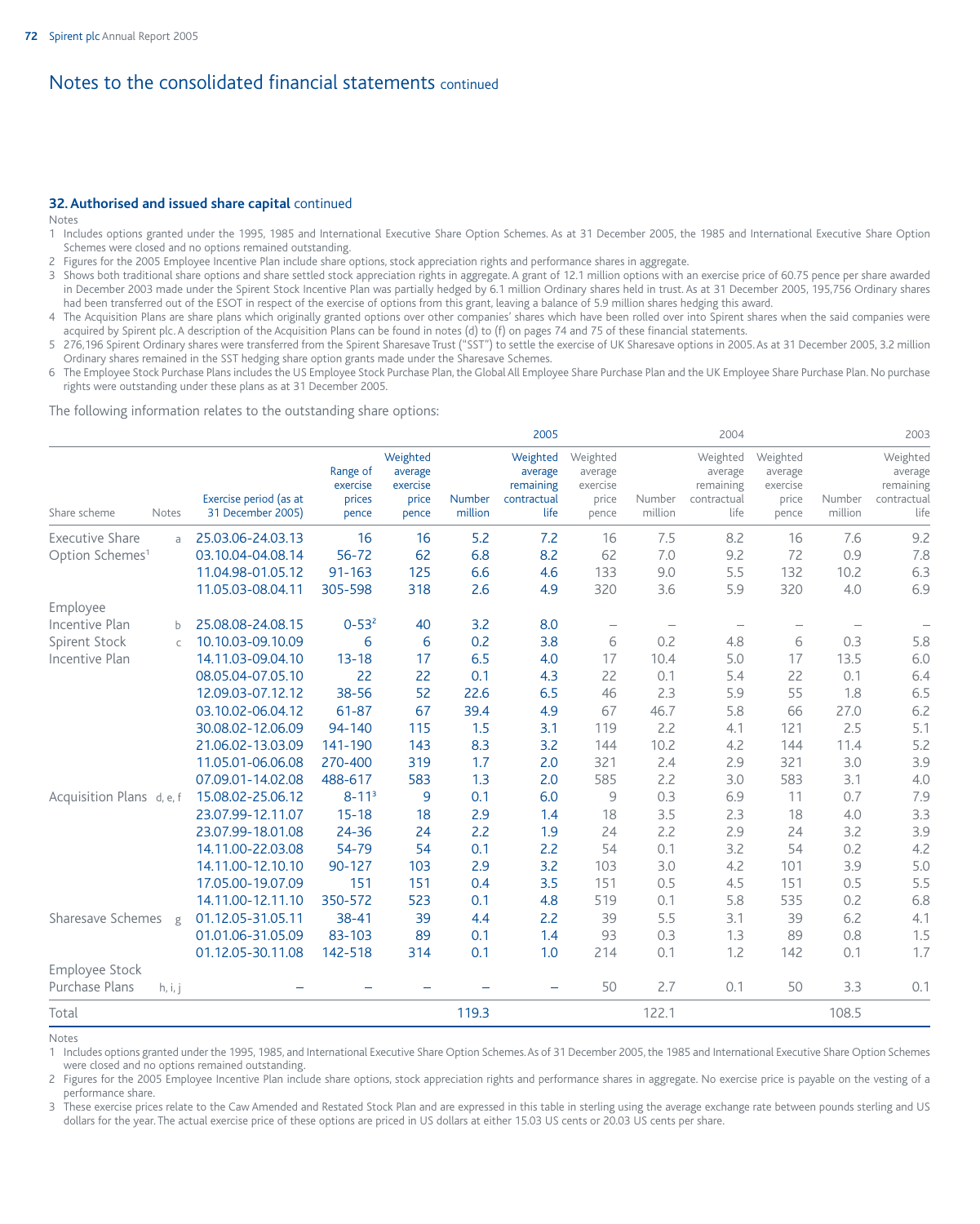# Notes to the consolidated financial statements continued

## 32. Authorised and issued share capital continued

Notes

1 Includes options granted under the 1995, 1985 and International Executive Share Option Schemes. As at 31 December 2005, the 1985 and International Executive Share Option Schemes were closed and no options remained outstanding.
2 Figures for the 2005 Employee Incentive Plan include share options, stock appreciation rights and performance shares in aggregate.
3 Shows both traditional share options and share settled stock appreciation rights in aggregate. A grant of 12.1 million options with an exercise price of 60.75 pence per share awarded in December 2003 made under the Spirent Stock Incentive Plan was partially hedged by 6.1 million Ordinary shares held in trust. As at 31 December 2005, 195,756 Ordinary shares had been transferred out of the ESOT in respect of the exercise of options from this grant, leaving a balance of 5.9 million shares hedging this award.
4 The Acquisition Plans are share plans which originally granted options over other companies' shares which have been rolled over into Spirent shares when the said companies were acquired by Spirent plc. A description of the Acquisition Plans can be found in notes (d) to (f) on pages 74 and 75 of these financial statements.
5 276,196 Spirent Ordinary shares were transferred from the Spirent Sharesave Trust ("SST") to settle the exercise of UK Sharesave options in 2005. As at 31 December 2005, 3.2 million Ordinary shares remained in the SST hedging share option grants made under the Sharesave Schemes.
6 The Employee Stock Purchase Plans includes the US Employee Stock Purchase Plan, the Global All Employee Share Purchase Plan and the UK Employee Share Purchase Plan. No purchase rights were outstanding under these plans as at 31 December 2005.

The following information relates to the outstanding share options:

| | | | | 2005 | | | 2004 | | | 2003 | | |
|---|---|---|---|---|---|---|---|---|---|---|---|---|
| Share scheme | Notes | Exercise period (as at 31 December 2005) | Range of exercise prices pence | Weighted average exercise price pence | Number million | Weighted average remaining contractual life | Weighted average exercise price pence | Number million | Weighted average remaining contractual life | Weighted average exercise price pence | Number million | Weighted average remaining contractual life |
| Executive Share Option Schemes[1] | a | 25.03.06-24.03.13 | 16 | 16 | 5.2 | 7.2 | 16 | 7.5 | 8.2 | 16 | 7.6 | 9.2 |
| | | 03.10.04-04.08.14 | 56-72 | 62 | 6.8 | 8.2 | 62 | 7.0 | 9.2 | 72 | 0.9 | 7.8 |
| | | 11.04.98-01.05.12 | 91-163 | 125 | 6.6 | 4.6 | 133 | 9.0 | 5.5 | 132 | 10.2 | 6.3 |
| | | 11.05.03-08.04.11 | 305-598 | 318 | 2.6 | 4.9 | 320 | 3.6 | 5.9 | 320 | 4.0 | 6.9 |
| Employee Incentive Plan | b | 25.08.08-24.08.15 | 0-53[2] | 40 | 3.2 | 8.0 | – | – | – | – | – | – |
| Spirent Stock Incentive Plan | c | 10.10.03-09.10.09 | 6 | 6 | 0.2 | 3.8 | 6 | 0.2 | 4.8 | 6 | 0.3 | 5.8 |
| | | 14.11.03-09.04.10 | 13-18 | 17 | 6.5 | 4.0 | 17 | 10.4 | 5.0 | 17 | 13.5 | 6.0 |
| | | 08.05.04-07.05.10 | 22 | 22 | 0.1 | 4.3 | 22 | 0.1 | 5.4 | 22 | 0.1 | 6.4 |
| | | 12.09.03-07.12.12 | 38-56 | 52 | 22.6 | 6.5 | 46 | 2.3 | 5.9 | 55 | 1.8 | 6.5 |
| | | 03.10.02-06.04.12 | 61-87 | 67 | 39.4 | 4.9 | 67 | 46.7 | 5.8 | 66 | 27.0 | 6.2 |
| | | 30.08.02-12.06.09 | 94-140 | 115 | 1.5 | 3.1 | 119 | 2.2 | 4.1 | 121 | 2.5 | 5.1 |
| | | 21.06.02-13.03.09 | 141-190 | 143 | 8.3 | 3.2 | 144 | 10.2 | 4.2 | 144 | 11.4 | 5.2 |
| | | 11.05.01-06.06.08 | 270-400 | 319 | 1.7 | 2.0 | 321 | 2.4 | 2.9 | 321 | 3.0 | 3.9 |
| | | 07.09.01-14.02.08 | 488-617 | 583 | 1.3 | 2.0 | 585 | 2.2 | 3.0 | 583 | 3.1 | 4.0 |
| Acquisition Plans | d, e, f | 15.08.02-25.06.12 | 8-11[3] | 9 | 0.1 | 6.0 | 9 | 0.3 | 6.9 | 11 | 0.7 | 7.9 |
| | | 23.07.99-12.11.07 | 15-18 | 18 | 2.9 | 1.4 | 18 | 3.5 | 2.3 | 18 | 4.0 | 3.3 |
| | | 23.07.99-18.01.08 | 24-36 | 24 | 2.2 | 1.9 | 24 | 2.2 | 2.9 | 24 | 3.2 | 3.9 |
| | | 14.11.00-22.03.08 | 54-79 | 54 | 0.1 | 2.2 | 54 | 0.1 | 3.2 | 54 | 0.2 | 4.2 |
| | | 14.11.00-12.10.10 | 90-127 | 103 | 2.9 | 3.2 | 103 | 3.0 | 4.2 | 101 | 3.9 | 5.0 |
| | | 17.05.00-19.07.09 | 151 | 151 | 0.4 | 3.5 | 151 | 0.5 | 4.5 | 151 | 0.5 | 5.5 |
| | | 14.11.00-12.11.10 | 350-572 | 523 | 0.1 | 4.8 | 519 | 0.1 | 5.8 | 535 | 0.2 | 6.8 |
| Sharesave Schemes | g | 01.12.05-31.05.11 | 38-41 | 39 | 4.4 | 2.2 | 39 | 5.5 | 3.1 | 39 | 6.2 | 4.1 |
| | | 01.01.06-31.05.09 | 83-103 | 89 | 0.1 | 1.4 | 93 | 0.3 | 1.3 | 89 | 0.8 | 1.5 |
| | | 01.12.05-30.11.08 | 142-518 | 314 | 0.1 | 1.0 | 214 | 0.1 | 1.2 | 142 | 0.1 | 1.7 |
| Employee Stock Purchase Plans | h, i, j | – | – | – | – | – | 50 | 2.7 | 0.1 | 50 | 3.3 | 0.1 |
| Total | | | | | 119.3 | | | 122.1 | | | 108.5 | |

Notes

1 Includes options granted under the 1995, 1985, and International Executive Share Option Schemes. As of 31 December 2005, the 1985 and International Executive Share Option Schemes were closed and no options remained outstanding.
2 Figures for the 2005 Employee Incentive Plan include share options, stock appreciation rights and performance shares in aggregate. No exercise price is payable on the vesting of a performance share.
3 These exercise prices relate to the Caw Amended and Restated Stock Plan and are expressed in this table in sterling using the average exchange rate between pounds sterling and US dollars for the year. The actual exercise price of these options are priced in US dollars at either 15.03 US cents or 20.03 US cents per share.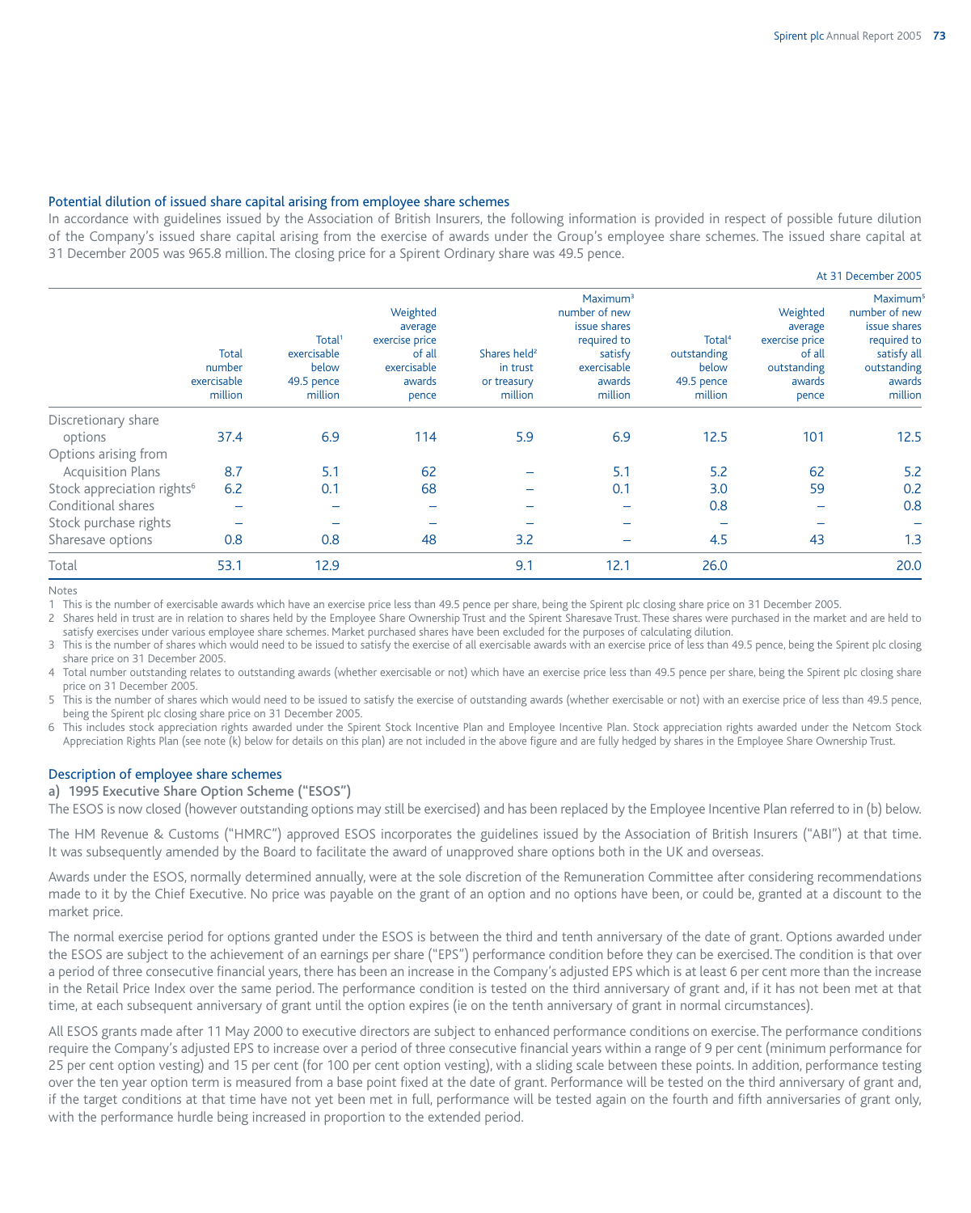## Potential dilution of issued share capital arising from employee share schemes

In accordance with guidelines issued by the Association of British Insurers, the following information is provided in respect of possible future dilution of the Company's issued share capital arising from the exercise of awards under the Group's employee share schemes. The issued share capital at 31 December 2005 was 965.8 million. The closing price for a Spirent Ordinary share was 49.5 pence.

At 31 December 2005

| | Total number exercisable million | Total[1] exercisable below 49.5 pence million | Weighted average exercise price of all exercisable awards pence | Shares held[2] in trust or treasury million | Maximum[3] number of new issue shares required to satisfy exercisable awards million | Total[4] outstanding below 49.5 pence million | Weighted average exercise price of all outstanding awards pence | Maximum[5] number of new issue shares required to satisfy all outstanding awards million |
|---|---|---|---|---|---|---|---|---|
| Discretionary share options | 37.4 | 6.9 | 114 | 5.9 | 6.9 | 12.5 | 101 | 12.5 |
| Options arising from Acquisition Plans | 8.7 | 5.1 | 62 | – | 5.1 | 5.2 | 62 | 5.2 |
| Stock appreciation rights[6] | 6.2 | 0.1 | 68 | – | 0.1 | 3.0 | 59 | 0.2 |
| Conditional shares | – | – | – | – | – | 0.8 | – | 0.8 |
| Stock purchase rights | – | – | – | – | – | – | – | – |
| Sharesave options | 0.8 | 0.8 | 48 | 3.2 | – | 4.5 | 43 | 1.3 |
| Total | 53.1 | 12.9 | | 9.1 | 12.1 | 26.0 | | 20.0 |

Notes

1 This is the number of exercisable awards which have an exercise price less than 49.5 pence per share, being the Spirent plc closing share price on 31 December 2005.

2 Shares held in trust are in relation to shares held by the Employee Share Ownership Trust and the Spirent Sharesave Trust. These shares were purchased in the market and are held to satisfy exercises under various employee share schemes. Market purchased shares have been excluded for the purposes of calculating dilution.

3 This is the number of shares which would need to be issued to satisfy the exercise of all exercisable awards with an exercise price of less than 49.5 pence, being the Spirent plc closing share price on 31 December 2005.

4 Total number outstanding relates to outstanding awards (whether exercisable or not) which have an exercise price less than 49.5 pence per share, being the Spirent plc closing share price on 31 December 2005.

5 This is the number of shares which would need to be issued to satisfy the exercise of outstanding awards (whether exercisable or not) with an exercise price of less than 49.5 pence, being the Spirent plc closing share price on 31 December 2005.

6 This includes stock appreciation rights awarded under the Spirent Stock Incentive Plan and Employee Incentive Plan. Stock appreciation rights awarded under the Netcom Stock Appreciation Rights Plan (see note (k) below for details on this plan) are not included in the above figure and are fully hedged by shares in the Employee Share Ownership Trust.

## Description of employee share schemes

### a) 1995 Executive Share Option Scheme ("ESOS")

The ESOS is now closed (however outstanding options may still be exercised) and has been replaced by the Employee Incentive Plan referred to in (b) below.

The HM Revenue & Customs ("HMRC") approved ESOS incorporates the guidelines issued by the Association of British Insurers ("ABI") at that time. It was subsequently amended by the Board to facilitate the award of unapproved share options both in the UK and overseas.

Awards under the ESOS, normally determined annually, were at the sole discretion of the Remuneration Committee after considering recommendations made to it by the Chief Executive. No price was payable on the grant of an option and no options have been, or could be, granted at a discount to the market price.

The normal exercise period for options granted under the ESOS is between the third and tenth anniversary of the date of grant. Options awarded under the ESOS are subject to the achievement of an earnings per share ("EPS") performance condition before they can be exercised. The condition is that over a period of three consecutive financial years, there has been an increase in the Company's adjusted EPS which is at least 6 per cent more than the increase in the Retail Price Index over the same period. The performance condition is tested on the third anniversary of grant and, if it has not been met at that time, at each subsequent anniversary of grant until the option expires (ie on the tenth anniversary of grant in normal circumstances).

All ESOS grants made after 11 May 2000 to executive directors are subject to enhanced performance conditions on exercise. The performance conditions require the Company's adjusted EPS to increase over a period of three consecutive financial years within a range of 9 per cent (minimum performance for 25 per cent option vesting) and 15 per cent (for 100 per cent option vesting), with a sliding scale between these points. In addition, performance testing over the ten year option term is measured from a base point fixed at the date of grant. Performance will be tested on the third anniversary of grant and, if the target conditions at that time have not yet been met in full, performance will be tested again on the fourth and fifth anniversaries of grant only, with the performance hurdle being increased in proportion to the extended period.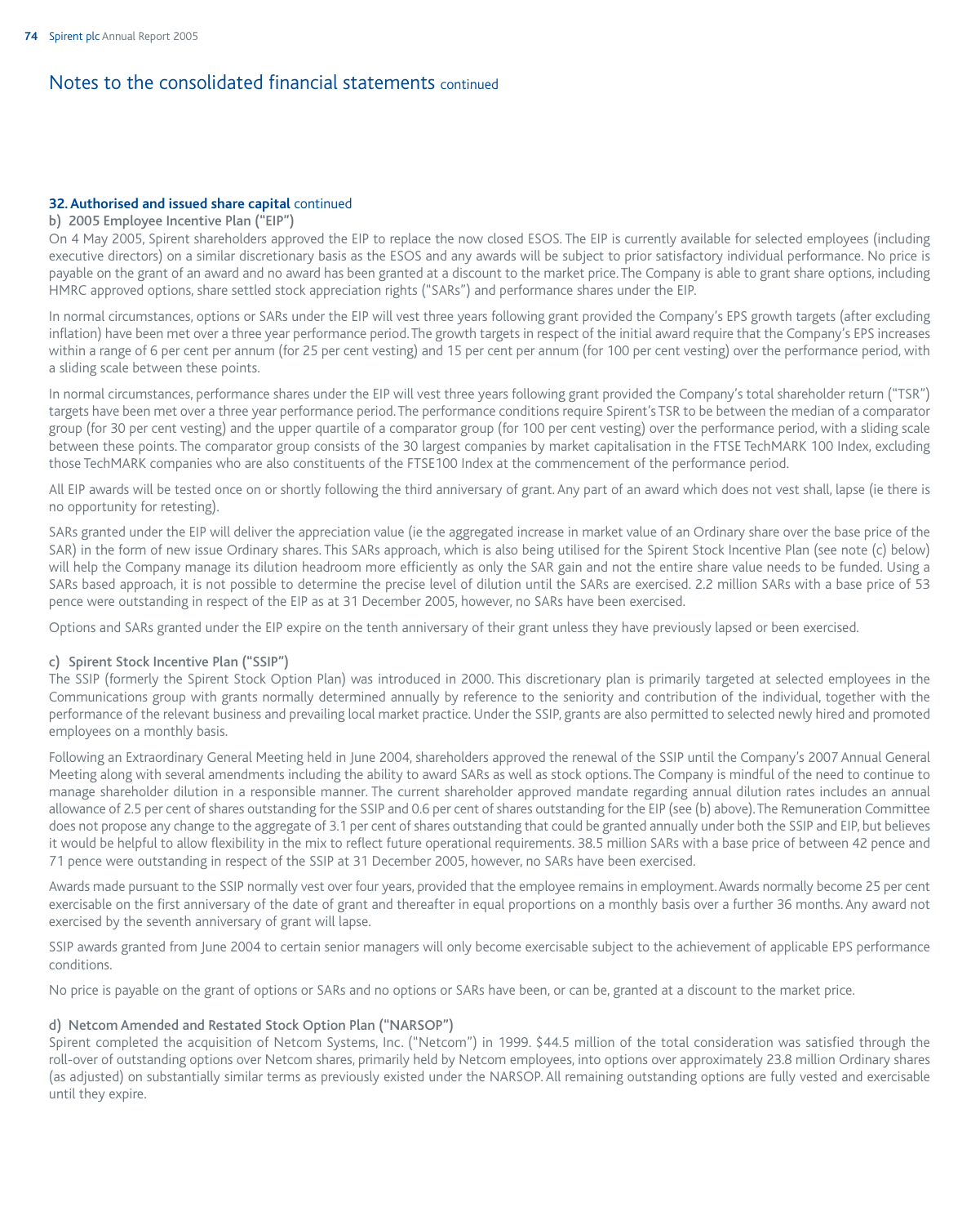# Notes to the consolidated financial statements continued

### 32. Authorised and issued share capital continued

#### b) 2005 Employee Incentive Plan ("EIP")

On 4 May 2005, Spirent shareholders approved the EIP to replace the now closed ESOS. The EIP is currently available for selected employees (including executive directors) on a similar discretionary basis as the ESOS and any awards will be subject to prior satisfactory individual performance. No price is payable on the grant of an award and no award has been granted at a discount to the market price. The Company is able to grant share options, including HMRC approved options, share settled stock appreciation rights ("SARs") and performance shares under the EIP.

In normal circumstances, options or SARs under the EIP will vest three years following grant provided the Company's EPS growth targets (after excluding inflation) have been met over a three year performance period. The growth targets in respect of the initial award require that the Company's EPS increases within a range of 6 per cent per annum (for 25 per cent vesting) and 15 per cent per annum (for 100 per cent vesting) over the performance period, with a sliding scale between these points.

In normal circumstances, performance shares under the EIP will vest three years following grant provided the Company's total shareholder return ("TSR") targets have been met over a three year performance period. The performance conditions require Spirent's TSR to be between the median of a comparator group (for 30 per cent vesting) and the upper quartile of a comparator group (for 100 per cent vesting) over the performance period, with a sliding scale between these points. The comparator group consists of the 30 largest companies by market capitalisation in the FTSE TechMARK 100 Index, excluding those TechMARK companies who are also constituents of the FTSE100 Index at the commencement of the performance period.

All EIP awards will be tested once on or shortly following the third anniversary of grant. Any part of an award which does not vest shall, lapse (ie there is no opportunity for retesting).

SARs granted under the EIP will deliver the appreciation value (ie the aggregated increase in market value of an Ordinary share over the base price of the SAR) in the form of new issue Ordinary shares. This SARs approach, which is also being utilised for the Spirent Stock Incentive Plan (see note (c) below) will help the Company manage its dilution headroom more efficiently as only the SAR gain and not the entire share value needs to be funded. Using a SARs based approach, it is not possible to determine the precise level of dilution until the SARs are exercised. 2.2 million SARs with a base price of 53 pence were outstanding in respect of the EIP as at 31 December 2005, however, no SARs have been exercised.

Options and SARs granted under the EIP expire on the tenth anniversary of their grant unless they have previously lapsed or been exercised.

#### c) Spirent Stock Incentive Plan ("SSIP")

The SSIP (formerly the Spirent Stock Option Plan) was introduced in 2000. This discretionary plan is primarily targeted at selected employees in the Communications group with grants normally determined annually by reference to the seniority and contribution of the individual, together with the performance of the relevant business and prevailing local market practice. Under the SSIP, grants are also permitted to selected newly hired and promoted employees on a monthly basis.

Following an Extraordinary General Meeting held in June 2004, shareholders approved the renewal of the SSIP until the Company's 2007 Annual General Meeting along with several amendments including the ability to award SARs as well as stock options. The Company is mindful of the need to continue to manage shareholder dilution in a responsible manner. The current shareholder approved mandate regarding annual dilution rates includes an annual allowance of 2.5 per cent of shares outstanding for the SSIP and 0.6 per cent of shares outstanding for the EIP (see (b) above). The Remuneration Committee does not propose any change to the aggregate of 3.1 per cent of shares outstanding that could be granted annually under both the SSIP and EIP, but believes it would be helpful to allow flexibility in the mix to reflect future operational requirements. 38.5 million SARs with a base price of between 42 pence and 71 pence were outstanding in respect of the SSIP at 31 December 2005, however, no SARs have been exercised.

Awards made pursuant to the SSIP normally vest over four years, provided that the employee remains in employment. Awards normally become 25 per cent exercisable on the first anniversary of the date of grant and thereafter in equal proportions on a monthly basis over a further 36 months. Any award not exercised by the seventh anniversary of grant will lapse.

SSIP awards granted from June 2004 to certain senior managers will only become exercisable subject to the achievement of applicable EPS performance conditions.

No price is payable on the grant of options or SARs and no options or SARs have been, or can be, granted at a discount to the market price.

#### d) Netcom Amended and Restated Stock Option Plan ("NARSOP")

Spirent completed the acquisition of Netcom Systems, Inc. ("Netcom") in 1999. $44.5 million of the total consideration was satisfied through the roll-over of outstanding options over Netcom shares, primarily held by Netcom employees, into options over approximately 23.8 million Ordinary shares (as adjusted) on substantially similar terms as previously existed under the NARSOP. All remaining outstanding options are fully vested and exercisable until they expire.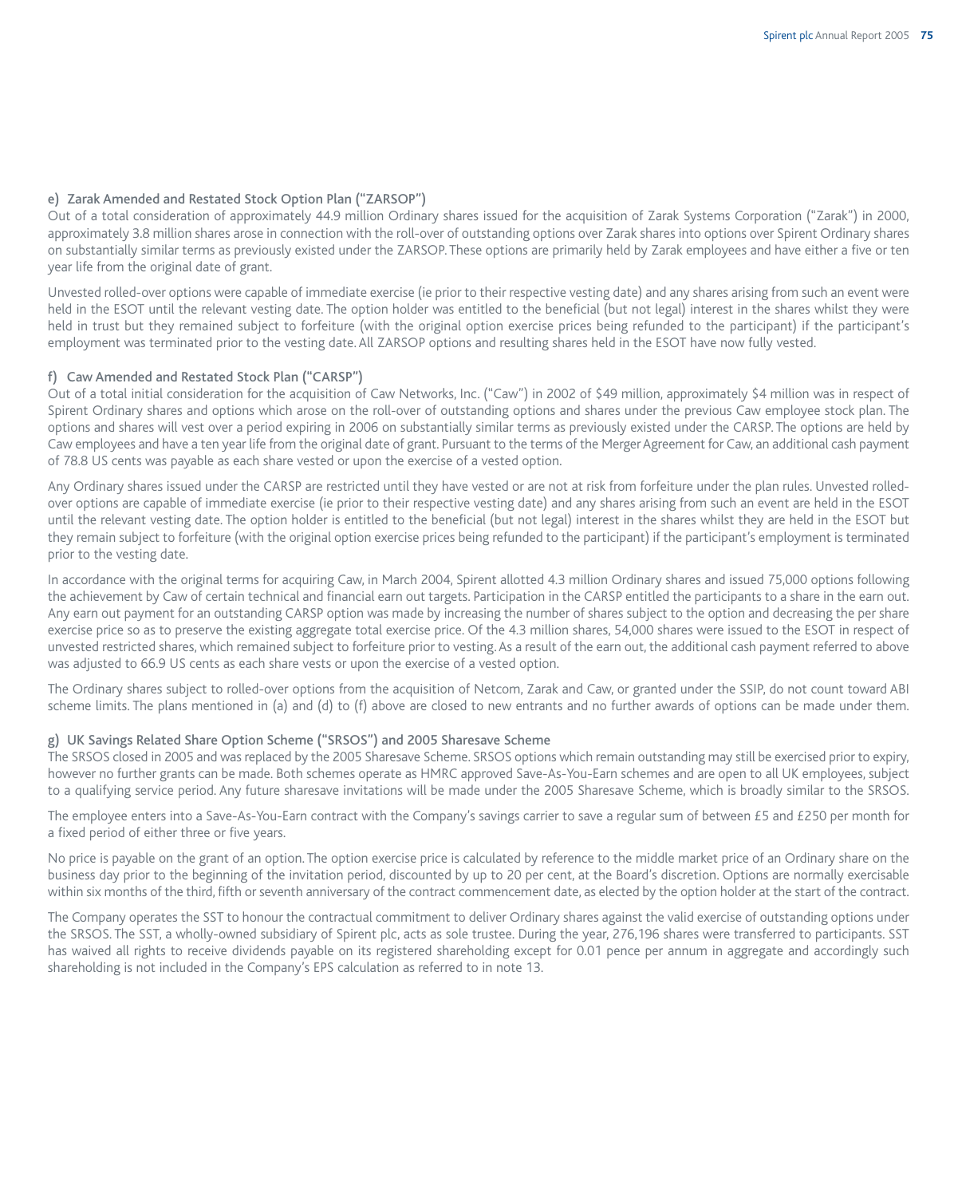#### e) Zarak Amended and Restated Stock Option Plan ("ZARSOP")

Out of a total consideration of approximately 44.9 million Ordinary shares issued for the acquisition of Zarak Systems Corporation ("Zarak") in 2000, approximately 3.8 million shares arose in connection with the roll-over of outstanding options over Zarak shares into options over Spirent Ordinary shares on substantially similar terms as previously existed under the ZARSOP. These options are primarily held by Zarak employees and have either a five or ten year life from the original date of grant.

Unvested rolled-over options were capable of immediate exercise (ie prior to their respective vesting date) and any shares arising from such an event were held in the ESOT until the relevant vesting date. The option holder was entitled to the beneficial (but not legal) interest in the shares whilst they were held in trust but they remained subject to forfeiture (with the original option exercise prices being refunded to the participant) if the participant's employment was terminated prior to the vesting date. All ZARSOP options and resulting shares held in the ESOT have now fully vested.

#### f) Caw Amended and Restated Stock Plan ("CARSP")

Out of a total initial consideration for the acquisition of Caw Networks, Inc. ("Caw") in 2002 of $49 million, approximately $4 million was in respect of Spirent Ordinary shares and options which arose on the roll-over of outstanding options and shares under the previous Caw employee stock plan. The options and shares will vest over a period expiring in 2006 on substantially similar terms as previously existed under the CARSP. The options are held by Caw employees and have a ten year life from the original date of grant. Pursuant to the terms of the Merger Agreement for Caw, an additional cash payment of 78.8 US cents was payable as each share vested or upon the exercise of a vested option.

Any Ordinary shares issued under the CARSP are restricted until they have vested or are not at risk from forfeiture under the plan rules. Unvested rolled-over options are capable of immediate exercise (ie prior to their respective vesting date) and any shares arising from such an event are held in the ESOT until the relevant vesting date. The option holder is entitled to the beneficial (but not legal) interest in the shares whilst they are held in the ESOT but they remain subject to forfeiture (with the original option exercise prices being refunded to the participant) if the participant's employment is terminated prior to the vesting date.

In accordance with the original terms for acquiring Caw, in March 2004, Spirent allotted 4.3 million Ordinary shares and issued 75,000 options following the achievement by Caw of certain technical and financial earn out targets. Participation in the CARSP entitled the participants to a share in the earn out. Any earn out payment for an outstanding CARSP option was made by increasing the number of shares subject to the option and decreasing the per share exercise price so as to preserve the existing aggregate total exercise price. Of the 4.3 million shares, 54,000 shares were issued to the ESOT in respect of unvested restricted shares, which remained subject to forfeiture prior to vesting. As a result of the earn out, the additional cash payment referred to above was adjusted to 66.9 US cents as each share vests or upon the exercise of a vested option.

The Ordinary shares subject to rolled-over options from the acquisition of Netcom, Zarak and Caw, or granted under the SSIP, do not count toward ABI scheme limits. The plans mentioned in (a) and (d) to (f) above are closed to new entrants and no further awards of options can be made under them.

#### g) UK Savings Related Share Option Scheme ("SRSOS") and 2005 Sharesave Scheme

The SRSOS closed in 2005 and was replaced by the 2005 Sharesave Scheme. SRSOS options which remain outstanding may still be exercised prior to expiry, however no further grants can be made. Both schemes operate as HMRC approved Save-As-You-Earn schemes and are open to all UK employees, subject to a qualifying service period. Any future sharesave invitations will be made under the 2005 Sharesave Scheme, which is broadly similar to the SRSOS.

The employee enters into a Save-As-You-Earn contract with the Company's savings carrier to save a regular sum of between £5 and £250 per month for a fixed period of either three or five years.

No price is payable on the grant of an option. The option exercise price is calculated by reference to the middle market price of an Ordinary share on the business day prior to the beginning of the invitation period, discounted by up to 20 per cent, at the Board's discretion. Options are normally exercisable within six months of the third, fifth or seventh anniversary of the contract commencement date, as elected by the option holder at the start of the contract.

The Company operates the SST to honour the contractual commitment to deliver Ordinary shares against the valid exercise of outstanding options under the SRSOS. The SST, a wholly-owned subsidiary of Spirent plc, acts as sole trustee. During the year, 276,196 shares were transferred to participants. SST has waived all rights to receive dividends payable on its registered shareholding except for 0.01 pence per annum in aggregate and accordingly such shareholding is not included in the Company's EPS calculation as referred to in note 13.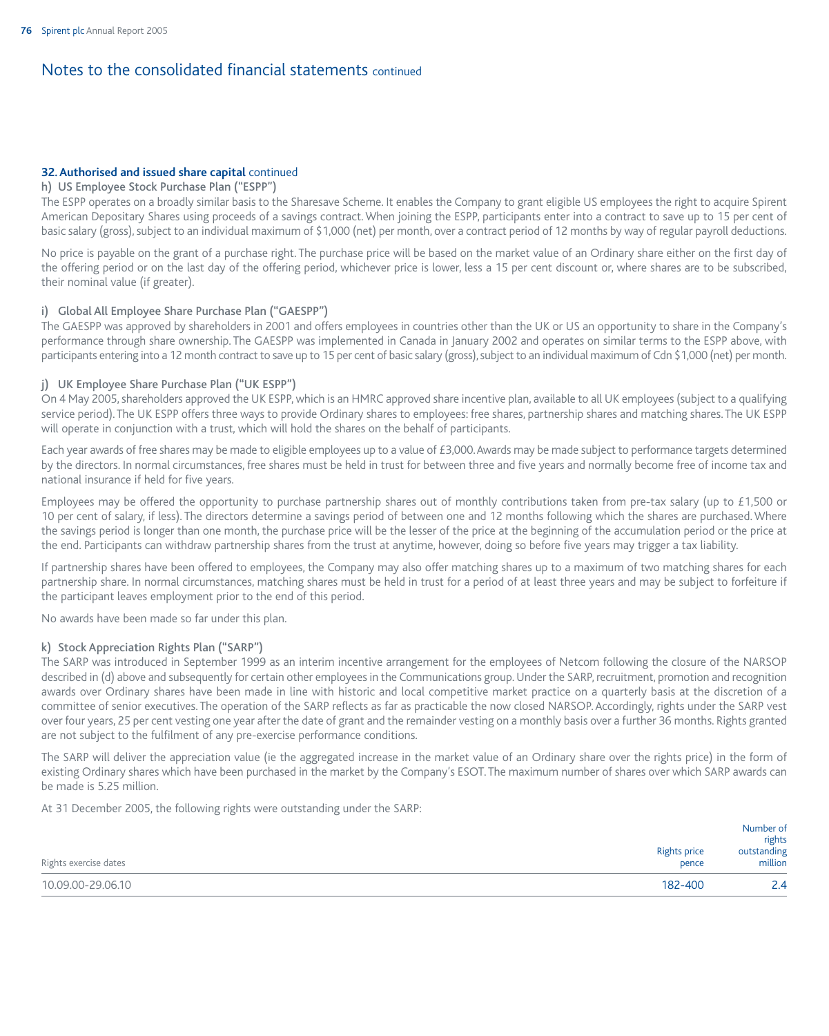# Notes to the consolidated financial statements continued

## 32. Authorised and issued share capital continued

### h) US Employee Stock Purchase Plan ("ESPP")

The ESPP operates on a broadly similar basis to the Sharesave Scheme. It enables the Company to grant eligible US employees the right to acquire Spirent American Depositary Shares using proceeds of a savings contract. When joining the ESPP, participants enter into a contract to save up to 15 per cent of basic salary (gross), subject to an individual maximum of $1,000 (net) per month, over a contract period of 12 months by way of regular payroll deductions.

No price is payable on the grant of a purchase right. The purchase price will be based on the market value of an Ordinary share either on the first day of the offering period or on the last day of the offering period, whichever price is lower, less a 15 per cent discount or, where shares are to be subscribed, their nominal value (if greater).

### i) Global All Employee Share Purchase Plan ("GAESPP")

The GAESPP was approved by shareholders in 2001 and offers employees in countries other than the UK or US an opportunity to share in the Company's performance through share ownership. The GAESPP was implemented in Canada in January 2002 and operates on similar terms to the ESPP above, with participants entering into a 12 month contract to save up to 15 per cent of basic salary (gross), subject to an individual maximum of Cdn $1,000 (net) per month.

### j) UK Employee Share Purchase Plan ("UK ESPP")

On 4 May 2005, shareholders approved the UK ESPP, which is an HMRC approved share incentive plan, available to all UK employees (subject to a qualifying service period). The UK ESPP offers three ways to provide Ordinary shares to employees: free shares, partnership shares and matching shares. The UK ESPP will operate in conjunction with a trust, which will hold the shares on the behalf of participants.

Each year awards of free shares may be made to eligible employees up to a value of £3,000. Awards may be made subject to performance targets determined by the directors. In normal circumstances, free shares must be held in trust for between three and five years and normally become free of income tax and national insurance if held for five years.

Employees may be offered the opportunity to purchase partnership shares out of monthly contributions taken from pre-tax salary (up to £1,500 or 10 per cent of salary, if less). The directors determine a savings period of between one and 12 months following which the shares are purchased. Where the savings period is longer than one month, the purchase price will be the lesser of the price at the beginning of the accumulation period or the price at the end. Participants can withdraw partnership shares from the trust at anytime, however, doing so before five years may trigger a tax liability.

If partnership shares have been offered to employees, the Company may also offer matching shares up to a maximum of two matching shares for each partnership share. In normal circumstances, matching shares must be held in trust for a period of at least three years and may be subject to forfeiture if the participant leaves employment prior to the end of this period.

No awards have been made so far under this plan.

### k) Stock Appreciation Rights Plan ("SARP")

The SARP was introduced in September 1999 as an interim incentive arrangement for the employees of Netcom following the closure of the NARSOP described in (d) above and subsequently for certain other employees in the Communications group. Under the SARP, recruitment, promotion and recognition awards over Ordinary shares have been made in line with historic and local competitive market practice on a quarterly basis at the discretion of a committee of senior executives. The operation of the SARP reflects as far as practicable the now closed NARSOP. Accordingly, rights under the SARP vest over four years, 25 per cent vesting one year after the date of grant and the remainder vesting on a monthly basis over a further 36 months. Rights granted are not subject to the fulfilment of any pre-exercise performance conditions.

The SARP will deliver the appreciation value (ie the aggregated increase in the market value of an Ordinary share over the rights price) in the form of existing Ordinary shares which have been purchased in the market by the Company's ESOT. The maximum number of shares over which SARP awards can be made is 5.25 million.

At 31 December 2005, the following rights were outstanding under the SARP:

| Rights exercise dates | Rights price pence | Number of rights outstanding million |
|---|---|---|
| 10.09.00-29.06.10 | 182-400 | 2.4 |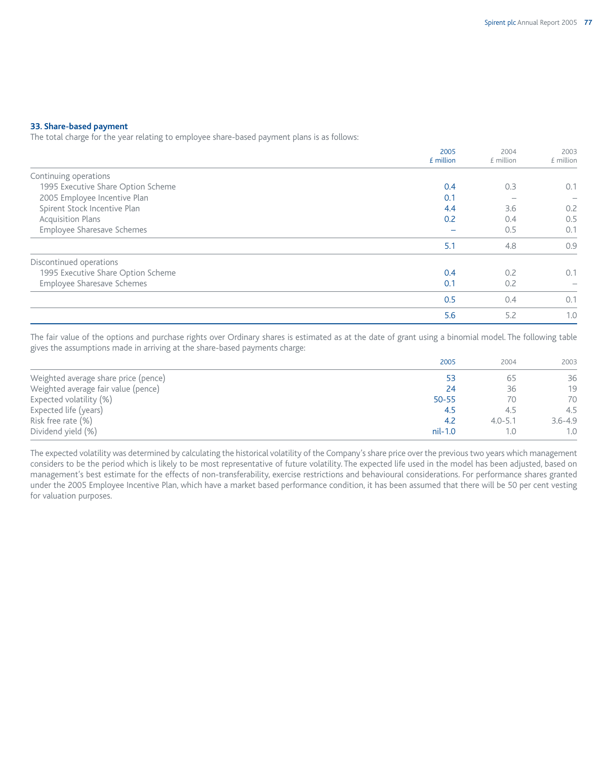### 33. Share-based payment

The total charge for the year relating to employee share-based payment plans is as follows:

| | 2005 £ million | 2004 £ million | 2003 £ million |
|---|---|---|---|
| Continuing operations | | | |
| 1995 Executive Share Option Scheme | 0.4 | 0.3 | 0.1 |
| 2005 Employee Incentive Plan | 0.1 | – | – |
| Spirent Stock Incentive Plan | 4.4 | 3.6 | 0.2 |
| Acquisition Plans | 0.2 | 0.4 | 0.5 |
| Employee Sharesave Schemes | – | 0.5 | 0.1 |
| | 5.1 | 4.8 | 0.9 |
| Discontinued operations | | | |
| 1995 Executive Share Option Scheme | 0.4 | 0.2 | 0.1 |
| Employee Sharesave Schemes | 0.1 | 0.2 | – |
| | 0.5 | 0.4 | 0.1 |
| | 5.6 | 5.2 | 1.0 |

The fair value of the options and purchase rights over Ordinary shares is estimated as at the date of grant using a binomial model. The following table gives the assumptions made in arriving at the share-based payments charge:

| | 2005 | 2004 | 2003 |
|---|---|---|---|
| Weighted average share price (pence) | 53 | 65 | 36 |
| Weighted average fair value (pence) | 24 | 36 | 19 |
| Expected volatility (%) | 50-55 | 70 | 70 |
| Expected life (years) | 4.5 | 4.5 | 4.5 |
| Risk free rate (%) | 4.2 | 4.0-5.1 | 3.6-4.9 |
| Dividend yield (%) | nil-1.0 | 1.0 | 1.0 |

The expected volatility was determined by calculating the historical volatility of the Company's share price over the previous two years which management considers to be the period which is likely to be most representative of future volatility. The expected life used in the model has been adjusted, based on management's best estimate for the effects of non-transferability, exercise restrictions and behavioural considerations. For performance shares granted under the 2005 Employee Incentive Plan, which have a market based performance condition, it has been assumed that there will be 50 per cent vesting for valuation purposes.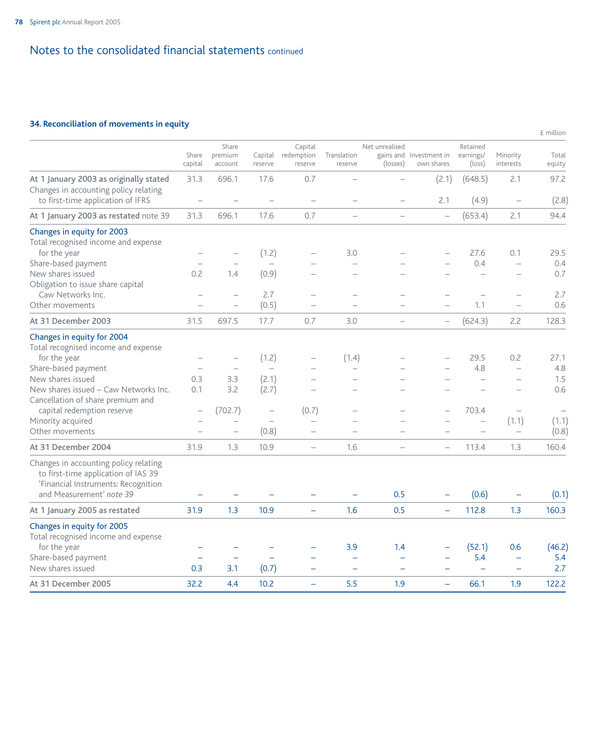# Notes to the consolidated financial statements continued

## 34. Reconciliation of movements in equity

£ million

| | Share capital | Share premium account | Capital reserve | Capital redemption reserve | Translation reserve | Net unrealised gains and (losses) | Investment in own shares | Retained earnings/ (loss) | Minority interests | Total equity |
|---|---|---|---|---|---|---|---|---|---|---|
| **At 1 January 2003 as originally stated** | 31.3 | 696.1 | 17.6 | 0.7 | – | – | (2.1) | (648.5) | 2.1 | 97.2 |
| Changes in accounting policy relating to first-time application of IFRS | – | – | – | – | – | – | 2.1 | (4.9) | – | (2.8) |
| **At 1 January 2003 as restated** note 39 | 31.3 | 696.1 | 17.6 | 0.7 | – | – | – | (653.4) | 2.1 | 94.4 |
| **Changes in equity for 2003** | | | | | | | | | | |
| Total recognised income and expense for the year | – | – | (1.2) | – | 3.0 | – | – | 27.6 | 0.1 | 29.5 |
| Share-based payment | – | – | – | – | – | – | – | 0.4 | – | 0.4 |
| New shares issued | 0.2 | 1.4 | (0.9) | – | – | – | – | – | – | 0.7 |
| Obligation to issue share capital Caw Networks Inc. | – | – | 2.7 | – | – | – | – | – | – | 2.7 |
| Other movements | – | – | (0.5) | – | – | – | – | 1.1 | – | 0.6 |
| **At 31 December 2003** | 31.5 | 697.5 | 17.7 | 0.7 | 3.0 | – | – | (624.3) | 2.2 | 128.3 |
| **Changes in equity for 2004** | | | | | | | | | | |
| Total recognised income and expense for the year | – | – | (1.2) | – | (1.4) | – | – | 29.5 | 0.2 | 27.1 |
| Share-based payment | – | – | – | – | – | – | – | 4.8 | – | 4.8 |
| New shares issued | 0.3 | 3.3 | (2.1) | – | – | – | – | – | – | 1.5 |
| New shares issued – Caw Networks Inc. | 0.1 | 3.2 | (2.7) | – | – | – | – | – | – | 0.6 |
| Cancellation of share premium and capital redemption reserve | – | (702.7) | – | (0.7) | – | – | – | 703.4 | – | – |
| Minority acquired | – | – | – | – | – | – | – | – | (1.1) | (1.1) |
| Other movements | – | – | (0.8) | – | – | – | – | – | – | (0.8) |
| **At 31 December 2004** | 31.9 | 1.3 | 10.9 | – | 1.6 | – | – | 113.4 | 1.3 | 160.4 |
| Changes in accounting policy relating to first-time application of IAS 39 'Financial Instruments: Recognition and Measurement' *note 39* | – | – | – | – | – | 0.5 | – | (0.6) | – | (0.1) |
| **At 1 January 2005 as restated** | 31.9 | 1.3 | 10.9 | – | 1.6 | 0.5 | – | 112.8 | 1.3 | 160.3 |
| **Changes in equity for 2005** | | | | | | | | | | |
| Total recognised income and expense for the year | – | – | – | – | 3.9 | 1.4 | – | (52.1) | 0.6 | (46.2) |
| Share-based payment | – | – | – | – | – | – | – | 5.4 | – | 5.4 |
| New shares issued | 0.3 | 3.1 | (0.7) | – | – | – | – | – | – | 2.7 |
| **At 31 December 2005** | 32.2 | 4.4 | 10.2 | – | 5.5 | 1.9 | – | 66.1 | 1.9 | 122.2 |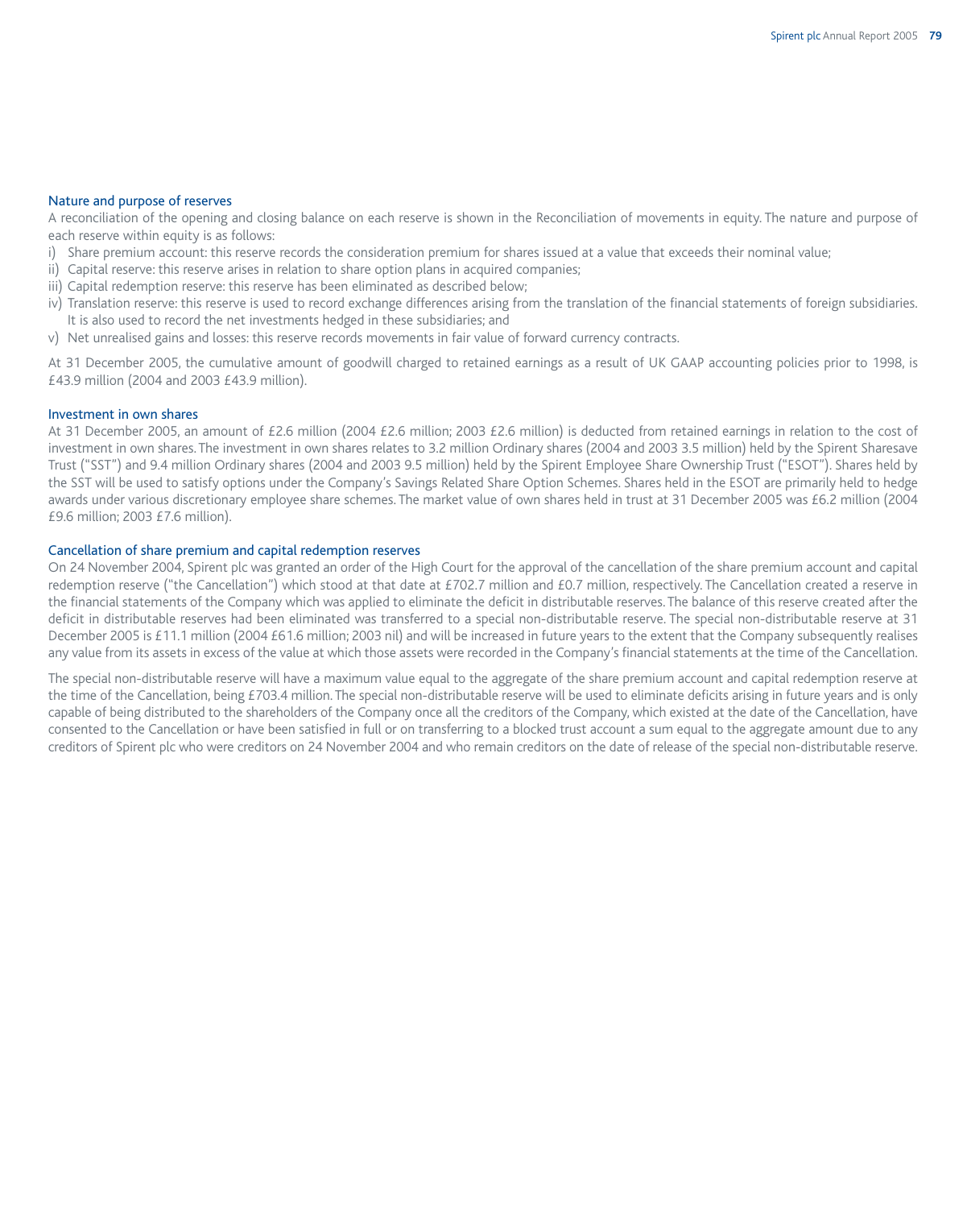### Nature and purpose of reserves

A reconciliation of the opening and closing balance on each reserve is shown in the Reconciliation of movements in equity. The nature and purpose of each reserve within equity is as follows:

i) Share premium account: this reserve records the consideration premium for shares issued at a value that exceeds their nominal value;
ii) Capital reserve: this reserve arises in relation to share option plans in acquired companies;
iii) Capital redemption reserve: this reserve has been eliminated as described below;
iv) Translation reserve: this reserve is used to record exchange differences arising from the translation of the financial statements of foreign subsidiaries. It is also used to record the net investments hedged in these subsidiaries; and
v) Net unrealised gains and losses: this reserve records movements in fair value of forward currency contracts.

At 31 December 2005, the cumulative amount of goodwill charged to retained earnings as a result of UK GAAP accounting policies prior to 1998, is £43.9 million (2004 and 2003 £43.9 million).

### Investment in own shares

At 31 December 2005, an amount of £2.6 million (2004 £2.6 million; 2003 £2.6 million) is deducted from retained earnings in relation to the cost of investment in own shares. The investment in own shares relates to 3.2 million Ordinary shares (2004 and 2003 3.5 million) held by the Spirent Sharesave Trust ("SST") and 9.4 million Ordinary shares (2004 and 2003 9.5 million) held by the Spirent Employee Share Ownership Trust ("ESOT"). Shares held by the SST will be used to satisfy options under the Company's Savings Related Share Option Schemes. Shares held in the ESOT are primarily held to hedge awards under various discretionary employee share schemes. The market value of own shares held in trust at 31 December 2005 was £6.2 million (2004 £9.6 million; 2003 £7.6 million).

### Cancellation of share premium and capital redemption reserves

On 24 November 2004, Spirent plc was granted an order of the High Court for the approval of the cancellation of the share premium account and capital redemption reserve ("the Cancellation") which stood at that date at £702.7 million and £0.7 million, respectively. The Cancellation created a reserve in the financial statements of the Company which was applied to eliminate the deficit in distributable reserves. The balance of this reserve created after the deficit in distributable reserves had been eliminated was transferred to a special non-distributable reserve. The special non-distributable reserve at 31 December 2005 is £11.1 million (2004 £61.6 million; 2003 nil) and will be increased in future years to the extent that the Company subsequently realises any value from its assets in excess of the value at which those assets were recorded in the Company's financial statements at the time of the Cancellation.

The special non-distributable reserve will have a maximum value equal to the aggregate of the share premium account and capital redemption reserve at the time of the Cancellation, being £703.4 million. The special non-distributable reserve will be used to eliminate deficits arising in future years and is only capable of being distributed to the shareholders of the Company once all the creditors of the Company, which existed at the date of the Cancellation, have consented to the Cancellation or have been satisfied in full or on transferring to a blocked trust account a sum equal to the aggregate amount due to any creditors of Spirent plc who were creditors on 24 November 2004 and who remain creditors on the date of release of the special non-distributable reserve.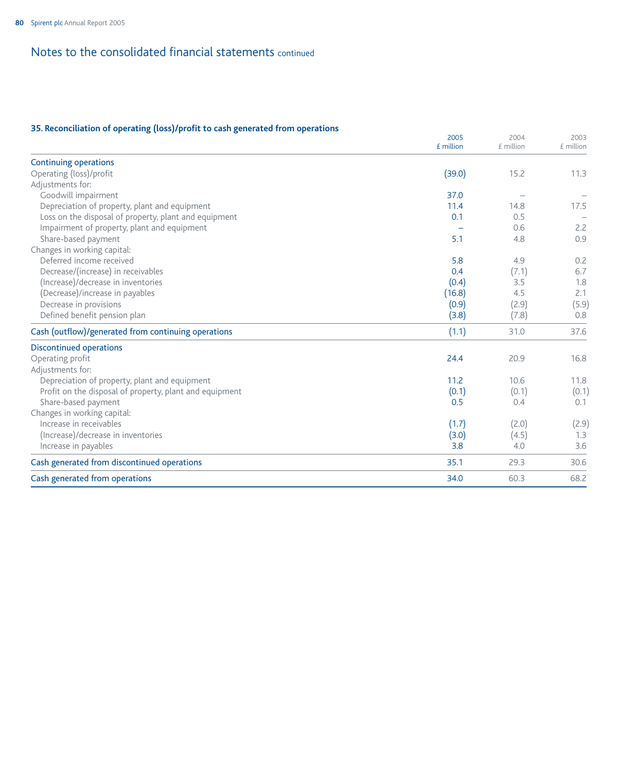## Notes to the consolidated financial statements continued

### 35. Reconciliation of operating (loss)/profit to cash generated from operations

| | 2005 £ million | 2004 £ million | 2003 £ million |
|---|---|---|---|
| **Continuing operations** | | | |
| Operating (loss)/profit | (39.0) | 15.2 | 11.3 |
| Adjustments for: | | | |
| Goodwill impairment | 37.0 | – | – |
| Depreciation of property, plant and equipment | 11.4 | 14.8 | 17.5 |
| Loss on the disposal of property, plant and equipment | 0.1 | 0.5 | – |
| Impairment of property, plant and equipment | – | 0.6 | 2.2 |
| Share-based payment | 5.1 | 4.8 | 0.9 |
| Changes in working capital: | | | |
| Deferred income received | 5.8 | 4.9 | 0.2 |
| Decrease/(increase) in receivables | 0.4 | (7.1) | 6.7 |
| (Increase)/decrease in inventories | (0.4) | 3.5 | 1.8 |
| (Decrease)/increase in payables | (16.8) | 4.5 | 2.1 |
| Decrease in provisions | (0.9) | (2.9) | (5.9) |
| Defined benefit pension plan | (3.8) | (7.8) | 0.8 |
| **Cash (outflow)/generated from continuing operations** | (1.1) | 31.0 | 37.6 |
| **Discontinued operations** | | | |
| Operating profit | 24.4 | 20.9 | 16.8 |
| Adjustments for: | | | |
| Depreciation of property, plant and equipment | 11.2 | 10.6 | 11.8 |
| Profit on the disposal of property, plant and equipment | (0.1) | (0.1) | (0.1) |
| Share-based payment | 0.5 | 0.4 | 0.1 |
| Changes in working capital: | | | |
| Increase in receivables | (1.7) | (2.0) | (2.9) |
| (Increase)/decrease in inventories | (3.0) | (4.5) | 1.3 |
| Increase in payables | 3.8 | 4.0 | 3.6 |
| **Cash generated from discontinued operations** | 35.1 | 29.3 | 30.6 |
| **Cash generated from operations** | 34.0 | 60.3 | 68.2 |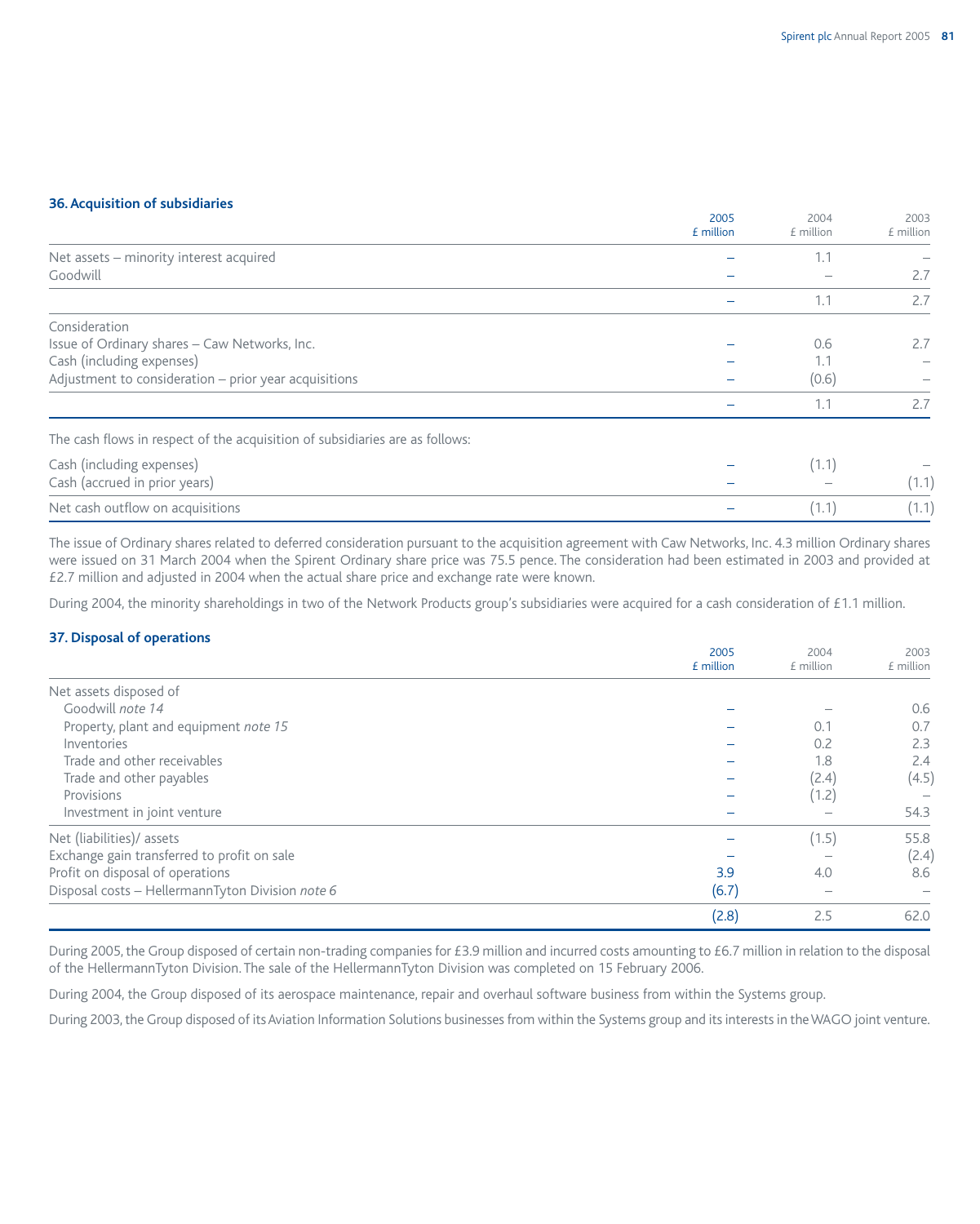### 36. Acquisition of subsidiaries

| | 2005 £ million | 2004 £ million | 2003 £ million |
|---|---|---|---|
| Net assets – minority interest acquired | – | 1.1 | – |
| Goodwill | – | – | 2.7 |
| | – | 1.1 | 2.7 |
| Consideration | | | |
| Issue of Ordinary shares – Caw Networks, Inc. | – | 0.6 | 2.7 |
| Cash (including expenses) | – | 1.1 | – |
| Adjustment to consideration – prior year acquisitions | – | (0.6) | – |
| | – | 1.1 | 2.7 |
| The cash flows in respect of the acquisition of subsidiaries are as follows: | | | |
| Cash (including expenses) | – | (1.1) | – |
| Cash (accrued in prior years) | – | – | (1.1) |
| Net cash outflow on acquisitions | – | (1.1) | (1.1) |

The issue of Ordinary shares related to deferred consideration pursuant to the acquisition agreement with Caw Networks, Inc. 4.3 million Ordinary shares were issued on 31 March 2004 when the Spirent Ordinary share price was 75.5 pence. The consideration had been estimated in 2003 and provided at £2.7 million and adjusted in 2004 when the actual share price and exchange rate were known.

During 2004, the minority shareholdings in two of the Network Products group's subsidiaries were acquired for a cash consideration of £1.1 million.

### 37. Disposal of operations

| | 2005 £ million | 2004 £ million | 2003 £ million |
|---|---|---|---|
| Net assets disposed of | | | |
| Goodwill *note 14* | – | – | 0.6 |
| Property, plant and equipment *note 15* | – | 0.1 | 0.7 |
| Inventories | – | 0.2 | 2.3 |
| Trade and other receivables | – | 1.8 | 2.4 |
| Trade and other payables | – | (2.4) | (4.5) |
| Provisions | – | (1.2) | – |
| Investment in joint venture | – | – | 54.3 |
| Net (liabilities)/ assets | – | (1.5) | 55.8 |
| Exchange gain transferred to profit on sale | – | – | (2.4) |
| Profit on disposal of operations | 3.9 | 4.0 | 8.6 |
| Disposal costs – HellermannTyton Division *note 6* | (6.7) | – | – |
| | (2.8) | 2.5 | 62.0 |

During 2005, the Group disposed of certain non-trading companies for £3.9 million and incurred costs amounting to £6.7 million in relation to the disposal of the HellermannTyton Division. The sale of the HellermannTyton Division was completed on 15 February 2006.

During 2004, the Group disposed of its aerospace maintenance, repair and overhaul software business from within the Systems group.

During 2003, the Group disposed of its Aviation Information Solutions businesses from within the Systems group and its interests in the WAGO joint venture.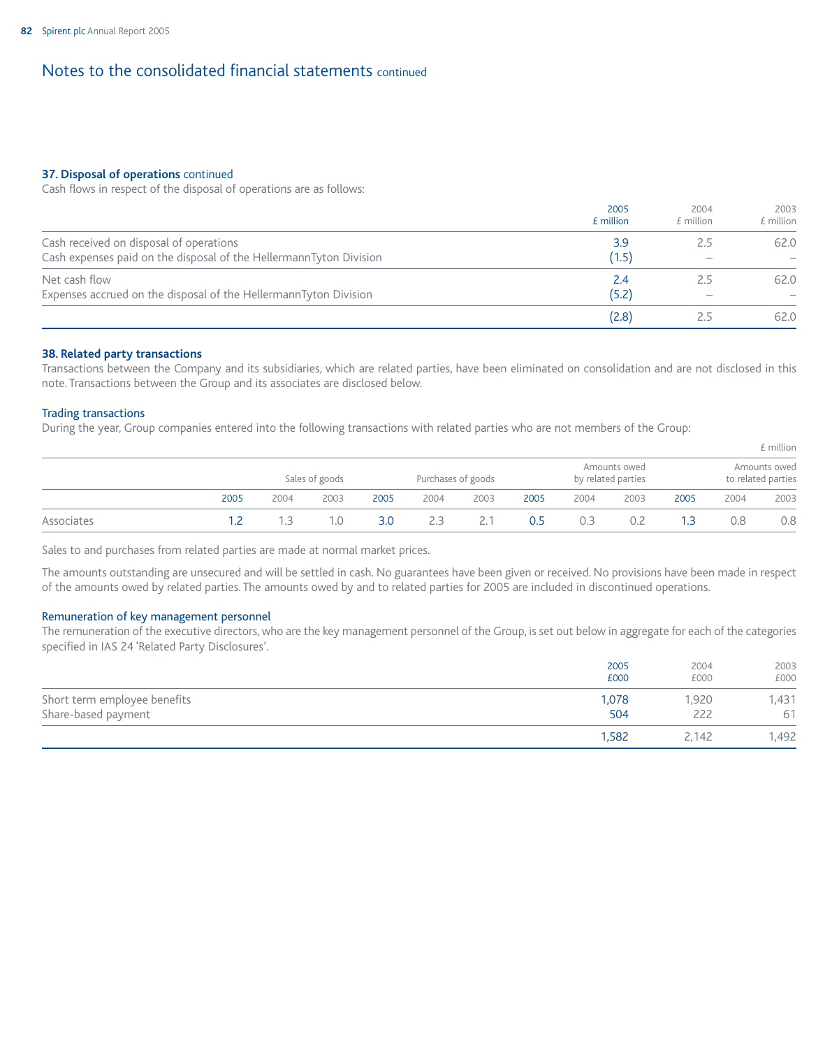# Notes to the consolidated financial statements continued

## 37. Disposal of operations continued

Cash flows in respect of the disposal of operations are as follows:

| | 2005 £ million | 2004 £ million | 2003 £ million |
|---|---|---|---|
| Cash received on disposal of operations | 3.9 | 2.5 | 62.0 |
| Cash expenses paid on the disposal of the HellermannTyton Division | (1.5) | – | – |
| Net cash flow | 2.4 | 2.5 | 62.0 |
| Expenses accrued on the disposal of the HellermannTyton Division | (5.2) | – | – |
| | (2.8) | 2.5 | 62.0 |

## 38. Related party transactions

Transactions between the Company and its subsidiaries, which are related parties, have been eliminated on consolidation and are not disclosed in this note. Transactions between the Group and its associates are disclosed below.

### Trading transactions

During the year, Group companies entered into the following transactions with related parties who are not members of the Group:

£ million

| | Sales of goods | | | Purchases of goods | | | Amounts owed by related parties | | | Amounts owed to related parties | | |
|---|---|---|---|---|---|---|---|---|---|---|---|---|
| | 2005 | 2004 | 2003 | 2005 | 2004 | 2003 | 2005 | 2004 | 2003 | 2005 | 2004 | 2003 |
| Associates | 1.2 | 1.3 | 1.0 | 3.0 | 2.3 | 2.1 | 0.5 | 0.3 | 0.2 | 1.3 | 0.8 | 0.8 |

Sales to and purchases from related parties are made at normal market prices.

The amounts outstanding are unsecured and will be settled in cash. No guarantees have been given or received. No provisions have been made in respect of the amounts owed by related parties. The amounts owed by and to related parties for 2005 are included in discontinued operations.

### Remuneration of key management personnel

The remuneration of the executive directors, who are the key management personnel of the Group, is set out below in aggregate for each of the categories specified in IAS 24 'Related Party Disclosures'.

| | 2005 £000 | 2004 £000 | 2003 £000 |
|---|---|---|---|
| Short term employee benefits | 1,078 | 1,920 | 1,431 |
| Share-based payment | 504 | 222 | 61 |
| | 1,582 | 2,142 | 1,492 |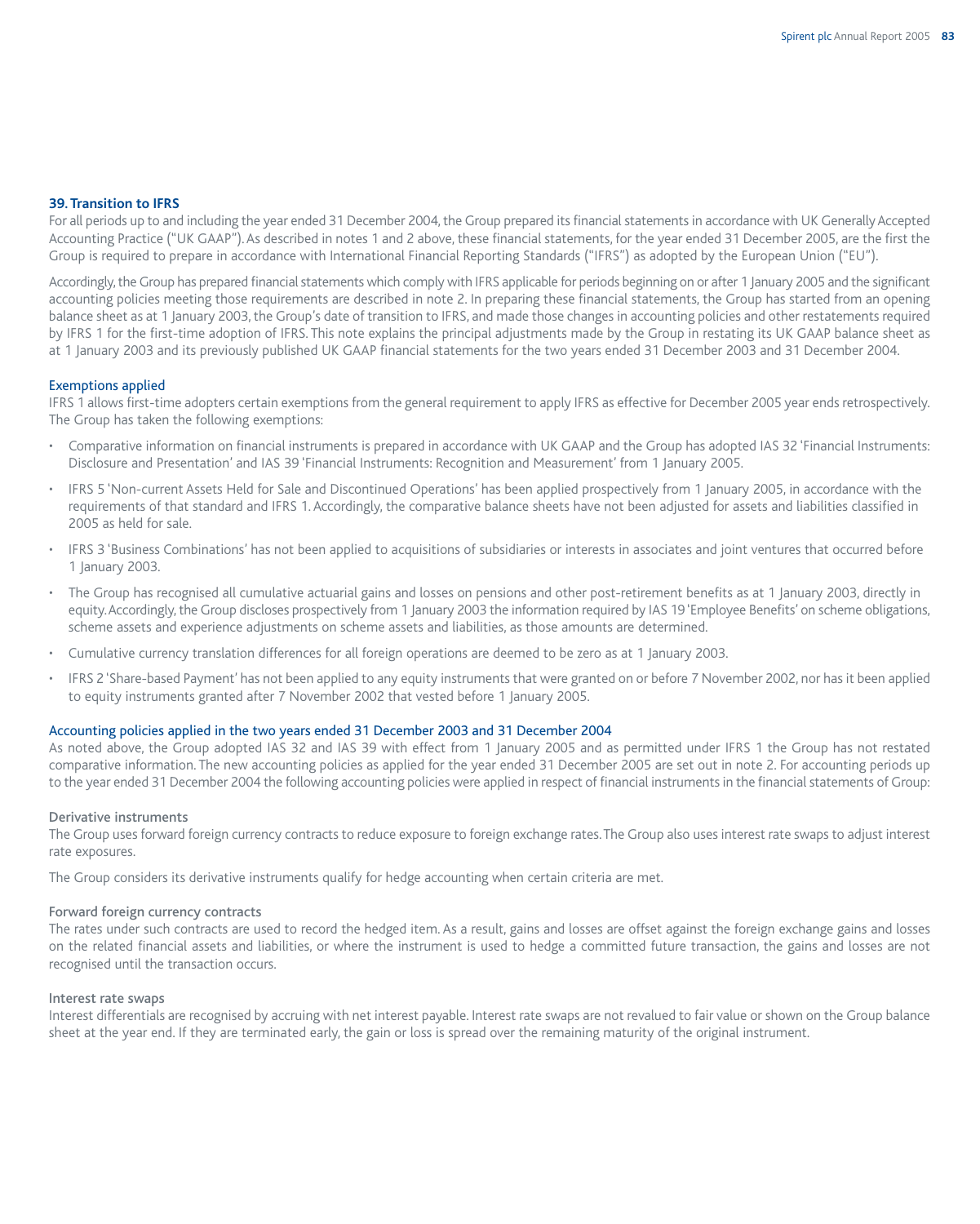## 39. Transition to IFRS

For all periods up to and including the year ended 31 December 2004, the Group prepared its financial statements in accordance with UK Generally Accepted Accounting Practice ("UK GAAP"). As described in notes 1 and 2 above, these financial statements, for the year ended 31 December 2005, are the first the Group is required to prepare in accordance with International Financial Reporting Standards ("IFRS") as adopted by the European Union ("EU").

Accordingly, the Group has prepared financial statements which comply with IFRS applicable for periods beginning on or after 1 January 2005 and the significant accounting policies meeting those requirements are described in note 2. In preparing these financial statements, the Group has started from an opening balance sheet as at 1 January 2003, the Group's date of transition to IFRS, and made those changes in accounting policies and other restatements required by IFRS 1 for the first-time adoption of IFRS. This note explains the principal adjustments made by the Group in restating its UK GAAP balance sheet as at 1 January 2003 and its previously published UK GAAP financial statements for the two years ended 31 December 2003 and 31 December 2004.

### Exemptions applied

IFRS 1 allows first-time adopters certain exemptions from the general requirement to apply IFRS as effective for December 2005 year ends retrospectively. The Group has taken the following exemptions:

- Comparative information on financial instruments is prepared in accordance with UK GAAP and the Group has adopted IAS 32 'Financial Instruments: Disclosure and Presentation' and IAS 39 'Financial Instruments: Recognition and Measurement' from 1 January 2005.
- IFRS 5 'Non-current Assets Held for Sale and Discontinued Operations' has been applied prospectively from 1 January 2005, in accordance with the requirements of that standard and IFRS 1. Accordingly, the comparative balance sheets have not been adjusted for assets and liabilities classified in 2005 as held for sale.
- IFRS 3 'Business Combinations' has not been applied to acquisitions of subsidiaries or interests in associates and joint ventures that occurred before 1 January 2003.
- The Group has recognised all cumulative actuarial gains and losses on pensions and other post-retirement benefits as at 1 January 2003, directly in equity. Accordingly, the Group discloses prospectively from 1 January 2003 the information required by IAS 19 'Employee Benefits' on scheme obligations, scheme assets and experience adjustments on scheme assets and liabilities, as those amounts are determined.
- Cumulative currency translation differences for all foreign operations are deemed to be zero as at 1 January 2003.
- IFRS 2 'Share-based Payment' has not been applied to any equity instruments that were granted on or before 7 November 2002, nor has it been applied to equity instruments granted after 7 November 2002 that vested before 1 January 2005.

### Accounting policies applied in the two years ended 31 December 2003 and 31 December 2004

As noted above, the Group adopted IAS 32 and IAS 39 with effect from 1 January 2005 and as permitted under IFRS 1 the Group has not restated comparative information. The new accounting policies as applied for the year ended 31 December 2005 are set out in note 2. For accounting periods up to the year ended 31 December 2004 the following accounting policies were applied in respect of financial instruments in the financial statements of Group:

#### Derivative instruments

The Group uses forward foreign currency contracts to reduce exposure to foreign exchange rates. The Group also uses interest rate swaps to adjust interest rate exposures.

The Group considers its derivative instruments qualify for hedge accounting when certain criteria are met.

#### Forward foreign currency contracts

The rates under such contracts are used to record the hedged item. As a result, gains and losses are offset against the foreign exchange gains and losses on the related financial assets and liabilities, or where the instrument is used to hedge a committed future transaction, the gains and losses are not recognised until the transaction occurs.

#### Interest rate swaps

Interest differentials are recognised by accruing with net interest payable. Interest rate swaps are not revalued to fair value or shown on the Group balance sheet at the year end. If they are terminated early, the gain or loss is spread over the remaining maturity of the original instrument.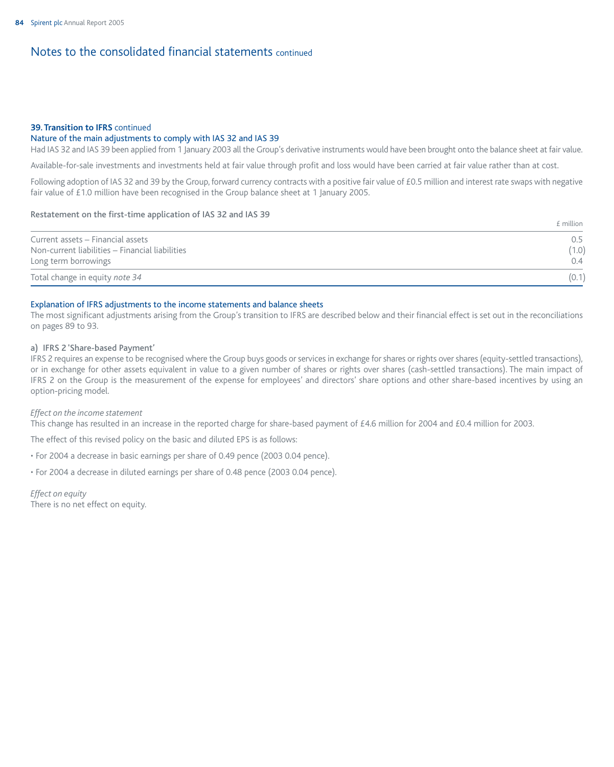## Notes to the consolidated financial statements continued

### 39. Transition to IFRS continued

#### Nature of the main adjustments to comply with IAS 32 and IAS 39

Had IAS 32 and IAS 39 been applied from 1 January 2003 all the Group's derivative instruments would have been brought onto the balance sheet at fair value.

Available-for-sale investments and investments held at fair value through profit and loss would have been carried at fair value rather than at cost.

Following adoption of IAS 32 and 39 by the Group, forward currency contracts with a positive fair value of £0.5 million and interest rate swaps with negative fair value of £1.0 million have been recognised in the Group balance sheet at 1 January 2005.

#### Restatement on the first-time application of IAS 32 and IAS 39

| | £ million |
|---|---|
| Current assets – Financial assets | 0.5 |
| Non-current liabilities – Financial liabilities | (1.0) |
| Long term borrowings | 0.4 |
| Total change in equity *note 34* | (0.1) |

#### Explanation of IFRS adjustments to the income statements and balance sheets

The most significant adjustments arising from the Group's transition to IFRS are described below and their financial effect is set out in the reconciliations on pages 89 to 93.

**a) IFRS 2 'Share-based Payment'**

IFRS 2 requires an expense to be recognised where the Group buys goods or services in exchange for shares or rights over shares (equity-settled transactions), or in exchange for other assets equivalent in value to a given number of shares or rights over shares (cash-settled transactions). The main impact of IFRS 2 on the Group is the measurement of the expense for employees' and directors' share options and other share-based incentives by using an option-pricing model.

*Effect on the income statement*

This change has resulted in an increase in the reported charge for share-based payment of £4.6 million for 2004 and £0.4 million for 2003.

The effect of this revised policy on the basic and diluted EPS is as follows:

- For 2004 a decrease in basic earnings per share of 0.49 pence (2003 0.04 pence).
- For 2004 a decrease in diluted earnings per share of 0.48 pence (2003 0.04 pence).

*Effect on equity*

There is no net effect on equity.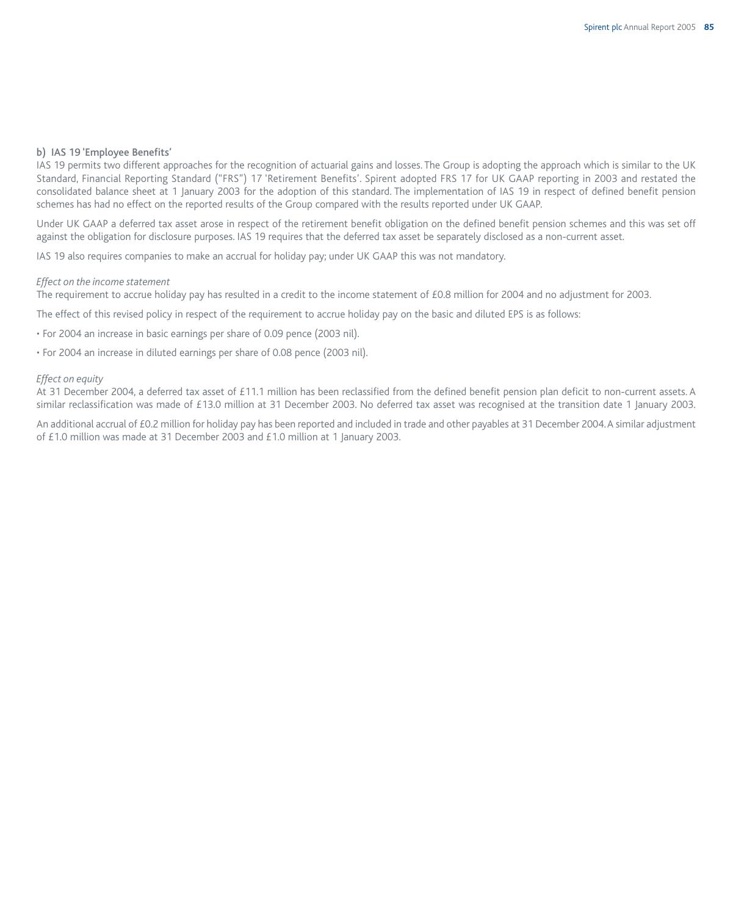### b) IAS 19 'Employee Benefits'

IAS 19 permits two different approaches for the recognition of actuarial gains and losses. The Group is adopting the approach which is similar to the UK Standard, Financial Reporting Standard ("FRS") 17 'Retirement Benefits'. Spirent adopted FRS 17 for UK GAAP reporting in 2003 and restated the consolidated balance sheet at 1 January 2003 for the adoption of this standard. The implementation of IAS 19 in respect of defined benefit pension schemes has had no effect on the reported results of the Group compared with the results reported under UK GAAP.

Under UK GAAP a deferred tax asset arose in respect of the retirement benefit obligation on the defined benefit pension schemes and this was set off against the obligation for disclosure purposes. IAS 19 requires that the deferred tax asset be separately disclosed as a non-current asset.

IAS 19 also requires companies to make an accrual for holiday pay; under UK GAAP this was not mandatory.

*Effect on the income statement*

The requirement to accrue holiday pay has resulted in a credit to the income statement of £0.8 million for 2004 and no adjustment for 2003.

The effect of this revised policy in respect of the requirement to accrue holiday pay on the basic and diluted EPS is as follows:

- For 2004 an increase in basic earnings per share of 0.09 pence (2003 nil).
- For 2004 an increase in diluted earnings per share of 0.08 pence (2003 nil).

*Effect on equity*

At 31 December 2004, a deferred tax asset of £11.1 million has been reclassified from the defined benefit pension plan deficit to non-current assets. A similar reclassification was made of £13.0 million at 31 December 2003. No deferred tax asset was recognised at the transition date 1 January 2003.

An additional accrual of £0.2 million for holiday pay has been reported and included in trade and other payables at 31 December 2004. A similar adjustment of £1.0 million was made at 31 December 2003 and £1.0 million at 1 January 2003.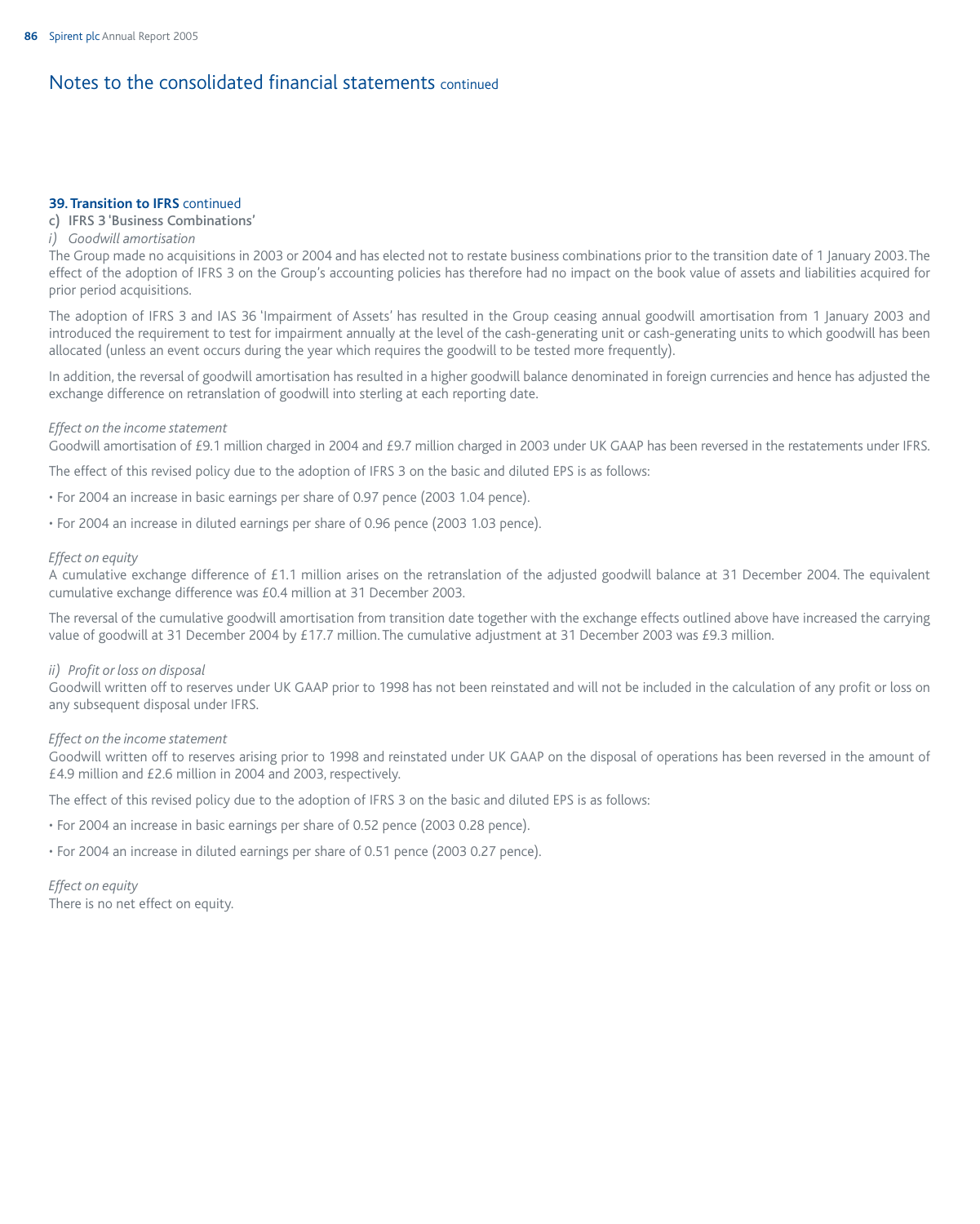## Notes to the consolidated financial statements continued

### 39. Transition to IFRS continued

#### c) IFRS 3 'Business Combinations'

*i) Goodwill amortisation*

The Group made no acquisitions in 2003 or 2004 and has elected not to restate business combinations prior to the transition date of 1 January 2003. The effect of the adoption of IFRS 3 on the Group's accounting policies has therefore had no impact on the book value of assets and liabilities acquired for prior period acquisitions.

The adoption of IFRS 3 and IAS 36 'Impairment of Assets' has resulted in the Group ceasing annual goodwill amortisation from 1 January 2003 and introduced the requirement to test for impairment annually at the level of the cash-generating unit or cash-generating units to which goodwill has been allocated (unless an event occurs during the year which requires the goodwill to be tested more frequently).

In addition, the reversal of goodwill amortisation has resulted in a higher goodwill balance denominated in foreign currencies and hence has adjusted the exchange difference on retranslation of goodwill into sterling at each reporting date.

*Effect on the income statement*

Goodwill amortisation of £9.1 million charged in 2004 and £9.7 million charged in 2003 under UK GAAP has been reversed in the restatements under IFRS.

The effect of this revised policy due to the adoption of IFRS 3 on the basic and diluted EPS is as follows:

- For 2004 an increase in basic earnings per share of 0.97 pence (2003 1.04 pence).
- For 2004 an increase in diluted earnings per share of 0.96 pence (2003 1.03 pence).

*Effect on equity*

A cumulative exchange difference of £1.1 million arises on the retranslation of the adjusted goodwill balance at 31 December 2004. The equivalent cumulative exchange difference was £0.4 million at 31 December 2003.

The reversal of the cumulative goodwill amortisation from transition date together with the exchange effects outlined above have increased the carrying value of goodwill at 31 December 2004 by £17.7 million. The cumulative adjustment at 31 December 2003 was £9.3 million.

*ii) Profit or loss on disposal*

Goodwill written off to reserves under UK GAAP prior to 1998 has not been reinstated and will not be included in the calculation of any profit or loss on any subsequent disposal under IFRS.

*Effect on the income statement*

Goodwill written off to reserves arising prior to 1998 and reinstated under UK GAAP on the disposal of operations has been reversed in the amount of £4.9 million and £2.6 million in 2004 and 2003, respectively.

The effect of this revised policy due to the adoption of IFRS 3 on the basic and diluted EPS is as follows:

- For 2004 an increase in basic earnings per share of 0.52 pence (2003 0.28 pence).
- For 2004 an increase in diluted earnings per share of 0.51 pence (2003 0.27 pence).

*Effect on equity*

There is no net effect on equity.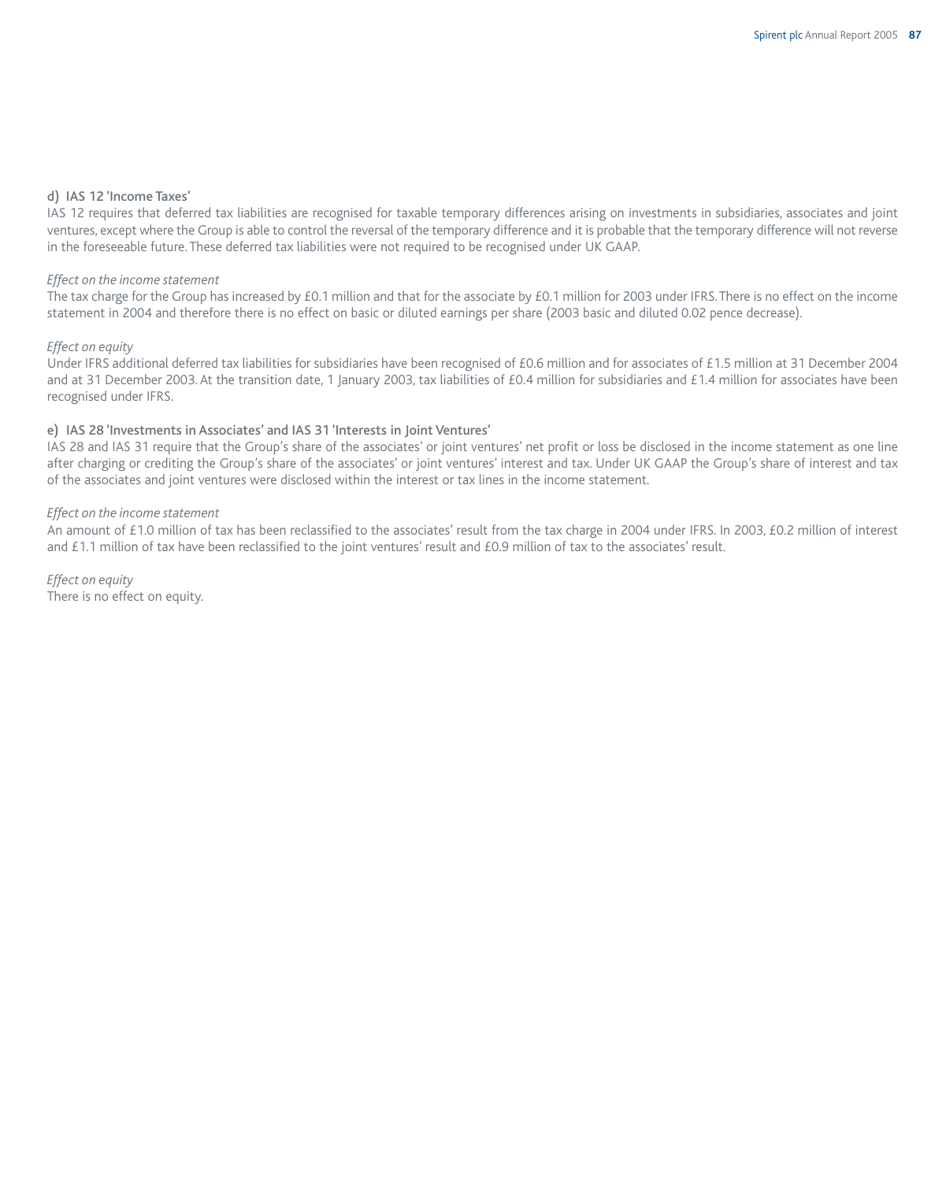### d) IAS 12 'Income Taxes'

IAS 12 requires that deferred tax liabilities are recognised for taxable temporary differences arising on investments in subsidiaries, associates and joint ventures, except where the Group is able to control the reversal of the temporary difference and it is probable that the temporary difference will not reverse in the foreseeable future. These deferred tax liabilities were not required to be recognised under UK GAAP.

*Effect on the income statement*

The tax charge for the Group has increased by £0.1 million and that for the associate by £0.1 million for 2003 under IFRS. There is no effect on the income statement in 2004 and therefore there is no effect on basic or diluted earnings per share (2003 basic and diluted 0.02 pence decrease).

*Effect on equity*

Under IFRS additional deferred tax liabilities for subsidiaries have been recognised of £0.6 million and for associates of £1.5 million at 31 December 2004 and at 31 December 2003. At the transition date, 1 January 2003, tax liabilities of £0.4 million for subsidiaries and £1.4 million for associates have been recognised under IFRS.

### e) IAS 28 'Investments in Associates' and IAS 31 'Interests in Joint Ventures'

IAS 28 and IAS 31 require that the Group's share of the associates' or joint ventures' net profit or loss be disclosed in the income statement as one line after charging or crediting the Group's share of the associates' or joint ventures' interest and tax. Under UK GAAP the Group's share of interest and tax of the associates and joint ventures were disclosed within the interest or tax lines in the income statement.

*Effect on the income statement*

An amount of £1.0 million of tax has been reclassified to the associates' result from the tax charge in 2004 under IFRS. In 2003, £0.2 million of interest and £1.1 million of tax have been reclassified to the joint ventures' result and £0.9 million of tax to the associates' result.

*Effect on equity*

There is no effect on equity.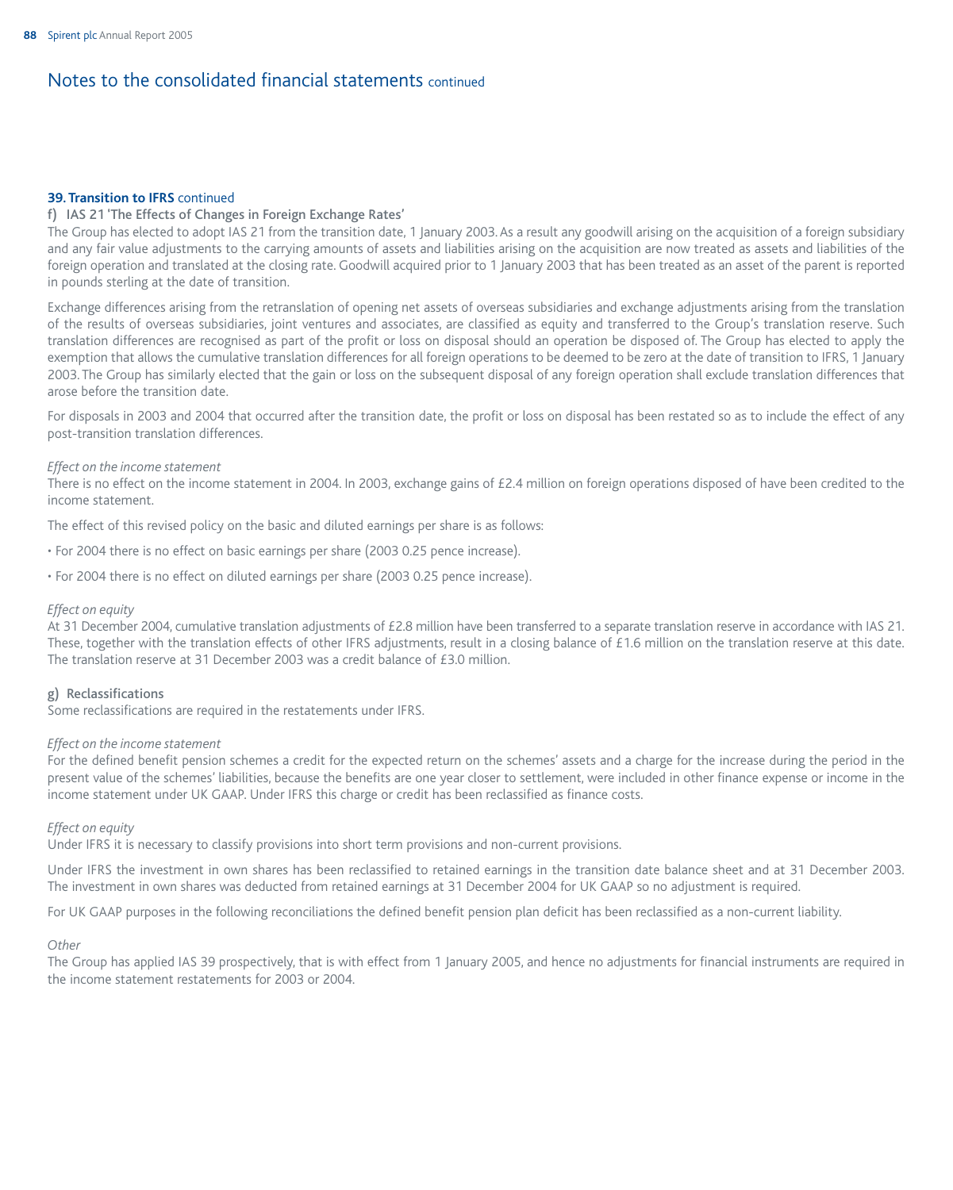# Notes to the consolidated financial statements continued

## 39. Transition to IFRS continued

### f) IAS 21 'The Effects of Changes in Foreign Exchange Rates'

The Group has elected to adopt IAS 21 from the transition date, 1 January 2003. As a result any goodwill arising on the acquisition of a foreign subsidiary and any fair value adjustments to the carrying amounts of assets and liabilities arising on the acquisition are now treated as assets and liabilities of the foreign operation and translated at the closing rate. Goodwill acquired prior to 1 January 2003 that has been treated as an asset of the parent is reported in pounds sterling at the date of transition.

Exchange differences arising from the retranslation of opening net assets of overseas subsidiaries and exchange adjustments arising from the translation of the results of overseas subsidiaries, joint ventures and associates, are classified as equity and transferred to the Group's translation reserve. Such translation differences are recognised as part of the profit or loss on disposal should an operation be disposed of. The Group has elected to apply the exemption that allows the cumulative translation differences for all foreign operations to be deemed to be zero at the date of transition to IFRS, 1 January 2003. The Group has similarly elected that the gain or loss on the subsequent disposal of any foreign operation shall exclude translation differences that arose before the transition date.

For disposals in 2003 and 2004 that occurred after the transition date, the profit or loss on disposal has been restated so as to include the effect of any post-transition translation differences.

*Effect on the income statement*

There is no effect on the income statement in 2004. In 2003, exchange gains of £2.4 million on foreign operations disposed of have been credited to the income statement.

The effect of this revised policy on the basic and diluted earnings per share is as follows:

- For 2004 there is no effect on basic earnings per share (2003 0.25 pence increase).
- For 2004 there is no effect on diluted earnings per share (2003 0.25 pence increase).

*Effect on equity*

At 31 December 2004, cumulative translation adjustments of £2.8 million have been transferred to a separate translation reserve in accordance with IAS 21. These, together with the translation effects of other IFRS adjustments, result in a closing balance of £1.6 million on the translation reserve at this date. The translation reserve at 31 December 2003 was a credit balance of £3.0 million.

### g) Reclassifications

Some reclassifications are required in the restatements under IFRS.

*Effect on the income statement*

For the defined benefit pension schemes a credit for the expected return on the schemes' assets and a charge for the increase during the period in the present value of the schemes' liabilities, because the benefits are one year closer to settlement, were included in other finance expense or income in the income statement under UK GAAP. Under IFRS this charge or credit has been reclassified as finance costs.

*Effect on equity*

Under IFRS it is necessary to classify provisions into short term provisions and non-current provisions.

Under IFRS the investment in own shares has been reclassified to retained earnings in the transition date balance sheet and at 31 December 2003. The investment in own shares was deducted from retained earnings at 31 December 2004 for UK GAAP so no adjustment is required.

For UK GAAP purposes in the following reconciliations the defined benefit pension plan deficit has been reclassified as a non-current liability.

*Other*

The Group has applied IAS 39 prospectively, that is with effect from 1 January 2005, and hence no adjustments for financial instruments are required in the income statement restatements for 2003 or 2004.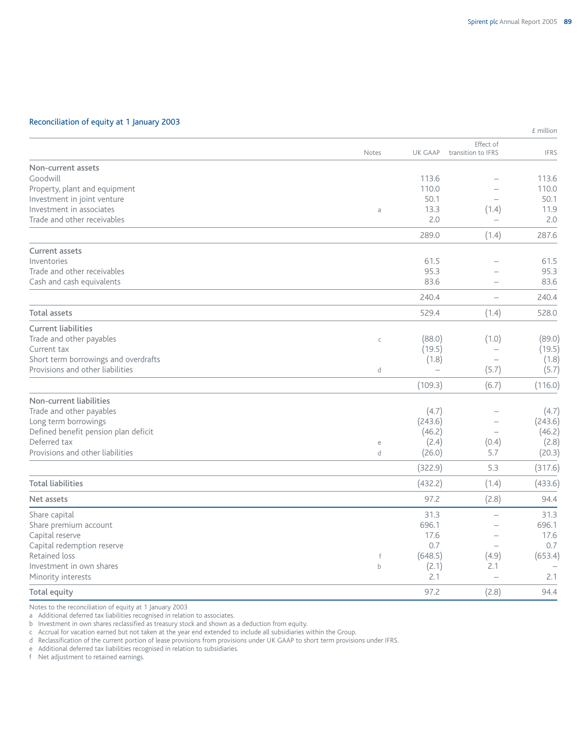## Reconciliation of equity at 1 January 2003

£ million

| | Notes | UK GAAP | Effect of transition to IFRS | IFRS |
|---|---|---|---|---|
| **Non-current assets** | | | | |
| Goodwill | | 113.6 | – | 113.6 |
| Property, plant and equipment | | 110.0 | – | 110.0 |
| Investment in joint venture | | 50.1 | – | 50.1 |
| Investment in associates | a | 13.3 | (1.4) | 11.9 |
| Trade and other receivables | | 2.0 | – | 2.0 |
| | | 289.0 | (1.4) | 287.6 |
| **Current assets** | | | | |
| Inventories | | 61.5 | – | 61.5 |
| Trade and other receivables | | 95.3 | – | 95.3 |
| Cash and cash equivalents | | 83.6 | – | 83.6 |
| | | 240.4 | – | 240.4 |
| **Total assets** | | 529.4 | (1.4) | 528.0 |
| **Current liabilities** | | | | |
| Trade and other payables | c | (88.0) | (1.0) | (89.0) |
| Current tax | | (19.5) | – | (19.5) |
| Short term borrowings and overdrafts | | (1.8) | – | (1.8) |
| Provisions and other liabilities | d | – | (5.7) | (5.7) |
| | | (109.3) | (6.7) | (116.0) |
| **Non-current liabilities** | | | | |
| Trade and other payables | | (4.7) | – | (4.7) |
| Long term borrowings | | (243.6) | – | (243.6) |
| Defined benefit pension plan deficit | | (46.2) | – | (46.2) |
| Deferred tax | e | (2.4) | (0.4) | (2.8) |
| Provisions and other liabilities | d | (26.0) | 5.7 | (20.3) |
| | | (322.9) | 5.3 | (317.6) |
| **Total liabilities** | | (432.2) | (1.4) | (433.6) |
| **Net assets** | | 97.2 | (2.8) | 94.4 |
| Share capital | | 31.3 | – | 31.3 |
| Share premium account | | 696.1 | – | 696.1 |
| Capital reserve | | 17.6 | – | 17.6 |
| Capital redemption reserve | | 0.7 | – | 0.7 |
| Retained loss | f | (648.5) | (4.9) | (653.4) |
| Investment in own shares | b | (2.1) | 2.1 | – |
| Minority interests | | 2.1 | – | 2.1 |
| **Total equity** | | 97.2 | (2.8) | 94.4 |

Notes to the reconciliation of equity at 1 January 2003

a Additional deferred tax liabilities recognised in relation to associates.

b Investment in own shares reclassified as treasury stock and shown as a deduction from equity.

c Accrual for vacation earned but not taken at the year end extended to include all subsidiaries within the Group.

d Reclassification of the current portion of lease provisions from provisions under UK GAAP to short term provisions under IFRS.

e Additional deferred tax liabilities recognised in relation to subsidiaries.

f Net adjustment to retained earnings.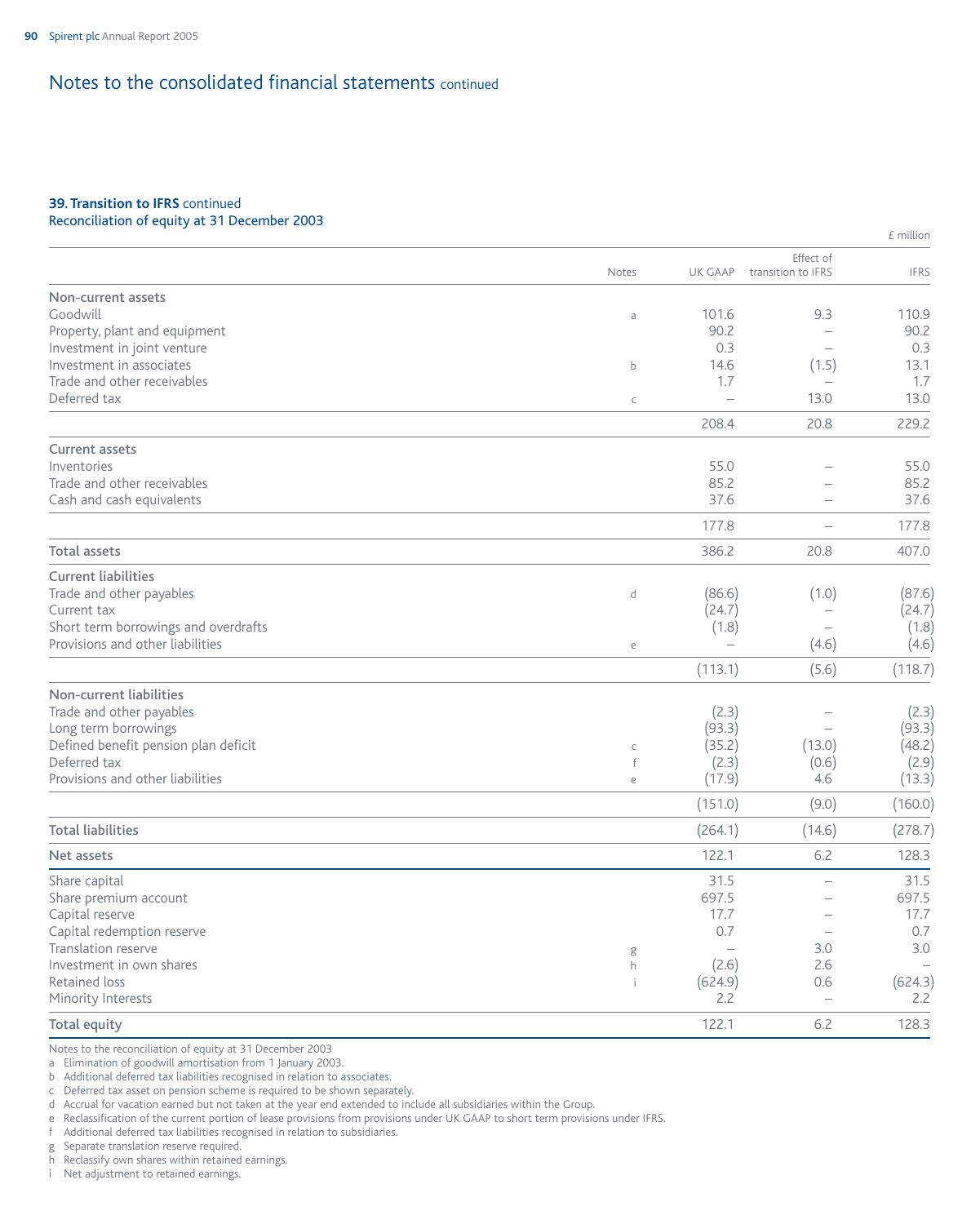# Notes to the consolidated financial statements continued

### 39. Transition to IFRS continued

Reconciliation of equity at 31 December 2003

£ million

| | Notes | UK GAAP | Effect of transition to IFRS | IFRS |
|---|---|---|---|---|
| **Non-current assets** | | | | |
| Goodwill | a | 101.6 | 9.3 | 110.9 |
| Property, plant and equipment | | 90.2 | – | 90.2 |
| Investment in joint venture | | 0.3 | – | 0.3 |
| Investment in associates | b | 14.6 | (1.5) | 13.1 |
| Trade and other receivables | | 1.7 | – | 1.7 |
| Deferred tax | c | – | 13.0 | 13.0 |
| | | 208.4 | 20.8 | 229.2 |
| **Current assets** | | | | |
| Inventories | | 55.0 | – | 55.0 |
| Trade and other receivables | | 85.2 | – | 85.2 |
| Cash and cash equivalents | | 37.6 | – | 37.6 |
| | | 177.8 | – | 177.8 |
| **Total assets** | | 386.2 | 20.8 | 407.0 |
| **Current liabilities** | | | | |
| Trade and other payables | d | (86.6) | (1.0) | (87.6) |
| Current tax | | (24.7) | – | (24.7) |
| Short term borrowings and overdrafts | | (1.8) | – | (1.8) |
| Provisions and other liabilities | e | – | (4.6) | (4.6) |
| | | (113.1) | (5.6) | (118.7) |
| **Non-current liabilities** | | | | |
| Trade and other payables | | (2.3) | – | (2.3) |
| Long term borrowings | | (93.3) | – | (93.3) |
| Defined benefit pension plan deficit | c | (35.2) | (13.0) | (48.2) |
| Deferred tax | f | (2.3) | (0.6) | (2.9) |
| Provisions and other liabilities | e | (17.9) | 4.6 | (13.3) |
| | | (151.0) | (9.0) | (160.0) |
| **Total liabilities** | | (264.1) | (14.6) | (278.7) |
| **Net assets** | | 122.1 | 6.2 | 128.3 |
| Share capital | | 31.5 | – | 31.5 |
| Share premium account | | 697.5 | – | 697.5 |
| Capital reserve | | 17.7 | – | 17.7 |
| Capital redemption reserve | | 0.7 | – | 0.7 |
| Translation reserve | g | – | 3.0 | 3.0 |
| Investment in own shares | h | (2.6) | 2.6 | – |
| Retained loss | i | (624.9) | 0.6 | (624.3) |
| Minority Interests | | 2.2 | – | 2.2 |
| **Total equity** | | 122.1 | 6.2 | 128.3 |

Notes to the reconciliation of equity at 31 December 2003

a Elimination of goodwill amortisation from 1 January 2003.
b Additional deferred tax liabilities recognised in relation to associates.
c Deferred tax asset on pension scheme is required to be shown separately.
d Accrual for vacation earned but not taken at the year end extended to include all subsidiaries within the Group.
e Reclassification of the current portion of lease provisions from provisions under UK GAAP to short term provisions under IFRS.
f Additional deferred tax liabilities recognised in relation to subsidiaries.
g Separate translation reserve required.
h Reclassify own shares within retained earnings.
i Net adjustment to retained earnings.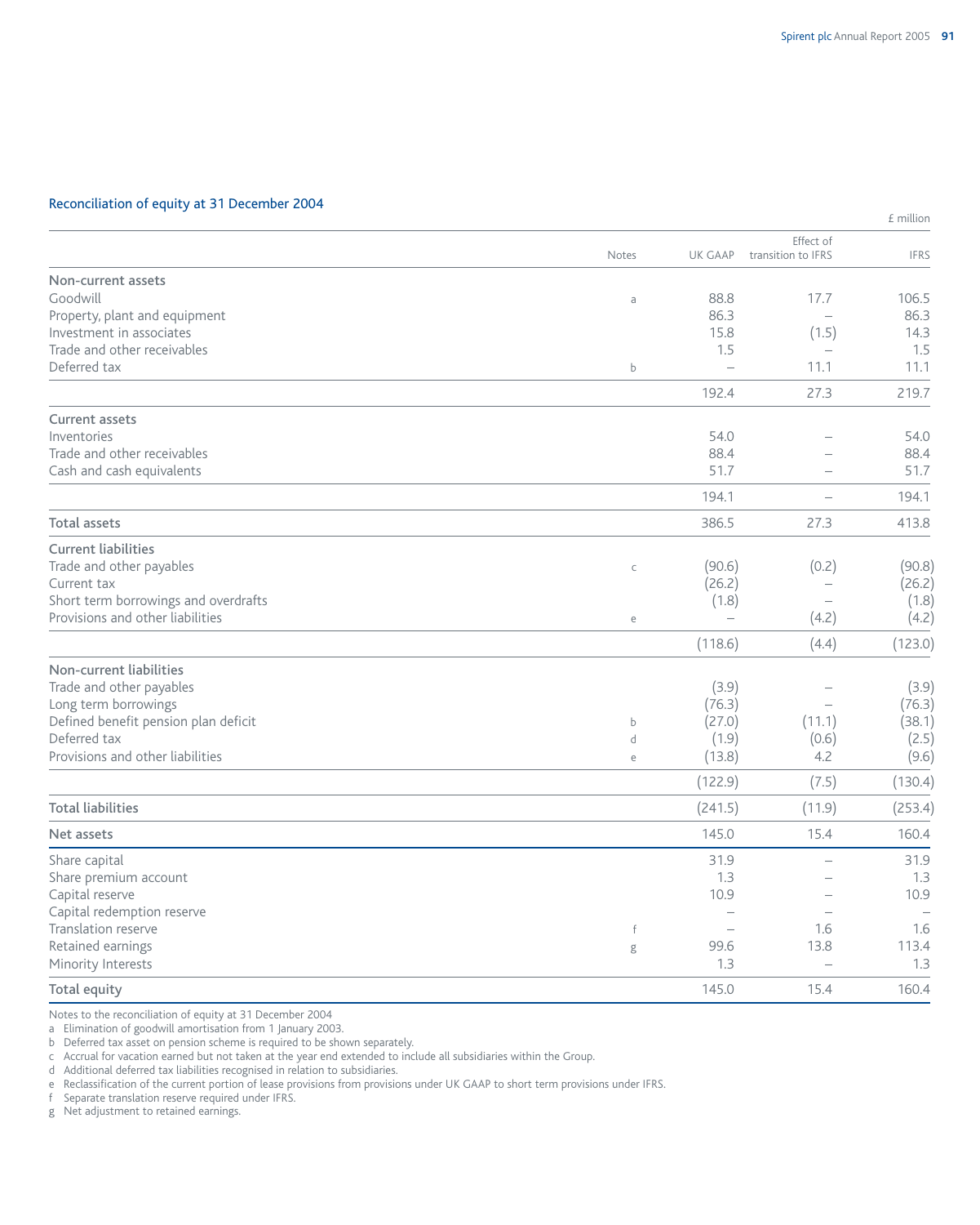## Reconciliation of equity at 31 December 2004

£ million

| | Notes | UK GAAP | Effect of transition to IFRS | IFRS |
|---|---|---|---|---|
| **Non-current assets** | | | | |
| Goodwill | a | 88.8 | 17.7 | 106.5 |
| Property, plant and equipment | | 86.3 | – | 86.3 |
| Investment in associates | | 15.8 | (1.5) | 14.3 |
| Trade and other receivables | | 1.5 | – | 1.5 |
| Deferred tax | b | – | 11.1 | 11.1 |
| | | 192.4 | 27.3 | 219.7 |
| **Current assets** | | | | |
| Inventories | | 54.0 | – | 54.0 |
| Trade and other receivables | | 88.4 | – | 88.4 |
| Cash and cash equivalents | | 51.7 | – | 51.7 |
| | | 194.1 | – | 194.1 |
| **Total assets** | | 386.5 | 27.3 | 413.8 |
| **Current liabilities** | | | | |
| Trade and other payables | c | (90.6) | (0.2) | (90.8) |
| Current tax | | (26.2) | – | (26.2) |
| Short term borrowings and overdrafts | | (1.8) | – | (1.8) |
| Provisions and other liabilities | e | – | (4.2) | (4.2) |
| | | (118.6) | (4.4) | (123.0) |
| **Non-current liabilities** | | | | |
| Trade and other payables | | (3.9) | – | (3.9) |
| Long term borrowings | | (76.3) | – | (76.3) |
| Defined benefit pension plan deficit | b | (27.0) | (11.1) | (38.1) |
| Deferred tax | d | (1.9) | (0.6) | (2.5) |
| Provisions and other liabilities | e | (13.8) | 4.2 | (9.6) |
| | | (122.9) | (7.5) | (130.4) |
| **Total liabilities** | | (241.5) | (11.9) | (253.4) |
| **Net assets** | | 145.0 | 15.4 | 160.4 |
| Share capital | | 31.9 | – | 31.9 |
| Share premium account | | 1.3 | – | 1.3 |
| Capital reserve | | 10.9 | – | 10.9 |
| Capital redemption reserve | | – | – | – |
| Translation reserve | f | – | 1.6 | 1.6 |
| Retained earnings | g | 99.6 | 13.8 | 113.4 |
| Minority Interests | | 1.3 | – | 1.3 |
| **Total equity** | | 145.0 | 15.4 | 160.4 |

Notes to the reconciliation of equity at 31 December 2004

a Elimination of goodwill amortisation from 1 January 2003.
b Deferred tax asset on pension scheme is required to be shown separately.
c Accrual for vacation earned but not taken at the year end extended to include all subsidiaries within the Group.
d Additional deferred tax liabilities recognised in relation to subsidiaries.
e Reclassification of the current portion of lease provisions from provisions under UK GAAP to short term provisions under IFRS.
f Separate translation reserve required under IFRS.
g Net adjustment to retained earnings.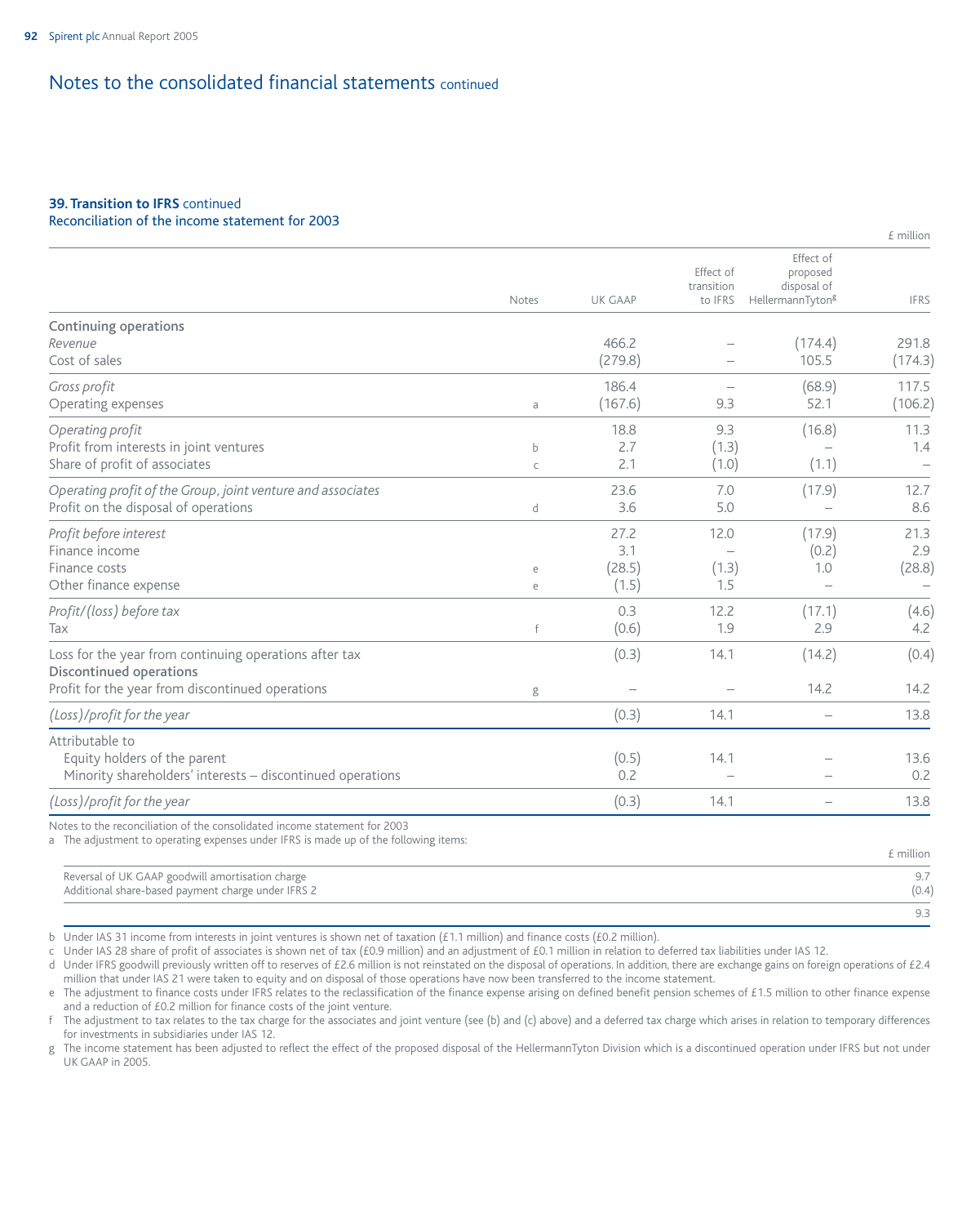# Notes to the consolidated financial statements continued

## 39. Transition to IFRS continued

### Reconciliation of the income statement for 2003

£ million

| | Notes | UK GAAP | Effect of transition to IFRS | Effect of proposed disposal of HellermannTyton[g] | IFRS |
|---|---|---|---|---|---|
| **Continuing operations** | | | | | |
| *Revenue* | | 466.2 | – | (174.4) | 291.8 |
| Cost of sales | | (279.8) | – | 105.5 | (174.3) |
| *Gross profit* | | 186.4 | – | (68.9) | 117.5 |
| Operating expenses | a | (167.6) | 9.3 | 52.1 | (106.2) |
| *Operating profit* | | 18.8 | 9.3 | (16.8) | 11.3 |
| Profit from interests in joint ventures | b | 2.7 | (1.3) | – | 1.4 |
| Share of profit of associates | c | 2.1 | (1.0) | (1.1) | – |
| *Operating profit of the Group, joint venture and associates* | | 23.6 | 7.0 | (17.9) | 12.7 |
| Profit on the disposal of operations | d | 3.6 | 5.0 | – | 8.6 |
| *Profit before interest* | | 27.2 | 12.0 | (17.9) | 21.3 |
| Finance income | | 3.1 | – | (0.2) | 2.9 |
| Finance costs | e | (28.5) | (1.3) | 1.0 | (28.8) |
| Other finance expense | e | (1.5) | 1.5 | – | – |
| *Profit/(loss) before tax* | | 0.3 | 12.2 | (17.1) | (4.6) |
| Tax | f | (0.6) | 1.9 | 2.9 | 4.2 |
| Loss for the year from continuing operations after tax | | (0.3) | 14.1 | (14.2) | (0.4) |
| **Discontinued operations** | | | | | |
| Profit for the year from discontinued operations | g | – | – | 14.2 | 14.2 |
| *(Loss)/profit for the year* | | (0.3) | 14.1 | – | 13.8 |
| Attributable to | | | | | |
| Equity holders of the parent | | (0.5) | 14.1 | – | 13.6 |
| Minority shareholders' interests – discontinued operations | | 0.2 | – | – | 0.2 |
| *(Loss)/profit for the year* | | (0.3) | 14.1 | – | 13.8 |

Notes to the reconciliation of the consolidated income statement for 2003

a The adjustment to operating expenses under IFRS is made up of the following items:

| | £ million |
|---|---|
| Reversal of UK GAAP goodwill amortisation charge | 9.7 |
| Additional share-based payment charge under IFRS 2 | (0.4) |
| | 9.3 |

b Under IAS 31 income from interests in joint ventures is shown net of taxation (£1.1 million) and finance costs (£0.2 million).

c Under IAS 28 share of profit of associates is shown net of tax (£0.9 million) and an adjustment of £0.1 million in relation to deferred tax liabilities under IAS 12.

d Under IFRS goodwill previously written off to reserves of £2.6 million is not reinstated on the disposal of operations. In addition, there are exchange gains on foreign operations of £2.4 million that under IAS 21 were taken to equity and on disposal of those operations have now been transferred to the income statement.

e The adjustment to finance costs under IFRS relates to the reclassification of the finance expense arising on defined benefit pension schemes of £1.5 million to other finance expense and a reduction of £0.2 million for finance costs of the joint venture.

f The adjustment to tax relates to the tax charge for the associates and joint venture (see (b) and (c) above) and a deferred tax charge which arises in relation to temporary differences for investments in subsidiaries under IAS 12.

g The income statement has been adjusted to reflect the effect of the proposed disposal of the HellermannTyton Division which is a discontinued operation under IFRS but not under UK GAAP in 2005.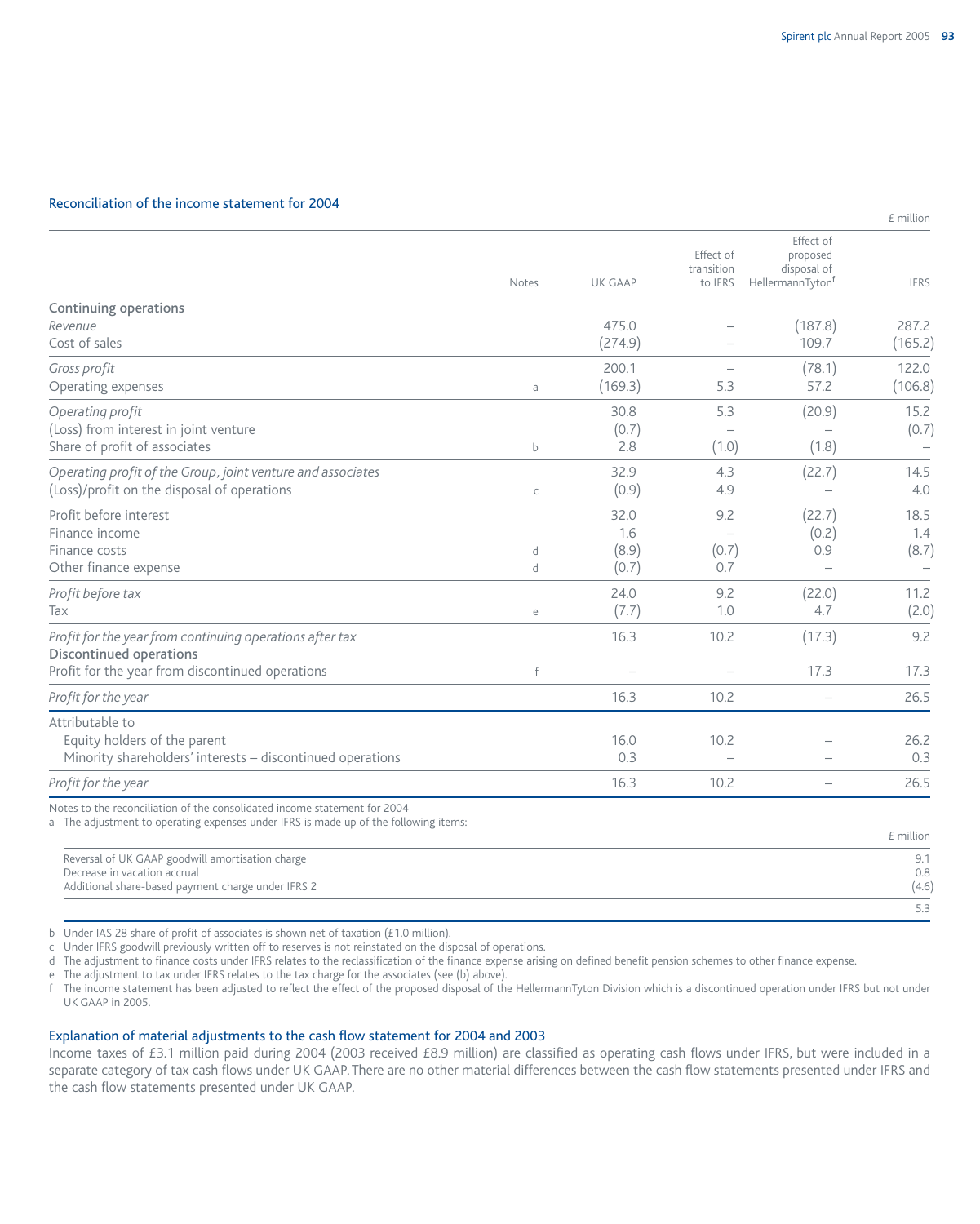## Reconciliation of the income statement for 2004

£ million

| | Notes | UK GAAP | Effect of transition to IFRS | Effect of proposed disposal of HellermannTyton[f] | IFRS |
|---|---|---|---|---|---|
| **Continuing operations** | | | | | |
| *Revenue* | | 475.0 | – | (187.8) | 287.2 |
| Cost of sales | | (274.9) | – | 109.7 | (165.2) |
| *Gross profit* | | 200.1 | – | (78.1) | 122.0 |
| Operating expenses | a | (169.3) | 5.3 | 57.2 | (106.8) |
| *Operating profit* | | 30.8 | 5.3 | (20.9) | 15.2 |
| (Loss) from interest in joint venture | | (0.7) | – | – | (0.7) |
| Share of profit of associates | b | 2.8 | (1.0) | (1.8) | – |
| *Operating profit of the Group, joint venture and associates* | | 32.9 | 4.3 | (22.7) | 14.5 |
| (Loss)/profit on the disposal of operations | c | (0.9) | 4.9 | – | 4.0 |
| Profit before interest | | 32.0 | 9.2 | (22.7) | 18.5 |
| Finance income | | 1.6 | – | (0.2) | 1.4 |
| Finance costs | d | (8.9) | (0.7) | 0.9 | (8.7) |
| Other finance expense | d | (0.7) | 0.7 | – | – |
| *Profit before tax* | | 24.0 | 9.2 | (22.0) | 11.2 |
| Tax | e | (7.7) | 1.0 | 4.7 | (2.0) |
| *Profit for the year from continuing operations after tax* | | 16.3 | 10.2 | (17.3) | 9.2 |
| **Discontinued operations** | | | | | |
| Profit for the year from discontinued operations | f | – | – | 17.3 | 17.3 |
| *Profit for the year* | | 16.3 | 10.2 | – | 26.5 |
| Attributable to | | | | | |
| Equity holders of the parent | | 16.0 | 10.2 | – | 26.2 |
| Minority shareholders' interests – discontinued operations | | 0.3 | – | – | 0.3 |
| *Profit for the year* | | 16.3 | 10.2 | – | 26.5 |

Notes to the reconciliation of the consolidated income statement for 2004

a The adjustment to operating expenses under IFRS is made up of the following items:

| | £ million |
|---|---|
| Reversal of UK GAAP goodwill amortisation charge | 9.1 |
| Decrease in vacation accrual | 0.8 |
| Additional share-based payment charge under IFRS 2 | (4.6) |
| | 5.3 |

b Under IAS 28 share of profit of associates is shown net of taxation (£1.0 million).

c Under IFRS goodwill previously written off to reserves is not reinstated on the disposal of operations.

d The adjustment to finance costs under IFRS relates to the reclassification of the finance expense arising on defined benefit pension schemes to other finance expense.

e The adjustment to tax under IFRS relates to the tax charge for the associates (see (b) above).

f The income statement has been adjusted to reflect the effect of the proposed disposal of the HellermannTyton Division which is a discontinued operation under IFRS but not under UK GAAP in 2005.

## Explanation of material adjustments to the cash flow statement for 2004 and 2003

Income taxes of £3.1 million paid during 2004 (2003 received £8.9 million) are classified as operating cash flows under IFRS, but were included in a separate category of tax cash flows under UK GAAP. There are no other material differences between the cash flow statements presented under IFRS and the cash flow statements presented under UK GAAP.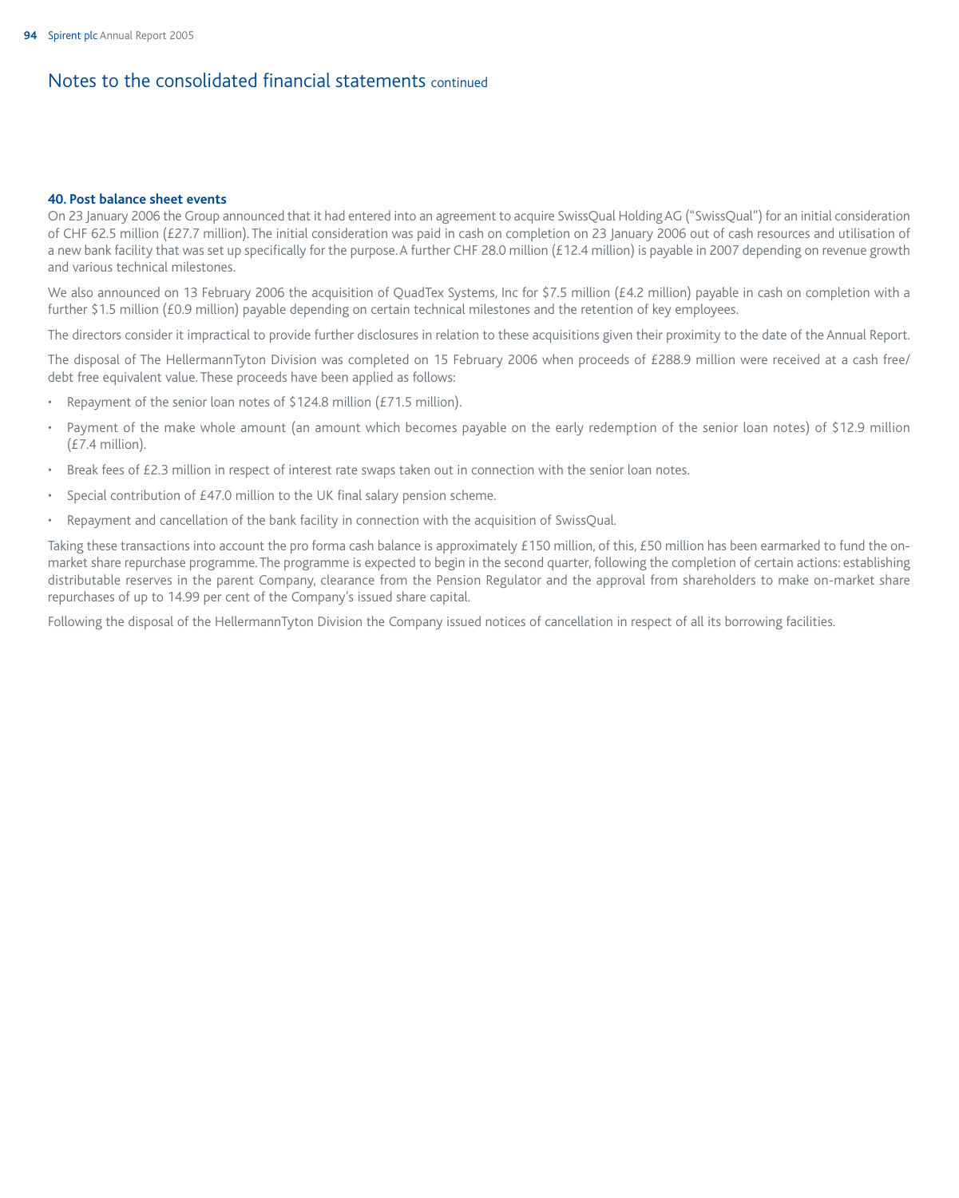# Notes to the consolidated financial statements continued

### 40. Post balance sheet events

On 23 January 2006 the Group announced that it had entered into an agreement to acquire SwissQual Holding AG ("SwissQual") for an initial consideration of CHF 62.5 million (£27.7 million). The initial consideration was paid in cash on completion on 23 January 2006 out of cash resources and utilisation of a new bank facility that was set up specifically for the purpose. A further CHF 28.0 million (£12.4 million) is payable in 2007 depending on revenue growth and various technical milestones.

We also announced on 13 February 2006 the acquisition of QuadTex Systems, Inc for $7.5 million (£4.2 million) payable in cash on completion with a further $1.5 million (£0.9 million) payable depending on certain technical milestones and the retention of key employees.

The directors consider it impractical to provide further disclosures in relation to these acquisitions given their proximity to the date of the Annual Report.

The disposal of The HellermannTyton Division was completed on 15 February 2006 when proceeds of £288.9 million were received at a cash free/ debt free equivalent value. These proceeds have been applied as follows:

- Repayment of the senior loan notes of $124.8 million (£71.5 million).
- Payment of the make whole amount (an amount which becomes payable on the early redemption of the senior loan notes) of $12.9 million (£7.4 million).
- Break fees of £2.3 million in respect of interest rate swaps taken out in connection with the senior loan notes.
- Special contribution of £47.0 million to the UK final salary pension scheme.
- Repayment and cancellation of the bank facility in connection with the acquisition of SwissQual.

Taking these transactions into account the pro forma cash balance is approximately £150 million, of this, £50 million has been earmarked to fund the on-market share repurchase programme. The programme is expected to begin in the second quarter, following the completion of certain actions: establishing distributable reserves in the parent Company, clearance from the Pension Regulator and the approval from shareholders to make on-market share repurchases of up to 14.99 per cent of the Company's issued share capital.

Following the disposal of the HellermannTyton Division the Company issued notices of cancellation in respect of all its borrowing facilities.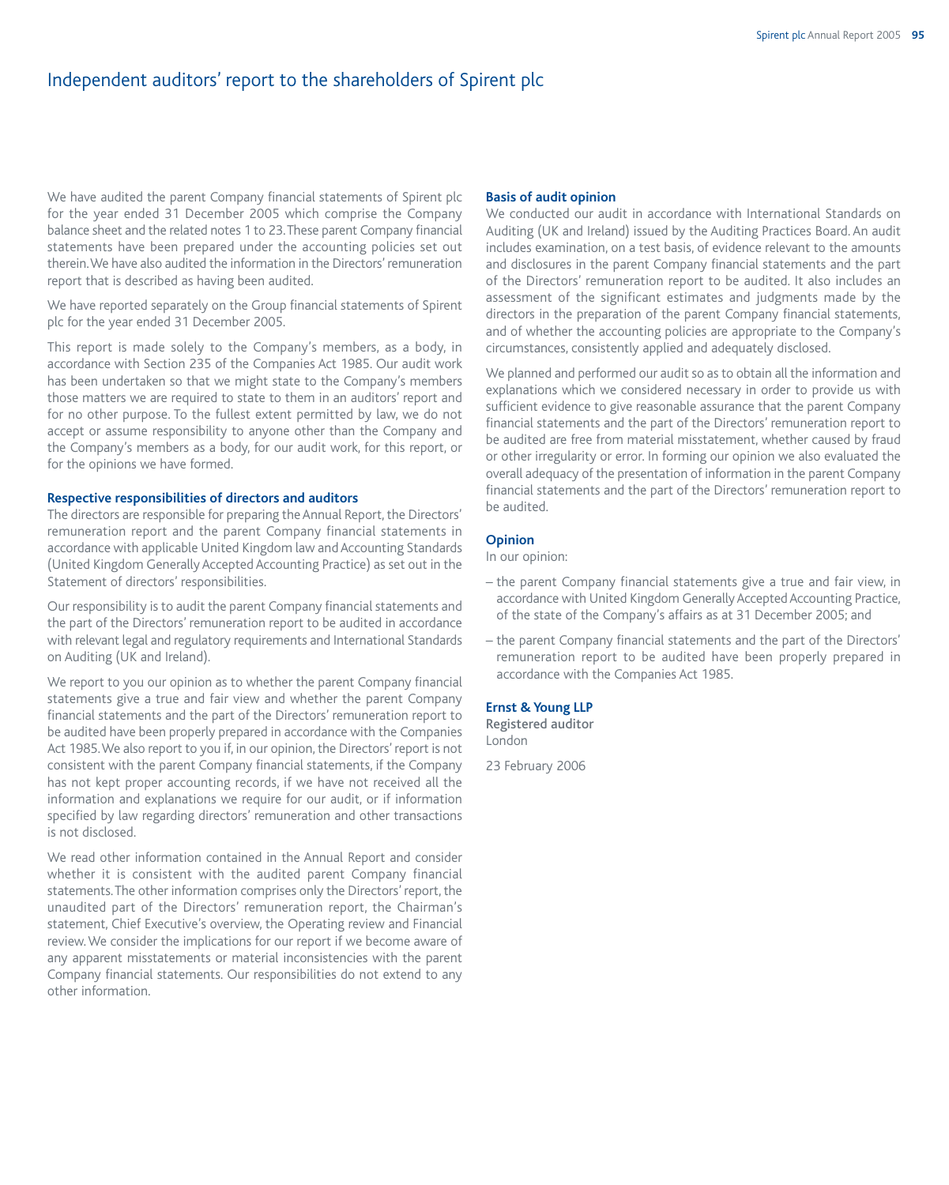# Independent auditors' report to the shareholders of Spirent plc

We have audited the parent Company financial statements of Spirent plc for the year ended 31 December 2005 which comprise the Company balance sheet and the related notes 1 to 23. These parent Company financial statements have been prepared under the accounting policies set out therein. We have also audited the information in the Directors' remuneration report that is described as having been audited.

We have reported separately on the Group financial statements of Spirent plc for the year ended 31 December 2005.

This report is made solely to the Company's members, as a body, in accordance with Section 235 of the Companies Act 1985. Our audit work has been undertaken so that we might state to the Company's members those matters we are required to state to them in an auditors' report and for no other purpose. To the fullest extent permitted by law, we do not accept or assume responsibility to anyone other than the Company and the Company's members as a body, for our audit work, for this report, or for the opinions we have formed.

**Respective responsibilities of directors and auditors**

The directors are responsible for preparing the Annual Report, the Directors' remuneration report and the parent Company financial statements in accordance with applicable United Kingdom law and Accounting Standards (United Kingdom Generally Accepted Accounting Practice) as set out in the Statement of directors' responsibilities.

Our responsibility is to audit the parent Company financial statements and the part of the Directors' remuneration report to be audited in accordance with relevant legal and regulatory requirements and International Standards on Auditing (UK and Ireland).

We report to you our opinion as to whether the parent Company financial statements give a true and fair view and whether the parent Company financial statements and the part of the Directors' remuneration report to be audited have been properly prepared in accordance with the Companies Act 1985. We also report to you if, in our opinion, the Directors' report is not consistent with the parent Company financial statements, if the Company has not kept proper accounting records, if we have not received all the information and explanations we require for our audit, or if information specified by law regarding directors' remuneration and other transactions is not disclosed.

We read other information contained in the Annual Report and consider whether it is consistent with the audited parent Company financial statements. The other information comprises only the Directors' report, the unaudited part of the Directors' remuneration report, the Chairman's statement, Chief Executive's overview, the Operating review and Financial review. We consider the implications for our report if we become aware of any apparent misstatements or material inconsistencies with the parent Company financial statements. Our responsibilities do not extend to any other information.

**Basis of audit opinion**

We conducted our audit in accordance with International Standards on Auditing (UK and Ireland) issued by the Auditing Practices Board. An audit includes examination, on a test basis, of evidence relevant to the amounts and disclosures in the parent Company financial statements and the part of the Directors' remuneration report to be audited. It also includes an assessment of the significant estimates and judgments made by the directors in the preparation of the parent Company financial statements, and of whether the accounting policies are appropriate to the Company's circumstances, consistently applied and adequately disclosed.

We planned and performed our audit so as to obtain all the information and explanations which we considered necessary in order to provide us with sufficient evidence to give reasonable assurance that the parent Company financial statements and the part of the Directors' remuneration report to be audited are free from material misstatement, whether caused by fraud or other irregularity or error. In forming our opinion we also evaluated the overall adequacy of the presentation of information in the parent Company financial statements and the part of the Directors' remuneration report to be audited.

**Opinion**

In our opinion:

- the parent Company financial statements give a true and fair view, in accordance with United Kingdom Generally Accepted Accounting Practice, of the state of the Company's affairs as at 31 December 2005; and
- the parent Company financial statements and the part of the Directors' remuneration report to be audited have been properly prepared in accordance with the Companies Act 1985.

**Ernst & Young LLP**
Registered auditor
London

23 February 2006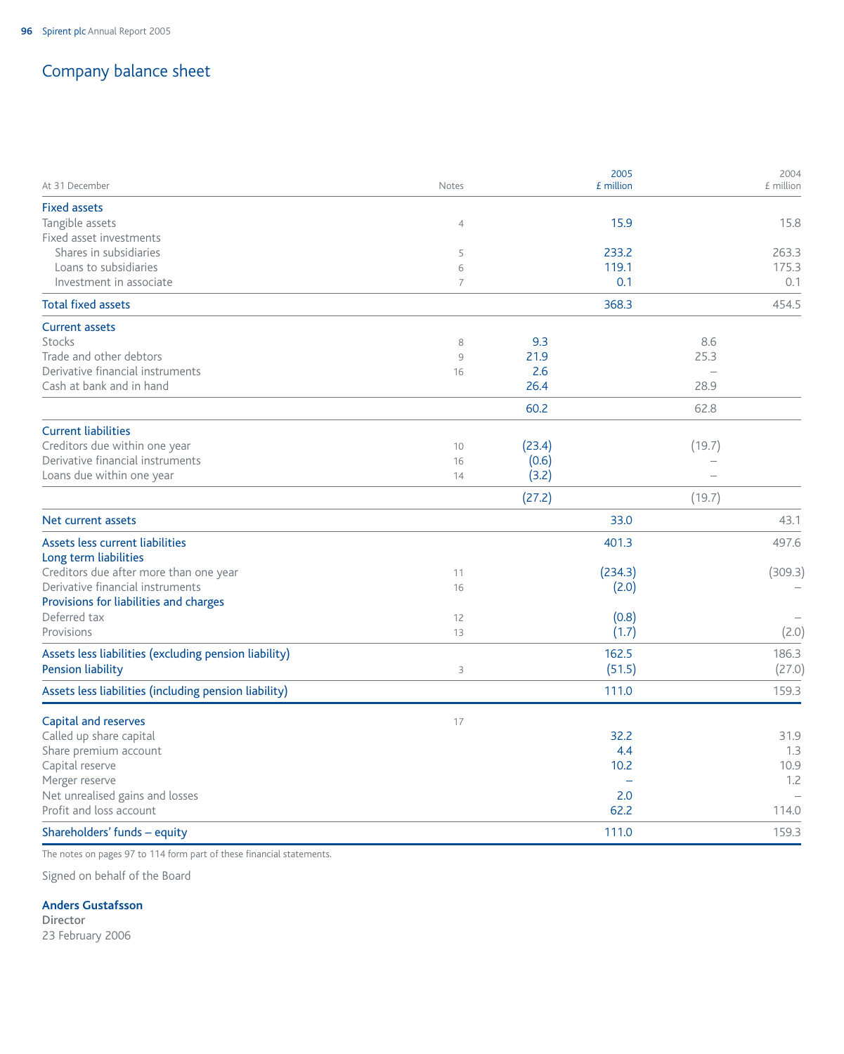# Company balance sheet

| At 31 December | Notes | 2005 £ million | 2005 £ million | 2004 £ million | 2004 £ million |
|---|---|---|---|---|---|
| **Fixed assets** | | | | | |
| Tangible assets | 4 | | 15.9 | | 15.8 |
| Fixed asset investments | | | | | |
| Shares in subsidiaries | 5 | | 233.2 | | 263.3 |
| Loans to subsidiaries | 6 | | 119.1 | | 175.3 |
| Investment in associate | 7 | | 0.1 | | 0.1 |
| **Total fixed assets** | | | 368.3 | | 454.5 |
| **Current assets** | | | | | |
| Stocks | 8 | 9.3 | | 8.6 | |
| Trade and other debtors | 9 | 21.9 | | 25.3 | |
| Derivative financial instruments | 16 | 2.6 | | – | |
| Cash at bank and in hand | | 26.4 | | 28.9 | |
| | | 60.2 | | 62.8 | |
| **Current liabilities** | | | | | |
| Creditors due within one year | 10 | (23.4) | | (19.7) | |
| Derivative financial instruments | 16 | (0.6) | | – | |
| Loans due within one year | 14 | (3.2) | | – | |
| | | (27.2) | | (19.7) | |
| **Net current assets** | | | 33.0 | | 43.1 |
| **Assets less current liabilities** | | | 401.3 | | 497.6 |
| **Long term liabilities** | | | | | |
| Creditors due after more than one year | 11 | | (234.3) | | (309.3) |
| Derivative financial instruments | 16 | | (2.0) | | – |
| **Provisions for liabilities and charges** | | | | | |
| Deferred tax | 12 | | (0.8) | | – |
| Provisions | 13 | | (1.7) | | (2.0) |
| **Assets less liabilities (excluding pension liability)** | | | 162.5 | | 186.3 |
| **Pension liability** | 3 | | (51.5) | | (27.0) |
| **Assets less liabilities (including pension liability)** | | | 111.0 | | 159.3 |
| **Capital and reserves** | 17 | | | | |
| Called up share capital | | | 32.2 | | 31.9 |
| Share premium account | | | 4.4 | | 1.3 |
| Capital reserve | | | 10.2 | | 10.9 |
| Merger reserve | | | – | | 1.2 |
| Net unrealised gains and losses | | | 2.0 | | – |
| Profit and loss account | | | 62.2 | | 114.0 |
| **Shareholders' funds – equity** | | | 111.0 | | 159.3 |

The notes on pages 97 to 114 form part of these financial statements.

Signed on behalf of the Board

**Anders Gustafsson**
Director
23 February 2006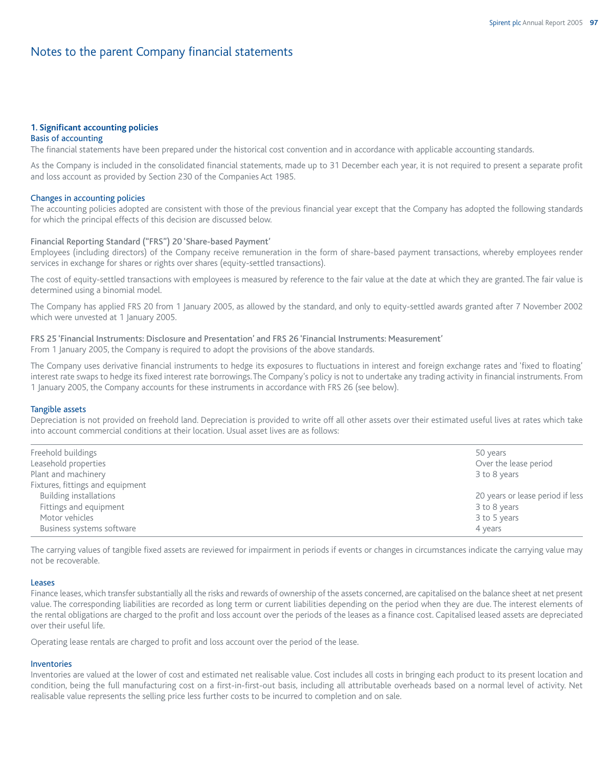# Notes to the parent Company financial statements

## 1. Significant accounting policies

### Basis of accounting

The financial statements have been prepared under the historical cost convention and in accordance with applicable accounting standards.

As the Company is included in the consolidated financial statements, made up to 31 December each year, it is not required to present a separate profit and loss account as provided by Section 230 of the Companies Act 1985.

### Changes in accounting policies

The accounting policies adopted are consistent with those of the previous financial year except that the Company has adopted the following standards for which the principal effects of this decision are discussed below.

#### Financial Reporting Standard ("FRS") 20 'Share-based Payment'

Employees (including directors) of the Company receive remuneration in the form of share-based payment transactions, whereby employees render services in exchange for shares or rights over shares (equity-settled transactions).

The cost of equity-settled transactions with employees is measured by reference to the fair value at the date at which they are granted. The fair value is determined using a binomial model.

The Company has applied FRS 20 from 1 January 2005, as allowed by the standard, and only to equity-settled awards granted after 7 November 2002 which were unvested at 1 January 2005.

#### FRS 25 'Financial Instruments: Disclosure and Presentation' and FRS 26 'Financial Instruments: Measurement'

From 1 January 2005, the Company is required to adopt the provisions of the above standards.

The Company uses derivative financial instruments to hedge its exposures to fluctuations in interest and foreign exchange rates and 'fixed to floating' interest rate swaps to hedge its fixed interest rate borrowings. The Company's policy is not to undertake any trading activity in financial instruments. From 1 January 2005, the Company accounts for these instruments in accordance with FRS 26 (see below).

### Tangible assets

Depreciation is not provided on freehold land. Depreciation is provided to write off all other assets over their estimated useful lives at rates which take into account commercial conditions at their location. Usual asset lives are as follows:

| | |
|---|---|
| Freehold buildings | 50 years |
| Leasehold properties | Over the lease period |
| Plant and machinery | 3 to 8 years |
| Fixtures, fittings and equipment | |
| Building installations | 20 years or lease period if less |
| Fittings and equipment | 3 to 8 years |
| Motor vehicles | 3 to 5 years |
| Business systems software | 4 years |

The carrying values of tangible fixed assets are reviewed for impairment in periods if events or changes in circumstances indicate the carrying value may not be recoverable.

### Leases

Finance leases, which transfer substantially all the risks and rewards of ownership of the assets concerned, are capitalised on the balance sheet at net present value. The corresponding liabilities are recorded as long term or current liabilities depending on the period when they are due. The interest elements of the rental obligations are charged to the profit and loss account over the periods of the leases as a finance cost. Capitalised leased assets are depreciated over their useful life.

Operating lease rentals are charged to profit and loss account over the period of the lease.

### Inventories

Inventories are valued at the lower of cost and estimated net realisable value. Cost includes all costs in bringing each product to its present location and condition, being the full manufacturing cost on a first-in-first-out basis, including all attributable overheads based on a normal level of activity. Net realisable value represents the selling price less further costs to be incurred to completion and on sale.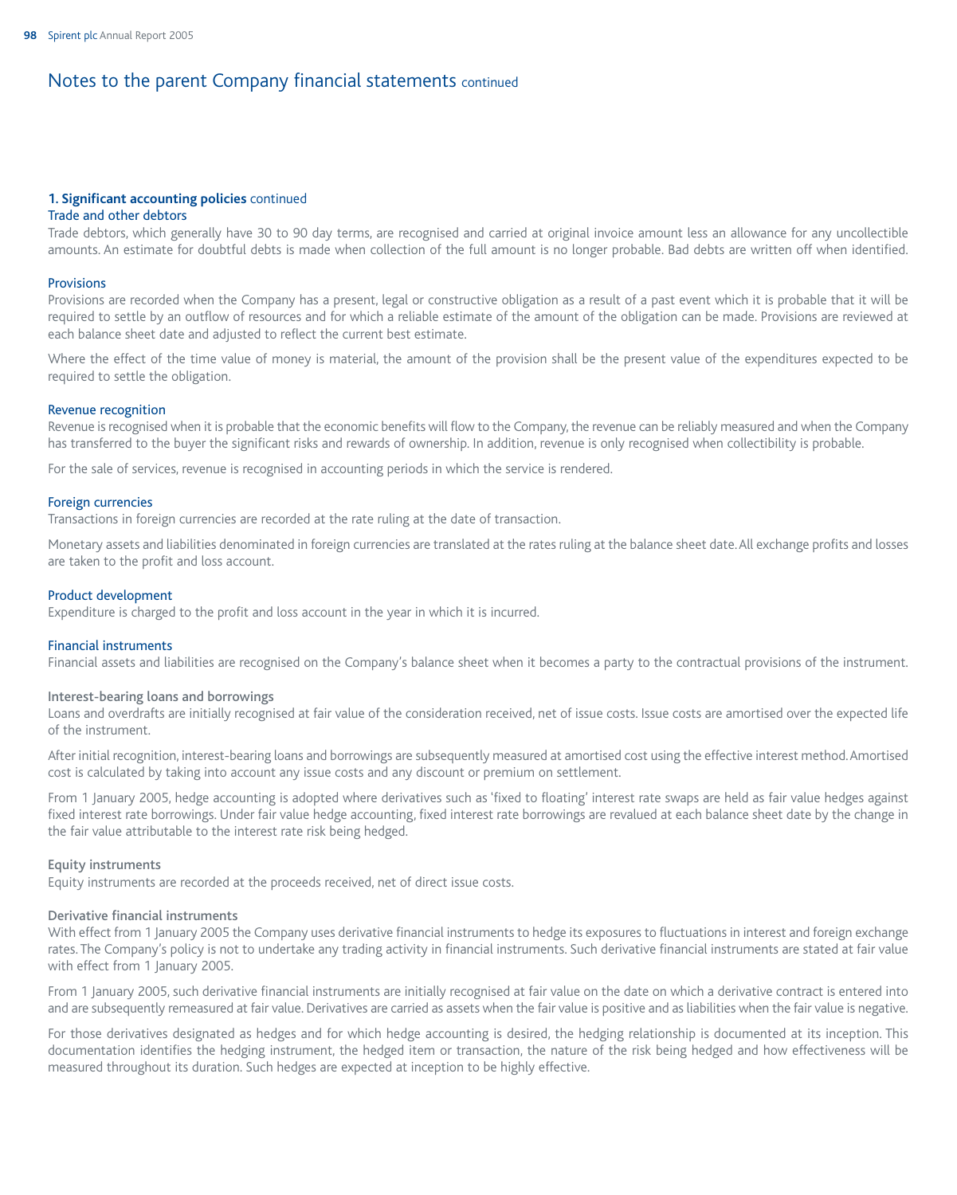# Notes to the parent Company financial statements continued

## 1. Significant accounting policies continued

### Trade and other debtors

Trade debtors, which generally have 30 to 90 day terms, are recognised and carried at original invoice amount less an allowance for any uncollectible amounts. An estimate for doubtful debts is made when collection of the full amount is no longer probable. Bad debts are written off when identified.

### Provisions

Provisions are recorded when the Company has a present, legal or constructive obligation as a result of a past event which it is probable that it will be required to settle by an outflow of resources and for which a reliable estimate of the amount of the obligation can be made. Provisions are reviewed at each balance sheet date and adjusted to reflect the current best estimate.

Where the effect of the time value of money is material, the amount of the provision shall be the present value of the expenditures expected to be required to settle the obligation.

### Revenue recognition

Revenue is recognised when it is probable that the economic benefits will flow to the Company, the revenue can be reliably measured and when the Company has transferred to the buyer the significant risks and rewards of ownership. In addition, revenue is only recognised when collectibility is probable.

For the sale of services, revenue is recognised in accounting periods in which the service is rendered.

### Foreign currencies

Transactions in foreign currencies are recorded at the rate ruling at the date of transaction.

Monetary assets and liabilities denominated in foreign currencies are translated at the rates ruling at the balance sheet date. All exchange profits and losses are taken to the profit and loss account.

### Product development

Expenditure is charged to the profit and loss account in the year in which it is incurred.

### Financial instruments

Financial assets and liabilities are recognised on the Company's balance sheet when it becomes a party to the contractual provisions of the instrument.

#### Interest-bearing loans and borrowings

Loans and overdrafts are initially recognised at fair value of the consideration received, net of issue costs. Issue costs are amortised over the expected life of the instrument.

After initial recognition, interest-bearing loans and borrowings are subsequently measured at amortised cost using the effective interest method. Amortised cost is calculated by taking into account any issue costs and any discount or premium on settlement.

From 1 January 2005, hedge accounting is adopted where derivatives such as 'fixed to floating' interest rate swaps are held as fair value hedges against fixed interest rate borrowings. Under fair value hedge accounting, fixed interest rate borrowings are revalued at each balance sheet date by the change in the fair value attributable to the interest rate risk being hedged.

#### Equity instruments

Equity instruments are recorded at the proceeds received, net of direct issue costs.

#### Derivative financial instruments

With effect from 1 January 2005 the Company uses derivative financial instruments to hedge its exposures to fluctuations in interest and foreign exchange rates. The Company's policy is not to undertake any trading activity in financial instruments. Such derivative financial instruments are stated at fair value with effect from 1 January 2005.

From 1 January 2005, such derivative financial instruments are initially recognised at fair value on the date on which a derivative contract is entered into and are subsequently remeasured at fair value. Derivatives are carried as assets when the fair value is positive and as liabilities when the fair value is negative.

For those derivatives designated as hedges and for which hedge accounting is desired, the hedging relationship is documented at its inception. This documentation identifies the hedging instrument, the hedged item or transaction, the nature of the risk being hedged and how effectiveness will be measured throughout its duration. Such hedges are expected at inception to be highly effective.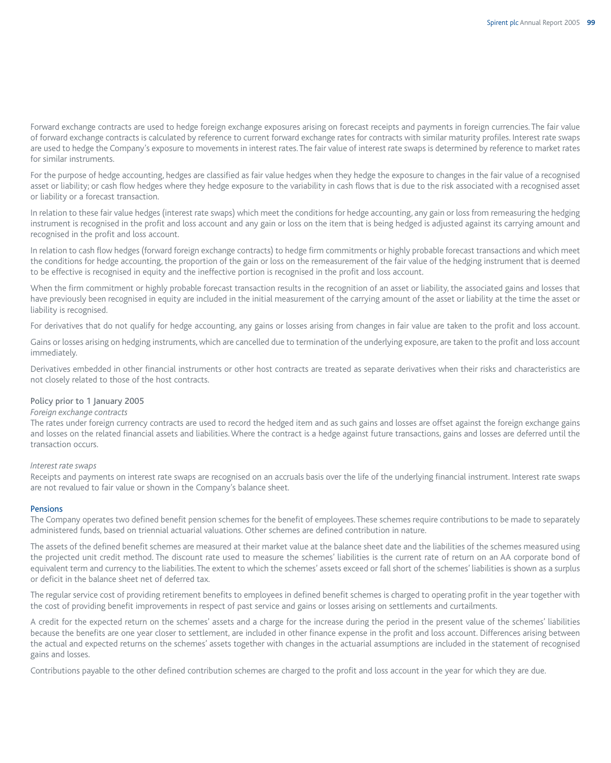Forward exchange contracts are used to hedge foreign exchange exposures arising on forecast receipts and payments in foreign currencies. The fair value of forward exchange contracts is calculated by reference to current forward exchange rates for contracts with similar maturity profiles. Interest rate swaps are used to hedge the Company's exposure to movements in interest rates. The fair value of interest rate swaps is determined by reference to market rates for similar instruments.

For the purpose of hedge accounting, hedges are classified as fair value hedges when they hedge the exposure to changes in the fair value of a recognised asset or liability; or cash flow hedges where they hedge exposure to the variability in cash flows that is due to the risk associated with a recognised asset or liability or a forecast transaction.

In relation to these fair value hedges (interest rate swaps) which meet the conditions for hedge accounting, any gain or loss from remeasuring the hedging instrument is recognised in the profit and loss account and any gain or loss on the item that is being hedged is adjusted against its carrying amount and recognised in the profit and loss account.

In relation to cash flow hedges (forward foreign exchange contracts) to hedge firm commitments or highly probable forecast transactions and which meet the conditions for hedge accounting, the proportion of the gain or loss on the remeasurement of the fair value of the hedging instrument that is deemed to be effective is recognised in equity and the ineffective portion is recognised in the profit and loss account.

When the firm commitment or highly probable forecast transaction results in the recognition of an asset or liability, the associated gains and losses that have previously been recognised in equity are included in the initial measurement of the carrying amount of the asset or liability at the time the asset or liability is recognised.

For derivatives that do not qualify for hedge accounting, any gains or losses arising from changes in fair value are taken to the profit and loss account.

Gains or losses arising on hedging instruments, which are cancelled due to termination of the underlying exposure, are taken to the profit and loss account immediately.

Derivatives embedded in other financial instruments or other host contracts are treated as separate derivatives when their risks and characteristics are not closely related to those of the host contracts.

### Policy prior to 1 January 2005

*Foreign exchange contracts*

The rates under foreign currency contracts are used to record the hedged item and as such gains and losses are offset against the foreign exchange gains and losses on the related financial assets and liabilities. Where the contract is a hedge against future transactions, gains and losses are deferred until the transaction occurs.

*Interest rate swaps*

Receipts and payments on interest rate swaps are recognised on an accruals basis over the life of the underlying financial instrument. Interest rate swaps are not revalued to fair value or shown in the Company's balance sheet.

## Pensions

The Company operates two defined benefit pension schemes for the benefit of employees. These schemes require contributions to be made to separately administered funds, based on triennial actuarial valuations. Other schemes are defined contribution in nature.

The assets of the defined benefit schemes are measured at their market value at the balance sheet date and the liabilities of the schemes measured using the projected unit credit method. The discount rate used to measure the schemes' liabilities is the current rate of return on an AA corporate bond of equivalent term and currency to the liabilities. The extent to which the schemes' assets exceed or fall short of the schemes' liabilities is shown as a surplus or deficit in the balance sheet net of deferred tax.

The regular service cost of providing retirement benefits to employees in defined benefit schemes is charged to operating profit in the year together with the cost of providing benefit improvements in respect of past service and gains or losses arising on settlements and curtailments.

A credit for the expected return on the schemes' assets and a charge for the increase during the period in the present value of the schemes' liabilities because the benefits are one year closer to settlement, are included in other finance expense in the profit and loss account. Differences arising between the actual and expected returns on the schemes' assets together with changes in the actuarial assumptions are included in the statement of recognised gains and losses.

Contributions payable to the other defined contribution schemes are charged to the profit and loss account in the year for which they are due.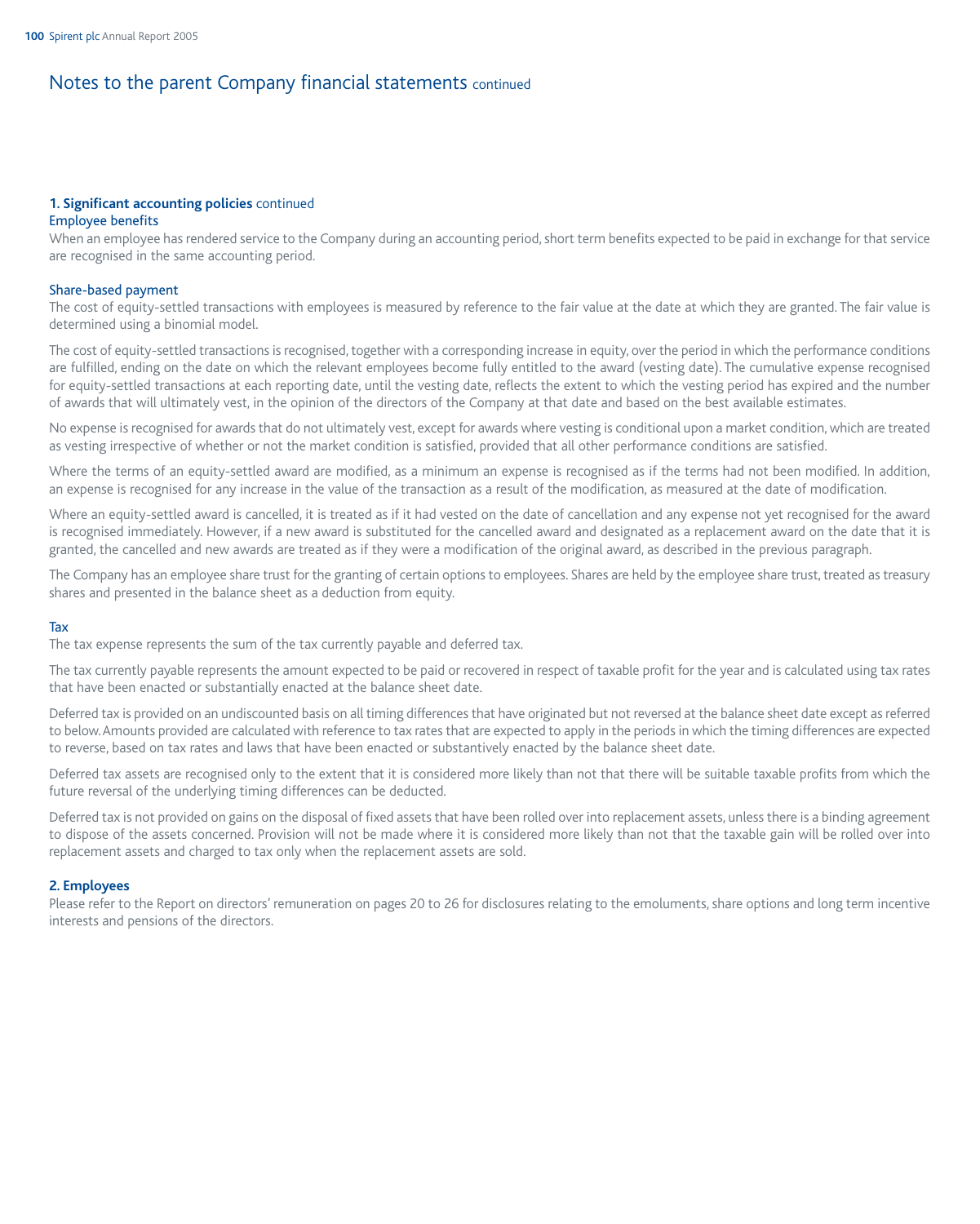# Notes to the parent Company financial statements continued

### **1. Significant accounting policies** continued

#### Employee benefits

When an employee has rendered service to the Company during an accounting period, short term benefits expected to be paid in exchange for that service are recognised in the same accounting period.

#### Share-based payment

The cost of equity-settled transactions with employees is measured by reference to the fair value at the date at which they are granted. The fair value is determined using a binomial model.

The cost of equity-settled transactions is recognised, together with a corresponding increase in equity, over the period in which the performance conditions are fulfilled, ending on the date on which the relevant employees become fully entitled to the award (vesting date). The cumulative expense recognised for equity-settled transactions at each reporting date, until the vesting date, reflects the extent to which the vesting period has expired and the number of awards that will ultimately vest, in the opinion of the directors of the Company at that date and based on the best available estimates.

No expense is recognised for awards that do not ultimately vest, except for awards where vesting is conditional upon a market condition, which are treated as vesting irrespective of whether or not the market condition is satisfied, provided that all other performance conditions are satisfied.

Where the terms of an equity-settled award are modified, as a minimum an expense is recognised as if the terms had not been modified. In addition, an expense is recognised for any increase in the value of the transaction as a result of the modification, as measured at the date of modification.

Where an equity-settled award is cancelled, it is treated as if it had vested on the date of cancellation and any expense not yet recognised for the award is recognised immediately. However, if a new award is substituted for the cancelled award and designated as a replacement award on the date that it is granted, the cancelled and new awards are treated as if they were a modification of the original award, as described in the previous paragraph.

The Company has an employee share trust for the granting of certain options to employees. Shares are held by the employee share trust, treated as treasury shares and presented in the balance sheet as a deduction from equity.

#### Tax

The tax expense represents the sum of the tax currently payable and deferred tax.

The tax currently payable represents the amount expected to be paid or recovered in respect of taxable profit for the year and is calculated using tax rates that have been enacted or substantially enacted at the balance sheet date.

Deferred tax is provided on an undiscounted basis on all timing differences that have originated but not reversed at the balance sheet date except as referred to below. Amounts provided are calculated with reference to tax rates that are expected to apply in the periods in which the timing differences are expected to reverse, based on tax rates and laws that have been enacted or substantively enacted by the balance sheet date.

Deferred tax assets are recognised only to the extent that it is considered more likely than not that there will be suitable taxable profits from which the future reversal of the underlying timing differences can be deducted.

Deferred tax is not provided on gains on the disposal of fixed assets that have been rolled over into replacement assets, unless there is a binding agreement to dispose of the assets concerned. Provision will not be made where it is considered more likely than not that the taxable gain will be rolled over into replacement assets and charged to tax only when the replacement assets are sold.

### **2. Employees**

Please refer to the Report on directors' remuneration on pages 20 to 26 for disclosures relating to the emoluments, share options and long term incentive interests and pensions of the directors.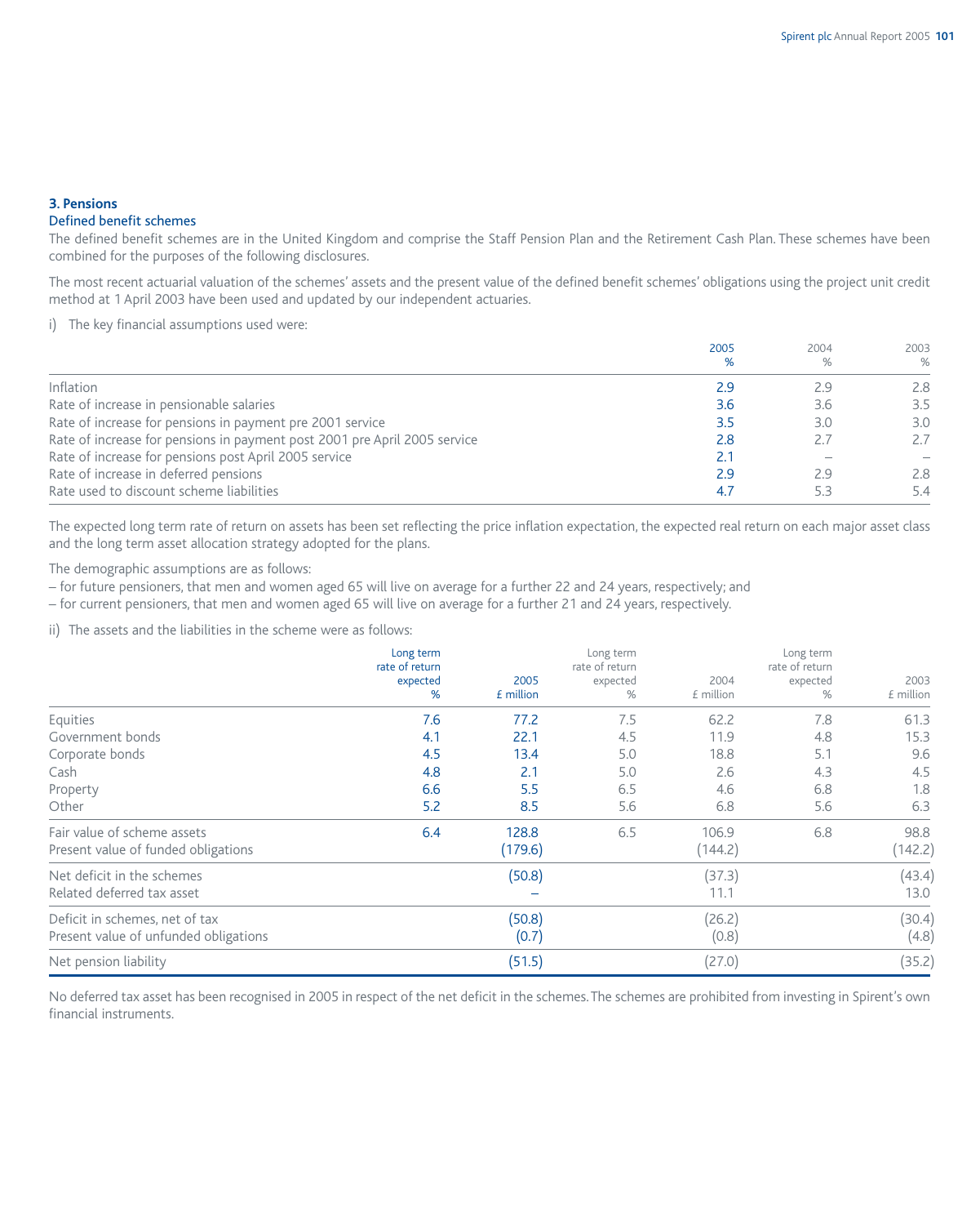### 3. Pensions

#### Defined benefit schemes

The defined benefit schemes are in the United Kingdom and comprise the Staff Pension Plan and the Retirement Cash Plan. These schemes have been combined for the purposes of the following disclosures.

The most recent actuarial valuation of the schemes' assets and the present value of the defined benefit schemes' obligations using the project unit credit method at 1 April 2003 have been used and updated by our independent actuaries.

i) The key financial assumptions used were:

| | 2005 % | 2004 % | 2003 % |
|---|---|---|---|
| Inflation | 2.9 | 2.9 | 2.8 |
| Rate of increase in pensionable salaries | 3.6 | 3.6 | 3.5 |
| Rate of increase for pensions in payment pre 2001 service | 3.5 | 3.0 | 3.0 |
| Rate of increase for pensions in payment post 2001 pre April 2005 service | 2.8 | 2.7 | 2.7 |
| Rate of increase for pensions post April 2005 service | 2.1 | – | – |
| Rate of increase in deferred pensions | 2.9 | 2.9 | 2.8 |
| Rate used to discount scheme liabilities | 4.7 | 5.3 | 5.4 |

The expected long term rate of return on assets has been set reflecting the price inflation expectation, the expected real return on each major asset class and the long term asset allocation strategy adopted for the plans.

The demographic assumptions are as follows:

– for future pensioners, that men and women aged 65 will live on average for a further 22 and 24 years, respectively; and
– for current pensioners, that men and women aged 65 will live on average for a further 21 and 24 years, respectively.

ii) The assets and the liabilities in the scheme were as follows:

| | Long term rate of return expected % | 2005 £ million | Long term rate of return expected % | 2004 £ million | Long term rate of return expected % | 2003 £ million |
|---|---|---|---|---|---|---|
| Equities | 7.6 | 77.2 | 7.5 | 62.2 | 7.8 | 61.3 |
| Government bonds | 4.1 | 22.1 | 4.5 | 11.9 | 4.8 | 15.3 |
| Corporate bonds | 4.5 | 13.4 | 5.0 | 18.8 | 5.1 | 9.6 |
| Cash | 4.8 | 2.1 | 5.0 | 2.6 | 4.3 | 4.5 |
| Property | 6.6 | 5.5 | 6.5 | 4.6 | 6.8 | 1.8 |
| Other | 5.2 | 8.5 | 5.6 | 6.8 | 5.6 | 6.3 |
| Fair value of scheme assets | 6.4 | 128.8 | 6.5 | 106.9 | 6.8 | 98.8 |
| Present value of funded obligations | | (179.6) | | (144.2) | | (142.2) |
| Net deficit in the schemes | | (50.8) | | (37.3) | | (43.4) |
| Related deferred tax asset | | – | | 11.1 | | 13.0 |
| Deficit in schemes, net of tax | | (50.8) | | (26.2) | | (30.4) |
| Present value of unfunded obligations | | (0.7) | | (0.8) | | (4.8) |
| Net pension liability | | (51.5) | | (27.0) | | (35.2) |

No deferred tax asset has been recognised in 2005 in respect of the net deficit in the schemes. The schemes are prohibited from investing in Spirent's own financial instruments.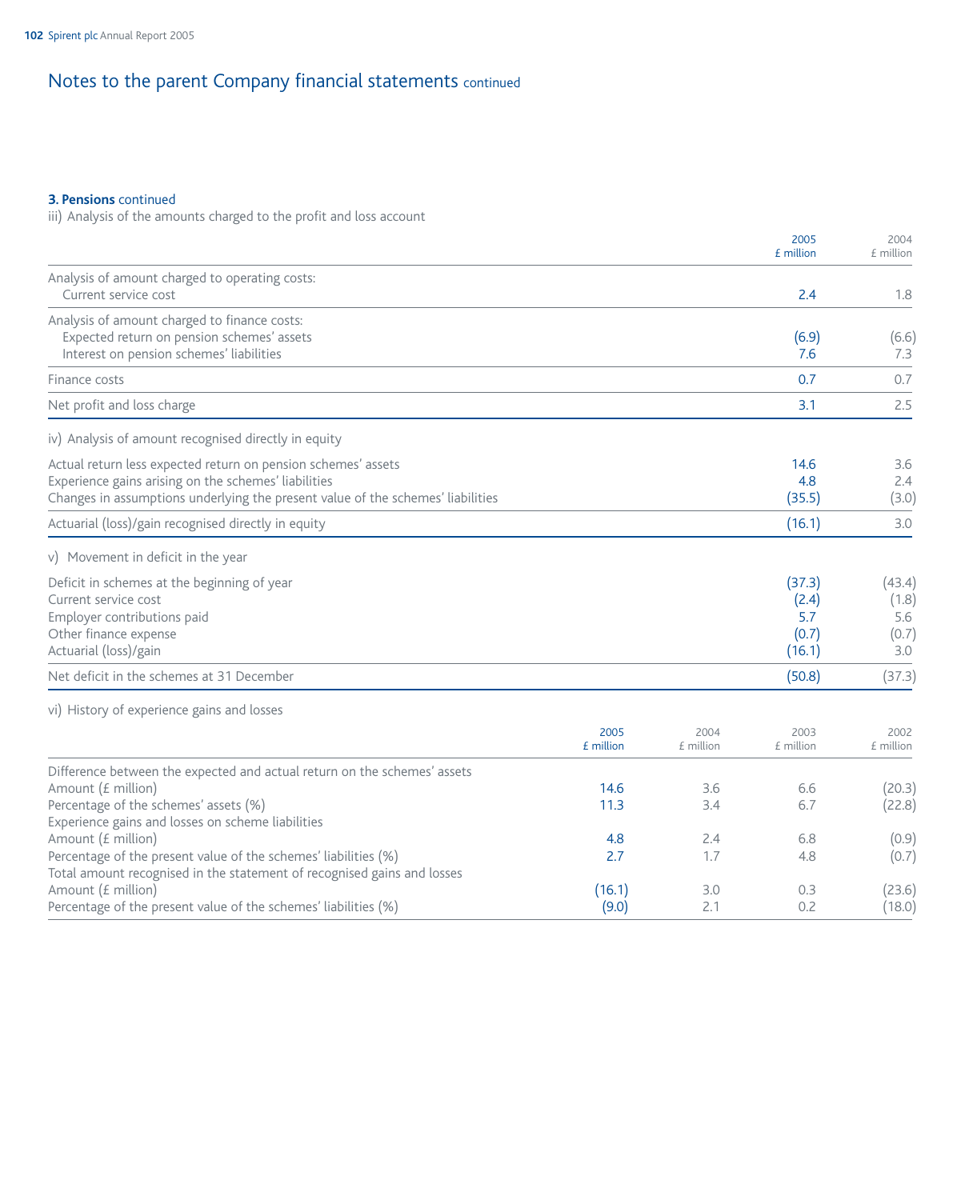# Notes to the parent Company financial statements continued

**3. Pensions** continued

iii) Analysis of the amounts charged to the profit and loss account

| | 2005 £ million | 2004 £ million |
|---|---|---|
| Analysis of amount charged to operating costs: | | |
| Current service cost | 2.4 | 1.8 |
| Analysis of amount charged to finance costs: | | |
| Expected return on pension schemes' assets | (6.9) | (6.6) |
| Interest on pension schemes' liabilities | 7.6 | 7.3 |
| Finance costs | 0.7 | 0.7 |
| Net profit and loss charge | 3.1 | 2.5 |

iv) Analysis of amount recognised directly in equity

| | 2005 £ million | 2004 £ million |
|---|---|---|
| Actual return less expected return on pension schemes' assets | 14.6 | 3.6 |
| Experience gains arising on the schemes' liabilities | 4.8 | 2.4 |
| Changes in assumptions underlying the present value of the schemes' liabilities | (35.5) | (3.0) |
| Actuarial (loss)/gain recognised directly in equity | (16.1) | 3.0 |

v) Movement in deficit in the year

| | 2005 £ million | 2004 £ million |
|---|---|---|
| Deficit in schemes at the beginning of year | (37.3) | (43.4) |
| Current service cost | (2.4) | (1.8) |
| Employer contributions paid | 5.7 | 5.6 |
| Other finance expense | (0.7) | (0.7) |
| Actuarial (loss)/gain | (16.1) | 3.0 |
| Net deficit in the schemes at 31 December | (50.8) | (37.3) |

vi) History of experience gains and losses

| | 2005 £ million | 2004 £ million | 2003 £ million | 2002 £ million |
|---|---|---|---|---|
| Difference between the expected and actual return on the schemes' assets | | | | |
| Amount (£ million) | 14.6 | 3.6 | 6.6 | (20.3) |
| Percentage of the schemes' assets (%) | 11.3 | 3.4 | 6.7 | (22.8) |
| Experience gains and losses on scheme liabilities | | | | |
| Amount (£ million) | 4.8 | 2.4 | 6.8 | (0.9) |
| Percentage of the present value of the schemes' liabilities (%) | 2.7 | 1.7 | 4.8 | (0.7) |
| Total amount recognised in the statement of recognised gains and losses | | | | |
| Amount (£ million) | (16.1) | 3.0 | 0.3 | (23.6) |
| Percentage of the present value of the schemes' liabilities (%) | (9.0) | 2.1 | 0.2 | (18.0) |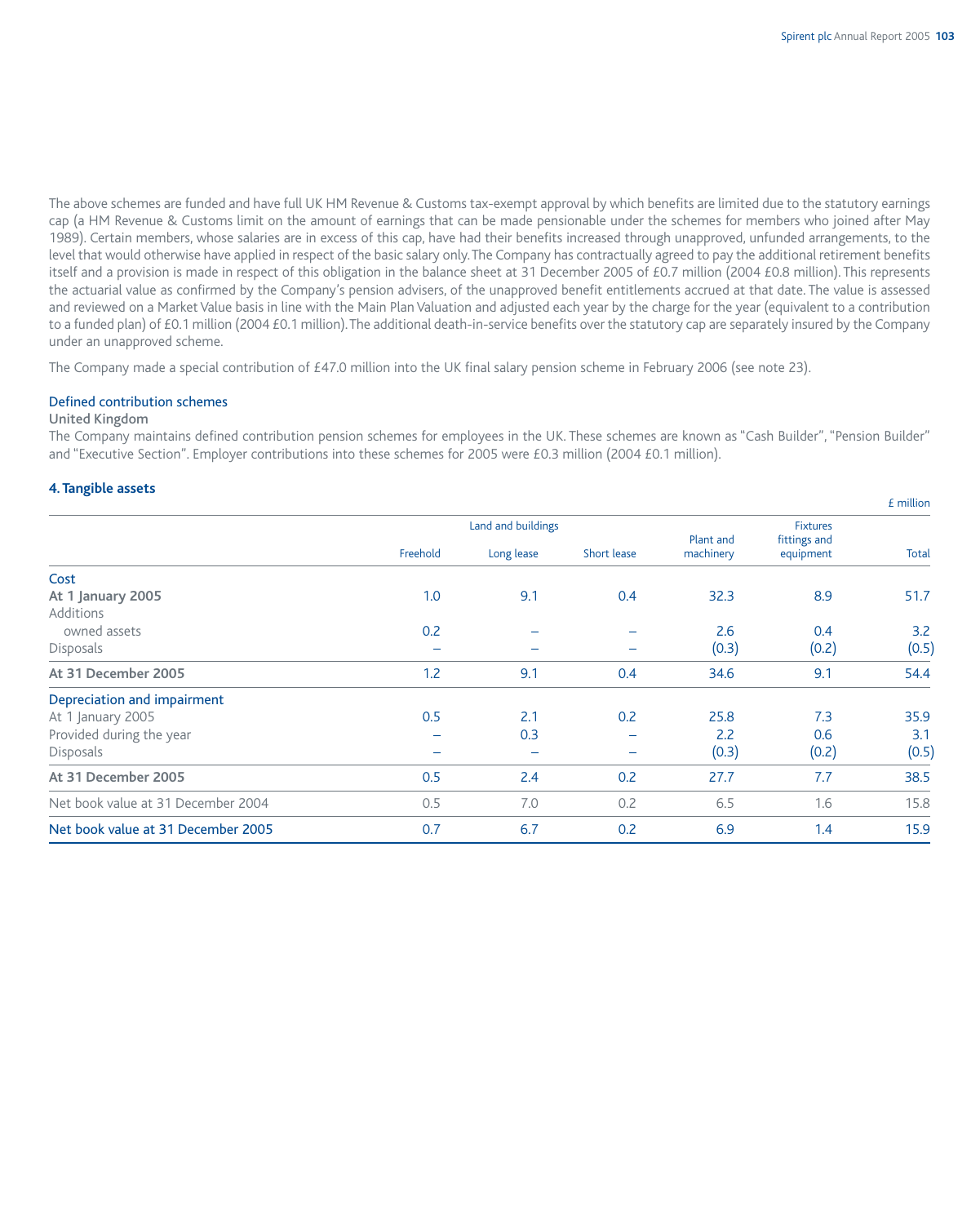The above schemes are funded and have full UK HM Revenue & Customs tax-exempt approval by which benefits are limited due to the statutory earnings cap (a HM Revenue & Customs limit on the amount of earnings that can be made pensionable under the schemes for members who joined after May 1989). Certain members, whose salaries are in excess of this cap, have had their benefits increased through unapproved, unfunded arrangements, to the level that would otherwise have applied in respect of the basic salary only. The Company has contractually agreed to pay the additional retirement benefits itself and a provision is made in respect of this obligation in the balance sheet at 31 December 2005 of £0.7 million (2004 £0.8 million). This represents the actuarial value as confirmed by the Company's pension advisers, of the unapproved benefit entitlements accrued at that date. The value is assessed and reviewed on a Market Value basis in line with the Main Plan Valuation and adjusted each year by the charge for the year (equivalent to a contribution to a funded plan) of £0.1 million (2004 £0.1 million). The additional death-in-service benefits over the statutory cap are separately insured by the Company under an unapproved scheme.

The Company made a special contribution of £47.0 million into the UK final salary pension scheme in February 2006 (see note 23).

### Defined contribution schemes

**United Kingdom**

The Company maintains defined contribution pension schemes for employees in the UK. These schemes are known as "Cash Builder", "Pension Builder" and "Executive Section". Employer contributions into these schemes for 2005 were £0.3 million (2004 £0.1 million).

## 4. Tangible assets

£ million

| | Land and buildings | | | | | |
|---|---|---|---|---|---|---|
| | Freehold | Long lease | Short lease | Plant and machinery | Fixtures fittings and equipment | Total |
| **Cost** | | | | | | |
| **At 1 January 2005** | 1.0 | 9.1 | 0.4 | 32.3 | 8.9 | 51.7 |
| Additions | | | | | | |
| owned assets | 0.2 | – | – | 2.6 | 0.4 | 3.2 |
| Disposals | – | – | – | (0.3) | (0.2) | (0.5) |
| **At 31 December 2005** | 1.2 | 9.1 | 0.4 | 34.6 | 9.1 | 54.4 |
| **Depreciation and impairment** | | | | | | |
| At 1 January 2005 | 0.5 | 2.1 | 0.2 | 25.8 | 7.3 | 35.9 |
| Provided during the year | – | 0.3 | – | 2.2 | 0.6 | 3.1 |
| Disposals | – | – | – | (0.3) | (0.2) | (0.5) |
| **At 31 December 2005** | 0.5 | 2.4 | 0.2 | 27.7 | 7.7 | 38.5 |
| Net book value at 31 December 2004 | 0.5 | 7.0 | 0.2 | 6.5 | 1.6 | 15.8 |
| **Net book value at 31 December 2005** | 0.7 | 6.7 | 0.2 | 6.9 | 1.4 | 15.9 |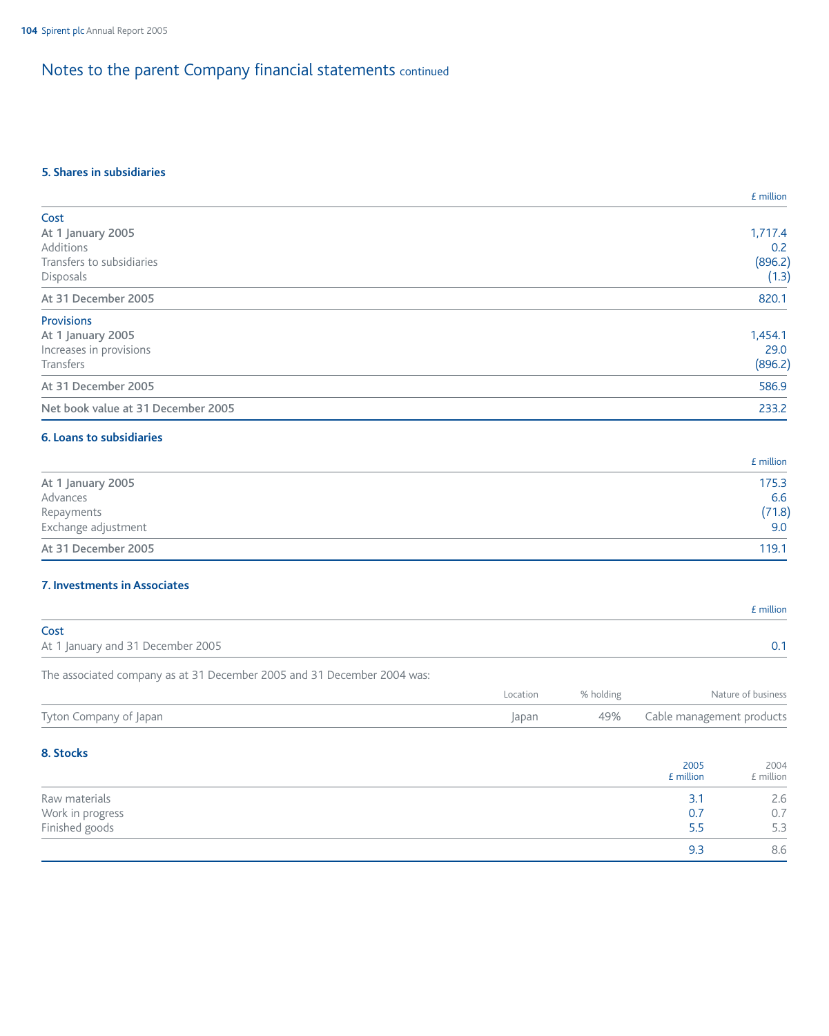## Notes to the parent Company financial statements continued

### 5. Shares in subsidiaries

| | £ million |
|---|---|
| **Cost** | |
| At 1 January 2005 | 1,717.4 |
| Additions | 0.2 |
| Transfers to subsidiaries | (896.2) |
| Disposals | (1.3) |
| **At 31 December 2005** | 820.1 |
| **Provisions** | |
| At 1 January 2005 | 1,454.1 |
| Increases in provisions | 29.0 |
| Transfers | (896.2) |
| **At 31 December 2005** | 586.9 |
| **Net book value at 31 December 2005** | 233.2 |

### 6. Loans to subsidiaries

| | £ million |
|---|---|
| At 1 January 2005 | 175.3 |
| Advances | 6.6 |
| Repayments | (71.8) |
| Exchange adjustment | 9.0 |
| **At 31 December 2005** | 119.1 |

### 7. Investments in Associates

| | £ million |
|---|---|
| **Cost** | |
| At 1 January and 31 December 2005 | 0.1 |

The associated company as at 31 December 2005 and 31 December 2004 was:

| | Location | % holding | Nature of business |
|---|---|---|---|
| Tyton Company of Japan | Japan | 49% | Cable management products |

### 8. Stocks

| | 2005 £ million | 2004 £ million |
|---|---|---|
| Raw materials | 3.1 | 2.6 |
| Work in progress | 0.7 | 0.7 |
| Finished goods | 5.5 | 5.3 |
| | 9.3 | 8.6 |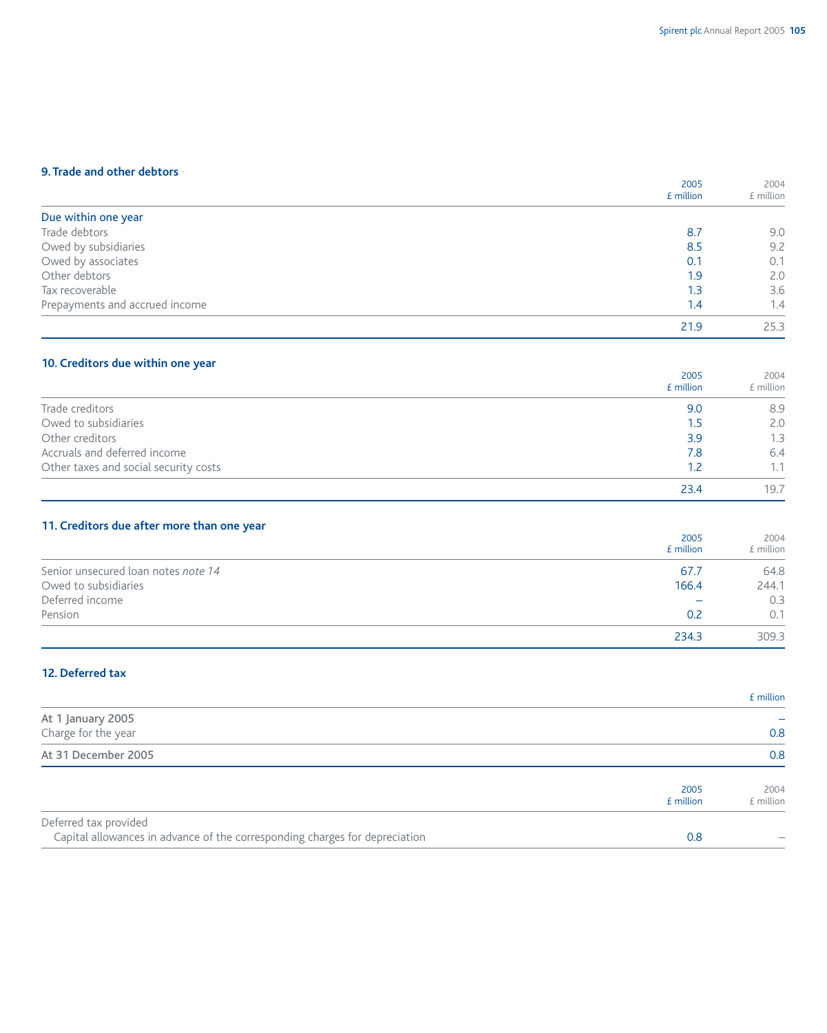## 9. Trade and other debtors

| | 2005 £ million | 2004 £ million |
|---|---|---|
| **Due within one year** | | |
| Trade debtors | 8.7 | 9.0 |
| Owed by subsidiaries | 8.5 | 9.2 |
| Owed by associates | 0.1 | 0.1 |
| Other debtors | 1.9 | 2.0 |
| Tax recoverable | 1.3 | 3.6 |
| Prepayments and accrued income | 1.4 | 1.4 |
| | 21.9 | 25.3 |

## 10. Creditors due within one year

| | 2005 £ million | 2004 £ million |
|---|---|---|
| Trade creditors | 9.0 | 8.9 |
| Owed to subsidiaries | 1.5 | 2.0 |
| Other creditors | 3.9 | 1.3 |
| Accruals and deferred income | 7.8 | 6.4 |
| Other taxes and social security costs | 1.2 | 1.1 |
| | 23.4 | 19.7 |

## 11. Creditors due after more than one year

| | 2005 £ million | 2004 £ million |
|---|---|---|
| Senior unsecured loan notes *note 14* | 67.7 | 64.8 |
| Owed to subsidiaries | 166.4 | 244.1 |
| Deferred income | – | 0.3 |
| Pension | 0.2 | 0.1 |
| | 234.3 | 309.3 |

## 12. Deferred tax

| | £ million |
|---|---|
| **At 1 January 2005** | – |
| Charge for the year | 0.8 |
| **At 31 December 2005** | 0.8 |

| | 2005 £ million | 2004 £ million |
|---|---|---|
| Deferred tax provided | | |
| Capital allowances in advance of the corresponding charges for depreciation | 0.8 | – |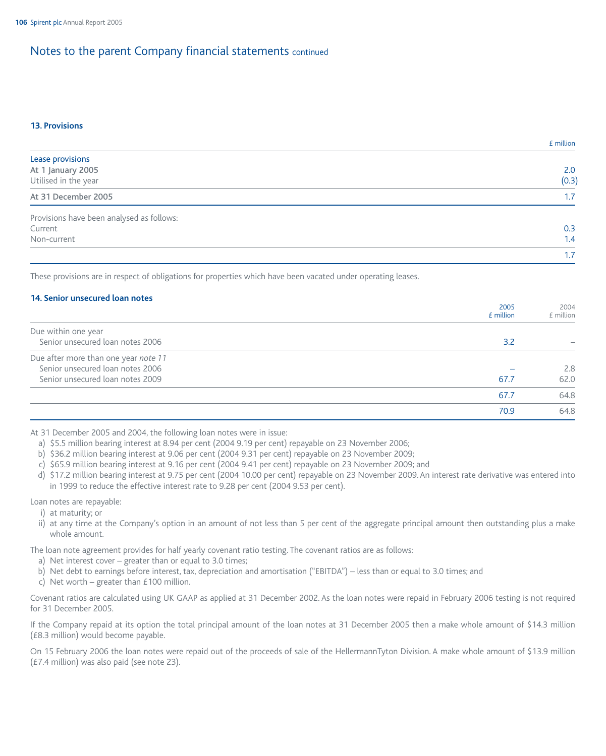# Notes to the parent Company financial statements continued

## 13. Provisions

| | £ million |
|---|---|
| **Lease provisions** | |
| At 1 January 2005 | 2.0 |
| Utilised in the year | (0.3) |
| **At 31 December 2005** | 1.7 |
| Provisions have been analysed as follows: | |
| Current | 0.3 |
| Non-current | 1.4 |
| | 1.7 |

These provisions are in respect of obligations for properties which have been vacated under operating leases.

## 14. Senior unsecured loan notes

| | 2005 £ million | 2004 £ million |
|---|---|---|
| Due within one year | | |
| Senior unsecured loan notes 2006 | 3.2 | – |
| Due after more than one year *note 11* | | |
| Senior unsecured loan notes 2006 | – | 2.8 |
| Senior unsecured loan notes 2009 | 67.7 | 62.0 |
| | 67.7 | 64.8 |
| | 70.9 | 64.8 |

At 31 December 2005 and 2004, the following loan notes were in issue:

a) \$5.5 million bearing interest at 8.94 per cent (2004 9.19 per cent) repayable on 23 November 2006;
b) \$36.2 million bearing interest at 9.06 per cent (2004 9.31 per cent) repayable on 23 November 2009;
c) \$65.9 million bearing interest at 9.16 per cent (2004 9.41 per cent) repayable on 23 November 2009; and
d) \$17.2 million bearing interest at 9.75 per cent (2004 10.00 per cent) repayable on 23 November 2009. An interest rate derivative was entered into in 1999 to reduce the effective interest rate to 9.28 per cent (2004 9.53 per cent).

Loan notes are repayable:

i) at maturity; or
ii) at any time at the Company's option in an amount of not less than 5 per cent of the aggregate principal amount then outstanding plus a make whole amount.

The loan note agreement provides for half yearly covenant ratio testing. The covenant ratios are as follows:

a) Net interest cover – greater than or equal to 3.0 times;
b) Net debt to earnings before interest, tax, depreciation and amortisation ("EBITDA") – less than or equal to 3.0 times; and
c) Net worth – greater than £100 million.

Covenant ratios are calculated using UK GAAP as applied at 31 December 2002. As the loan notes were repaid in February 2006 testing is not required for 31 December 2005.

If the Company repaid at its option the total principal amount of the loan notes at 31 December 2005 then a make whole amount of \$14.3 million (£8.3 million) would become payable.

On 15 February 2006 the loan notes were repaid out of the proceeds of sale of the HellermannTyton Division. A make whole amount of \$13.9 million (£7.4 million) was also paid (see note 23).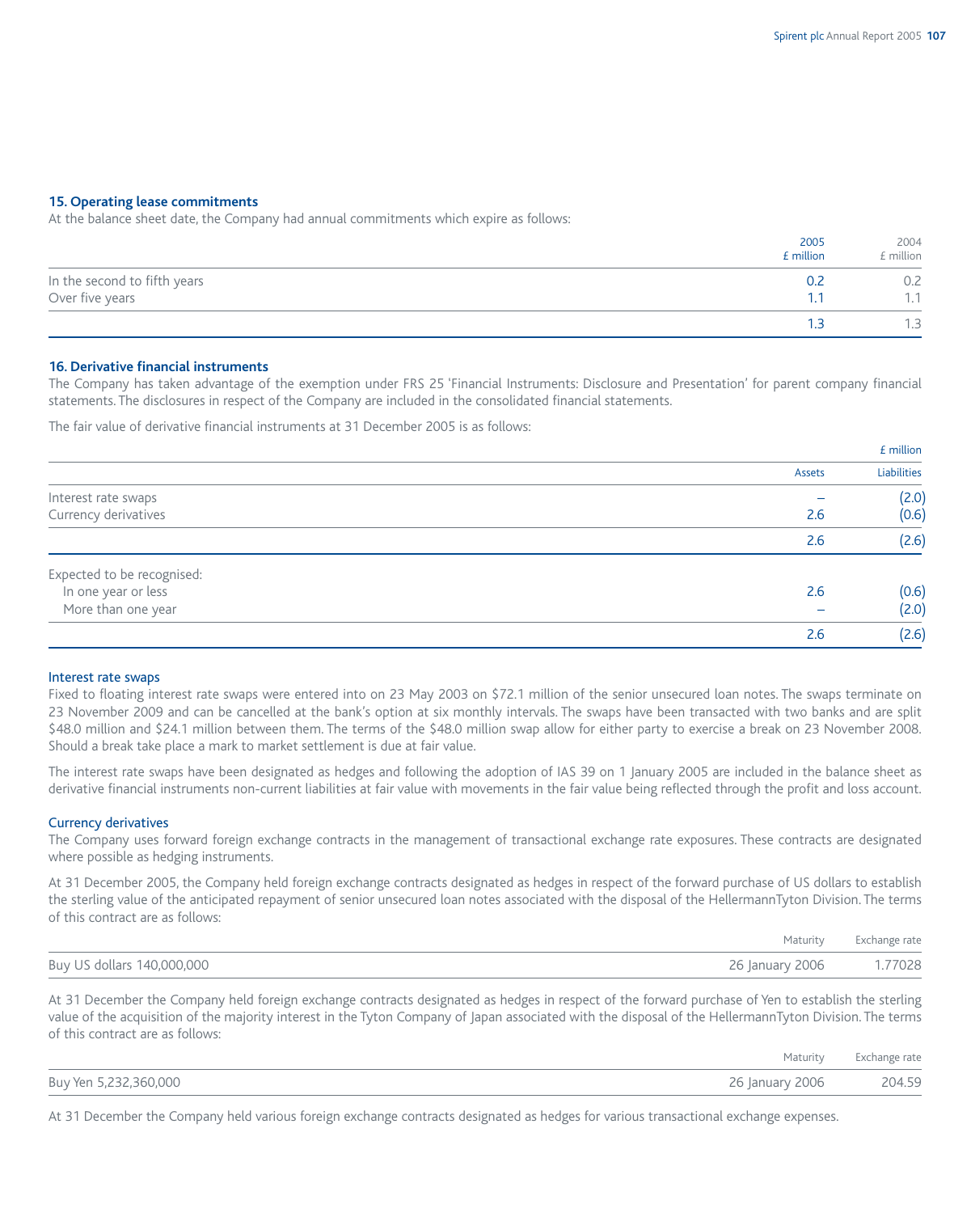## 15. Operating lease commitments

At the balance sheet date, the Company had annual commitments which expire as follows:

| | 2005 £ million | 2004 £ million |
|---|---|---|
| In the second to fifth years | 0.2 | 0.2 |
| Over five years | 1.1 | 1.1 |
| | 1.3 | 1.3 |

## 16. Derivative financial instruments

The Company has taken advantage of the exemption under FRS 25 'Financial Instruments: Disclosure and Presentation' for parent company financial statements. The disclosures in respect of the Company are included in the consolidated financial statements.

The fair value of derivative financial instruments at 31 December 2005 is as follows:

| | | £ million |
|---|---|---|
| | Assets | Liabilities |
| Interest rate swaps | – | (2.0) |
| Currency derivatives | 2.6 | (0.6) |
| | 2.6 | (2.6) |
| Expected to be recognised: | | |
| In one year or less | 2.6 | (0.6) |
| More than one year | – | (2.0) |
| | 2.6 | (2.6) |

### Interest rate swaps

Fixed to floating interest rate swaps were entered into on 23 May 2003 on $72.1 million of the senior unsecured loan notes. The swaps terminate on 23 November 2009 and can be cancelled at the bank's option at six monthly intervals. The swaps have been transacted with two banks and are split $48.0 million and $24.1 million between them. The terms of the $48.0 million swap allow for either party to exercise a break on 23 November 2008. Should a break take place a mark to market settlement is due at fair value.

The interest rate swaps have been designated as hedges and following the adoption of IAS 39 on 1 January 2005 are included in the balance sheet as derivative financial instruments non-current liabilities at fair value with movements in the fair value being reflected through the profit and loss account.

### Currency derivatives

The Company uses forward foreign exchange contracts in the management of transactional exchange rate exposures. These contracts are designated where possible as hedging instruments.

At 31 December 2005, the Company held foreign exchange contracts designated as hedges in respect of the forward purchase of US dollars to establish the sterling value of the anticipated repayment of senior unsecured loan notes associated with the disposal of the HellermannTyton Division. The terms of this contract are as follows:

| | Maturity | Exchange rate |
|---|---|---|
| Buy US dollars 140,000,000 | 26 January 2006 | 1.77028 |

At 31 December the Company held foreign exchange contracts designated as hedges in respect of the forward purchase of Yen to establish the sterling value of the acquisition of the majority interest in the Tyton Company of Japan associated with the disposal of the HellermannTyton Division. The terms of this contract are as follows:

| | Maturity | Exchange rate |
|---|---|---|
| Buy Yen 5,232,360,000 | 26 January 2006 | 204.59 |

At 31 December the Company held various foreign exchange contracts designated as hedges for various transactional exchange expenses.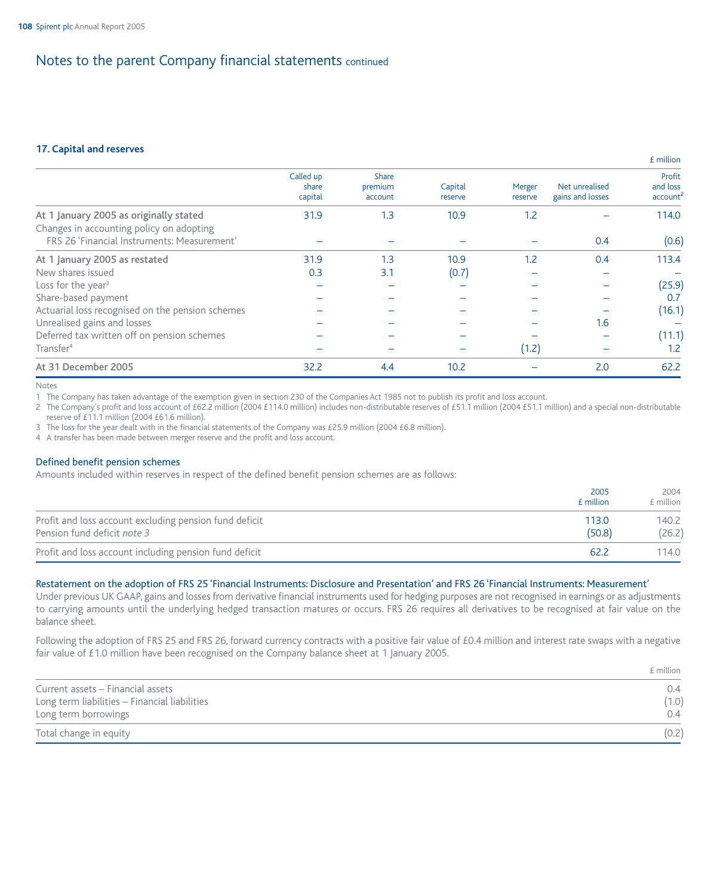# Notes to the parent Company financial statements continued

### 17. Capital and reserves

£ million

| | Called up share capital | Share premium account | Capital reserve | Merger reserve | Net unrealised gains and losses | Profit and loss account[2] |
|---|---|---|---|---|---|---|
| **At 1 January 2005 as originally stated** | 31.9 | 1.3 | 10.9 | 1.2 | – | 114.0 |
| Changes in accounting policy on adopting FRS 26 'Financial Instruments: Measurement' | – | – | – | – | 0.4 | (0.6) |
| **At 1 January 2005 as restated** | 31.9 | 1.3 | 10.9 | 1.2 | 0.4 | 113.4 |
| New shares issued | 0.3 | 3.1 | (0.7) | – | – | – |
| Loss for the year[3] | – | – | – | – | – | (25.9) |
| Share-based payment | – | – | – | – | – | 0.7 |
| Actuarial loss recognised on the pension schemes | – | – | – | – | – | (16.1) |
| Unrealised gains and losses | – | – | – | – | 1.6 | – |
| Deferred tax written off on pension schemes | – | – | – | – | – | (11.1) |
| Transfer[4] | – | – | – | (1.2) | – | 1.2 |
| **At 31 December 2005** | 32.2 | 4.4 | 10.2 | – | 2.0 | 62.2 |

Notes

1 The Company has taken advantage of the exemption given in section 230 of the Companies Act 1985 not to publish its profit and loss account.

2 The Company's profit and loss account of £62.2 million (2004 £114.0 million) includes non-distributable reserves of £51.1 million (2004 £51.1 million) and a special non-distributable reserve of £11.1 million (2004 £61.6 million).

3 The loss for the year dealt with in the financial statements of the Company was £25.9 million (2004 £6.8 million).

4 A transfer has been made between merger reserve and the profit and loss account.

#### Defined benefit pension schemes

Amounts included within reserves in respect of the defined benefit pension schemes are as follows:

| | 2005 £ million | 2004 £ million |
|---|---|---|
| Profit and loss account excluding pension fund deficit | 113.0 | 140.2 |
| Pension fund deficit *note 3* | (50.8) | (26.2) |
| Profit and loss account including pension fund deficit | 62.2 | 114.0 |

#### Restatement on the adoption of FRS 25 'Financial Instruments: Disclosure and Presentation' and FRS 26 'Financial Instruments: Measurement'

Under previous UK GAAP, gains and losses from derivative financial instruments used for hedging purposes are not recognised in earnings or as adjustments to carrying amounts until the underlying hedged transaction matures or occurs. FRS 26 requires all derivatives to be recognised at fair value on the balance sheet.

Following the adoption of FRS 25 and FRS 26, forward currency contracts with a positive fair value of £0.4 million and interest rate swaps with a negative fair value of £1.0 million have been recognised on the Company balance sheet at 1 January 2005.

| | £ million |
|---|---|
| Current assets – Financial assets | 0.4 |
| Long term liabilities – Financial liabilities | (1.0) |
| Long term borrowings | 0.4 |
| Total change in equity | (0.2) |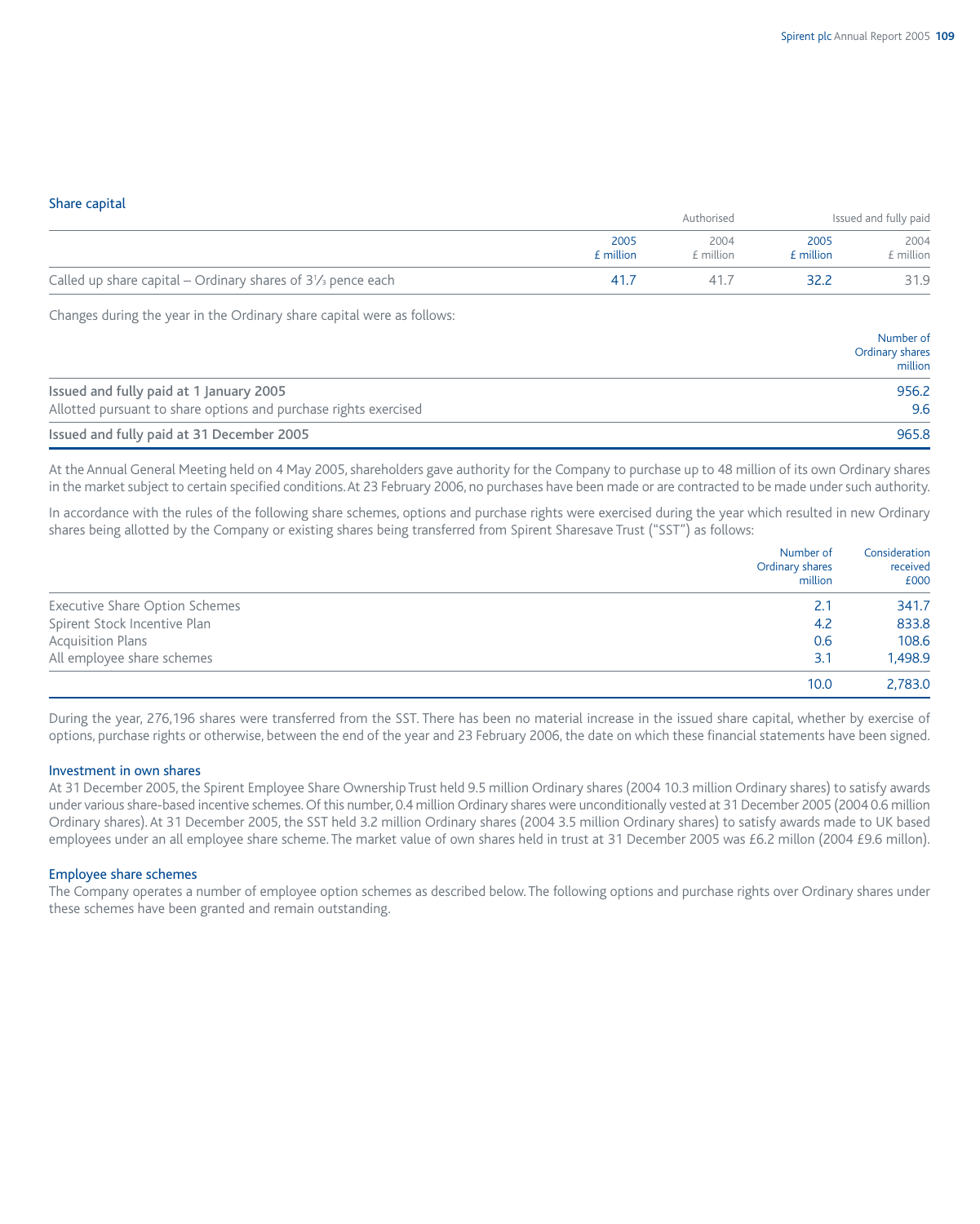## Share capital

| | Authorised | | Issued and fully paid | |
|---|---|---|---|---|
| | 2005 £ million | 2004 £ million | 2005 £ million | 2004 £ million |
| Called up share capital – Ordinary shares of 3⅓ pence each | 41.7 | 41.7 | 32.2 | 31.9 |

Changes during the year in the Ordinary share capital were as follows:

| | Number of Ordinary shares million |
|---|---|
| **Issued and fully paid at 1 January 2005** | 956.2 |
| Allotted pursuant to share options and purchase rights exercised | 9.6 |
| **Issued and fully paid at 31 December 2005** | 965.8 |

At the Annual General Meeting held on 4 May 2005, shareholders gave authority for the Company to purchase up to 48 million of its own Ordinary shares in the market subject to certain specified conditions. At 23 February 2006, no purchases have been made or are contracted to be made under such authority.

In accordance with the rules of the following share schemes, options and purchase rights were exercised during the year which resulted in new Ordinary shares being allotted by the Company or existing shares being transferred from Spirent Sharesave Trust ("SST") as follows:

| | Number of Ordinary shares million | Consideration received £000 |
|---|---|---|
| Executive Share Option Schemes | 2.1 | 341.7 |
| Spirent Stock Incentive Plan | 4.2 | 833.8 |
| Acquisition Plans | 0.6 | 108.6 |
| All employee share schemes | 3.1 | 1,498.9 |
| | 10.0 | 2,783.0 |

During the year, 276,196 shares were transferred from the SST. There has been no material increase in the issued share capital, whether by exercise of options, purchase rights or otherwise, between the end of the year and 23 February 2006, the date on which these financial statements have been signed.

### Investment in own shares

At 31 December 2005, the Spirent Employee Share Ownership Trust held 9.5 million Ordinary shares (2004 10.3 million Ordinary shares) to satisfy awards under various share-based incentive schemes. Of this number, 0.4 million Ordinary shares were unconditionally vested at 31 December 2005 (2004 0.6 million Ordinary shares). At 31 December 2005, the SST held 3.2 million Ordinary shares (2004 3.5 million Ordinary shares) to satisfy awards made to UK based employees under an all employee share scheme. The market value of own shares held in trust at 31 December 2005 was £6.2 millon (2004 £9.6 millon).

### Employee share schemes

The Company operates a number of employee option schemes as described below. The following options and purchase rights over Ordinary shares under these schemes have been granted and remain outstanding.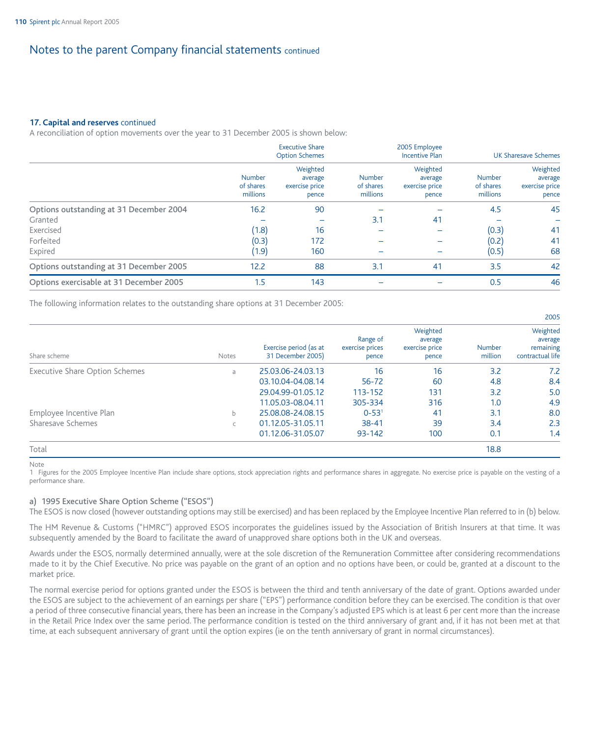# Notes to the parent Company financial statements continued

### 17. Capital and reserves continued

A reconciliation of option movements over the year to 31 December 2005 is shown below:

| | Executive Share Option Schemes | | 2005 Employee Incentive Plan | | UK Sharesave Schemes | |
|---|---|---|---|---|---|---|
| | Number of shares millions | Weighted average exercise price pence | Number of shares millions | Weighted average exercise price pence | Number of shares millions | Weighted average exercise price pence |
| **Options outstanding at 31 December 2004** | 16.2 | 90 | – | – | 4.5 | 45 |
| Granted | – | – | 3.1 | 41 | – | – |
| Exercised | (1.8) | 16 | – | – | (0.3) | 41 |
| Forfeited | (0.3) | 172 | – | – | (0.2) | 41 |
| Expired | (1.9) | 160 | – | – | (0.5) | 68 |
| **Options outstanding at 31 December 2005** | 12.2 | 88 | 3.1 | 41 | 3.5 | 42 |
| **Options exercisable at 31 December 2005** | 1.5 | 143 | – | – | 0.5 | 46 |

The following information relates to the outstanding share options at 31 December 2005:

| | | | | | | 2005 |
|---|---|---|---|---|---|---|
| Share scheme | Notes | Exercise period (as at 31 December 2005) | Range of exercise prices pence | Weighted average exercise price pence | Number million | Weighted average remaining contractual life |
| Executive Share Option Schemes | a | 25.03.06-24.03.13 | 16 | 16 | 3.2 | 7.2 |
| | | 03.10.04-04.08.14 | 56-72 | 60 | 4.8 | 8.4 |
| | | 29.04.99-01.05.12 | 113-152 | 131 | 3.2 | 5.0 |
| | | 11.05.03-08.04.11 | 305-334 | 316 | 1.0 | 4.9 |
| Employee Incentive Plan | b | 25.08.08-24.08.15 | 0-53[1] | 41 | 3.1 | 8.0 |
| Sharesave Schemes | c | 01.12.05-31.05.11 | 38-41 | 39 | 3.4 | 2.3 |
| | | 01.12.06-31.05.07 | 93-142 | 100 | 0.1 | 1.4 |
| Total | | | | | 18.8 | |

Note
1 Figures for the 2005 Employee Incentive Plan include share options, stock appreciation rights and performance shares in aggregate. No exercise price is payable on the vesting of a performance share.

#### a) 1995 Executive Share Option Scheme ("ESOS")

The ESOS is now closed (however outstanding options may still be exercised) and has been replaced by the Employee Incentive Plan referred to in (b) below.

The HM Revenue & Customs ("HMRC") approved ESOS incorporates the guidelines issued by the Association of British Insurers at that time. It was subsequently amended by the Board to facilitate the award of unapproved share options both in the UK and overseas.

Awards under the ESOS, normally determined annually, were at the sole discretion of the Remuneration Committee after considering recommendations made to it by the Chief Executive. No price was payable on the grant of an option and no options have been, or could be, granted at a discount to the market price.

The normal exercise period for options granted under the ESOS is between the third and tenth anniversary of the date of grant. Options awarded under the ESOS are subject to the achievement of an earnings per share ("EPS") performance condition before they can be exercised. The condition is that over a period of three consecutive financial years, there has been an increase in the Company's adjusted EPS which is at least 6 per cent more than the increase in the Retail Price Index over the same period. The performance condition is tested on the third anniversary of grant and, if it has not been met at that time, at each subsequent anniversary of grant until the option expires (ie on the tenth anniversary of grant in normal circumstances).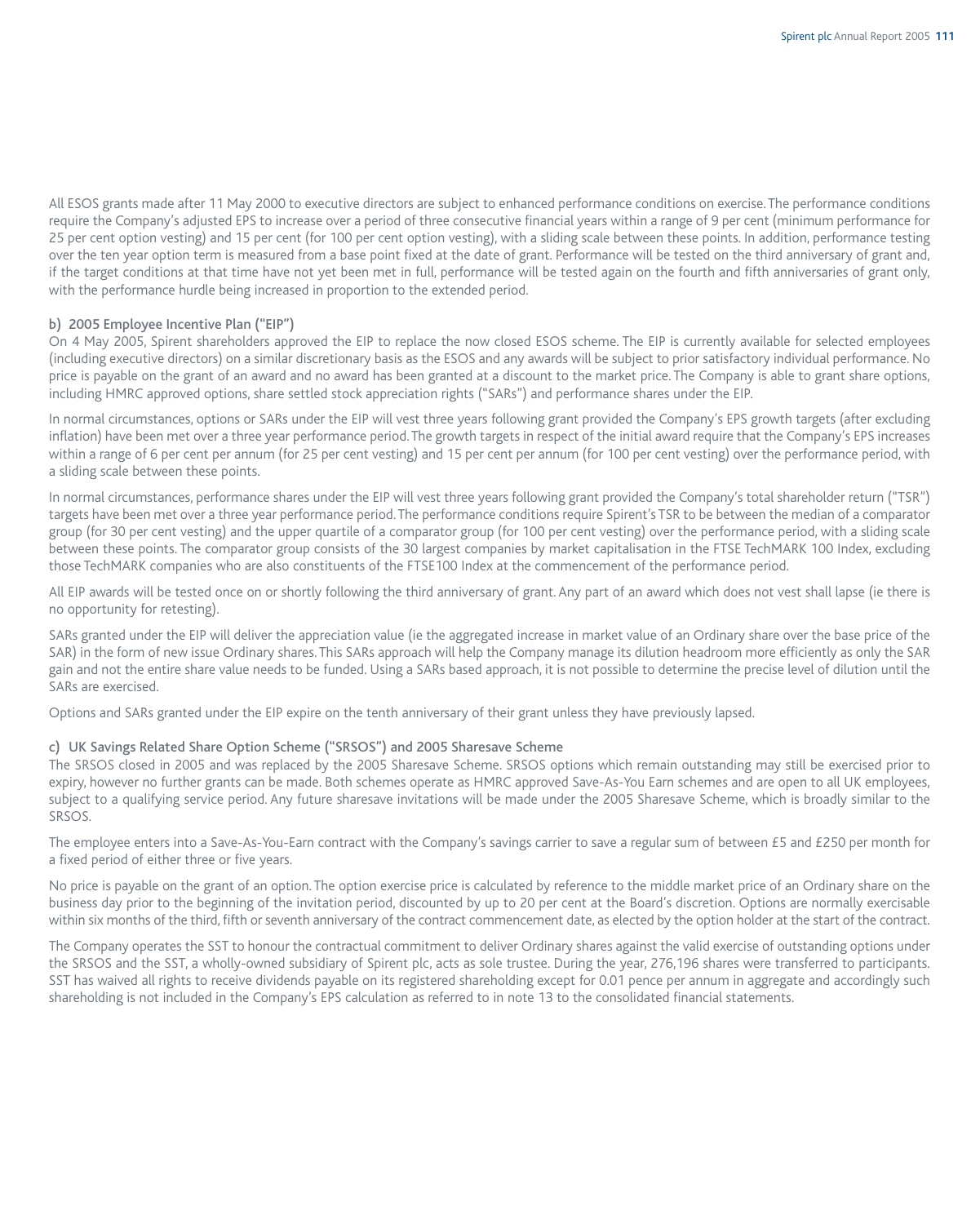All ESOS grants made after 11 May 2000 to executive directors are subject to enhanced performance conditions on exercise. The performance conditions require the Company's adjusted EPS to increase over a period of three consecutive financial years within a range of 9 per cent (minimum performance for 25 per cent option vesting) and 15 per cent (for 100 per cent option vesting), with a sliding scale between these points. In addition, performance testing over the ten year option term is measured from a base point fixed at the date of grant. Performance will be tested on the third anniversary of grant and, if the target conditions at that time have not yet been met in full, performance will be tested again on the fourth and fifth anniversaries of grant only, with the performance hurdle being increased in proportion to the extended period.

#### b) 2005 Employee Incentive Plan ("EIP")

On 4 May 2005, Spirent shareholders approved the EIP to replace the now closed ESOS scheme. The EIP is currently available for selected employees (including executive directors) on a similar discretionary basis as the ESOS and any awards will be subject to prior satisfactory individual performance. No price is payable on the grant of an award and no award has been granted at a discount to the market price. The Company is able to grant share options, including HMRC approved options, share settled stock appreciation rights ("SARs") and performance shares under the EIP.

In normal circumstances, options or SARs under the EIP will vest three years following grant provided the Company's EPS growth targets (after excluding inflation) have been met over a three year performance period. The growth targets in respect of the initial award require that the Company's EPS increases within a range of 6 per cent per annum (for 25 per cent vesting) and 15 per cent per annum (for 100 per cent vesting) over the performance period, with a sliding scale between these points.

In normal circumstances, performance shares under the EIP will vest three years following grant provided the Company's total shareholder return ("TSR") targets have been met over a three year performance period. The performance conditions require Spirent's TSR to be between the median of a comparator group (for 30 per cent vesting) and the upper quartile of a comparator group (for 100 per cent vesting) over the performance period, with a sliding scale between these points. The comparator group consists of the 30 largest companies by market capitalisation in the FTSE TechMARK 100 Index, excluding those TechMARK companies who are also constituents of the FTSE100 Index at the commencement of the performance period.

All EIP awards will be tested once on or shortly following the third anniversary of grant. Any part of an award which does not vest shall lapse (ie there is no opportunity for retesting).

SARs granted under the EIP will deliver the appreciation value (ie the aggregated increase in market value of an Ordinary share over the base price of the SAR) in the form of new issue Ordinary shares. This SARs approach will help the Company manage its dilution headroom more efficiently as only the SAR gain and not the entire share value needs to be funded. Using a SARs based approach, it is not possible to determine the precise level of dilution until the SARs are exercised.

Options and SARs granted under the EIP expire on the tenth anniversary of their grant unless they have previously lapsed.

#### c) UK Savings Related Share Option Scheme ("SRSOS") and 2005 Sharesave Scheme

The SRSOS closed in 2005 and was replaced by the 2005 Sharesave Scheme. SRSOS options which remain outstanding may still be exercised prior to expiry, however no further grants can be made. Both schemes operate as HMRC approved Save-As-You Earn schemes and are open to all UK employees, subject to a qualifying service period. Any future sharesave invitations will be made under the 2005 Sharesave Scheme, which is broadly similar to the SRSOS.

The employee enters into a Save-As-You-Earn contract with the Company's savings carrier to save a regular sum of between £5 and £250 per month for a fixed period of either three or five years.

No price is payable on the grant of an option. The option exercise price is calculated by reference to the middle market price of an Ordinary share on the business day prior to the beginning of the invitation period, discounted by up to 20 per cent at the Board's discretion. Options are normally exercisable within six months of the third, fifth or seventh anniversary of the contract commencement date, as elected by the option holder at the start of the contract.

The Company operates the SST to honour the contractual commitment to deliver Ordinary shares against the valid exercise of outstanding options under the SRSOS and the SST, a wholly-owned subsidiary of Spirent plc, acts as sole trustee. During the year, 276,196 shares were transferred to participants. SST has waived all rights to receive dividends payable on its registered shareholding except for 0.01 pence per annum in aggregate and accordingly such shareholding is not included in the Company's EPS calculation as referred to in note 13 to the consolidated financial statements.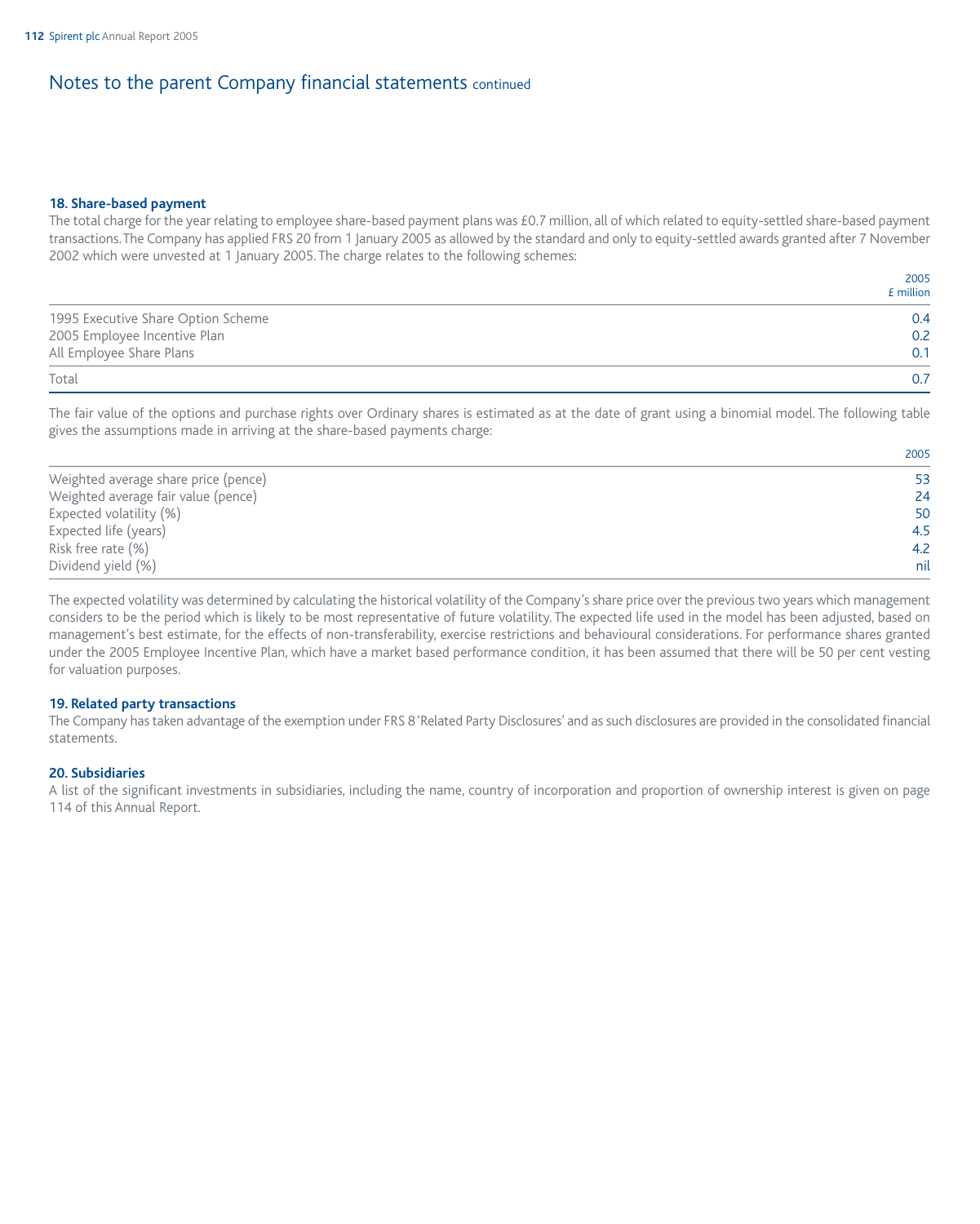# Notes to the parent Company financial statements continued

### 18. Share-based payment

The total charge for the year relating to employee share-based payment plans was £0.7 million, all of which related to equity-settled share-based payment transactions. The Company has applied FRS 20 from 1 January 2005 as allowed by the standard and only to equity-settled awards granted after 7 November 2002 which were unvested at 1 January 2005. The charge relates to the following schemes:

| | 2005 £ million |
|---|---|
| 1995 Executive Share Option Scheme | 0.4 |
| 2005 Employee Incentive Plan | 0.2 |
| All Employee Share Plans | 0.1 |
| Total | 0.7 |

The fair value of the options and purchase rights over Ordinary shares is estimated as at the date of grant using a binomial model. The following table gives the assumptions made in arriving at the share-based payments charge:

| | 2005 |
|---|---|
| Weighted average share price (pence) | 53 |
| Weighted average fair value (pence) | 24 |
| Expected volatility (%) | 50 |
| Expected life (years) | 4.5 |
| Risk free rate (%) | 4.2 |
| Dividend yield (%) | nil |

The expected volatility was determined by calculating the historical volatility of the Company's share price over the previous two years which management considers to be the period which is likely to be most representative of future volatility. The expected life used in the model has been adjusted, based on management's best estimate, for the effects of non-transferability, exercise restrictions and behavioural considerations. For performance shares granted under the 2005 Employee Incentive Plan, which have a market based performance condition, it has been assumed that there will be 50 per cent vesting for valuation purposes.

### 19. Related party transactions

The Company has taken advantage of the exemption under FRS 8 'Related Party Disclosures' and as such disclosures are provided in the consolidated financial statements.

### 20. Subsidiaries

A list of the significant investments in subsidiaries, including the name, country of incorporation and proportion of ownership interest is given on page 114 of this Annual Report.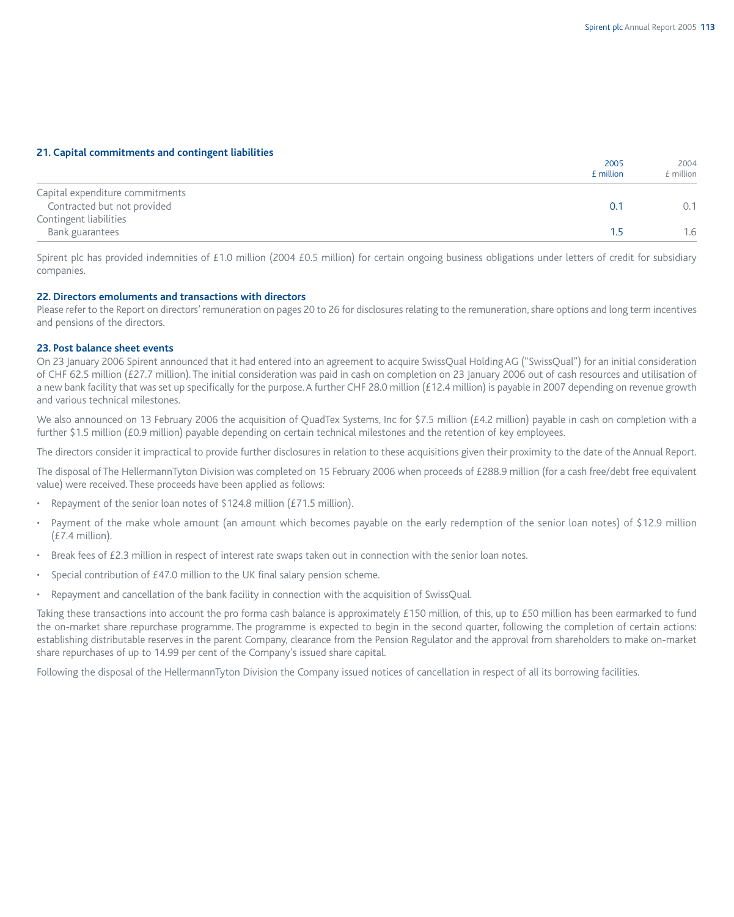## 21. Capital commitments and contingent liabilities

| | 2005<br>£ million | 2004<br>£ million |
|---|---|---|
| Capital expenditure commitments | | |
| Contracted but not provided | 0.1 | 0.1 |
| Contingent liabilities | | |
| Bank guarantees | 1.5 | 1.6 |

Spirent plc has provided indemnities of £1.0 million (2004 £0.5 million) for certain ongoing business obligations under letters of credit for subsidiary companies.

## 22. Directors emoluments and transactions with directors

Please refer to the Report on directors' remuneration on pages 20 to 26 for disclosures relating to the remuneration, share options and long term incentives and pensions of the directors.

## 23. Post balance sheet events

On 23 January 2006 Spirent announced that it had entered into an agreement to acquire SwissQual Holding AG ("SwissQual") for an initial consideration of CHF 62.5 million (£27.7 million). The initial consideration was paid in cash on completion on 23 January 2006 out of cash resources and utilisation of a new bank facility that was set up specifically for the purpose. A further CHF 28.0 million (£12.4 million) is payable in 2007 depending on revenue growth and various technical milestones.

We also announced on 13 February 2006 the acquisition of QuadTex Systems, Inc for $7.5 million (£4.2 million) payable in cash on completion with a further $1.5 million (£0.9 million) payable depending on certain technical milestones and the retention of key employees.

The directors consider it impractical to provide further disclosures in relation to these acquisitions given their proximity to the date of the Annual Report.

The disposal of The HellermannTyton Division was completed on 15 February 2006 when proceeds of £288.9 million (for a cash free/debt free equivalent value) were received. These proceeds have been applied as follows:

- Repayment of the senior loan notes of $124.8 million (£71.5 million).
- Payment of the make whole amount (an amount which becomes payable on the early redemption of the senior loan notes) of $12.9 million (£7.4 million).
- Break fees of £2.3 million in respect of interest rate swaps taken out in connection with the senior loan notes.
- Special contribution of £47.0 million to the UK final salary pension scheme.
- Repayment and cancellation of the bank facility in connection with the acquisition of SwissQual.

Taking these transactions into account the pro forma cash balance is approximately £150 million, of this, up to £50 million has been earmarked to fund the on-market share repurchase programme. The programme is expected to begin in the second quarter, following the completion of certain actions: establishing distributable reserves in the parent Company, clearance from the Pension Regulator and the approval from shareholders to make on-market share repurchases of up to 14.99 per cent of the Company's issued share capital.

Following the disposal of the HellermannTyton Division the Company issued notices of cancellation in respect of all its borrowing facilities.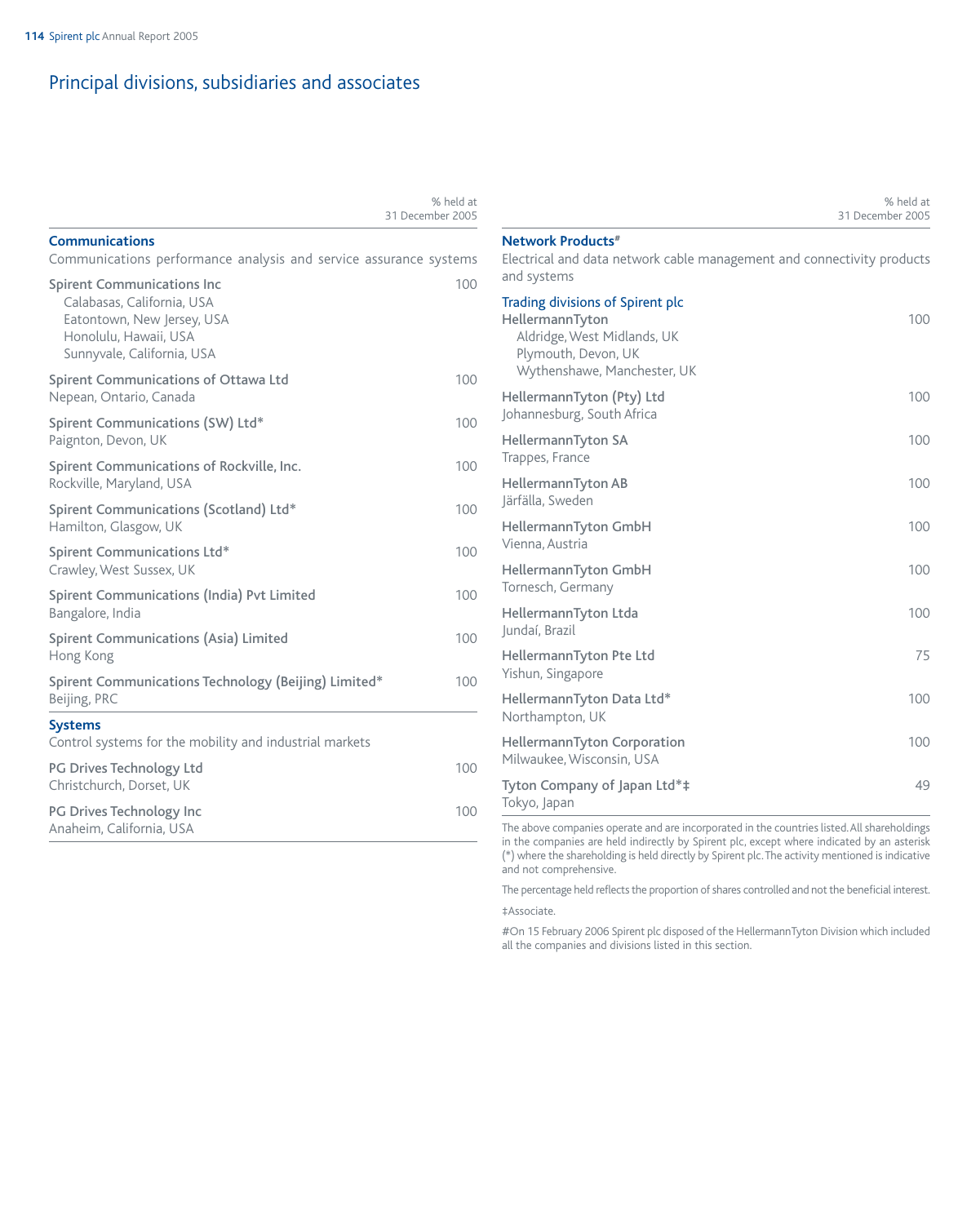# Principal divisions, subsidiaries and associates

| | % held at 31 December 2005 |
|---|---|
| **Communications** | |
| Communications performance analysis and service assurance systems | |
| Spirent Communications Inc<br>Calabasas, California, USA<br>Eatontown, New Jersey, USA<br>Honolulu, Hawaii, USA<br>Sunnyvale, California, USA | 100 |
| Spirent Communications of Ottawa Ltd<br>Nepean, Ontario, Canada | 100 |
| Spirent Communications (SW) Ltd*<br>Paignton, Devon, UK | 100 |
| Spirent Communications of Rockville, Inc.<br>Rockville, Maryland, USA | 100 |
| Spirent Communications (Scotland) Ltd*<br>Hamilton, Glasgow, UK | 100 |
| Spirent Communications Ltd*<br>Crawley, West Sussex, UK | 100 |
| Spirent Communications (India) Pvt Limited<br>Bangalore, India | 100 |
| Spirent Communications (Asia) Limited<br>Hong Kong | 100 |
| Spirent Communications Technology (Beijing) Limited*<br>Beijing, PRC | 100 |
| **Systems** | |
| Control systems for the mobility and industrial markets | |
| PG Drives Technology Ltd<br>Christchurch, Dorset, UK | 100 |
| PG Drives Technology Inc<br>Anaheim, California, USA | 100 |

| | % held at 31 December 2005 |
|---|---|
| **Network Products#** | |
| Electrical and data network cable management and connectivity products and systems | |
| Trading divisions of Spirent plc | |
| HellermannTyton<br>Aldridge, West Midlands, UK<br>Plymouth, Devon, UK<br>Wythenshawe, Manchester, UK | 100 |
| HellermannTyton (Pty) Ltd<br>Johannesburg, South Africa | 100 |
| HellermannTyton SA<br>Trappes, France | 100 |
| HellermannTyton AB<br>Järfälla, Sweden | 100 |
| HellermannTyton GmbH<br>Vienna, Austria | 100 |
| HellermannTyton GmbH<br>Tornesch, Germany | 100 |
| HellermannTyton Ltda<br>Jundaí, Brazil | 100 |
| HellermannTyton Pte Ltd<br>Yishun, Singapore | 75 |
| HellermannTyton Data Ltd*<br>Northampton, UK | 100 |
| HellermannTyton Corporation<br>Milwaukee, Wisconsin, USA | 100 |
| Tyton Company of Japan Ltd*‡<br>Tokyo, Japan | 49 |

The above companies operate and are incorporated in the countries listed. All shareholdings in the companies are held indirectly by Spirent plc, except where indicated by an asterisk (*) where the shareholding is held directly by Spirent plc. The activity mentioned is indicative and not comprehensive.

The percentage held reflects the proportion of shares controlled and not the beneficial interest.

‡Associate.

#On 15 February 2006 Spirent plc disposed of the HellermannTyton Division which included all the companies and divisions listed in this section.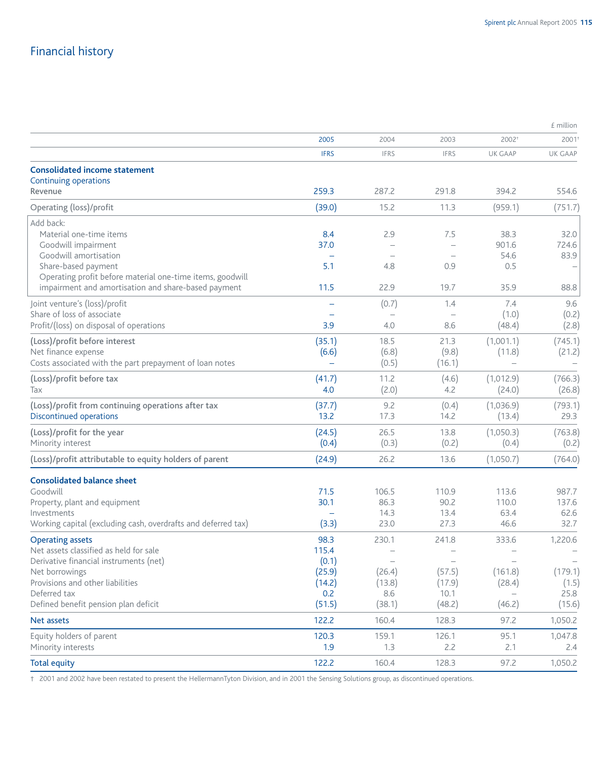# Financial history

£ million

| | 2005 | 2004 | 2003 | 2002† | 2001† |
|---|---|---|---|---|---|
| | IFRS | IFRS | IFRS | UK GAAP | UK GAAP |
| **Consolidated income statement** | | | | | |
| Continuing operations | | | | | |
| Revenue | 259.3 | 287.2 | 291.8 | 394.2 | 554.6 |
| Operating (loss)/profit | (39.0) | 15.2 | 11.3 | (959.1) | (751.7) |
| Add back: | | | | | |
| Material one-time items | 8.4 | 2.9 | 7.5 | 38.3 | 32.0 |
| Goodwill impairment | 37.0 | – | – | 901.6 | 724.6 |
| Goodwill amortisation | – | – | – | 54.6 | 83.9 |
| Share-based payment | 5.1 | 4.8 | 0.9 | 0.5 | – |
| Operating profit before material one-time items, goodwill impairment and amortisation and share-based payment | 11.5 | 22.9 | 19.7 | 35.9 | 88.8 |
| Joint venture's (loss)/profit | – | (0.7) | 1.4 | 7.4 | 9.6 |
| Share of loss of associate | – | – | – | (1.0) | (0.2) |
| Profit/(loss) on disposal of operations | 3.9 | 4.0 | 8.6 | (48.4) | (2.8) |
| **(Loss)/profit before interest** | (35.1) | 18.5 | 21.3 | (1,001.1) | (745.1) |
| Net finance expense | (6.6) | (6.8) | (9.8) | (11.8) | (21.2) |
| Costs associated with the part prepayment of loan notes | – | (0.5) | (16.1) | – | – |
| **(Loss)/profit before tax** | (41.7) | 11.2 | (4.6) | (1,012.9) | (766.3) |
| Tax | 4.0 | (2.0) | 4.2 | (24.0) | (26.8) |
| **(Loss)/profit from continuing operations after tax** | (37.7) | 9.2 | (0.4) | (1,036.9) | (793.1) |
| Discontinued operations | 13.2 | 17.3 | 14.2 | (13.4) | 29.3 |
| **(Loss)/profit for the year** | (24.5) | 26.5 | 13.8 | (1,050.3) | (763.8) |
| Minority interest | (0.4) | (0.3) | (0.2) | (0.4) | (0.2) |
| **(Loss)/profit attributable to equity holders of parent** | (24.9) | 26.2 | 13.6 | (1,050.7) | (764.0) |
| **Consolidated balance sheet** | | | | | |
| Goodwill | 71.5 | 106.5 | 110.9 | 113.6 | 987.7 |
| Property, plant and equipment | 30.1 | 86.3 | 90.2 | 110.0 | 137.6 |
| Investments | – | 14.3 | 13.4 | 63.4 | 62.6 |
| Working capital (excluding cash, overdrafts and deferred tax) | (3.3) | 23.0 | 27.3 | 46.6 | 32.7 |
| Operating assets | 98.3 | 230.1 | 241.8 | 333.6 | 1,220.6 |
| Net assets classified as held for sale | 115.4 | – | – | – | – |
| Derivative financial instruments (net) | (0.1) | – | – | – | – |
| Net borrowings | (25.9) | (26.4) | (57.5) | (161.8) | (179.1) |
| Provisions and other liabilities | (14.2) | (13.8) | (17.9) | (28.4) | (1.5) |
| Deferred tax | 0.2 | 8.6 | 10.1 | – | 25.8 |
| Defined benefit pension plan deficit | (51.5) | (38.1) | (48.2) | (46.2) | (15.6) |
| Net assets | 122.2 | 160.4 | 128.3 | 97.2 | 1,050.2 |
| Equity holders of parent | 120.3 | 159.1 | 126.1 | 95.1 | 1,047.8 |
| Minority interests | 1.9 | 1.3 | 2.2 | 2.1 | 2.4 |
| Total equity | 122.2 | 160.4 | 128.3 | 97.2 | 1,050.2 |

† 2001 and 2002 have been restated to present the HellermannTyton Division, and in 2001 the Sensing Solutions group, as discontinued operations.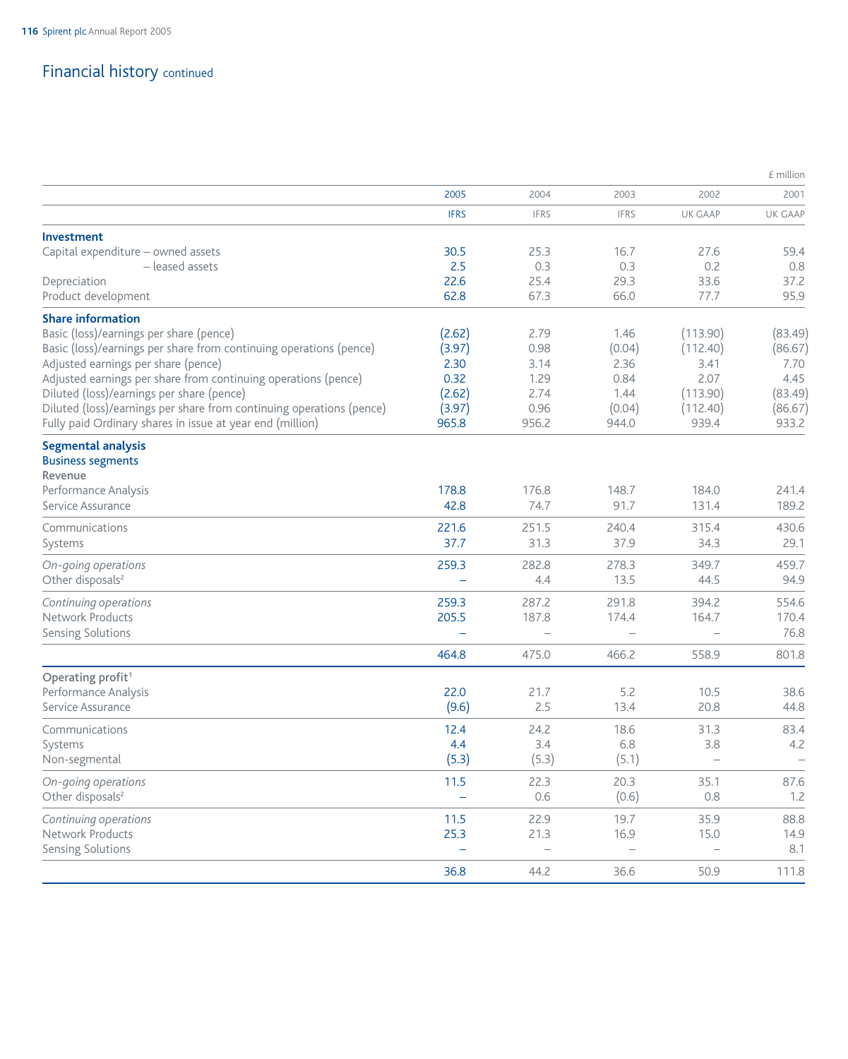## Financial history continued

£ million

| | 2005 | 2004 | 2003 | 2002 | 2001 |
|---|---|---|---|---|---|
| | IFRS | IFRS | IFRS | UK GAAP | UK GAAP |
| **Investment** | | | | | |
| Capital expenditure – owned assets | 30.5 | 25.3 | 16.7 | 27.6 | 59.4 |
| – leased assets | 2.5 | 0.3 | 0.3 | 0.2 | 0.8 |
| Depreciation | 22.6 | 25.4 | 29.3 | 33.6 | 37.2 |
| Product development | 62.8 | 67.3 | 66.0 | 77.7 | 95.9 |
| **Share information** | | | | | |
| Basic (loss)/earnings per share (pence) | (2.62) | 2.79 | 1.46 | (113.90) | (83.49) |
| Basic (loss)/earnings per share from continuing operations (pence) | (3.97) | 0.98 | (0.04) | (112.40) | (86.67) |
| Adjusted earnings per share (pence) | 2.30 | 3.14 | 2.36 | 3.41 | 7.70 |
| Adjusted earnings per share from continuing operations (pence) | 0.32 | 1.29 | 0.84 | 2.07 | 4.45 |
| Diluted (loss)/earnings per share (pence) | (2.62) | 2.74 | 1.44 | (113.90) | (83.49) |
| Diluted (loss)/earnings per share from continuing operations (pence) | (3.97) | 0.96 | (0.04) | (112.40) | (86.67) |
| Fully paid Ordinary shares in issue at year end (million) | 965.8 | 956.2 | 944.0 | 939.4 | 933.2 |
| **Segmental analysis** | | | | | |
| **Business segments** | | | | | |
| Revenue | | | | | |
| Performance Analysis | 178.8 | 176.8 | 148.7 | 184.0 | 241.4 |
| Service Assurance | 42.8 | 74.7 | 91.7 | 131.4 | 189.2 |
| Communications | 221.6 | 251.5 | 240.4 | 315.4 | 430.6 |
| Systems | 37.7 | 31.3 | 37.9 | 34.3 | 29.1 |
| *On-going operations* | 259.3 | 282.8 | 278.3 | 349.7 | 459.7 |
| Other disposals[2] | – | 4.4 | 13.5 | 44.5 | 94.9 |
| *Continuing operations* | 259.3 | 287.2 | 291.8 | 394.2 | 554.6 |
| Network Products | 205.5 | 187.8 | 174.4 | 164.7 | 170.4 |
| Sensing Solutions | – | – | – | – | 76.8 |
| | 464.8 | 475.0 | 466.2 | 558.9 | 801.8 |
| Operating profit[1] | | | | | |
| Performance Analysis | 22.0 | 21.7 | 5.2 | 10.5 | 38.6 |
| Service Assurance | (9.6) | 2.5 | 13.4 | 20.8 | 44.8 |
| Communications | 12.4 | 24.2 | 18.6 | 31.3 | 83.4 |
| Systems | 4.4 | 3.4 | 6.8 | 3.8 | 4.2 |
| Non-segmental | (5.3) | (5.3) | (5.1) | – | – |
| *On-going operations* | 11.5 | 22.3 | 20.3 | 35.1 | 87.6 |
| Other disposals[2] | – | 0.6 | (0.6) | 0.8 | 1.2 |
| *Continuing operations* | 11.5 | 22.9 | 19.7 | 35.9 | 88.8 |
| Network Products | 25.3 | 21.3 | 16.9 | 15.0 | 14.9 |
| Sensing Solutions | – | – | – | – | 8.1 |
| | 36.8 | 44.2 | 36.6 | 50.9 | 111.8 |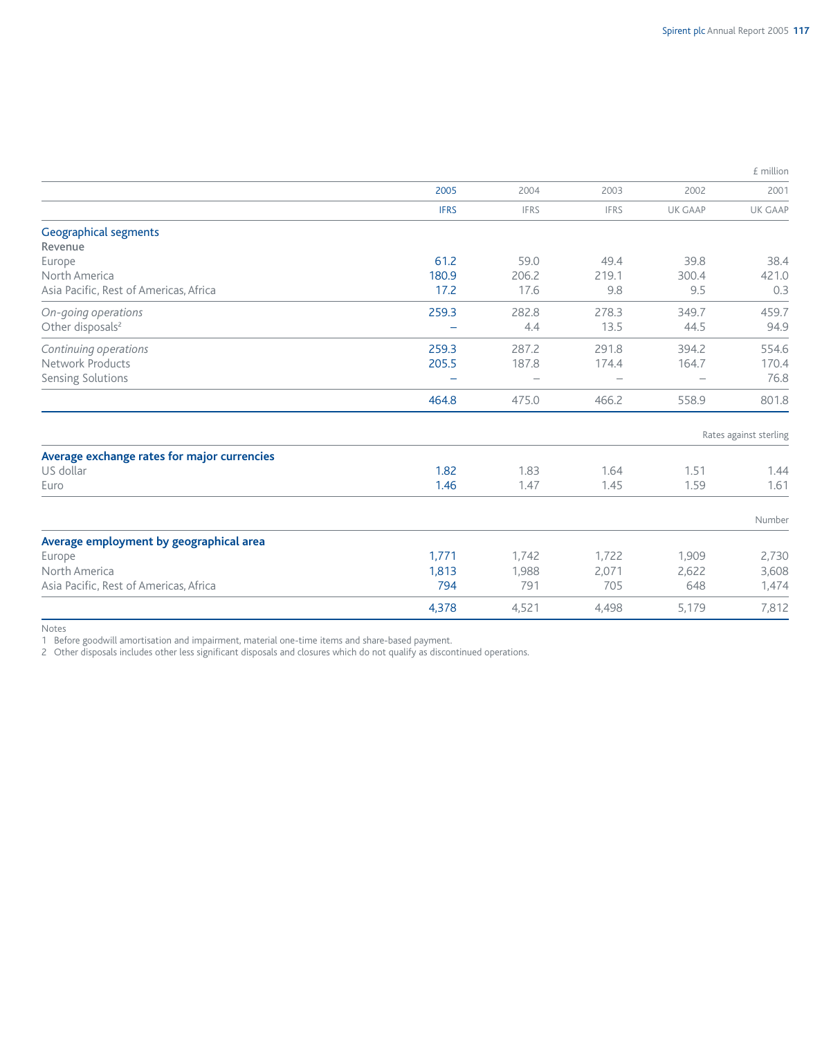| | 2005 | 2004 | 2003 | 2002 | 2001 |
|---|---|---|---|---|---|
| £ million | IFRS | IFRS | IFRS | UK GAAP | UK GAAP |
| **Geographical segments** | | | | | |
| **Revenue** | | | | | |
| Europe | 61.2 | 59.0 | 49.4 | 39.8 | 38.4 |
| North America | 180.9 | 206.2 | 219.1 | 300.4 | 421.0 |
| Asia Pacific, Rest of Americas, Africa | 17.2 | 17.6 | 9.8 | 9.5 | 0.3 |
| *On-going operations* | 259.3 | 282.8 | 278.3 | 349.7 | 459.7 |
| Other disposals[2] | – | 4.4 | 13.5 | 44.5 | 94.9 |
| *Continuing operations* | 259.3 | 287.2 | 291.8 | 394.2 | 554.6 |
| Network Products | 205.5 | 187.8 | 174.4 | 164.7 | 170.4 |
| Sensing Solutions | – | – | – | – | 76.8 |
| | 464.8 | 475.0 | 466.2 | 558.9 | 801.8 |

Rates against sterling

| **Average exchange rates for major currencies** | 2005 | 2004 | 2003 | 2002 | 2001 |
|---|---|---|---|---|---|
| US dollar | 1.82 | 1.83 | 1.64 | 1.51 | 1.44 |
| Euro | 1.46 | 1.47 | 1.45 | 1.59 | 1.61 |

Number

| **Average employment by geographical area** | 2005 | 2004 | 2003 | 2002 | 2001 |
|---|---|---|---|---|---|
| Europe | 1,771 | 1,742 | 1,722 | 1,909 | 2,730 |
| North America | 1,813 | 1,988 | 2,071 | 2,622 | 3,608 |
| Asia Pacific, Rest of Americas, Africa | 794 | 791 | 705 | 648 | 1,474 |
| | 4,378 | 4,521 | 4,498 | 5,179 | 7,812 |

Notes

1 Before goodwill amortisation and impairment, material one-time items and share-based payment.

2 Other disposals includes other less significant disposals and closures which do not qualify as discontinued operations.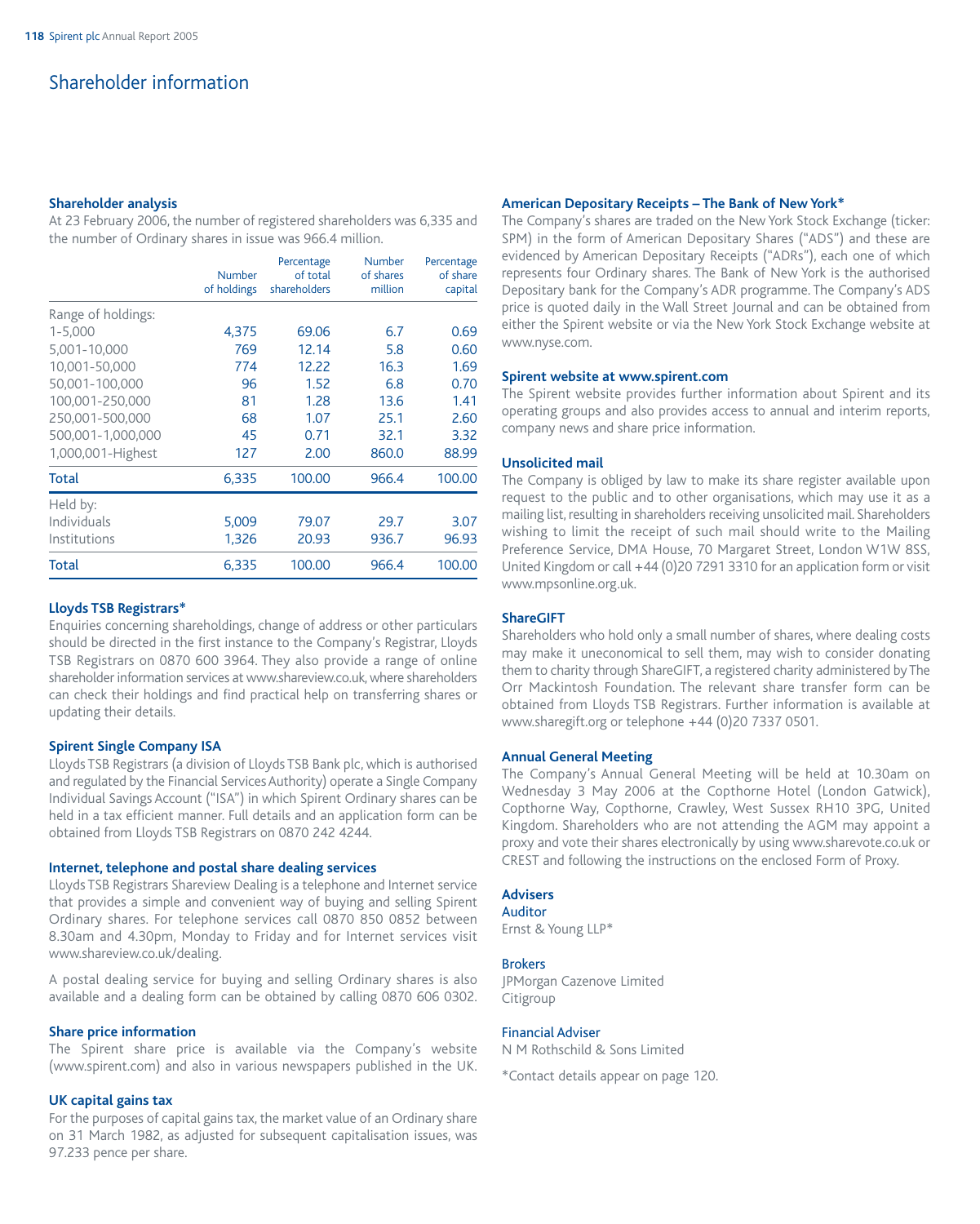# Shareholder information

### Shareholder analysis

At 23 February 2006, the number of registered shareholders was 6,335 and the number of Ordinary shares in issue was 966.4 million.

| | Number of holdings | Percentage of total shareholders | Number of shares million | Percentage of share capital |
|---|---|---|---|---|
| Range of holdings: | | | | |
| 1-5,000 | 4,375 | 69.06 | 6.7 | 0.69 |
| 5,001-10,000 | 769 | 12.14 | 5.8 | 0.60 |
| 10,001-50,000 | 774 | 12.22 | 16.3 | 1.69 |
| 50,001-100,000 | 96 | 1.52 | 6.8 | 0.70 |
| 100,001-250,000 | 81 | 1.28 | 13.6 | 1.41 |
| 250,001-500,000 | 68 | 1.07 | 25.1 | 2.60 |
| 500,001-1,000,000 | 45 | 0.71 | 32.1 | 3.32 |
| 1,000,001-Highest | 127 | 2.00 | 860.0 | 88.99 |
| **Total** | 6,335 | 100.00 | 966.4 | 100.00 |
| Held by: | | | | |
| Individuals | 5,009 | 79.07 | 29.7 | 3.07 |
| Institutions | 1,326 | 20.93 | 936.7 | 96.93 |
| **Total** | 6,335 | 100.00 | 966.4 | 100.00 |

### Lloyds TSB Registrars*

Enquiries concerning shareholdings, change of address or other particulars should be directed in the first instance to the Company's Registrar, Lloyds TSB Registrars on 0870 600 3964. They also provide a range of online shareholder information services at www.shareview.co.uk, where shareholders can check their holdings and find practical help on transferring shares or updating their details.

### Spirent Single Company ISA

Lloyds TSB Registrars (a division of Lloyds TSB Bank plc, which is authorised and regulated by the Financial Services Authority) operate a Single Company Individual Savings Account ("ISA") in which Spirent Ordinary shares can be held in a tax efficient manner. Full details and an application form can be obtained from Lloyds TSB Registrars on 0870 242 4244.

### Internet, telephone and postal share dealing services

Lloyds TSB Registrars Shareview Dealing is a telephone and Internet service that provides a simple and convenient way of buying and selling Spirent Ordinary shares. For telephone services call 0870 850 0852 between 8.30am and 4.30pm, Monday to Friday and for Internet services visit www.shareview.co.uk/dealing.

A postal dealing service for buying and selling Ordinary shares is also available and a dealing form can be obtained by calling 0870 606 0302.

### Share price information

The Spirent share price is available via the Company's website (www.spirent.com) and also in various newspapers published in the UK.

### UK capital gains tax

For the purposes of capital gains tax, the market value of an Ordinary share on 31 March 1982, as adjusted for subsequent capitalisation issues, was 97.233 pence per share.

### American Depositary Receipts – The Bank of New York*

The Company's shares are traded on the New York Stock Exchange (ticker: SPM) in the form of American Depositary Shares ("ADS") and these are evidenced by American Depositary Receipts ("ADRs"), each one of which represents four Ordinary shares. The Bank of New York is the authorised Depositary bank for the Company's ADR programme. The Company's ADS price is quoted daily in the Wall Street Journal and can be obtained from either the Spirent website or via the New York Stock Exchange website at www.nyse.com.

### Spirent website at www.spirent.com

The Spirent website provides further information about Spirent and its operating groups and also provides access to annual and interim reports, company news and share price information.

### Unsolicited mail

The Company is obliged by law to make its share register available upon request to the public and to other organisations, which may use it as a mailing list, resulting in shareholders receiving unsolicited mail. Shareholders wishing to limit the receipt of such mail should write to the Mailing Preference Service, DMA House, 70 Margaret Street, London W1W 8SS, United Kingdom or call +44 (0)20 7291 3310 for an application form or visit www.mpsonline.org.uk.

### ShareGIFT

Shareholders who hold only a small number of shares, where dealing costs may make it uneconomical to sell them, may wish to consider donating them to charity through ShareGIFT, a registered charity administered by The Orr Mackintosh Foundation. The relevant share transfer form can be obtained from Lloyds TSB Registrars. Further information is available at www.sharegift.org or telephone +44 (0)20 7337 0501.

### Annual General Meeting

The Company's Annual General Meeting will be held at 10.30am on Wednesday 3 May 2006 at the Copthorne Hotel (London Gatwick), Copthorne Way, Copthorne, Crawley, West Sussex RH10 3PG, United Kingdom. Shareholders who are not attending the AGM may appoint a proxy and vote their shares electronically by using www.sharevote.co.uk or CREST and following the instructions on the enclosed Form of Proxy.

### Advisers

**Auditor**
Ernst & Young LLP*

**Brokers**
JPMorgan Cazenove Limited
Citigroup

**Financial Adviser**
N M Rothschild & Sons Limited

*Contact details appear on page 120.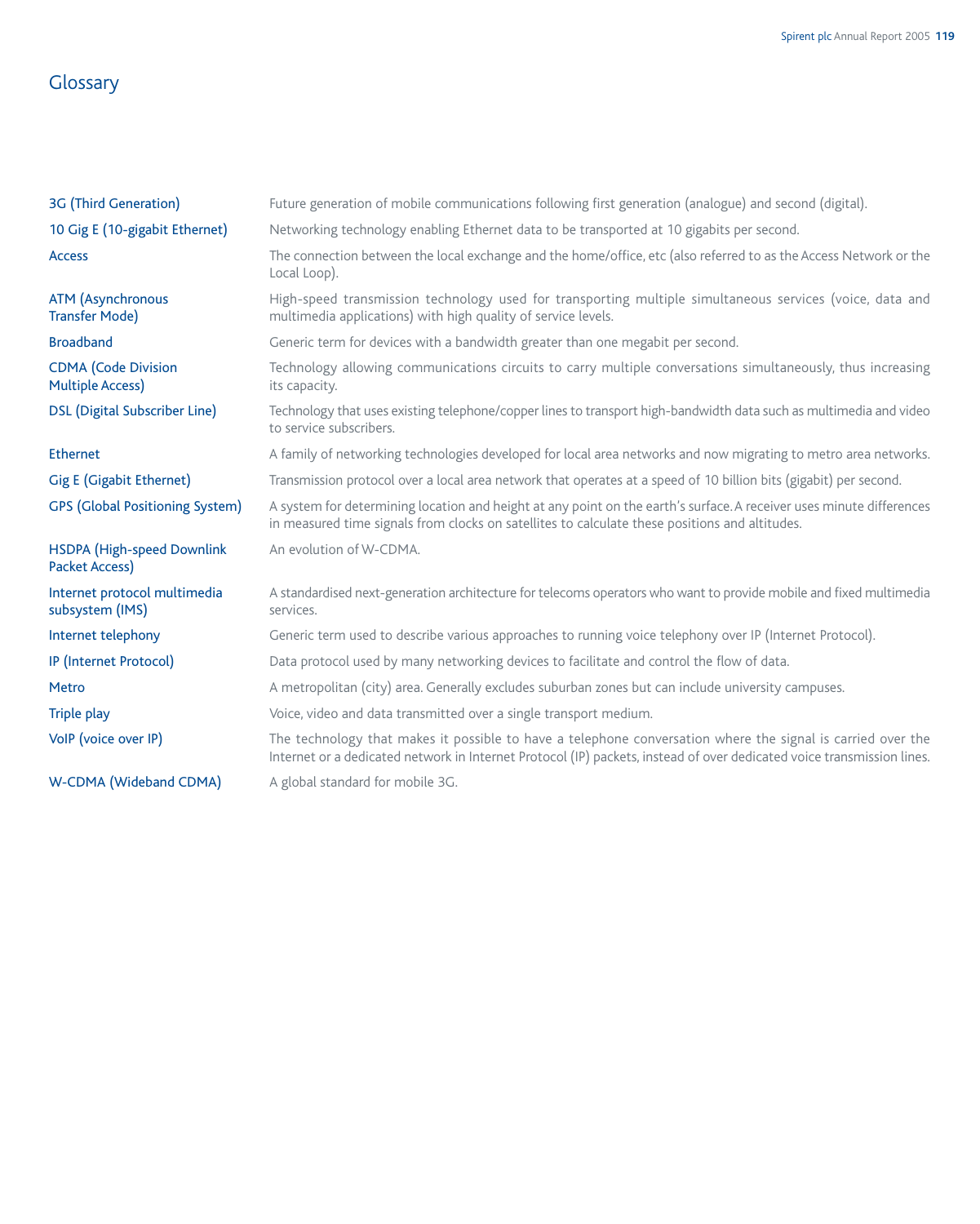# Glossary

| | |
|---|---|
| 3G (Third Generation) | Future generation of mobile communications following first generation (analogue) and second (digital). |
| 10 Gig E (10-gigabit Ethernet) | Networking technology enabling Ethernet data to be transported at 10 gigabits per second. |
| Access | The connection between the local exchange and the home/office, etc (also referred to as the Access Network or the Local Loop). |
| ATM (Asynchronous Transfer Mode) | High-speed transmission technology used for transporting multiple simultaneous services (voice, data and multimedia applications) with high quality of service levels. |
| Broadband | Generic term for devices with a bandwidth greater than one megabit per second. |
| CDMA (Code Division Multiple Access) | Technology allowing communications circuits to carry multiple conversations simultaneously, thus increasing its capacity. |
| DSL (Digital Subscriber Line) | Technology that uses existing telephone/copper lines to transport high-bandwidth data such as multimedia and video to service subscribers. |
| Ethernet | A family of networking technologies developed for local area networks and now migrating to metro area networks. |
| Gig E (Gigabit Ethernet) | Transmission protocol over a local area network that operates at a speed of 10 billion bits (gigabit) per second. |
| GPS (Global Positioning System) | A system for determining location and height at any point on the earth's surface. A receiver uses minute differences in measured time signals from clocks on satellites to calculate these positions and altitudes. |
| HSDPA (High-speed Downlink Packet Access) | An evolution of W-CDMA. |
| Internet protocol multimedia subsystem (IMS) | A standardised next-generation architecture for telecoms operators who want to provide mobile and fixed multimedia services. |
| Internet telephony | Generic term used to describe various approaches to running voice telephony over IP (Internet Protocol). |
| IP (Internet Protocol) | Data protocol used by many networking devices to facilitate and control the flow of data. |
| Metro | A metropolitan (city) area. Generally excludes suburban zones but can include university campuses. |
| Triple play | Voice, video and data transmitted over a single transport medium. |
| VoIP (voice over IP) | The technology that makes it possible to have a telephone conversation where the signal is carried over the Internet or a dedicated network in Internet Protocol (IP) packets, instead of over dedicated voice transmission lines. |
| W-CDMA (Wideband CDMA) | A global standard for mobile 3G. |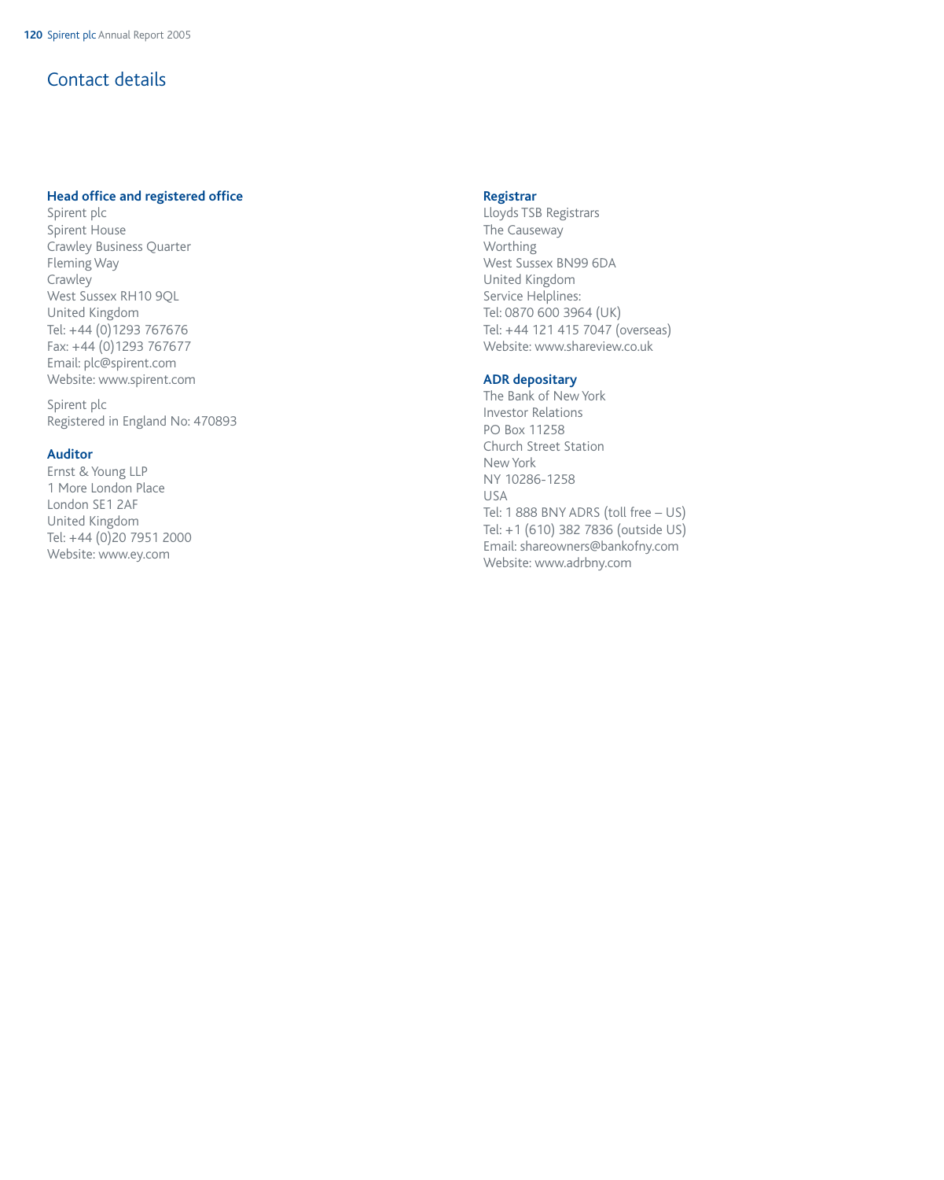# Contact details

### Head office and registered office

Spirent plc
Spirent House
Crawley Business Quarter
Fleming Way
Crawley
West Sussex RH10 9QL
United Kingdom
Tel: +44 (0)1293 767676
Fax: +44 (0)1293 767677
Email: plc@spirent.com
Website: www.spirent.com

Spirent plc
Registered in England No: 470893

### Auditor

Ernst & Young LLP
1 More London Place
London SE1 2AF
United Kingdom
Tel: +44 (0)20 7951 2000
Website: www.ey.com

### Registrar

Lloyds TSB Registrars
The Causeway
Worthing
West Sussex BN99 6DA
United Kingdom
Service Helplines:
Tel: 0870 600 3964 (UK)
Tel: +44 121 415 7047 (overseas)
Website: www.shareview.co.uk

### ADR depositary

The Bank of New York
Investor Relations
PO Box 11258
Church Street Station
New York
NY 10286-1258
USA
Tel: 1 888 BNY ADRS (toll free – US)
Tel: +1 (610) 382 7836 (outside US)
Email: shareowners@bankofny.com
Website: www.adrbny.com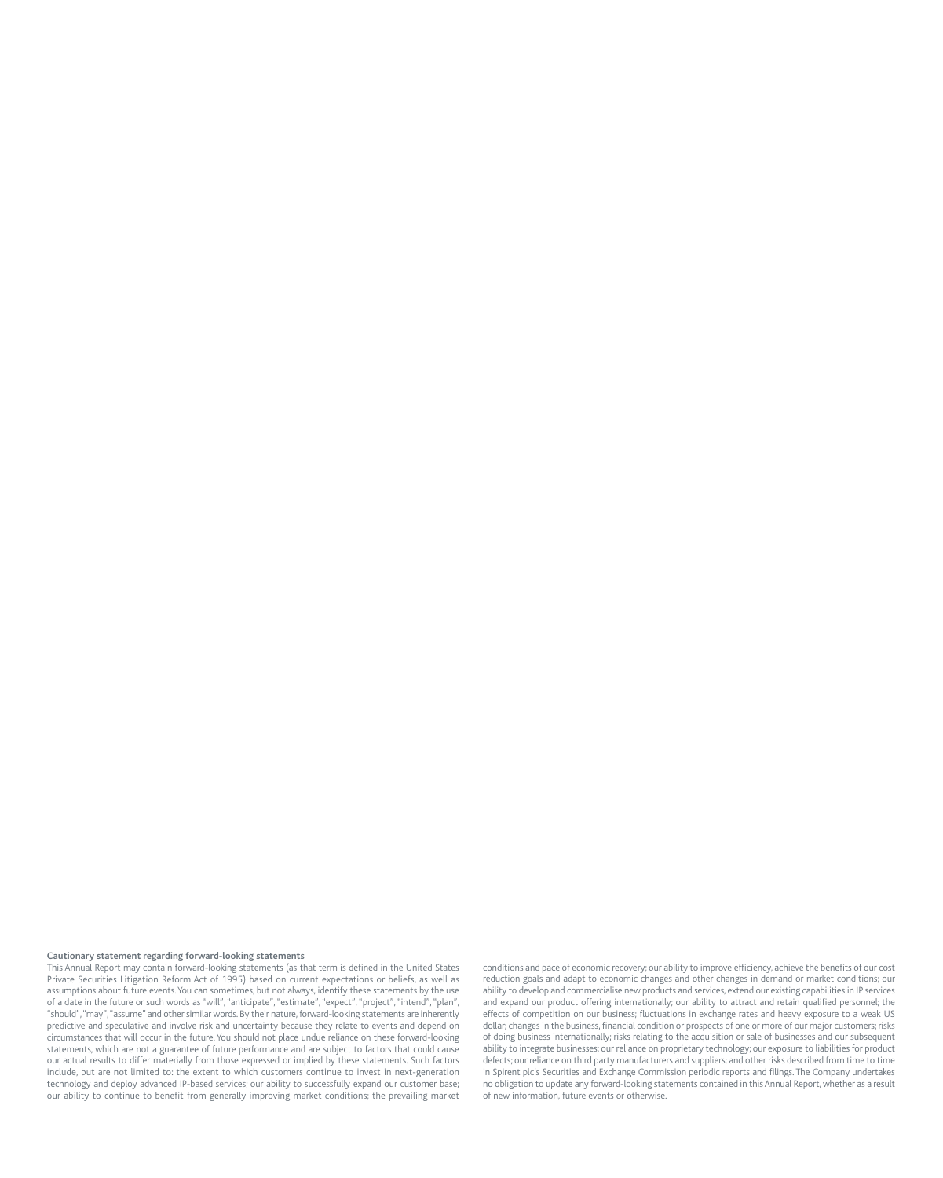**Cautionary statement regarding forward-looking statements**

This Annual Report may contain forward-looking statements (as that term is defined in the United States Private Securities Litigation Reform Act of 1995) based on current expectations or beliefs, as well as assumptions about future events. You can sometimes, but not always, identify these statements by the use of a date in the future or such words as "will", "anticipate", "estimate", "expect", "project", "intend", "plan", "should", "may", "assume" and other similar words. By their nature, forward-looking statements are inherently predictive and speculative and involve risk and uncertainty because they relate to events and depend on circumstances that will occur in the future. You should not place undue reliance on these forward-looking statements, which are not a guarantee of future performance and are subject to factors that could cause our actual results to differ materially from those expressed or implied by these statements. Such factors include, but are not limited to: the extent to which customers continue to invest in next-generation technology and deploy advanced IP-based services; our ability to successfully expand our customer base; our ability to continue to benefit from generally improving market conditions; the prevailing market conditions and pace of economic recovery; our ability to improve efficiency, achieve the benefits of our cost reduction goals and adapt to economic changes and other changes in demand or market conditions; our ability to develop and commercialise new products and services, extend our existing capabilities in IP services and expand our product offering internationally; our ability to attract and retain qualified personnel; the effects of competition on our business; fluctuations in exchange rates and heavy exposure to a weak US dollar; changes in the business, financial condition or prospects of one or more of our major customers; risks of doing business internationally; risks relating to the acquisition or sale of businesses and our subsequent ability to integrate businesses; our reliance on proprietary technology; our exposure to liabilities for product defects; our reliance on third party manufacturers and suppliers; and other risks described from time to time in Spirent plc's Securities and Exchange Commission periodic reports and filings. The Company undertakes no obligation to update any forward-looking statements contained in this Annual Report, whether as a result of new information, future events or otherwise.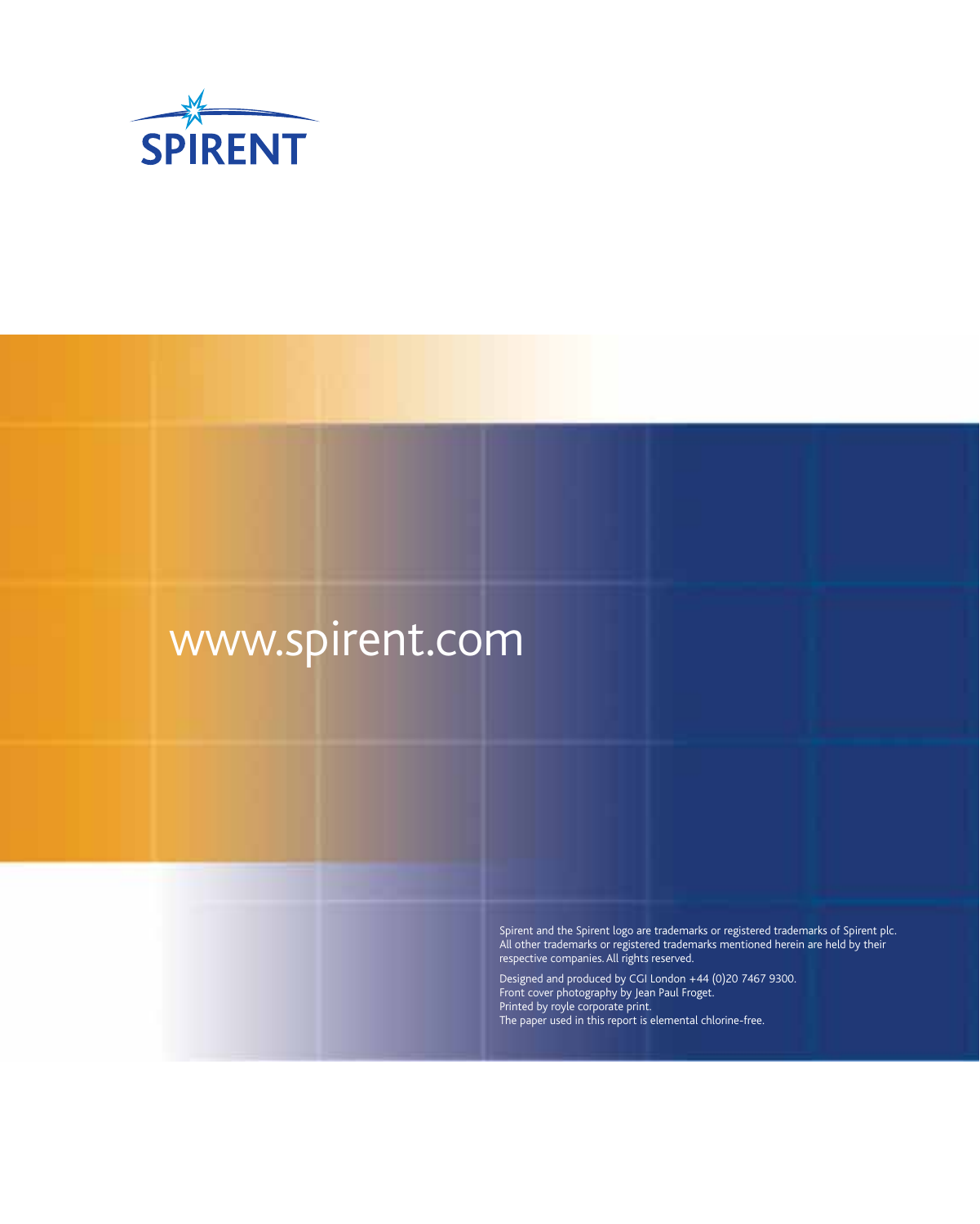SPIRENT

www.spirent.com

Spirent and the Spirent logo are trademarks or registered trademarks of Spirent plc. All other trademarks or registered trademarks mentioned herein are held by their respective companies. All rights reserved.

Designed and produced by CGI London +44 (0)20 7467 9300.
Front cover photography by Jean Paul Froget.
Printed by royle corporate print.
The paper used in this report is elemental chlorine-free.